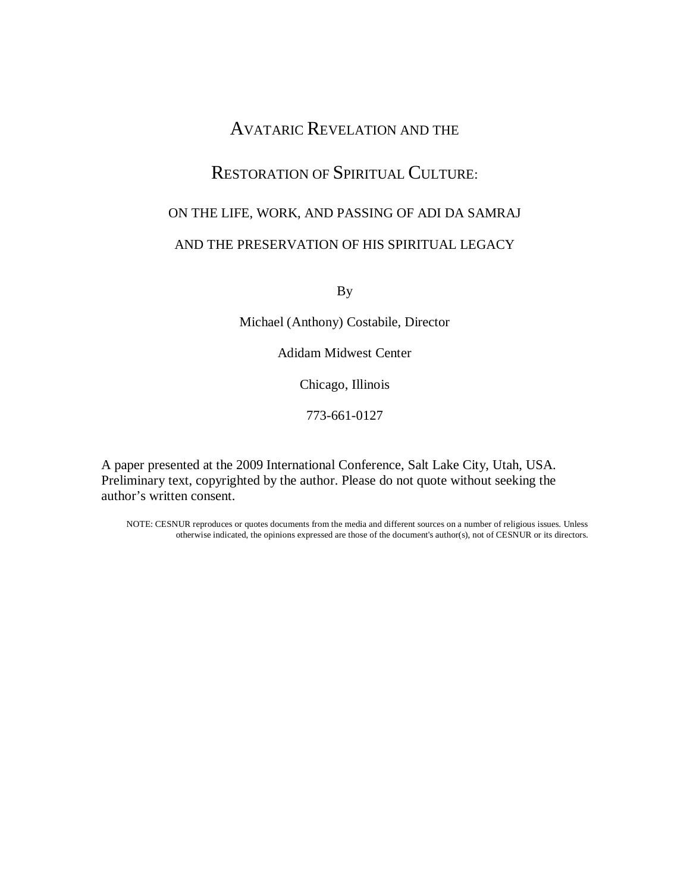# Avataric Revelation and the Restoration of Spiritual Culture:

## On the Life, Work, and Passing of Adi Da Samraj and the Preservation of His Spiritual Legacy

By

Michael (Anthony) Costabile, Director

Adidam Midwest Center

Chicago, Illinois

773-661-0127

A paper presented at the 2009 International Conference, Salt Lake City, Utah, USA. Preliminary text, copyrighted by the author. Please do not quote without seeking the author's written consent.

NOTE: CESNUR reproduces or quotes documents from the media and different sources on a number of religious issues. Unless otherwise indicated, the opinions expressed are those of the document's author(s), not of CESNUR or its directors.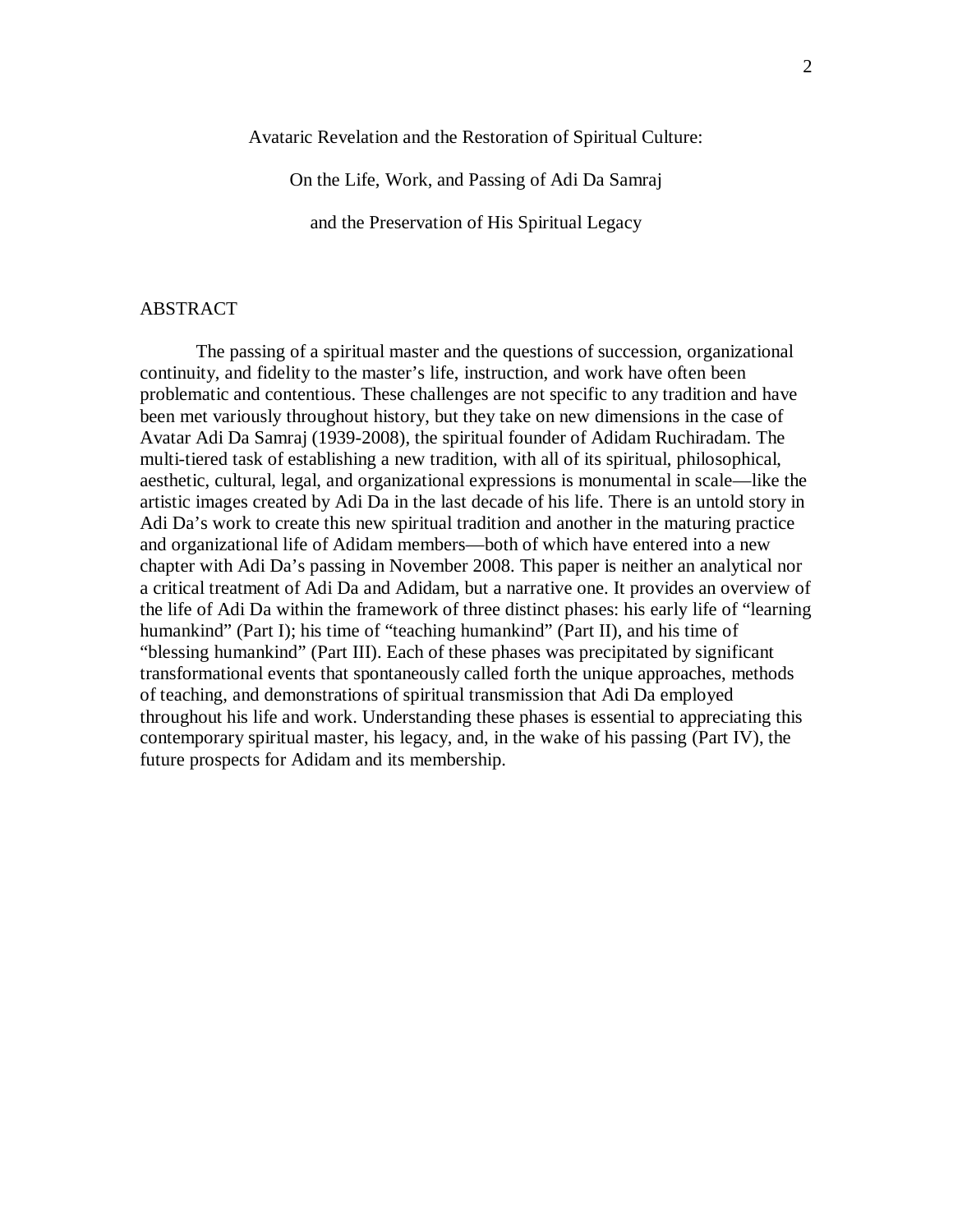# Avataric Revelation and the Restoration of Spiritual Culture:

# On the Life, Work, and Passing of Adi Da Samraj

# and the Preservation of His Spiritual Legacy

## ABSTRACT

The passing of a spiritual master and the questions of succession, organizational continuity, and fidelity to the master's life, instruction, and work have often been problematic and contentious. These challenges are not specific to any tradition and have been met variously throughout history, but they take on new dimensions in the case of Avatar Adi Da Samraj (1939-2008), the spiritual founder of Adidam Ruchiradam. The multi-tiered task of establishing a new tradition, with all of its spiritual, philosophical, aesthetic, cultural, legal, and organizational expressions is monumental in scale—like the artistic images created by Adi Da in the last decade of his life. There is an untold story in Adi Da's work to create this new spiritual tradition and another in the maturing practice and organizational life of Adidam members—both of which have entered into a new chapter with Adi Da's passing in November 2008. This paper is neither an analytical nor a critical treatment of Adi Da and Adidam, but a narrative one. It provides an overview of the life of Adi Da within the framework of three distinct phases: his early life of "learning humankind" (Part I); his time of "teaching humankind" (Part II), and his time of "blessing humankind" (Part III). Each of these phases was precipitated by significant transformational events that spontaneously called forth the unique approaches, methods of teaching, and demonstrations of spiritual transmission that Adi Da employed throughout his life and work. Understanding these phases is essential to appreciating this contemporary spiritual master, his legacy, and, in the wake of his passing (Part IV), the future prospects for Adidam and its membership.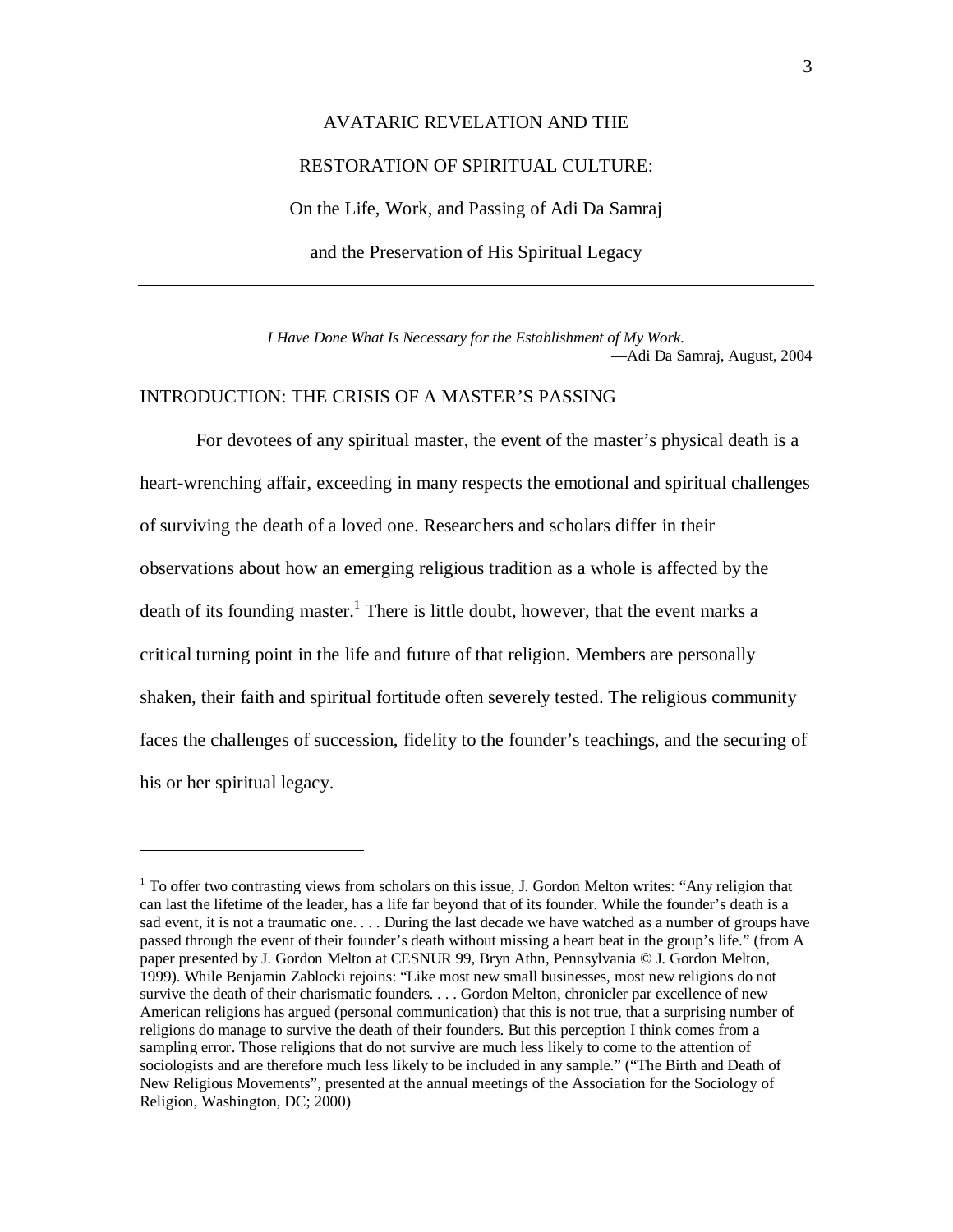# AVATARIC REVELATION AND THE RESTORATION OF SPIRITUAL CULTURE:

## On the Life, Work, and Passing of Adi Da Samraj and the Preservation of His Spiritual Legacy

---

*I Have Done What Is Necessary for the Establishment of My Work.*
—Adi Da Samraj, August, 2004

## INTRODUCTION: THE CRISIS OF A MASTER'S PASSING

For devotees of any spiritual master, the event of the master's physical death is a heart-wrenching affair, exceeding in many respects the emotional and spiritual challenges of surviving the death of a loved one. Researchers and scholars differ in their observations about how an emerging religious tradition as a whole is affected by the death of its founding master.[1] There is little doubt, however, that the event marks a critical turning point in the life and future of that religion. Members are personally shaken, their faith and spiritual fortitude often severely tested. The religious community faces the challenges of succession, fidelity to the founder's teachings, and the securing of his or her spiritual legacy.

---

[1] To offer two contrasting views from scholars on this issue, J. Gordon Melton writes: "Any religion that can last the lifetime of the leader, has a life far beyond that of its founder. While the founder's death is a sad event, it is not a traumatic one. . . . During the last decade we have watched as a number of groups have passed through the event of their founder's death without missing a heart beat in the group's life." (from A paper presented by J. Gordon Melton at CESNUR 99, Bryn Athn, Pennsylvania © J. Gordon Melton, 1999). While Benjamin Zablocki rejoins: "Like most new small businesses, most new religions do not survive the death of their charismatic founders. . . . Gordon Melton, chronicler par excellence of new American religions has argued (personal communication) that this is not true, that a surprising number of religions do manage to survive the death of their founders. But this perception I think comes from a sampling error. Those religions that do not survive are much less likely to come to the attention of sociologists and are therefore much less likely to be included in any sample." ("The Birth and Death of New Religious Movements", presented at the annual meetings of the Association for the Sociology of Religion, Washington, DC; 2000)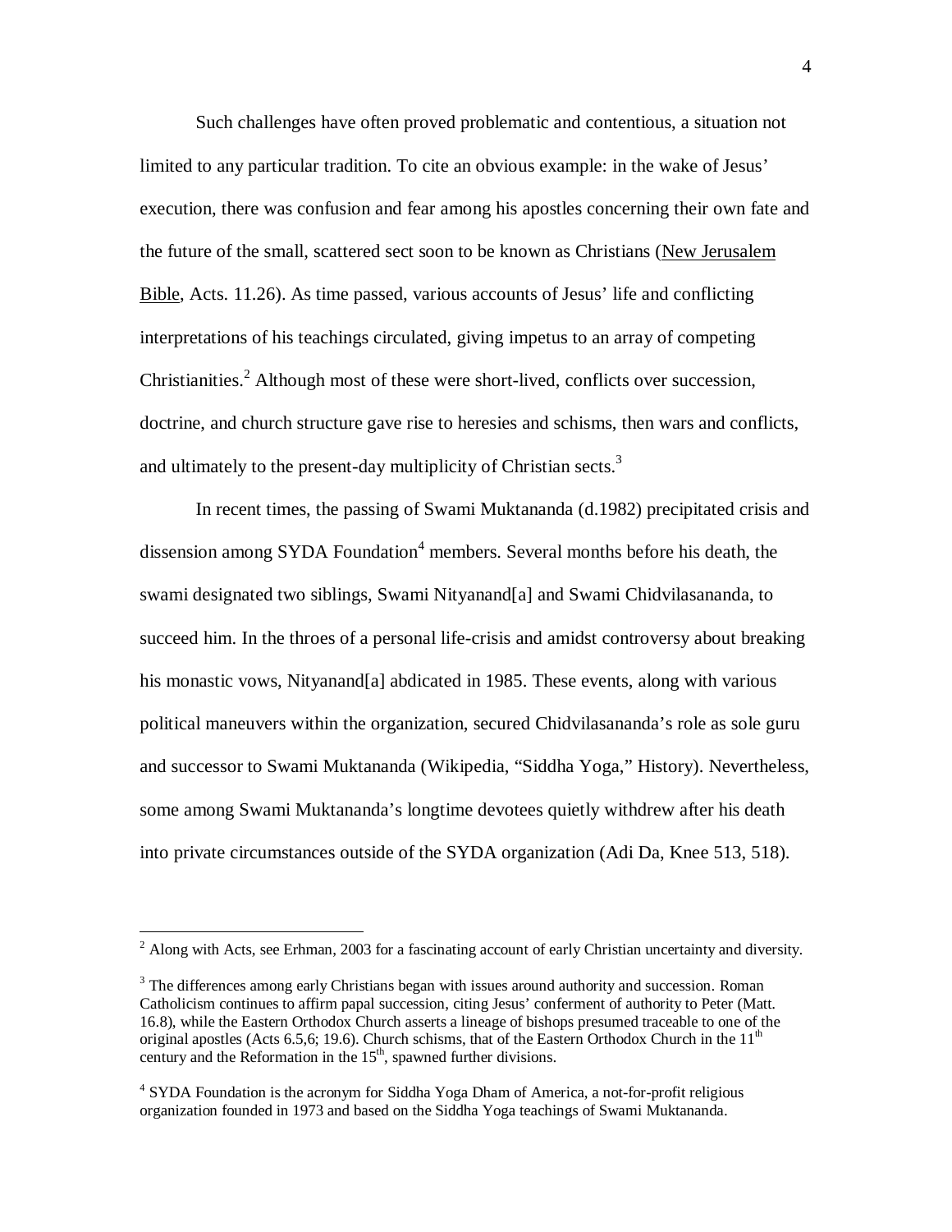Such challenges have often proved problematic and contentious, a situation not limited to any particular tradition. To cite an obvious example: in the wake of Jesus' execution, there was confusion and fear among his apostles concerning their own fate and the future of the small, scattered sect soon to be known as Christians (New Jerusalem Bible, Acts. 11.26). As time passed, various accounts of Jesus' life and conflicting interpretations of his teachings circulated, giving impetus to an array of competing Christianities.[2] Although most of these were short-lived, conflicts over succession, doctrine, and church structure gave rise to heresies and schisms, then wars and conflicts, and ultimately to the present-day multiplicity of Christian sects.[3]

In recent times, the passing of Swami Muktananda (d.1982) precipitated crisis and dissension among SYDA Foundation[4] members. Several months before his death, the swami designated two siblings, Swami Nityanand[a] and Swami Chidvilasananda, to succeed him. In the throes of a personal life-crisis and amidst controversy about breaking his monastic vows, Nityanand[a] abdicated in 1985. These events, along with various political maneuvers within the organization, secured Chidvilasananda's role as sole guru and successor to Swami Muktananda (Wikipedia, "Siddha Yoga," History). Nevertheless, some among Swami Muktananda's longtime devotees quietly withdrew after his death into private circumstances outside of the SYDA organization (Adi Da, Knee 513, 518).

---

[2] Along with Acts, see Erhman, 2003 for a fascinating account of early Christian uncertainty and diversity.

[3] The differences among early Christians began with issues around authority and succession. Roman Catholicism continues to affirm papal succession, citing Jesus' conferment of authority to Peter (Matt. 16.8), while the Eastern Orthodox Church asserts a lineage of bishops presumed traceable to one of the original apostles (Acts 6.5,6; 19.6). Church schisms, that of the Eastern Orthodox Church in the 11th century and the Reformation in the 15th, spawned further divisions.

[4] SYDA Foundation is the acronym for Siddha Yoga Dham of America, a not-for-profit religious organization founded in 1973 and based on the Siddha Yoga teachings of Swami Muktananda.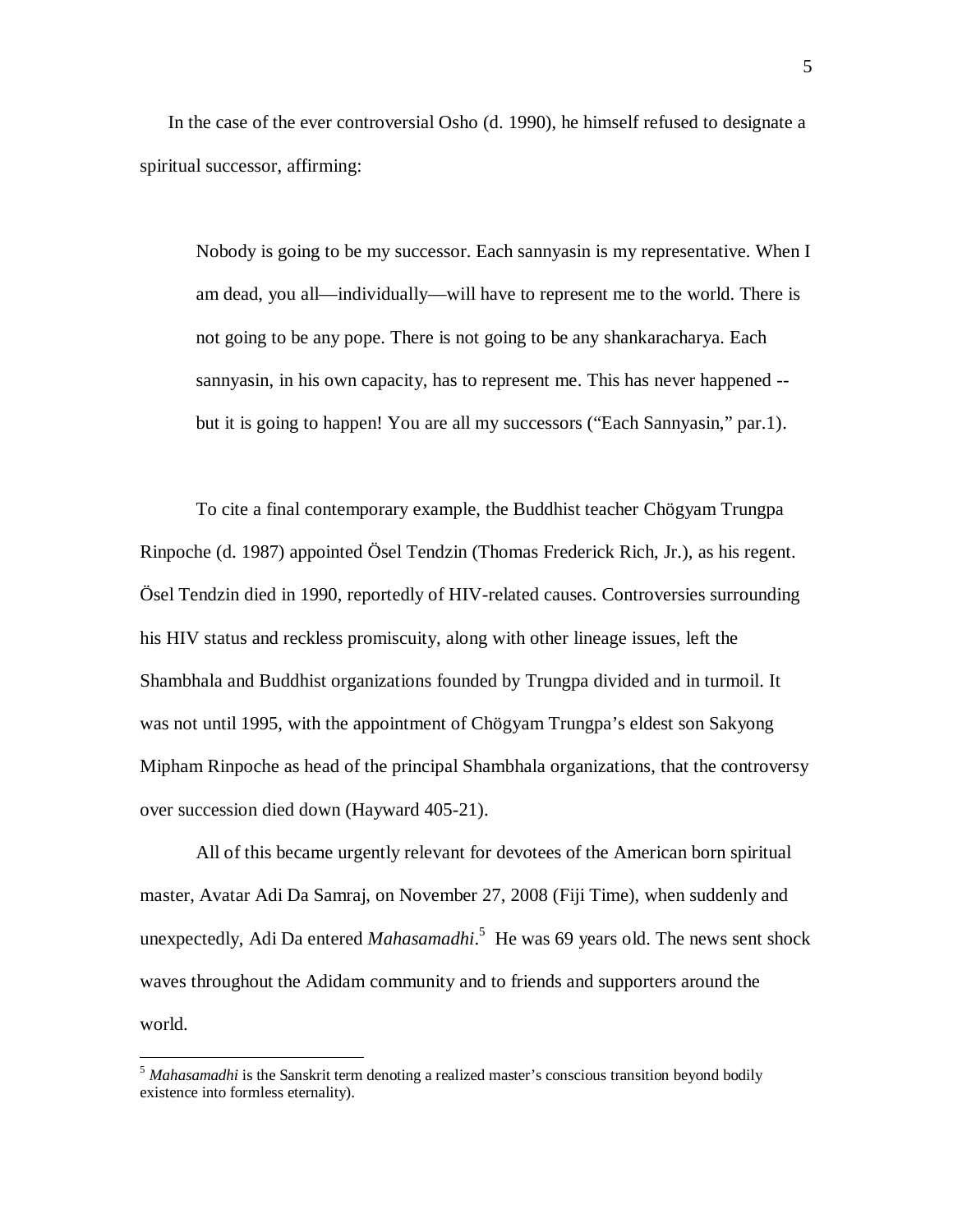In the case of the ever controversial Osho (d. 1990), he himself refused to designate a spiritual successor, affirming:

> Nobody is going to be my successor. Each sannyasin is my representative. When I am dead, you all—individually—will have to represent me to the world. There is not going to be any pope. There is not going to be any shankaracharya. Each sannyasin, in his own capacity, has to represent me. This has never happened -- but it is going to happen! You are all my successors ("Each Sannyasin," par.1).

To cite a final contemporary example, the Buddhist teacher Chögyam Trungpa Rinpoche (d. 1987) appointed Ösel Tendzin (Thomas Frederick Rich, Jr.), as his regent. Ösel Tendzin died in 1990, reportedly of HIV-related causes. Controversies surrounding his HIV status and reckless promiscuity, along with other lineage issues, left the Shambhala and Buddhist organizations founded by Trungpa divided and in turmoil. It was not until 1995, with the appointment of Chögyam Trungpa's eldest son Sakyong Mipham Rinpoche as head of the principal Shambhala organizations, that the controversy over succession died down (Hayward 405-21).

All of this became urgently relevant for devotees of the American born spiritual master, Avatar Adi Da Samraj, on November 27, 2008 (Fiji Time), when suddenly and unexpectedly, Adi Da entered *Mahasamadhi*.[5] He was 69 years old. The news sent shock waves throughout the Adidam community and to friends and supporters around the world.

---

[5] *Mahasamadhi* is the Sanskrit term denoting a realized master's conscious transition beyond bodily existence into formless eternality).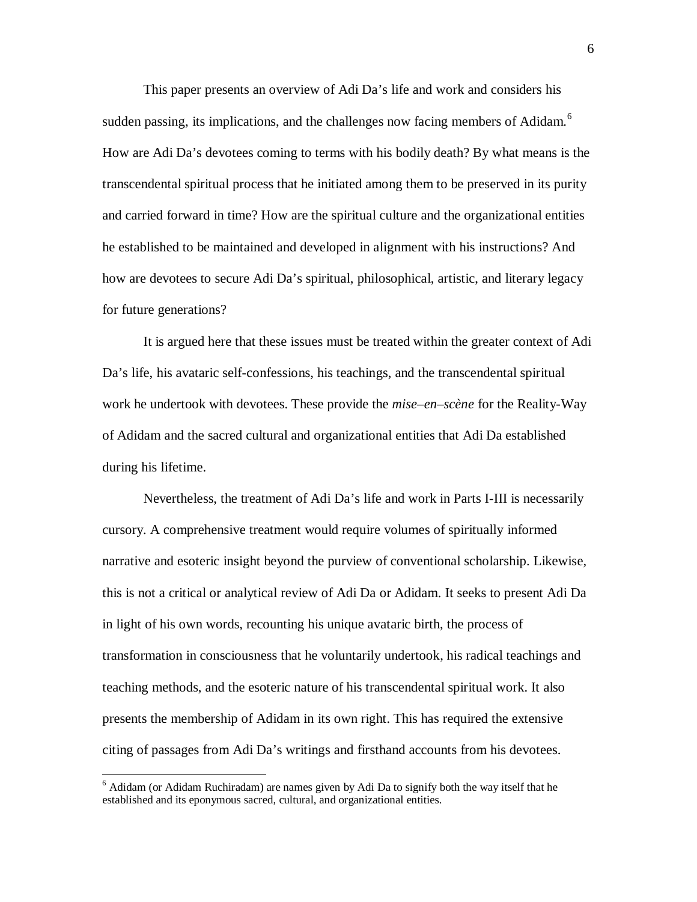This paper presents an overview of Adi Da's life and work and considers his sudden passing, its implications, and the challenges now facing members of Adidam.[6] How are Adi Da's devotees coming to terms with his bodily death? By what means is the transcendental spiritual process that he initiated among them to be preserved in its purity and carried forward in time? How are the spiritual culture and the organizational entities he established to be maintained and developed in alignment with his instructions? And how are devotees to secure Adi Da's spiritual, philosophical, artistic, and literary legacy for future generations?

It is argued here that these issues must be treated within the greater context of Adi Da's life, his avataric self-confessions, his teachings, and the transcendental spiritual work he undertook with devotees. These provide the *mise–en–scène* for the Reality-Way of Adidam and the sacred cultural and organizational entities that Adi Da established during his lifetime.

Nevertheless, the treatment of Adi Da's life and work in Parts I-III is necessarily cursory. A comprehensive treatment would require volumes of spiritually informed narrative and esoteric insight beyond the purview of conventional scholarship. Likewise, this is not a critical or analytical review of Adi Da or Adidam. It seeks to present Adi Da in light of his own words, recounting his unique avataric birth, the process of transformation in consciousness that he voluntarily undertook, his radical teachings and teaching methods, and the esoteric nature of his transcendental spiritual work. It also presents the membership of Adidam in its own right. This has required the extensive citing of passages from Adi Da's writings and firsthand accounts from his devotees.

---

[6] Adidam (or Adidam Ruchiradam) are names given by Adi Da to signify both the way itself that he established and its eponymous sacred, cultural, and organizational entities.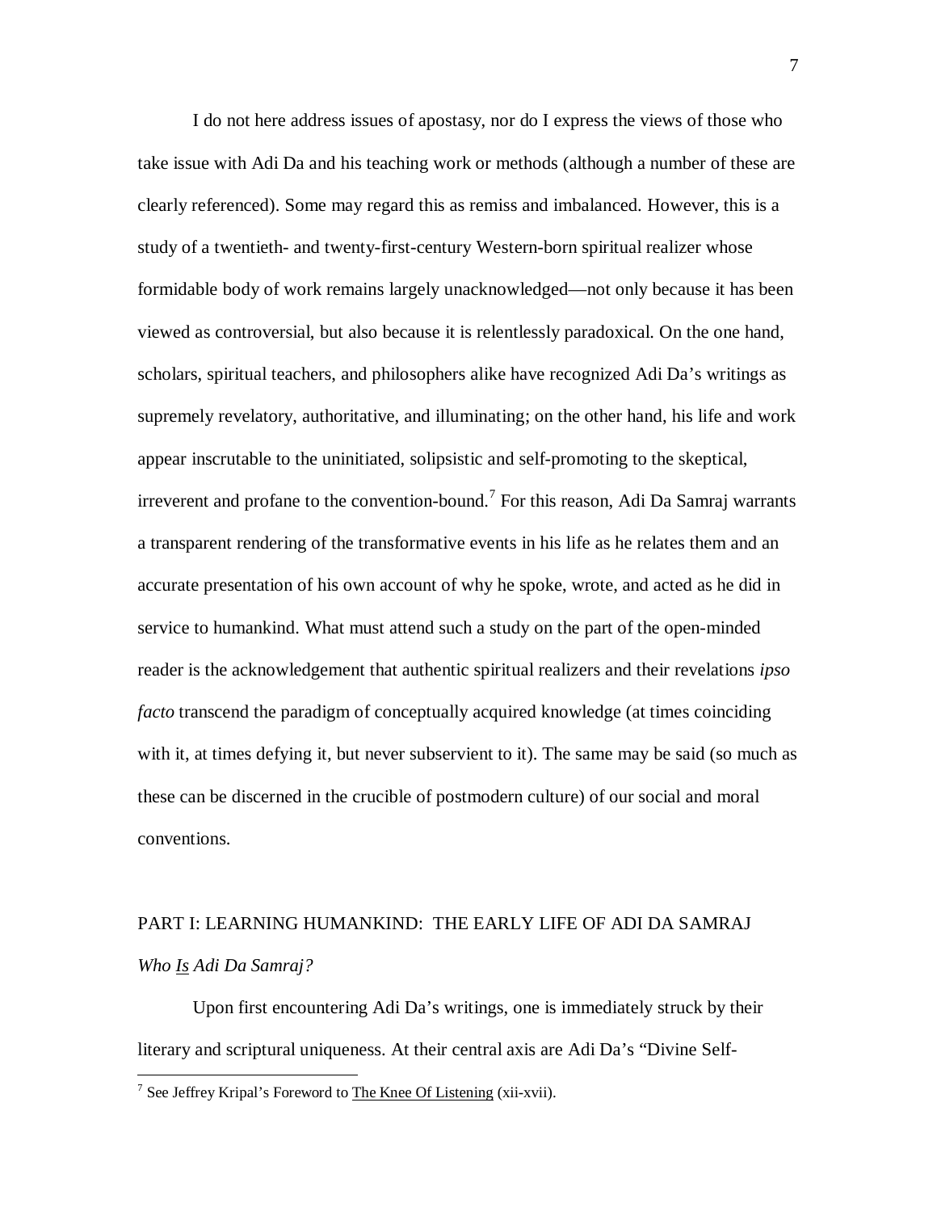I do not here address issues of apostasy, nor do I express the views of those who take issue with Adi Da and his teaching work or methods (although a number of these are clearly referenced). Some may regard this as remiss and imbalanced. However, this is a study of a twentieth- and twenty-first-century Western-born spiritual realizer whose formidable body of work remains largely unacknowledged—not only because it has been viewed as controversial, but also because it is relentlessly paradoxical. On the one hand, scholars, spiritual teachers, and philosophers alike have recognized Adi Da's writings as supremely revelatory, authoritative, and illuminating; on the other hand, his life and work appear inscrutable to the uninitiated, solipsistic and self-promoting to the skeptical, irreverent and profane to the convention-bound.[7] For this reason, Adi Da Samraj warrants a transparent rendering of the transformative events in his life as he relates them and an accurate presentation of his own account of why he spoke, wrote, and acted as he did in service to humankind. What must attend such a study on the part of the open-minded reader is the acknowledgement that authentic spiritual realizers and their revelations *ipso facto* transcend the paradigm of conceptually acquired knowledge (at times coinciding with it, at times defying it, but never subservient to it). The same may be said (so much as these can be discerned in the crucible of postmodern culture) of our social and moral conventions.

## PART I: LEARNING HUMANKIND: THE EARLY LIFE OF ADI DA SAMRAJ

### *Who Is Adi Da Samraj?*

Upon first encountering Adi Da's writings, one is immediately struck by their literary and scriptural uniqueness. At their central axis are Adi Da's "Divine Self-

[7] See Jeffrey Kripal's Foreword to The Knee Of Listening (xii-xvii).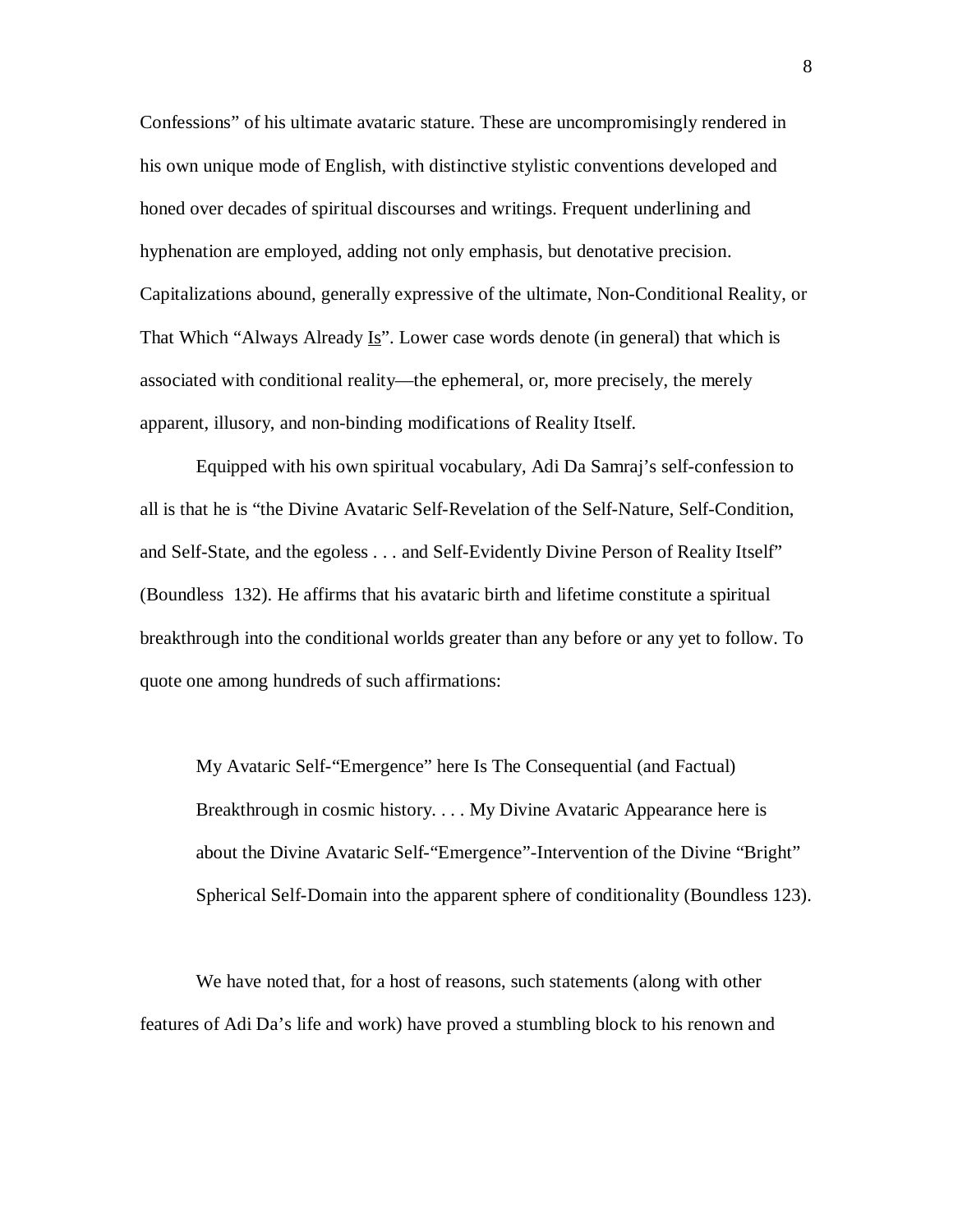Confessions" of his ultimate avataric stature. These are uncompromisingly rendered in his own unique mode of English, with distinctive stylistic conventions developed and honed over decades of spiritual discourses and writings. Frequent underlining and hyphenation are employed, adding not only emphasis, but denotative precision. Capitalizations abound, generally expressive of the ultimate, Non-Conditional Reality, or That Which "Always Already <u>Is</u>". Lower case words denote (in general) that which is associated with conditional reality—the ephemeral, or, more precisely, the merely apparent, illusory, and non-binding modifications of Reality Itself.

Equipped with his own spiritual vocabulary, Adi Da Samraj's self-confession to all is that he is "the Divine Avataric Self-Revelation of the Self-Nature, Self-Condition, and Self-State, and the egoless . . . and Self-Evidently Divine Person of Reality Itself" (Boundless 132). He affirms that his avataric birth and lifetime constitute a spiritual breakthrough into the conditional worlds greater than any before or any yet to follow. To quote one among hundreds of such affirmations:

> My Avataric Self-"Emergence" here Is The Consequential (and Factual) Breakthrough in cosmic history. . . . My Divine Avataric Appearance here is about the Divine Avataric Self-"Emergence"-Intervention of the Divine "Bright" Spherical Self-Domain into the apparent sphere of conditionality (Boundless 123).

We have noted that, for a host of reasons, such statements (along with other features of Adi Da's life and work) have proved a stumbling block to his renown and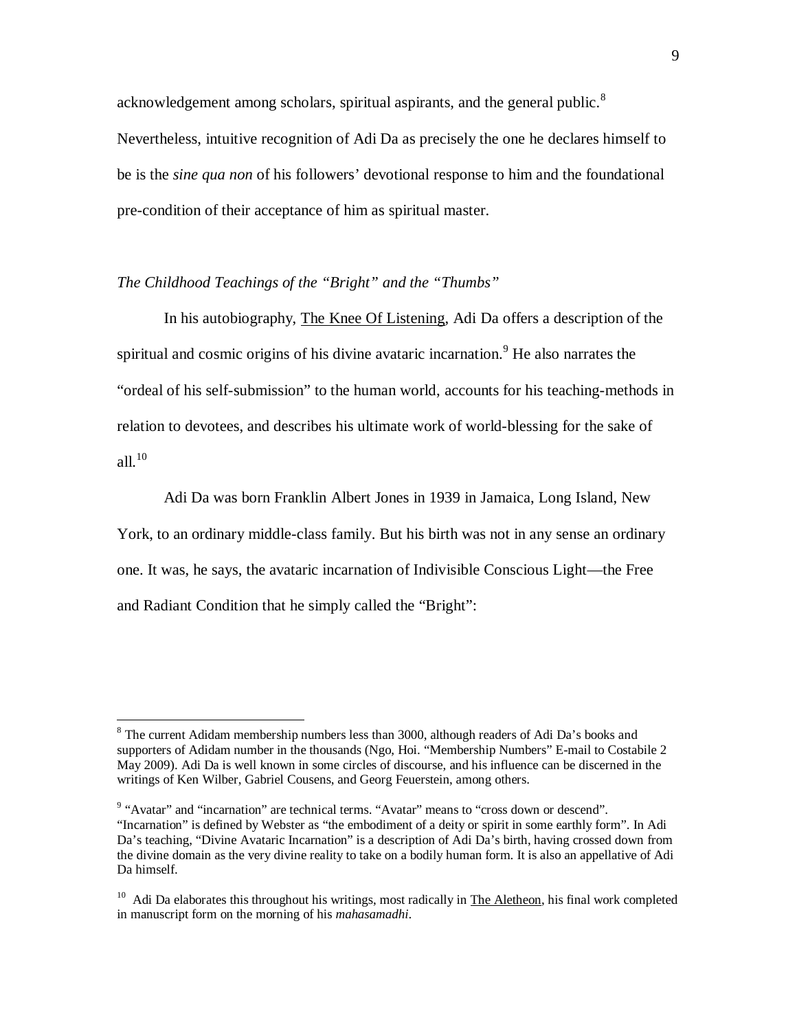acknowledgement among scholars, spiritual aspirants, and the general public.[8] Nevertheless, intuitive recognition of Adi Da as precisely the one he declares himself to be is the *sine qua non* of his followers' devotional response to him and the foundational pre-condition of their acceptance of him as spiritual master.

### *The Childhood Teachings of the "Bright" and the "Thumbs"*

In his autobiography, The Knee Of Listening, Adi Da offers a description of the spiritual and cosmic origins of his divine avataric incarnation.[9] He also narrates the "ordeal of his self-submission" to the human world, accounts for his teaching-methods in relation to devotees, and describes his ultimate work of world-blessing for the sake of all.[10]

Adi Da was born Franklin Albert Jones in 1939 in Jamaica, Long Island, New York, to an ordinary middle-class family. But his birth was not in any sense an ordinary one. It was, he says, the avataric incarnation of Indivisible Conscious Light—the Free and Radiant Condition that he simply called the "Bright":

---

[8] The current Adidam membership numbers less than 3000, although readers of Adi Da's books and supporters of Adidam number in the thousands (Ngo, Hoi. "Membership Numbers" E-mail to Costabile 2 May 2009). Adi Da is well known in some circles of discourse, and his influence can be discerned in the writings of Ken Wilber, Gabriel Cousens, and Georg Feuerstein, among others.

[9] "Avatar" and "incarnation" are technical terms. "Avatar" means to "cross down or descend". "Incarnation" is defined by Webster as "the embodiment of a deity or spirit in some earthly form". In Adi Da's teaching, "Divine Avataric Incarnation" is a description of Adi Da's birth, having crossed down from the divine domain as the very divine reality to take on a bodily human form. It is also an appellative of Adi Da himself.

[10] Adi Da elaborates this throughout his writings, most radically in The Aletheon, his final work completed in manuscript form on the morning of his *mahasamadhi*.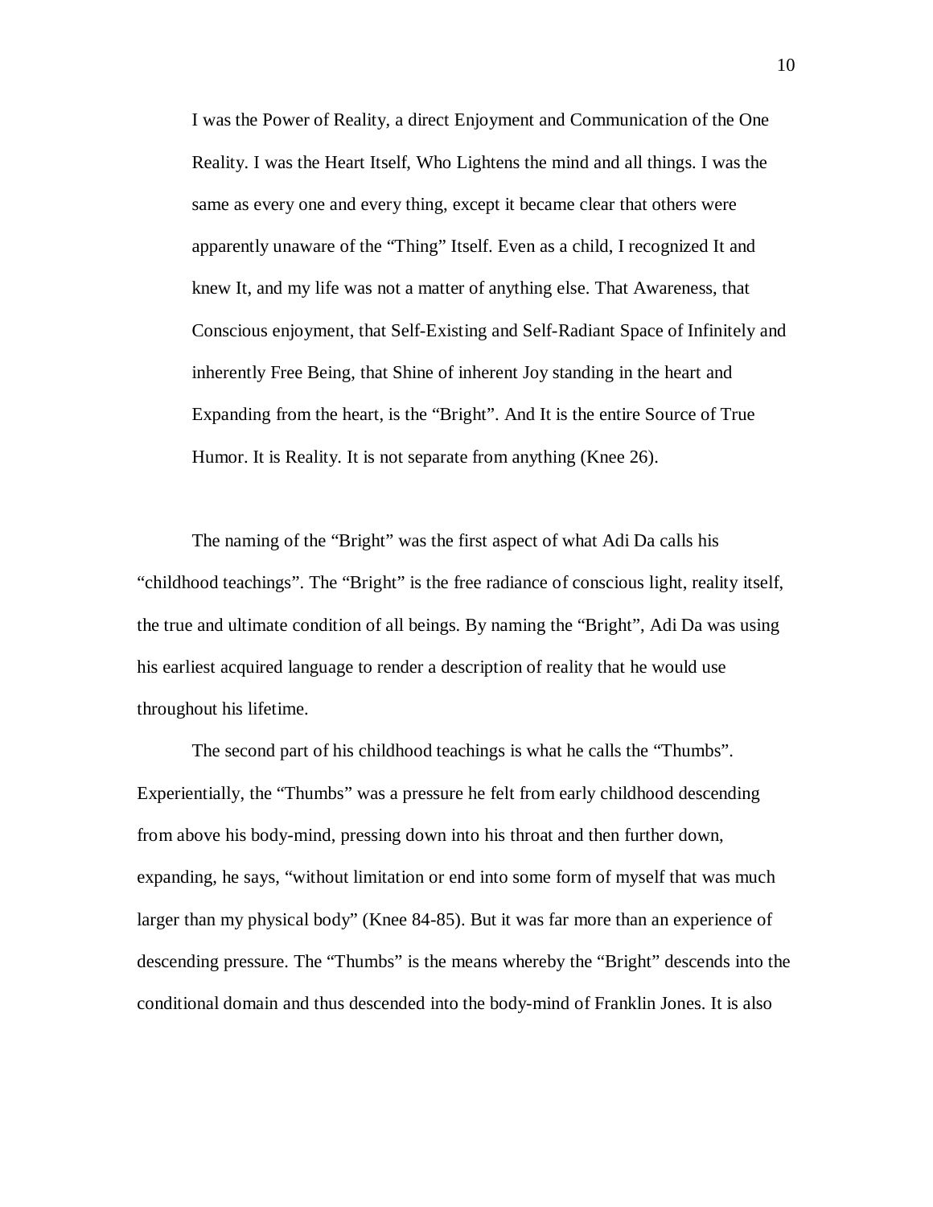> I was the Power of Reality, a direct Enjoyment and Communication of the One Reality. I was the Heart Itself, Who Lightens the mind and all things. I was the same as every one and every thing, except it became clear that others were apparently unaware of the "Thing" Itself. Even as a child, I recognized It and knew It, and my life was not a matter of anything else. That Awareness, that Conscious enjoyment, that Self-Existing and Self-Radiant Space of Infinitely and inherently Free Being, that Shine of inherent Joy standing in the heart and Expanding from the heart, is the "Bright". And It is the entire Source of True Humor. It is Reality. It is not separate from anything (Knee 26).

The naming of the "Bright" was the first aspect of what Adi Da calls his "childhood teachings". The "Bright" is the free radiance of conscious light, reality itself, the true and ultimate condition of all beings. By naming the "Bright", Adi Da was using his earliest acquired language to render a description of reality that he would use throughout his lifetime.

The second part of his childhood teachings is what he calls the "Thumbs". Experientially, the "Thumbs" was a pressure he felt from early childhood descending from above his body-mind, pressing down into his throat and then further down, expanding, he says, "without limitation or end into some form of myself that was much larger than my physical body" (Knee 84-85). But it was far more than an experience of descending pressure. The "Thumbs" is the means whereby the "Bright" descends into the conditional domain and thus descended into the body-mind of Franklin Jones. It is also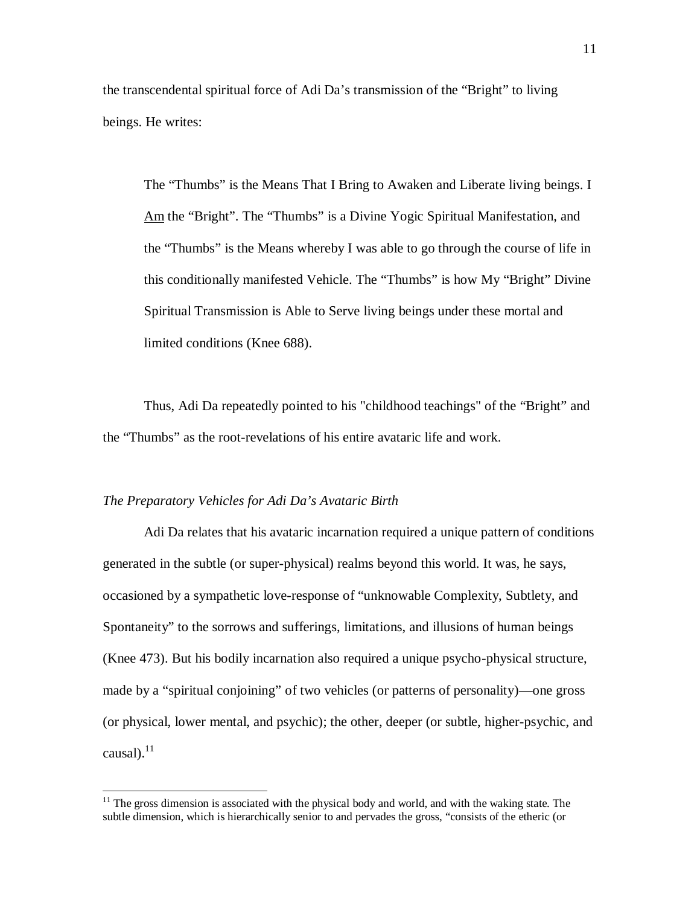the transcendental spiritual force of Adi Da's transmission of the "Bright" to living beings. He writes:

> The "Thumbs" is the Means That I Bring to Awaken and Liberate living beings. I Am the "Bright". The "Thumbs" is a Divine Yogic Spiritual Manifestation, and the "Thumbs" is the Means whereby I was able to go through the course of life in this conditionally manifested Vehicle. The "Thumbs" is how My "Bright" Divine Spiritual Transmission is Able to Serve living beings under these mortal and limited conditions (Knee 688).

Thus, Adi Da repeatedly pointed to his "childhood teachings" of the "Bright" and the "Thumbs" as the root-revelations of his entire avataric life and work.

*The Preparatory Vehicles for Adi Da's Avataric Birth*

Adi Da relates that his avataric incarnation required a unique pattern of conditions generated in the subtle (or super-physical) realms beyond this world. It was, he says, occasioned by a sympathetic love-response of "unknowable Complexity, Subtlety, and Spontaneity" to the sorrows and sufferings, limitations, and illusions of human beings (Knee 473). But his bodily incarnation also required a unique psycho-physical structure, made by a "spiritual conjoining" of two vehicles (or patterns of personality)—one gross (or physical, lower mental, and psychic); the other, deeper (or subtle, higher-psychic, and causal).[11]

---

[11] The gross dimension is associated with the physical body and world, and with the waking state. The subtle dimension, which is hierarchically senior to and pervades the gross, "consists of the etheric (or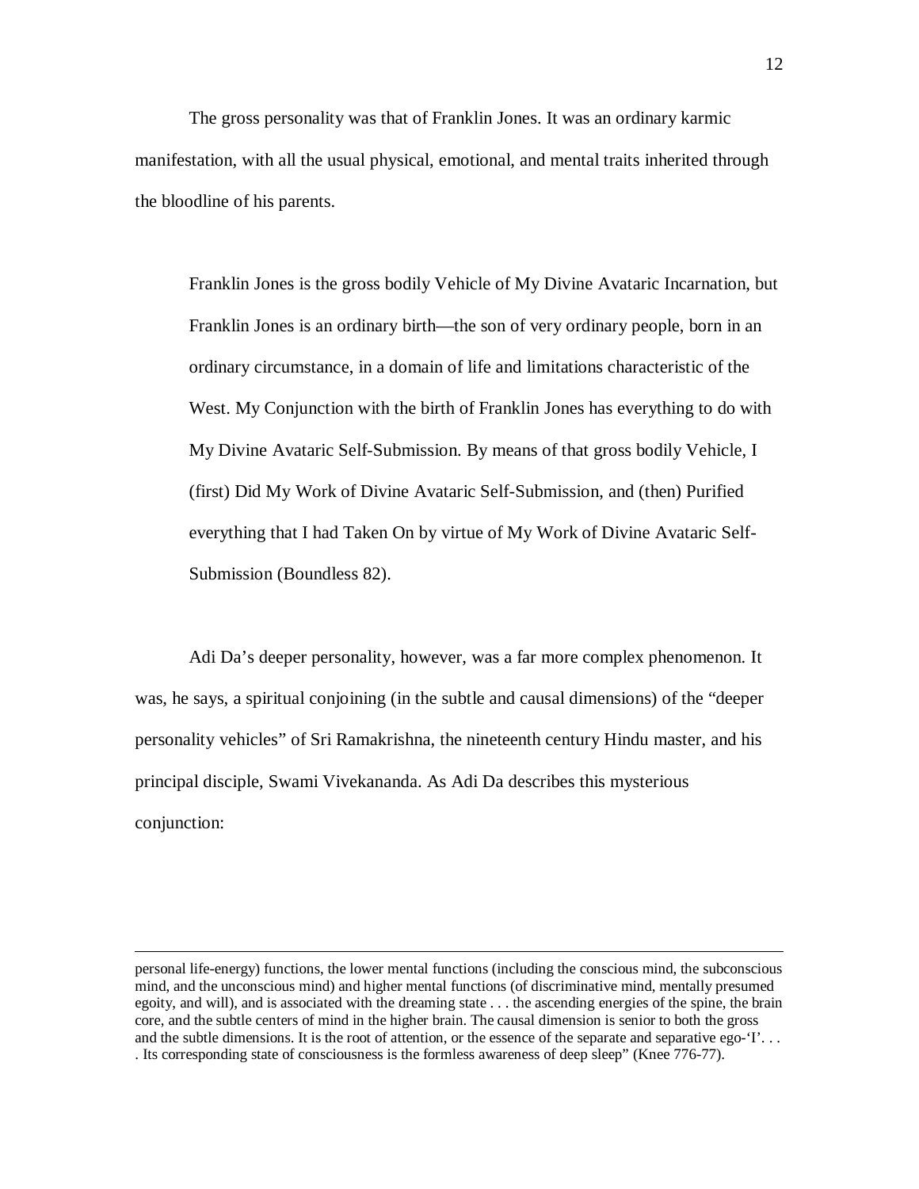The gross personality was that of Franklin Jones. It was an ordinary karmic manifestation, with all the usual physical, emotional, and mental traits inherited through the bloodline of his parents.

> Franklin Jones is the gross bodily Vehicle of My Divine Avataric Incarnation, but Franklin Jones is an ordinary birth—the son of very ordinary people, born in an ordinary circumstance, in a domain of life and limitations characteristic of the West. My Conjunction with the birth of Franklin Jones has everything to do with My Divine Avataric Self-Submission. By means of that gross bodily Vehicle, I (first) Did My Work of Divine Avataric Self-Submission, and (then) Purified everything that I had Taken On by virtue of My Work of Divine Avataric Self-Submission (Boundless 82).

Adi Da's deeper personality, however, was a far more complex phenomenon. It was, he says, a spiritual conjoining (in the subtle and causal dimensions) of the "deeper personality vehicles" of Sri Ramakrishna, the nineteenth century Hindu master, and his principal disciple, Swami Vivekananda. As Adi Da describes this mysterious conjunction:

---

personal life-energy) functions, the lower mental functions (including the conscious mind, the subconscious mind, and the unconscious mind) and higher mental functions (of discriminative mind, mentally presumed egoity, and will), and is associated with the dreaming state . . . the ascending energies of the spine, the brain core, and the subtle centers of mind in the higher brain. The causal dimension is senior to both the gross and the subtle dimensions. It is the root of attention, or the essence of the separate and separative ego-'I'. . . . Its corresponding state of consciousness is the formless awareness of deep sleep" (Knee 776-77).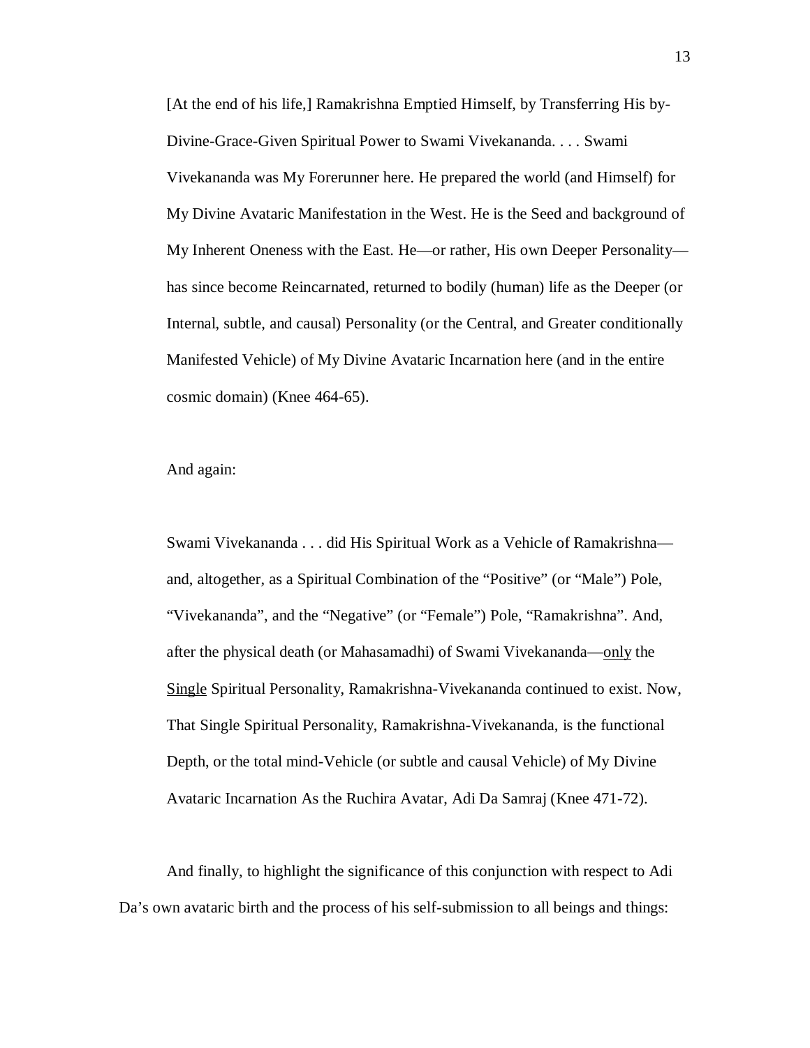> [At the end of his life,] Ramakrishna Emptied Himself, by Transferring His by-Divine-Grace-Given Spiritual Power to Swami Vivekananda. . . . Swami Vivekananda was My Forerunner here. He prepared the world (and Himself) for My Divine Avataric Manifestation in the West. He is the Seed and background of My Inherent Oneness with the East. He—or rather, His own Deeper Personality—has since become Reincarnated, returned to bodily (human) life as the Deeper (or Internal, subtle, and causal) Personality (or the Central, and Greater conditionally Manifested Vehicle) of My Divine Avataric Incarnation here (and in the entire cosmic domain) (Knee 464-65).

And again:

> Swami Vivekananda . . . did His Spiritual Work as a Vehicle of Ramakrishna—and, altogether, as a Spiritual Combination of the "Positive" (or "Male") Pole, "Vivekananda", and the "Negative" (or "Female") Pole, "Ramakrishna". And, after the physical death (or Mahasamadhi) of Swami Vivekananda—<u>only</u> the <u>Single</u> Spiritual Personality, Ramakrishna-Vivekananda continued to exist. Now, That Single Spiritual Personality, Ramakrishna-Vivekananda, is the functional Depth, or the total mind-Vehicle (or subtle and causal Vehicle) of My Divine Avataric Incarnation As the Ruchira Avatar, Adi Da Samraj (Knee 471-72).

And finally, to highlight the significance of this conjunction with respect to Adi Da's own avataric birth and the process of his self-submission to all beings and things: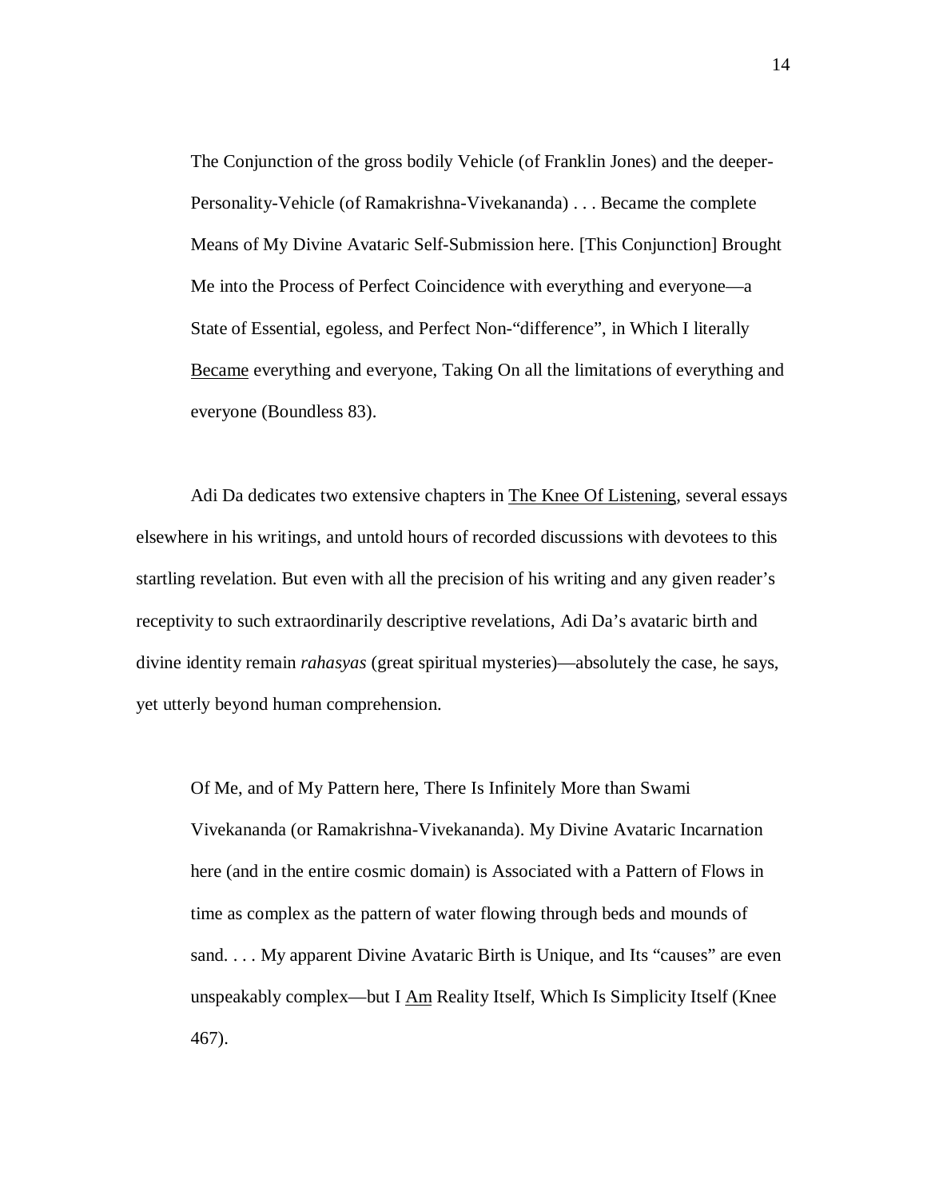> The Conjunction of the gross bodily Vehicle (of Franklin Jones) and the deeper-Personality-Vehicle (of Ramakrishna-Vivekananda) . . . Became the complete Means of My Divine Avataric Self-Submission here. [This Conjunction] Brought Me into the Process of Perfect Coincidence with everything and everyone—a State of Essential, egoless, and Perfect Non-"difference", in Which I literally <u>Became</u> everything and everyone, Taking On all the limitations of everything and everyone (Boundless 83).

Adi Da dedicates two extensive chapters in <u>The Knee Of Listening</u>, several essays elsewhere in his writings, and untold hours of recorded discussions with devotees to this startling revelation. But even with all the precision of his writing and any given reader's receptivity to such extraordinarily descriptive revelations, Adi Da's avataric birth and divine identity remain *rahasyas* (great spiritual mysteries)—absolutely the case, he says, yet utterly beyond human comprehension.

> Of Me, and of My Pattern here, There Is Infinitely More than Swami Vivekananda (or Ramakrishna-Vivekananda). My Divine Avataric Incarnation here (and in the entire cosmic domain) is Associated with a Pattern of Flows in time as complex as the pattern of water flowing through beds and mounds of sand. . . . My apparent Divine Avataric Birth is Unique, and Its "causes" are even unspeakably complex—but I <u>Am</u> Reality Itself, Which Is Simplicity Itself (Knee 467).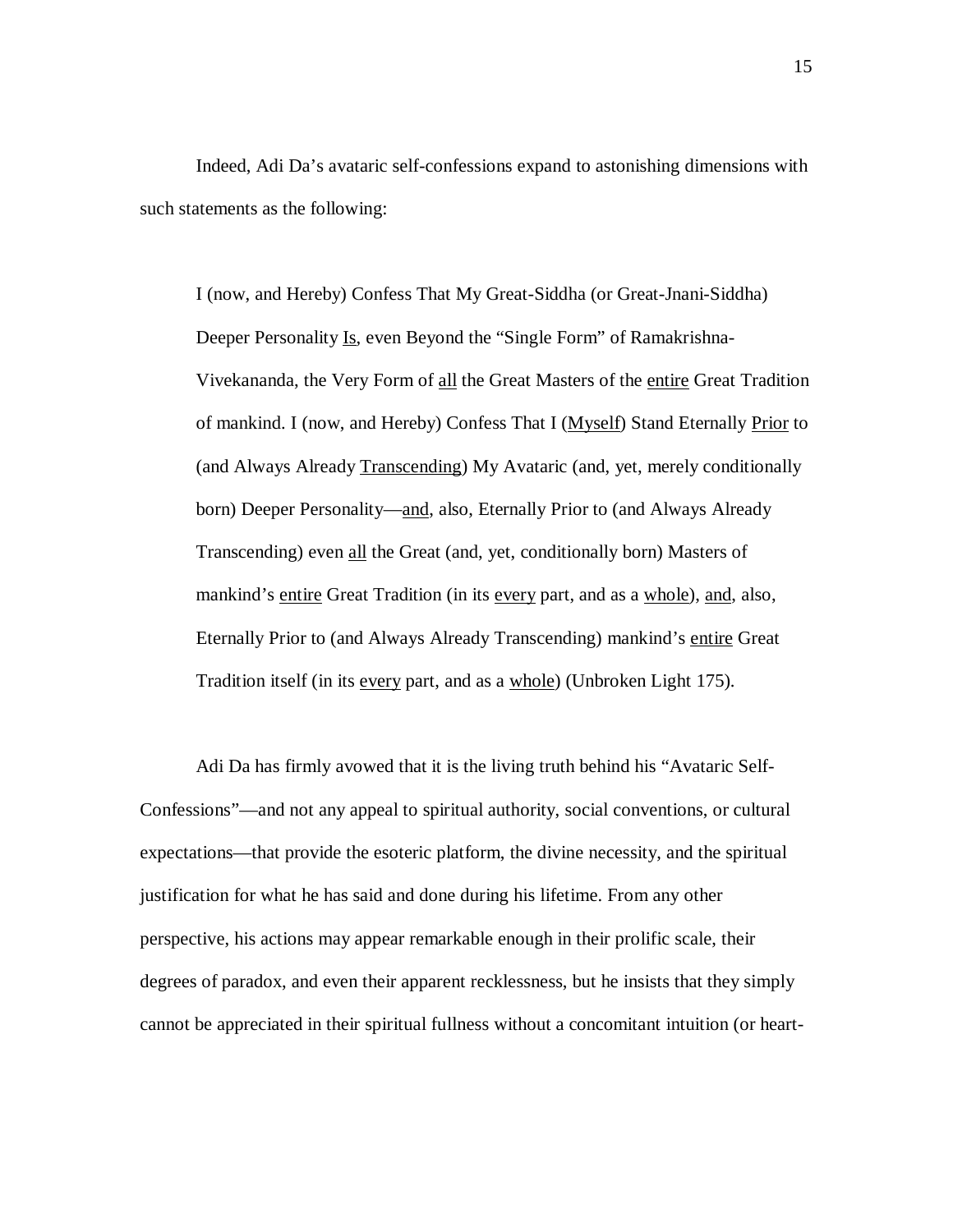Indeed, Adi Da's avataric self-confessions expand to astonishing dimensions with such statements as the following:

> I (now, and Hereby) Confess That My Great-Siddha (or Great-Jnani-Siddha) Deeper Personality <u>Is</u>, even Beyond the "Single Form" of Ramakrishna-Vivekananda, the Very Form of <u>all</u> the Great Masters of the <u>entire</u> Great Tradition of mankind. I (now, and Hereby) Confess That I (<u>Myself</u>) Stand Eternally <u>Prior</u> to (and Always Already <u>Transcending</u>) My Avataric (and, yet, merely conditionally born) Deeper Personality—<u>and</u>, also, Eternally Prior to (and Always Already Transcending) even <u>all</u> the Great (and, yet, conditionally born) Masters of mankind's <u>entire</u> Great Tradition (in its <u>every</u> part, and as a <u>whole</u>), <u>and</u>, also, Eternally Prior to (and Always Already Transcending) mankind's <u>entire</u> Great Tradition itself (in its <u>every</u> part, and as a <u>whole</u>) (Unbroken Light 175).

Adi Da has firmly avowed that it is the living truth behind his "Avataric Self-Confessions"—and not any appeal to spiritual authority, social conventions, or cultural expectations—that provide the esoteric platform, the divine necessity, and the spiritual justification for what he has said and done during his lifetime. From any other perspective, his actions may appear remarkable enough in their prolific scale, their degrees of paradox, and even their apparent recklessness, but he insists that they simply cannot be appreciated in their spiritual fullness without a concomitant intuition (or heart-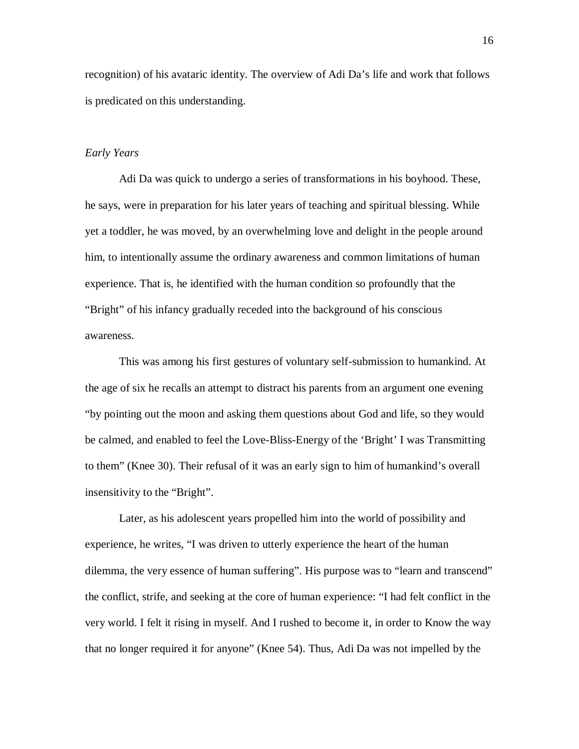recognition) of his avataric identity. The overview of Adi Da's life and work that follows is predicated on this understanding.

*Early Years*

Adi Da was quick to undergo a series of transformations in his boyhood. These, he says, were in preparation for his later years of teaching and spiritual blessing. While yet a toddler, he was moved, by an overwhelming love and delight in the people around him, to intentionally assume the ordinary awareness and common limitations of human experience. That is, he identified with the human condition so profoundly that the "Bright" of his infancy gradually receded into the background of his conscious awareness.

This was among his first gestures of voluntary self-submission to humankind. At the age of six he recalls an attempt to distract his parents from an argument one evening "by pointing out the moon and asking them questions about God and life, so they would be calmed, and enabled to feel the Love-Bliss-Energy of the 'Bright' I was Transmitting to them" (Knee 30). Their refusal of it was an early sign to him of humankind's overall insensitivity to the "Bright".

Later, as his adolescent years propelled him into the world of possibility and experience, he writes, "I was driven to utterly experience the heart of the human dilemma, the very essence of human suffering". His purpose was to "learn and transcend" the conflict, strife, and seeking at the core of human experience: "I had felt conflict in the very world. I felt it rising in myself. And I rushed to become it, in order to Know the way that no longer required it for anyone" (Knee 54). Thus, Adi Da was not impelled by the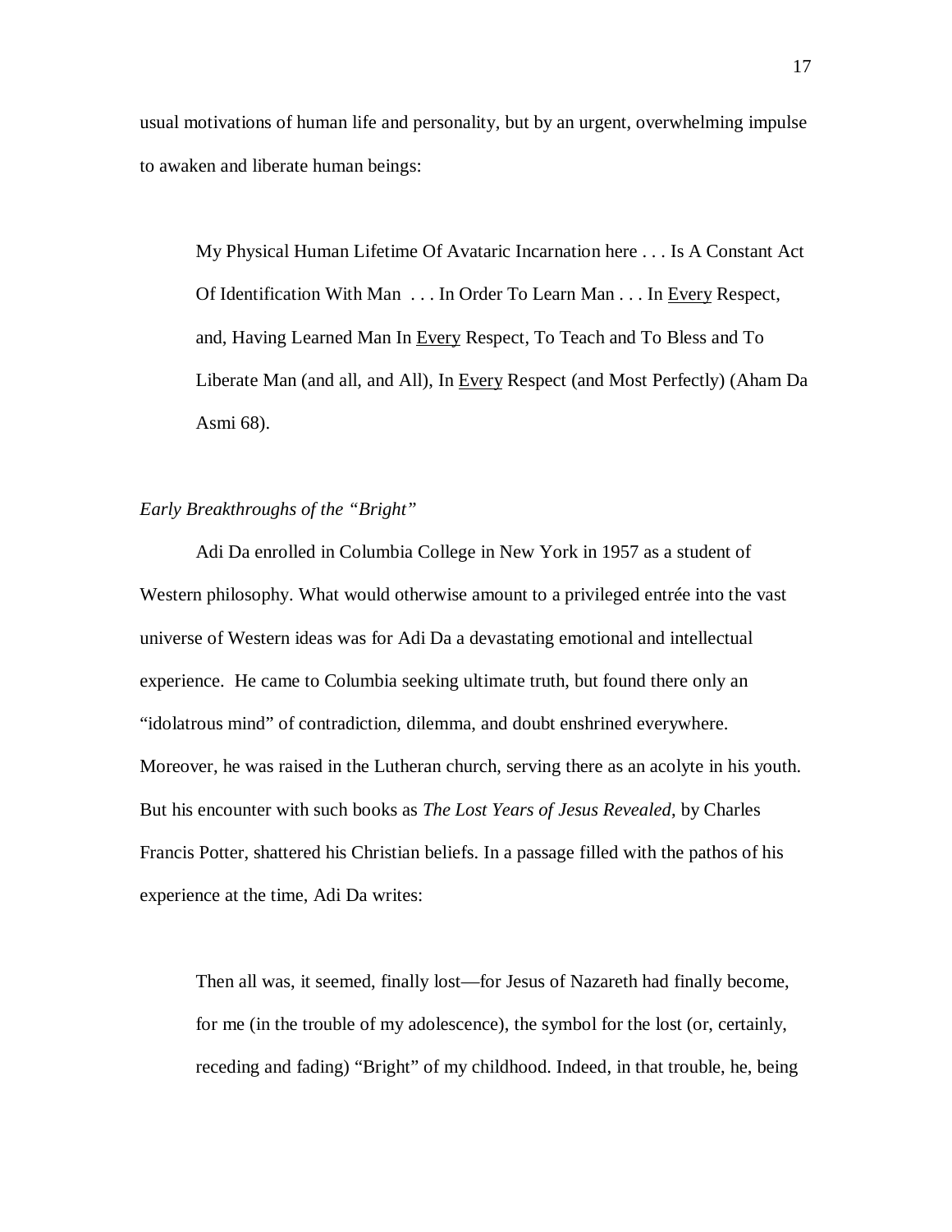usual motivations of human life and personality, but by an urgent, overwhelming impulse to awaken and liberate human beings:

> My Physical Human Lifetime Of Avataric Incarnation here . . . Is A Constant Act Of Identification With Man . . . In Order To Learn Man . . . In <u>Every</u> Respect, and, Having Learned Man In <u>Every</u> Respect, To Teach and To Bless and To Liberate Man (and all, and All), In <u>Every</u> Respect (and Most Perfectly) (Aham Da Asmi 68).

*Early Breakthroughs of the "Bright"*

Adi Da enrolled in Columbia College in New York in 1957 as a student of Western philosophy. What would otherwise amount to a privileged entrée into the vast universe of Western ideas was for Adi Da a devastating emotional and intellectual experience. He came to Columbia seeking ultimate truth, but found there only an "idolatrous mind" of contradiction, dilemma, and doubt enshrined everywhere. Moreover, he was raised in the Lutheran church, serving there as an acolyte in his youth. But his encounter with such books as *The Lost Years of Jesus Revealed*, by Charles Francis Potter, shattered his Christian beliefs. In a passage filled with the pathos of his experience at the time, Adi Da writes:

> Then all was, it seemed, finally lost—for Jesus of Nazareth had finally become, for me (in the trouble of my adolescence), the symbol for the lost (or, certainly, receding and fading) "Bright" of my childhood. Indeed, in that trouble, he, being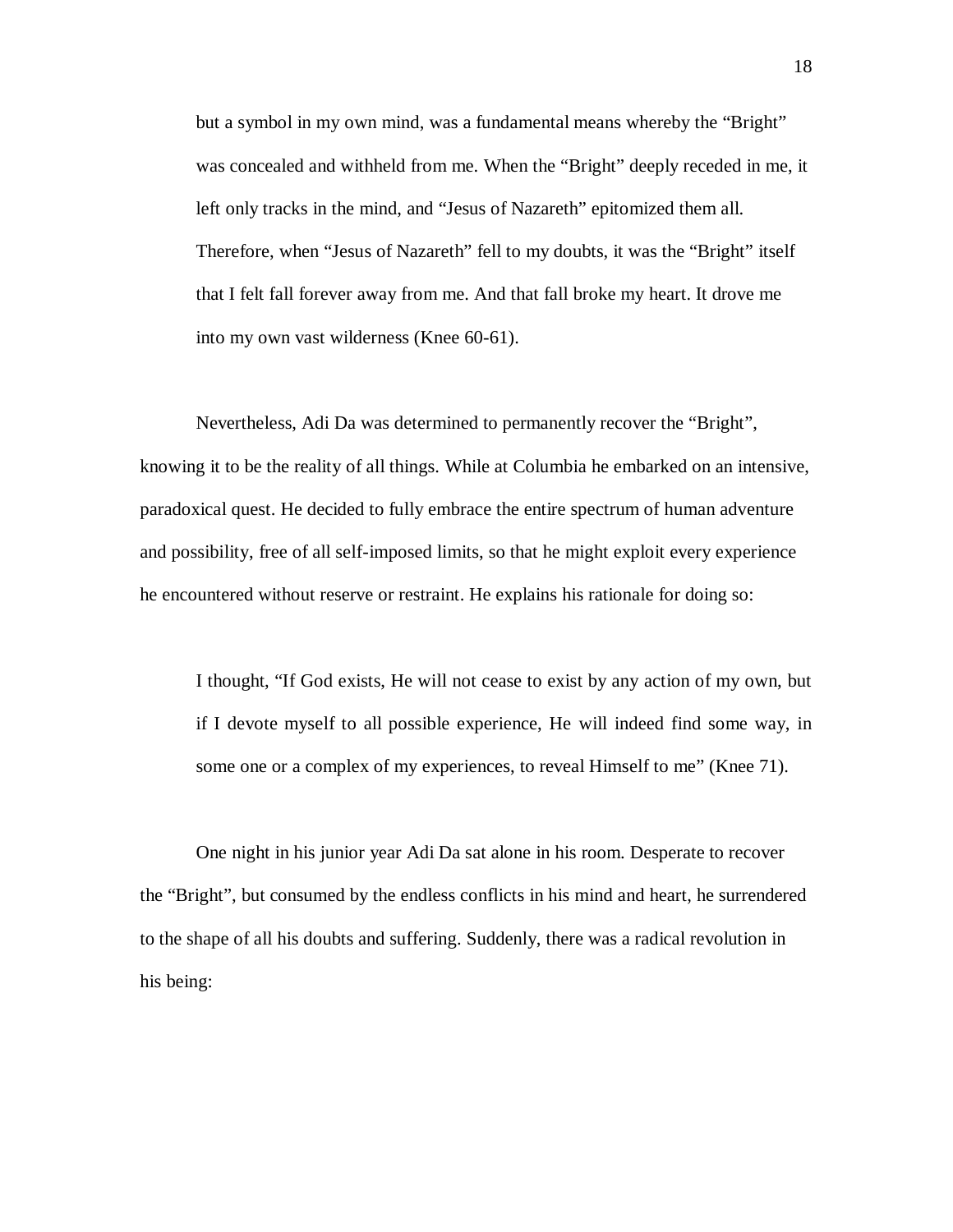> but a symbol in my own mind, was a fundamental means whereby the "Bright" was concealed and withheld from me. When the "Bright" deeply receded in me, it left only tracks in the mind, and "Jesus of Nazareth" epitomized them all. Therefore, when "Jesus of Nazareth" fell to my doubts, it was the "Bright" itself that I felt fall forever away from me. And that fall broke my heart. It drove me into my own vast wilderness (Knee 60-61).

Nevertheless, Adi Da was determined to permanently recover the "Bright", knowing it to be the reality of all things. While at Columbia he embarked on an intensive, paradoxical quest. He decided to fully embrace the entire spectrum of human adventure and possibility, free of all self-imposed limits, so that he might exploit every experience he encountered without reserve or restraint. He explains his rationale for doing so:

> I thought, "If God exists, He will not cease to exist by any action of my own, but if I devote myself to all possible experience, He will indeed find some way, in some one or a complex of my experiences, to reveal Himself to me" (Knee 71).

One night in his junior year Adi Da sat alone in his room. Desperate to recover the "Bright", but consumed by the endless conflicts in his mind and heart, he surrendered to the shape of all his doubts and suffering. Suddenly, there was a radical revolution in his being: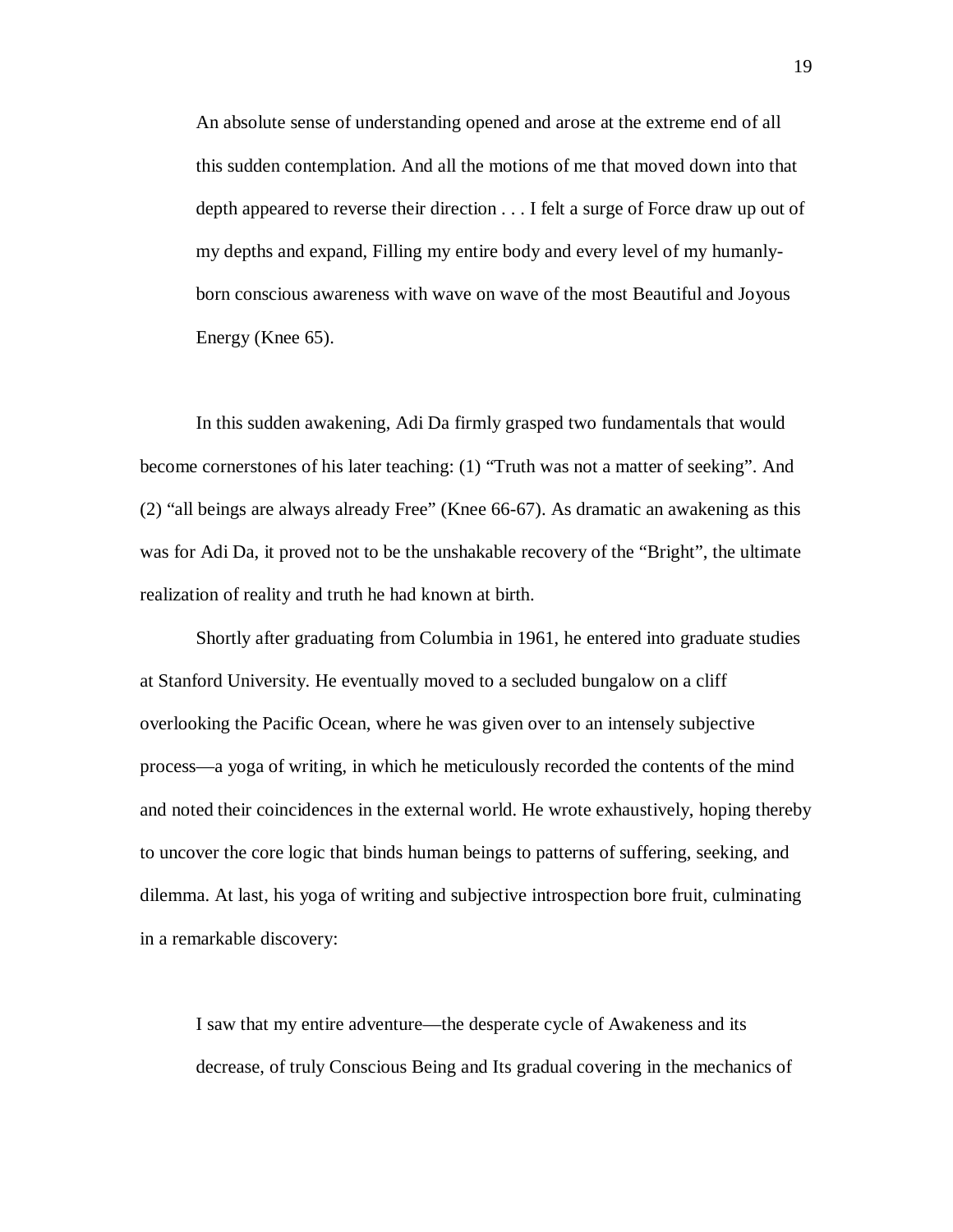> An absolute sense of understanding opened and arose at the extreme end of all this sudden contemplation. And all the motions of me that moved down into that depth appeared to reverse their direction . . . I felt a surge of Force draw up out of my depths and expand, Filling my entire body and every level of my humanly-born conscious awareness with wave on wave of the most Beautiful and Joyous Energy (Knee 65).

In this sudden awakening, Adi Da firmly grasped two fundamentals that would become cornerstones of his later teaching: (1) "Truth was not a matter of seeking". And (2) "all beings are always already Free" (Knee 66-67). As dramatic an awakening as this was for Adi Da, it proved not to be the unshakable recovery of the "Bright", the ultimate realization of reality and truth he had known at birth.

Shortly after graduating from Columbia in 1961, he entered into graduate studies at Stanford University. He eventually moved to a secluded bungalow on a cliff overlooking the Pacific Ocean, where he was given over to an intensely subjective process—a yoga of writing, in which he meticulously recorded the contents of the mind and noted their coincidences in the external world. He wrote exhaustively, hoping thereby to uncover the core logic that binds human beings to patterns of suffering, seeking, and dilemma. At last, his yoga of writing and subjective introspection bore fruit, culminating in a remarkable discovery:

> I saw that my entire adventure—the desperate cycle of Awakeness and its decrease, of truly Conscious Being and Its gradual covering in the mechanics of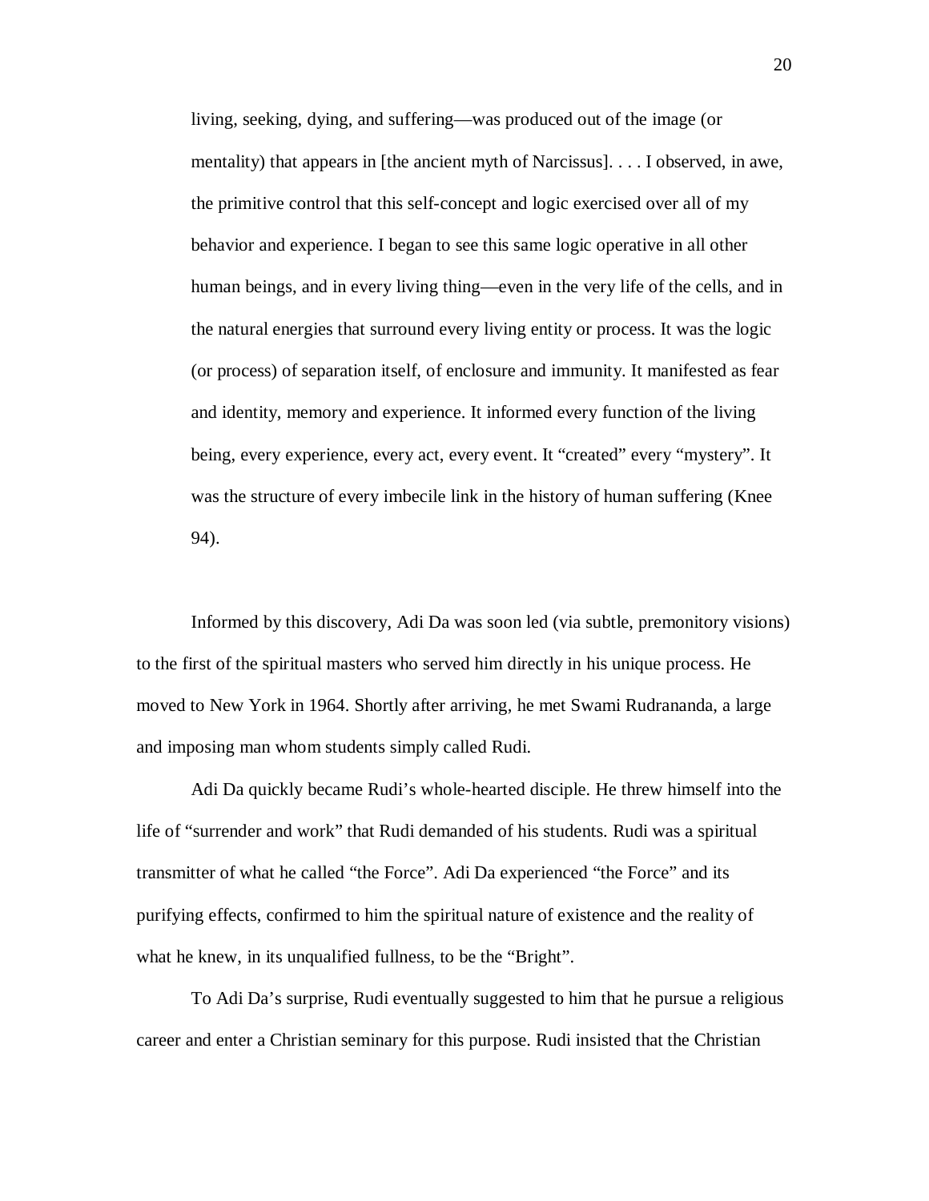> living, seeking, dying, and suffering—was produced out of the image (or mentality) that appears in [the ancient myth of Narcissus]. . . . I observed, in awe, the primitive control that this self-concept and logic exercised over all of my behavior and experience. I began to see this same logic operative in all other human beings, and in every living thing—even in the very life of the cells, and in the natural energies that surround every living entity or process. It was the logic (or process) of separation itself, of enclosure and immunity. It manifested as fear and identity, memory and experience. It informed every function of the living being, every experience, every act, every event. It "created" every "mystery". It was the structure of every imbecile link in the history of human suffering (Knee 94).

Informed by this discovery, Adi Da was soon led (via subtle, premonitory visions) to the first of the spiritual masters who served him directly in his unique process. He moved to New York in 1964. Shortly after arriving, he met Swami Rudrananda, a large and imposing man whom students simply called Rudi.

Adi Da quickly became Rudi's whole-hearted disciple. He threw himself into the life of "surrender and work" that Rudi demanded of his students. Rudi was a spiritual transmitter of what he called "the Force". Adi Da experienced "the Force" and its purifying effects, confirmed to him the spiritual nature of existence and the reality of what he knew, in its unqualified fullness, to be the "Bright".

To Adi Da's surprise, Rudi eventually suggested to him that he pursue a religious career and enter a Christian seminary for this purpose. Rudi insisted that the Christian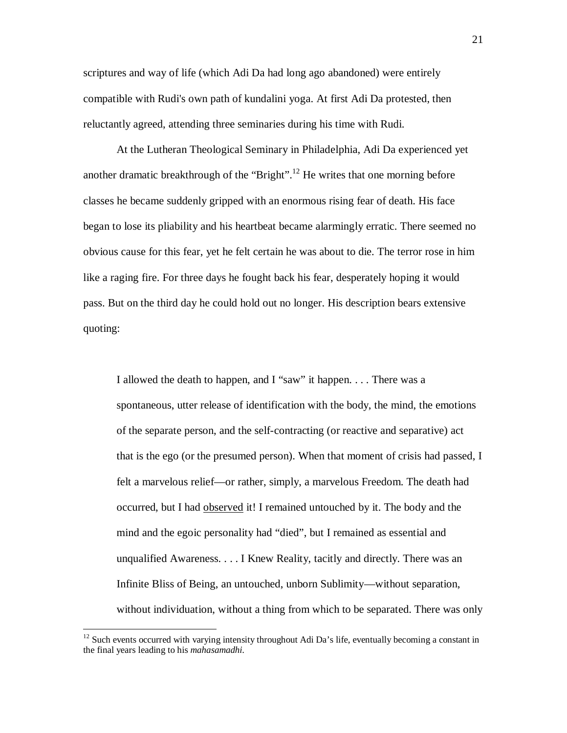scriptures and way of life (which Adi Da had long ago abandoned) were entirely compatible with Rudi's own path of kundalini yoga. At first Adi Da protested, then reluctantly agreed, attending three seminaries during his time with Rudi.

At the Lutheran Theological Seminary in Philadelphia, Adi Da experienced yet another dramatic breakthrough of the "Bright".[12] He writes that one morning before classes he became suddenly gripped with an enormous rising fear of death. His face began to lose its pliability and his heartbeat became alarmingly erratic. There seemed no obvious cause for this fear, yet he felt certain he was about to die. The terror rose in him like a raging fire. For three days he fought back his fear, desperately hoping it would pass. But on the third day he could hold out no longer. His description bears extensive quoting:

> I allowed the death to happen, and I "saw" it happen. . . . There was a spontaneous, utter release of identification with the body, the mind, the emotions of the separate person, and the self-contracting (or reactive and separative) act that is the ego (or the presumed person). When that moment of crisis had passed, I felt a marvelous relief—or rather, simply, a marvelous Freedom. The death had occurred, but I had <u>observed</u> it! I remained untouched by it. The body and the mind and the egoic personality had "died", but I remained as essential and unqualified Awareness. . . . I Knew Reality, tacitly and directly. There was an Infinite Bliss of Being, an untouched, unborn Sublimity—without separation, without individuation, without a thing from which to be separated. There was only

---

[12] Such events occurred with varying intensity throughout Adi Da's life, eventually becoming a constant in the final years leading to his *mahasamadhi*.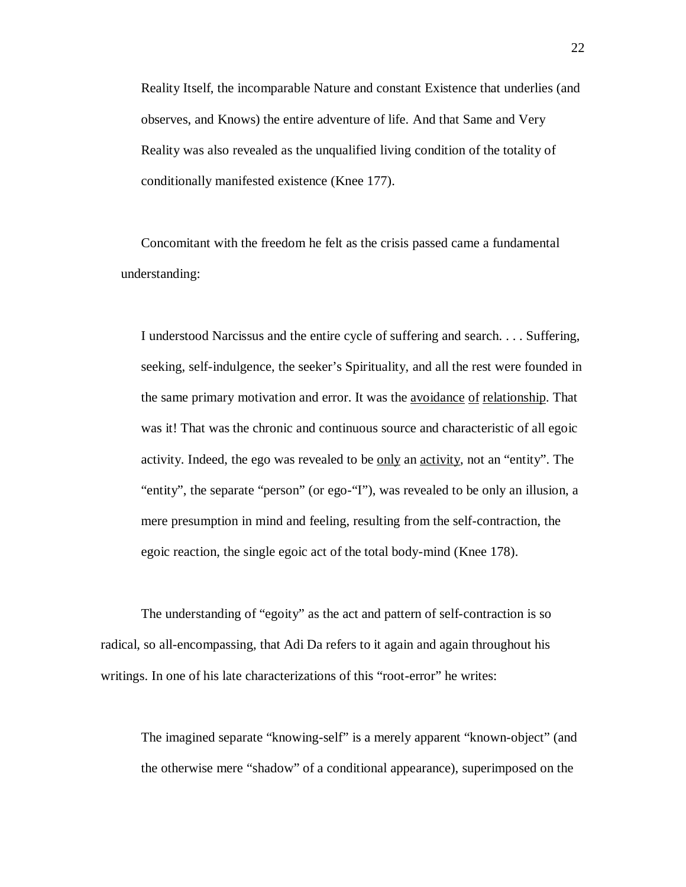> Reality Itself, the incomparable Nature and constant Existence that underlies (and observes, and Knows) the entire adventure of life. And that Same and Very Reality was also revealed as the unqualified living condition of the totality of conditionally manifested existence (Knee 177).

Concomitant with the freedom he felt as the crisis passed came a fundamental understanding:

> I understood Narcissus and the entire cycle of suffering and search. . . . Suffering, seeking, self-indulgence, the seeker's Spirituality, and all the rest were founded in the same primary motivation and error. It was the <u>avoidance</u> <u>of</u> <u>relationship</u>. That was it! That was the chronic and continuous source and characteristic of all egoic activity. Indeed, the ego was revealed to be <u>only</u> an <u>activity</u>, not an "entity". The "entity", the separate "person" (or ego-"I"), was revealed to be only an illusion, a mere presumption in mind and feeling, resulting from the self-contraction, the egoic reaction, the single egoic act of the total body-mind (Knee 178).

The understanding of "egoity" as the act and pattern of self-contraction is so radical, so all-encompassing, that Adi Da refers to it again and again throughout his writings. In one of his late characterizations of this "root-error" he writes:

> The imagined separate "knowing-self" is a merely apparent "known-object" (and the otherwise mere "shadow" of a conditional appearance), superimposed on the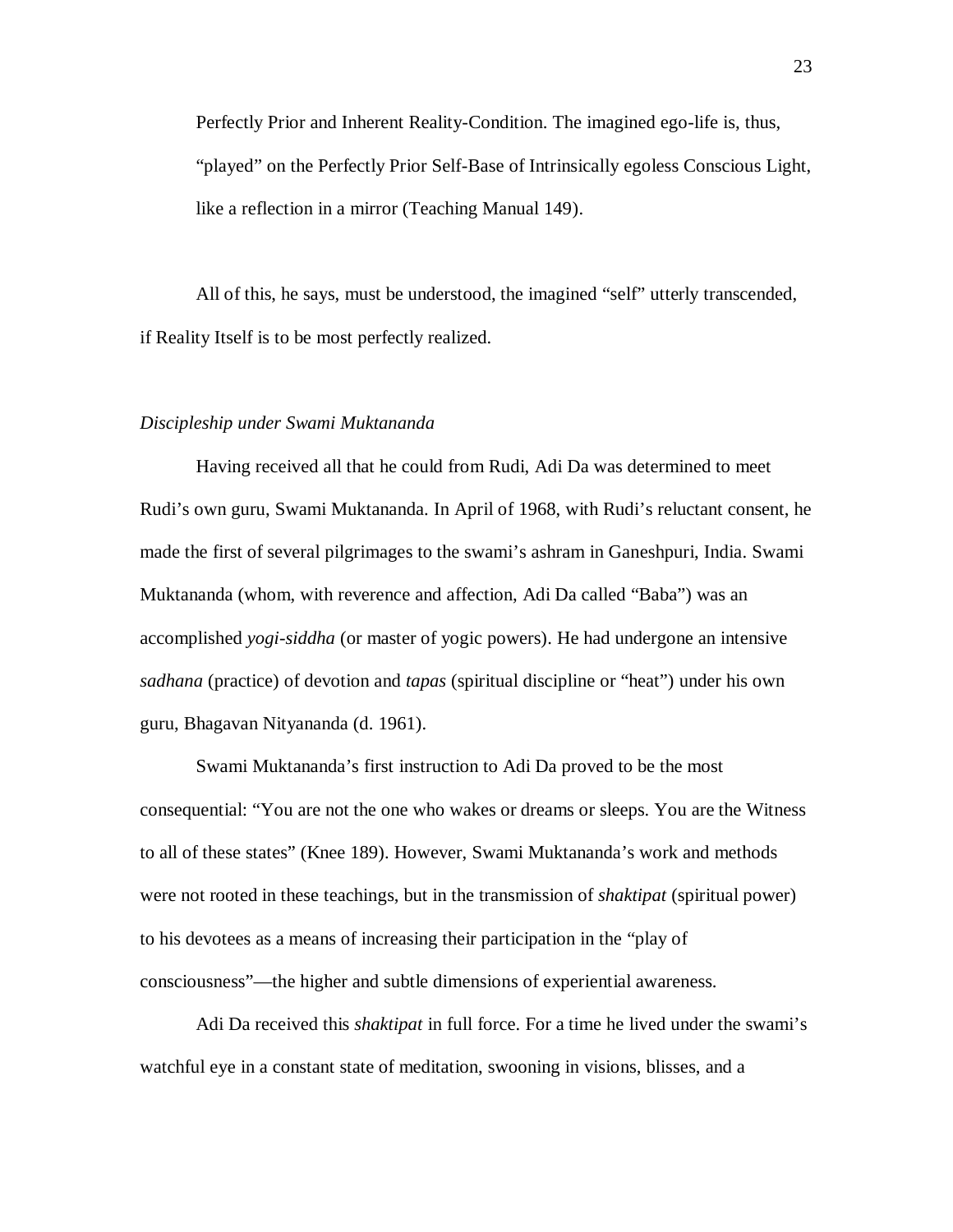> Perfectly Prior and Inherent Reality-Condition. The imagined ego-life is, thus, "played" on the Perfectly Prior Self-Base of Intrinsically egoless Conscious Light, like a reflection in a mirror (Teaching Manual 149).

All of this, he says, must be understood, the imagined "self" utterly transcended, if Reality Itself is to be most perfectly realized.

*Discipleship under Swami Muktananda*

Having received all that he could from Rudi, Adi Da was determined to meet Rudi's own guru, Swami Muktananda. In April of 1968, with Rudi's reluctant consent, he made the first of several pilgrimages to the swami's ashram in Ganeshpuri, India. Swami Muktananda (whom, with reverence and affection, Adi Da called "Baba") was an accomplished *yogi-siddha* (or master of yogic powers). He had undergone an intensive *sadhana* (practice) of devotion and *tapas* (spiritual discipline or "heat") under his own guru, Bhagavan Nityananda (d. 1961).

Swami Muktananda's first instruction to Adi Da proved to be the most consequential: "You are not the one who wakes or dreams or sleeps. You are the Witness to all of these states" (Knee 189). However, Swami Muktananda's work and methods were not rooted in these teachings, but in the transmission of *shaktipat* (spiritual power) to his devotees as a means of increasing their participation in the "play of consciousness"—the higher and subtle dimensions of experiential awareness.

Adi Da received this *shaktipat* in full force. For a time he lived under the swami's watchful eye in a constant state of meditation, swooning in visions, blisses, and a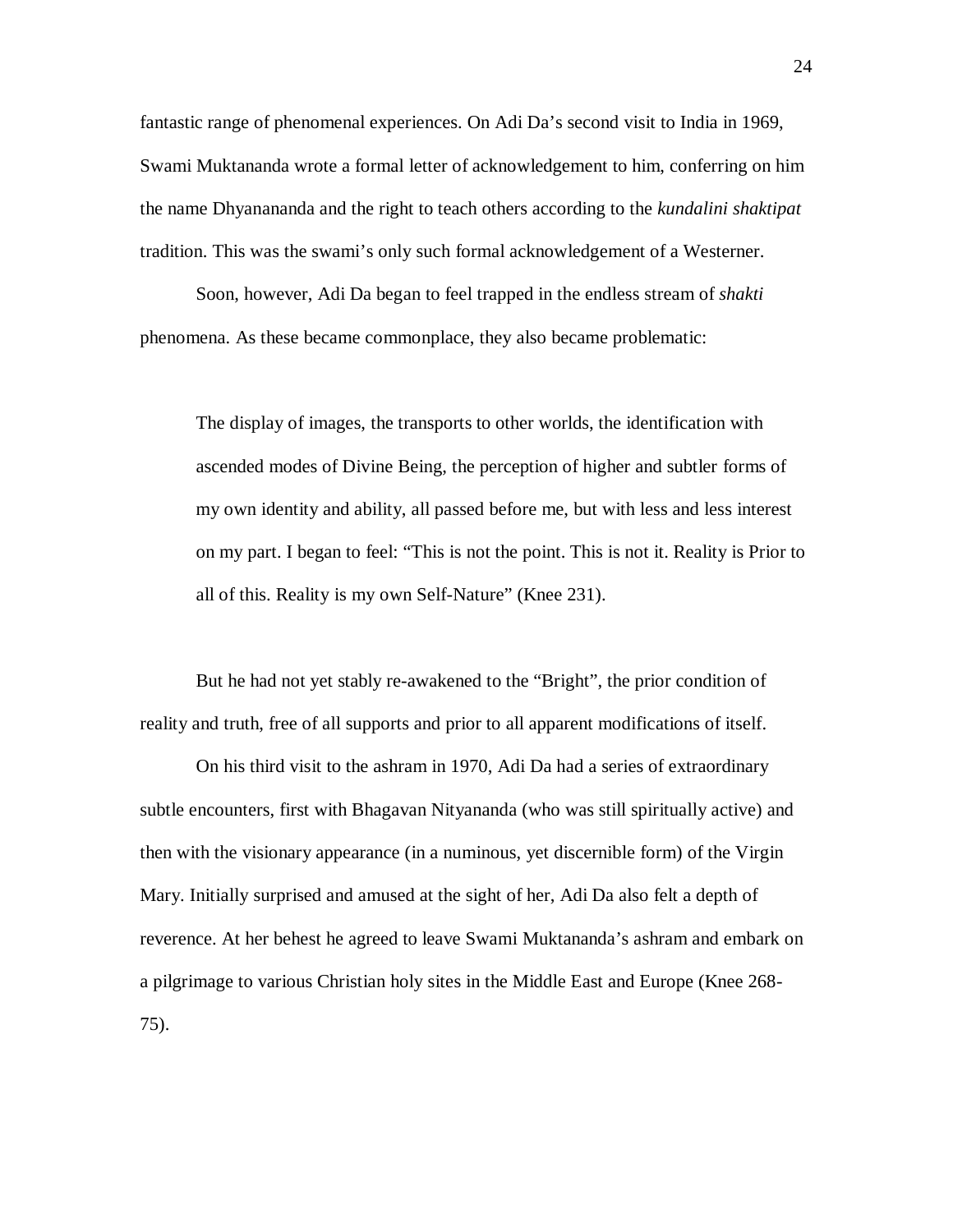fantastic range of phenomenal experiences. On Adi Da's second visit to India in 1969, Swami Muktananda wrote a formal letter of acknowledgement to him, conferring on him the name Dhyanananda and the right to teach others according to the *kundalini shaktipat* tradition. This was the swami's only such formal acknowledgement of a Westerner.

Soon, however, Adi Da began to feel trapped in the endless stream of *shakti* phenomena. As these became commonplace, they also became problematic:

> The display of images, the transports to other worlds, the identification with ascended modes of Divine Being, the perception of higher and subtler forms of my own identity and ability, all passed before me, but with less and less interest on my part. I began to feel: "This is not the point. This is not it. Reality is Prior to all of this. Reality is my own Self-Nature" (Knee 231).

But he had not yet stably re-awakened to the "Bright", the prior condition of reality and truth, free of all supports and prior to all apparent modifications of itself.

On his third visit to the ashram in 1970, Adi Da had a series of extraordinary subtle encounters, first with Bhagavan Nityananda (who was still spiritually active) and then with the visionary appearance (in a numinous, yet discernible form) of the Virgin Mary. Initially surprised and amused at the sight of her, Adi Da also felt a depth of reverence. At her behest he agreed to leave Swami Muktananda's ashram and embark on a pilgrimage to various Christian holy sites in the Middle East and Europe (Knee 268-75).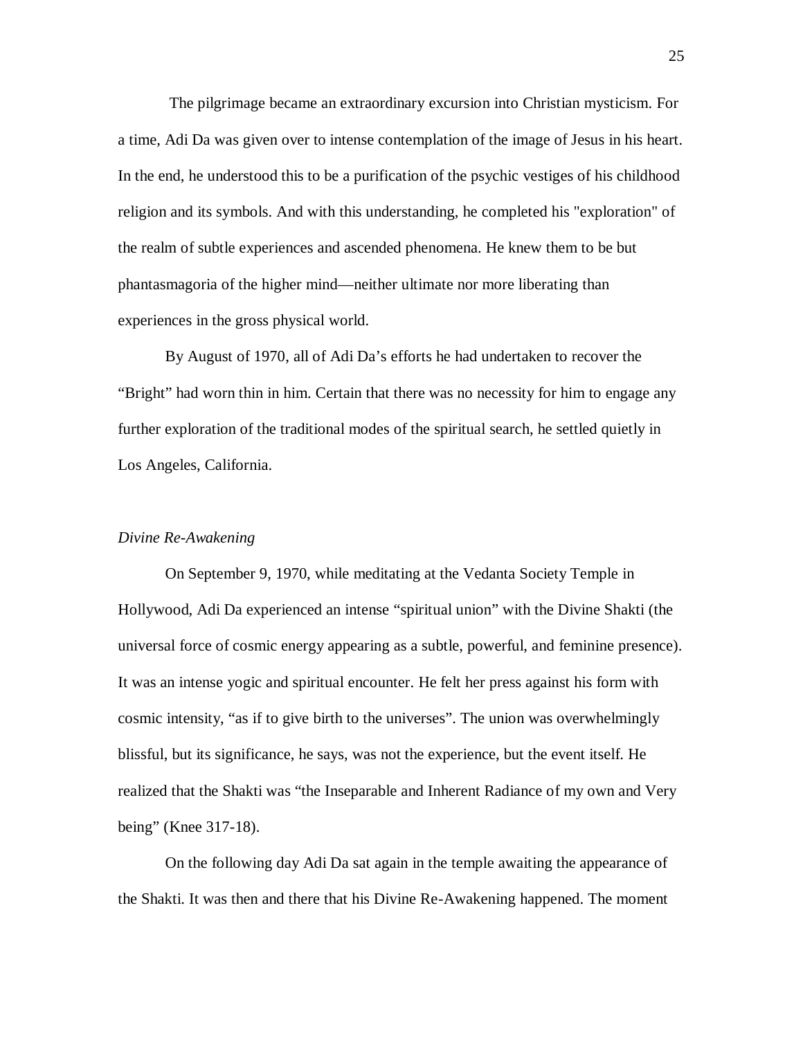The pilgrimage became an extraordinary excursion into Christian mysticism. For a time, Adi Da was given over to intense contemplation of the image of Jesus in his heart. In the end, he understood this to be a purification of the psychic vestiges of his childhood religion and its symbols. And with this understanding, he completed his "exploration" of the realm of subtle experiences and ascended phenomena. He knew them to be but phantasmagoria of the higher mind—neither ultimate nor more liberating than experiences in the gross physical world.

By August of 1970, all of Adi Da's efforts he had undertaken to recover the "Bright" had worn thin in him. Certain that there was no necessity for him to engage any further exploration of the traditional modes of the spiritual search, he settled quietly in Los Angeles, California.

*Divine Re-Awakening*

On September 9, 1970, while meditating at the Vedanta Society Temple in Hollywood, Adi Da experienced an intense "spiritual union" with the Divine Shakti (the universal force of cosmic energy appearing as a subtle, powerful, and feminine presence). It was an intense yogic and spiritual encounter. He felt her press against his form with cosmic intensity, "as if to give birth to the universes". The union was overwhelmingly blissful, but its significance, he says, was not the experience, but the event itself. He realized that the Shakti was "the Inseparable and Inherent Radiance of my own and Very being" (Knee 317-18).

On the following day Adi Da sat again in the temple awaiting the appearance of the Shakti. It was then and there that his Divine Re-Awakening happened. The moment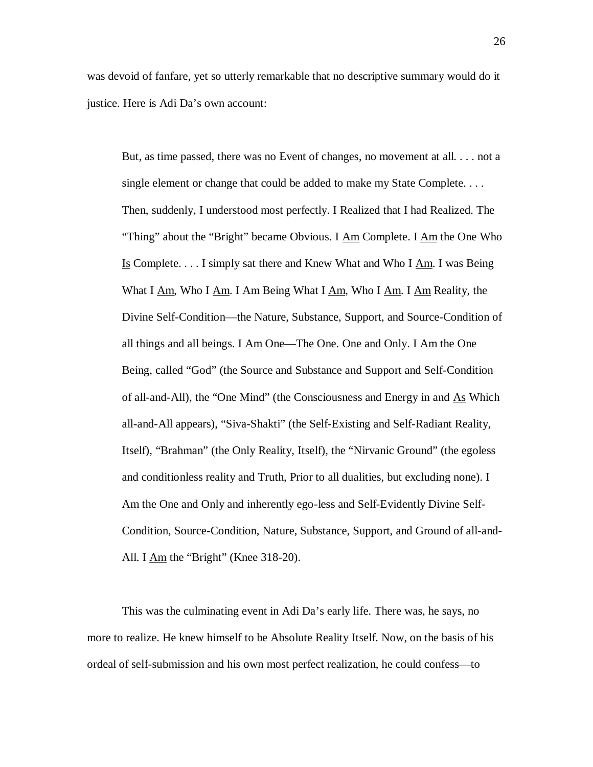was devoid of fanfare, yet so utterly remarkable that no descriptive summary would do it justice. Here is Adi Da's own account:

> But, as time passed, there was no Event of changes, no movement at all. . . . not a single element or change that could be added to make my State Complete. . . . Then, suddenly, I understood most perfectly. I Realized that I had Realized. The "Thing" about the "Bright" became Obvious. I <u>Am</u> Complete. I <u>Am</u> the One Who <u>Is</u> Complete. . . . I simply sat there and Knew What and Who I <u>Am</u>. I was Being What I <u>Am</u>, Who I <u>Am</u>. I Am Being What I <u>Am</u>, Who I <u>Am</u>. I <u>Am</u> Reality, the Divine Self-Condition—the Nature, Substance, Support, and Source-Condition of all things and all beings. I <u>Am</u> One—<u>The</u> One. One and Only. I <u>Am</u> the One Being, called "God" (the Source and Substance and Support and Self-Condition of all-and-All), the "One Mind" (the Consciousness and Energy in and <u>As</u> Which all-and-All appears), "Siva-Shakti" (the Self-Existing and Self-Radiant Reality, Itself), "Brahman" (the Only Reality, Itself), the "Nirvanic Ground" (the egoless and conditionless reality and Truth, Prior to all dualities, but excluding none). I <u>Am</u> the One and Only and inherently ego-less and Self-Evidently Divine Self-Condition, Source-Condition, Nature, Substance, Support, and Ground of all-and-All. I <u>Am</u> the "Bright" (Knee 318-20).

This was the culminating event in Adi Da's early life. There was, he says, no more to realize. He knew himself to be Absolute Reality Itself. Now, on the basis of his ordeal of self-submission and his own most perfect realization, he could confess—to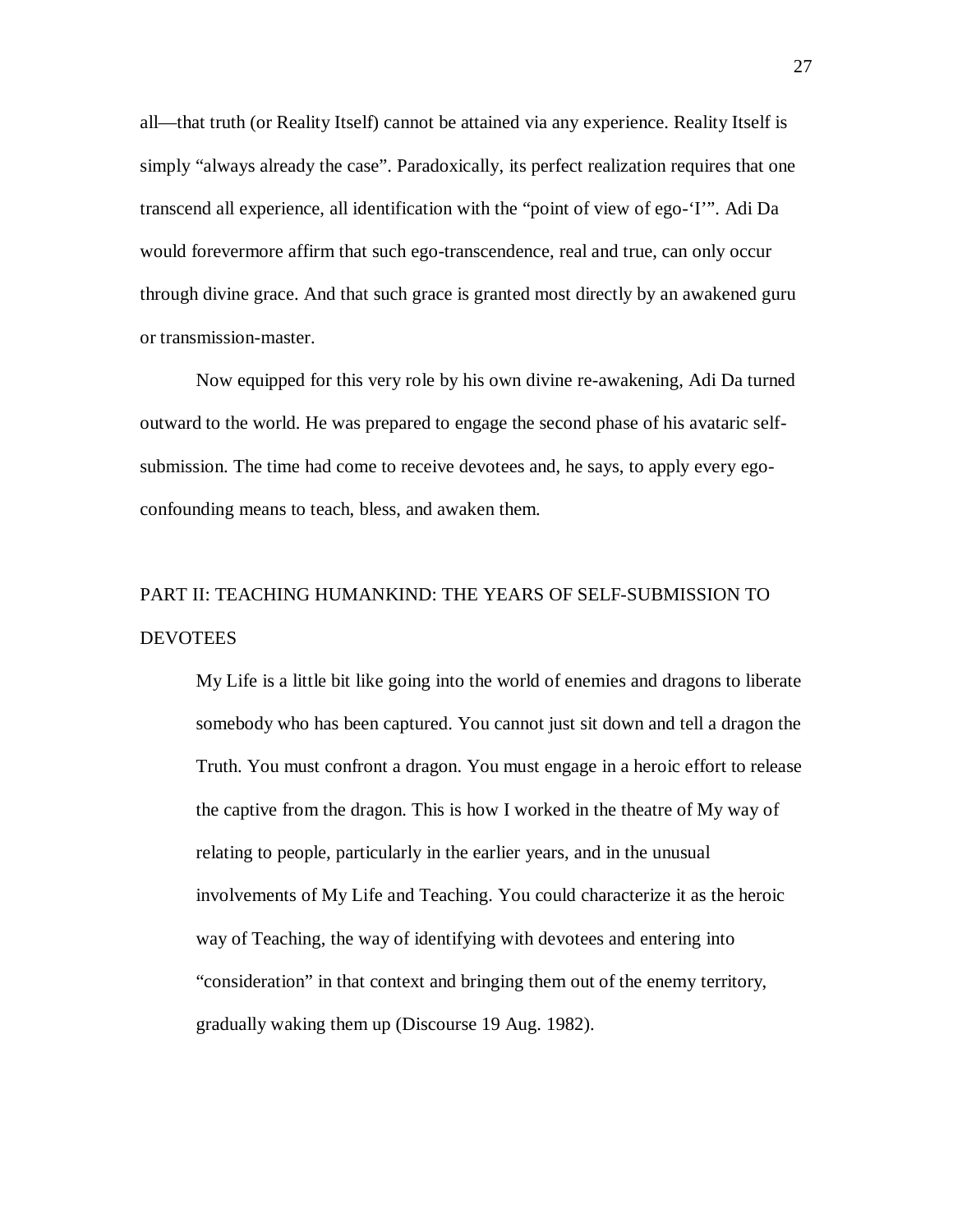all—that truth (or Reality Itself) cannot be attained via any experience. Reality Itself is simply "always already the case". Paradoxically, its perfect realization requires that one transcend all experience, all identification with the "point of view of ego-'I'". Adi Da would forevermore affirm that such ego-transcendence, real and true, can only occur through divine grace. And that such grace is granted most directly by an awakened guru or transmission-master.

Now equipped for this very role by his own divine re-awakening, Adi Da turned outward to the world. He was prepared to engage the second phase of his avataric self-submission. The time had come to receive devotees and, he says, to apply every ego-confounding means to teach, bless, and awaken them.

## PART II: TEACHING HUMANKIND: THE YEARS OF SELF-SUBMISSION TO DEVOTEES

> My Life is a little bit like going into the world of enemies and dragons to liberate somebody who has been captured. You cannot just sit down and tell a dragon the Truth. You must confront a dragon. You must engage in a heroic effort to release the captive from the dragon. This is how I worked in the theatre of My way of relating to people, particularly in the earlier years, and in the unusual involvements of My Life and Teaching. You could characterize it as the heroic way of Teaching, the way of identifying with devotees and entering into "consideration" in that context and bringing them out of the enemy territory, gradually waking them up (Discourse 19 Aug. 1982).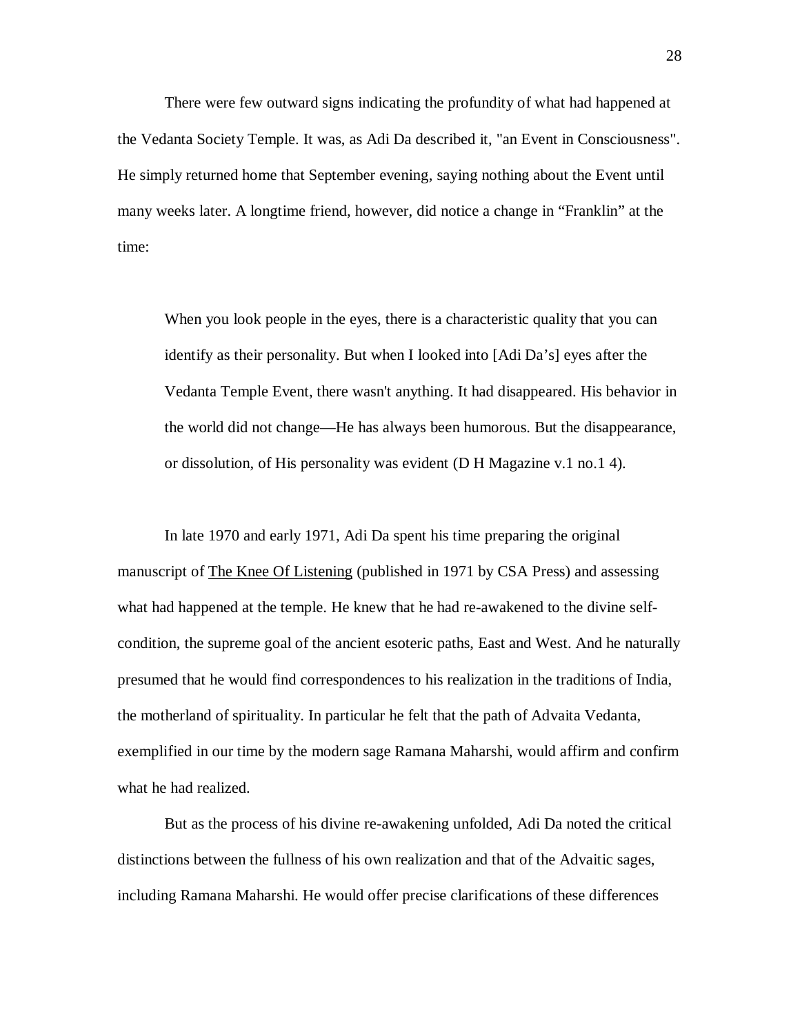There were few outward signs indicating the profundity of what had happened at the Vedanta Society Temple. It was, as Adi Da described it, "an Event in Consciousness". He simply returned home that September evening, saying nothing about the Event until many weeks later. A longtime friend, however, did notice a change in “Franklin” at the time:

> When you look people in the eyes, there is a characteristic quality that you can identify as their personality. But when I looked into [Adi Da’s] eyes after the Vedanta Temple Event, there wasn't anything. It had disappeared. His behavior in the world did not change—He has always been humorous. But the disappearance, or dissolution, of His personality was evident (D H Magazine v.1 no.1 4).

In late 1970 and early 1971, Adi Da spent his time preparing the original manuscript of The Knee Of Listening (published in 1971 by CSA Press) and assessing what had happened at the temple. He knew that he had re-awakened to the divine self-condition, the supreme goal of the ancient esoteric paths, East and West. And he naturally presumed that he would find correspondences to his realization in the traditions of India, the motherland of spirituality. In particular he felt that the path of Advaita Vedanta, exemplified in our time by the modern sage Ramana Maharshi, would affirm and confirm what he had realized.

But as the process of his divine re-awakening unfolded, Adi Da noted the critical distinctions between the fullness of his own realization and that of the Advaitic sages, including Ramana Maharshi. He would offer precise clarifications of these differences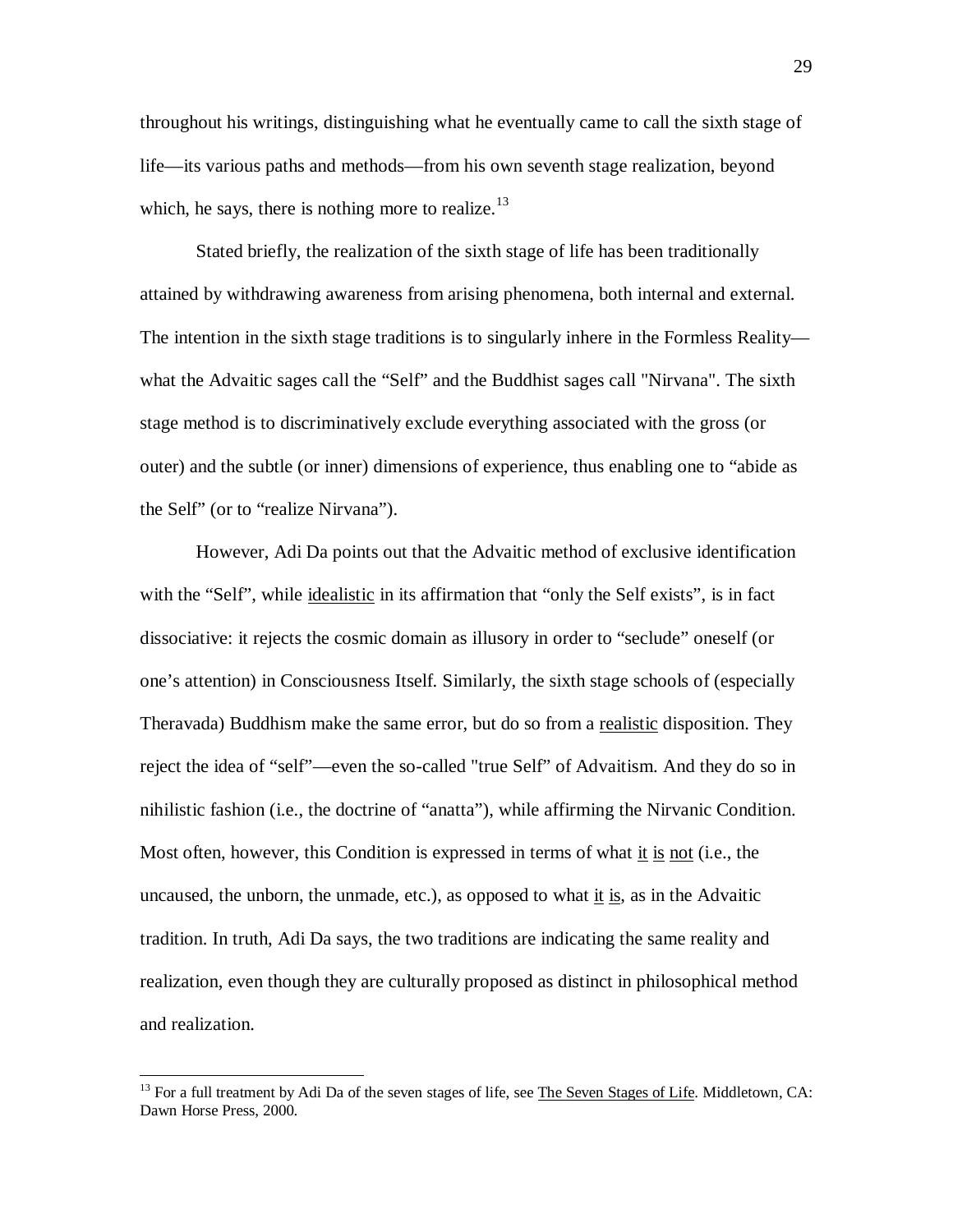throughout his writings, distinguishing what he eventually came to call the sixth stage of life—its various paths and methods—from his own seventh stage realization, beyond which, he says, there is nothing more to realize.[13]

Stated briefly, the realization of the sixth stage of life has been traditionally attained by withdrawing awareness from arising phenomena, both internal and external. The intention in the sixth stage traditions is to singularly inhere in the Formless Reality—what the Advaitic sages call the "Self" and the Buddhist sages call "Nirvana". The sixth stage method is to discriminatively exclude everything associated with the gross (or outer) and the subtle (or inner) dimensions of experience, thus enabling one to "abide as the Self" (or to "realize Nirvana").

However, Adi Da points out that the Advaitic method of exclusive identification with the "Self", while <u>idealistic</u> in its affirmation that "only the Self exists", is in fact dissociative: it rejects the cosmic domain as illusory in order to "seclude" oneself (or one's attention) in Consciousness Itself. Similarly, the sixth stage schools of (especially Theravada) Buddhism make the same error, but do so from a <u>realistic</u> disposition. They reject the idea of "self"—even the so-called "true Self" of Advaitism. And they do so in nihilistic fashion (i.e., the doctrine of "anatta"), while affirming the Nirvanic Condition. Most often, however, this Condition is expressed in terms of what <u>it</u> <u>is</u> <u>not</u> (i.e., the uncaused, the unborn, the unmade, etc.), as opposed to what <u>it</u> <u>is</u>, as in the Advaitic tradition. In truth, Adi Da says, the two traditions are indicating the same reality and realization, even though they are culturally proposed as distinct in philosophical method and realization.

---

[13] For a full treatment by Adi Da of the seven stages of life, see <u>The Seven Stages of Life</u>. Middletown, CA: Dawn Horse Press, 2000.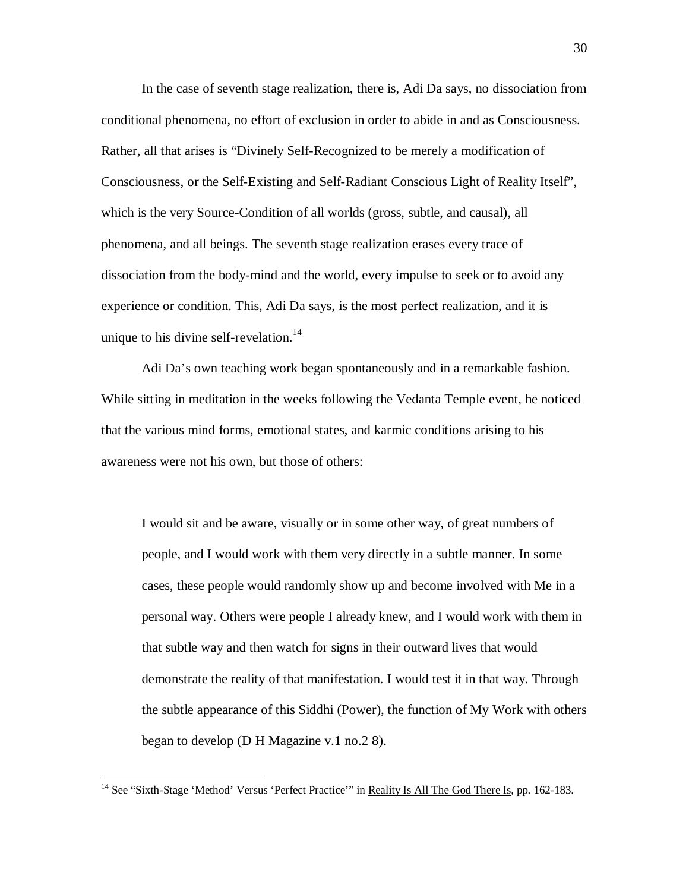In the case of seventh stage realization, there is, Adi Da says, no dissociation from conditional phenomena, no effort of exclusion in order to abide in and as Consciousness. Rather, all that arises is "Divinely Self-Recognized to be merely a modification of Consciousness, or the Self-Existing and Self-Radiant Conscious Light of Reality Itself", which is the very Source-Condition of all worlds (gross, subtle, and causal), all phenomena, and all beings. The seventh stage realization erases every trace of dissociation from the body-mind and the world, every impulse to seek or to avoid any experience or condition. This, Adi Da says, is the most perfect realization, and it is unique to his divine self-revelation.[14]

Adi Da's own teaching work began spontaneously and in a remarkable fashion. While sitting in meditation in the weeks following the Vedanta Temple event, he noticed that the various mind forms, emotional states, and karmic conditions arising to his awareness were not his own, but those of others:

> I would sit and be aware, visually or in some other way, of great numbers of people, and I would work with them very directly in a subtle manner. In some cases, these people would randomly show up and become involved with Me in a personal way. Others were people I already knew, and I would work with them in that subtle way and then watch for signs in their outward lives that would demonstrate the reality of that manifestation. I would test it in that way. Through the subtle appearance of this Siddhi (Power), the function of My Work with others began to develop (D H Magazine v.1 no.2 8).

---

[14] See "Sixth-Stage 'Method' Versus 'Perfect Practice'" in Reality Is All The God There Is, pp. 162-183.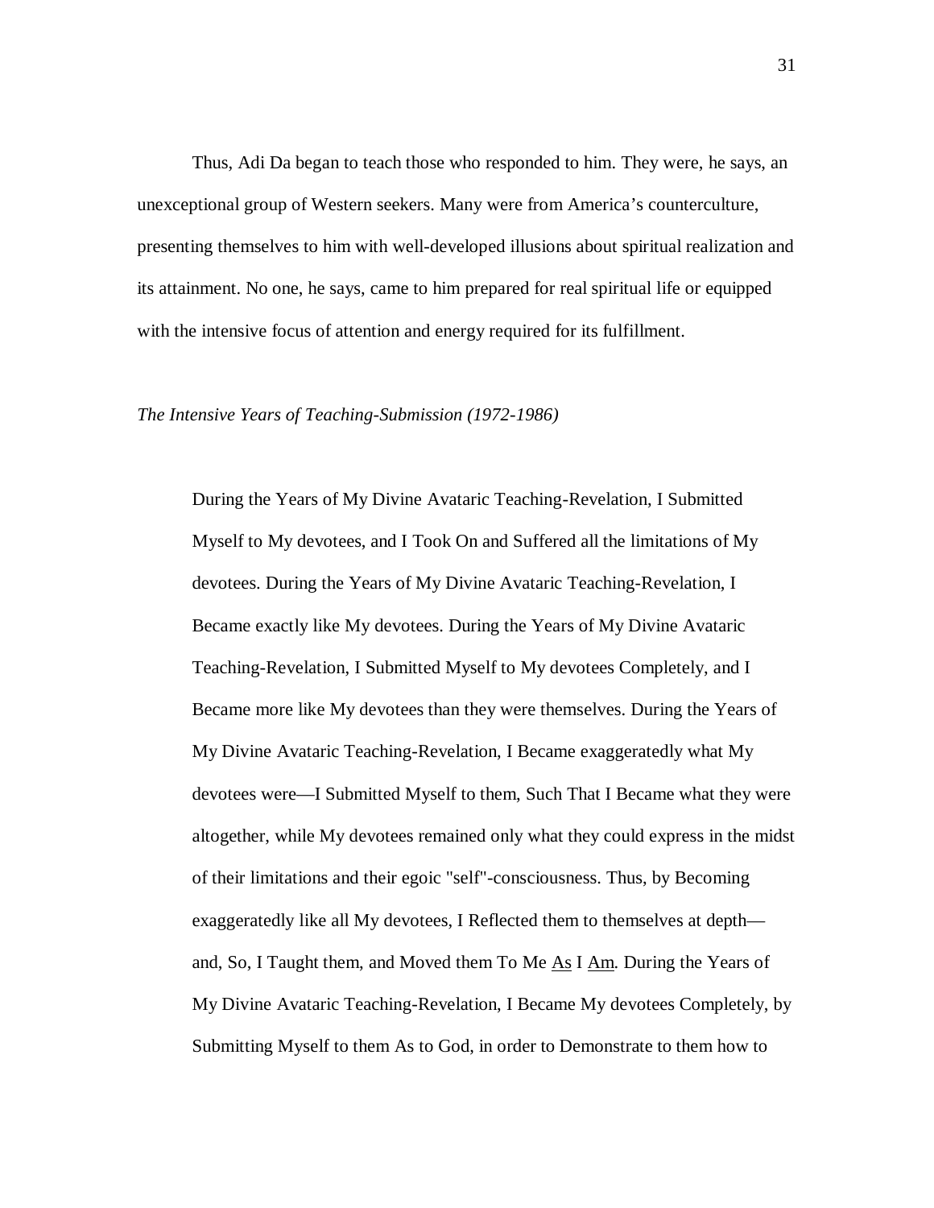Thus, Adi Da began to teach those who responded to him. They were, he says, an unexceptional group of Western seekers. Many were from America's counterculture, presenting themselves to him with well-developed illusions about spiritual realization and its attainment. No one, he says, came to him prepared for real spiritual life or equipped with the intensive focus of attention and energy required for its fulfillment.

*The Intensive Years of Teaching-Submission (1972-1986)*

> During the Years of My Divine Avataric Teaching-Revelation, I Submitted Myself to My devotees, and I Took On and Suffered all the limitations of My devotees. During the Years of My Divine Avataric Teaching-Revelation, I Became exactly like My devotees. During the Years of My Divine Avataric Teaching-Revelation, I Submitted Myself to My devotees Completely, and I Became more like My devotees than they were themselves. During the Years of My Divine Avataric Teaching-Revelation, I Became exaggeratedly what My devotees were—I Submitted Myself to them, Such That I Became what they were altogether, while My devotees remained only what they could express in the midst of their limitations and their egoic "self"-consciousness. Thus, by Becoming exaggeratedly like all My devotees, I Reflected them to themselves at depth—and, So, I Taught them, and Moved them To Me <u>As</u> I <u>Am</u>. During the Years of My Divine Avataric Teaching-Revelation, I Became My devotees Completely, by Submitting Myself to them As to God, in order to Demonstrate to them how to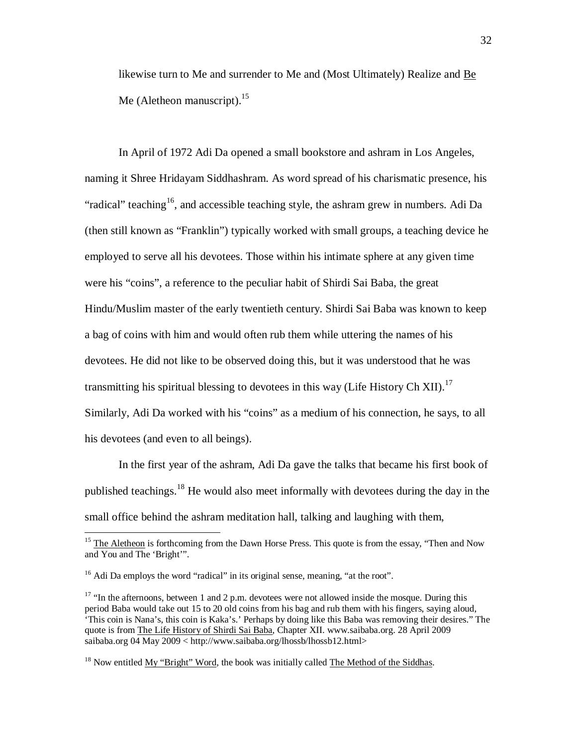likewise turn to Me and surrender to Me and (Most Ultimately) Realize and Be Me (Aletheon manuscript).[15]

In April of 1972 Adi Da opened a small bookstore and ashram in Los Angeles, naming it Shree Hridayam Siddhashram. As word spread of his charismatic presence, his "radical" teaching[16], and accessible teaching style, the ashram grew in numbers. Adi Da (then still known as "Franklin") typically worked with small groups, a teaching device he employed to serve all his devotees. Those within his intimate sphere at any given time were his "coins", a reference to the peculiar habit of Shirdi Sai Baba, the great Hindu/Muslim master of the early twentieth century. Shirdi Sai Baba was known to keep a bag of coins with him and would often rub them while uttering the names of his devotees. He did not like to be observed doing this, but it was understood that he was transmitting his spiritual blessing to devotees in this way (Life History Ch XII).[17] Similarly, Adi Da worked with his "coins" as a medium of his connection, he says, to all his devotees (and even to all beings).

In the first year of the ashram, Adi Da gave the talks that became his first book of published teachings.[18] He would also meet informally with devotees during the day in the small office behind the ashram meditation hall, talking and laughing with them,

---

[15] The Aletheon is forthcoming from the Dawn Horse Press. This quote is from the essay, "Then and Now and You and The 'Bright'".

[16] Adi Da employs the word "radical" in its original sense, meaning, "at the root".

[17] "In the afternoons, between 1 and 2 p.m. devotees were not allowed inside the mosque. During this period Baba would take out 15 to 20 old coins from his bag and rub them with his fingers, saying aloud, 'This coin is Nana's, this coin is Kaka's.' Perhaps by doing like this Baba was removing their desires." The quote is from The Life History of Shirdi Sai Baba, Chapter XII. www.saibaba.org. 28 April 2009 saibaba.org 04 May 2009 < http://www.saibaba.org/lhossb/lhossb12.html>

[18] Now entitled My "Bright" Word, the book was initially called The Method of the Siddhas.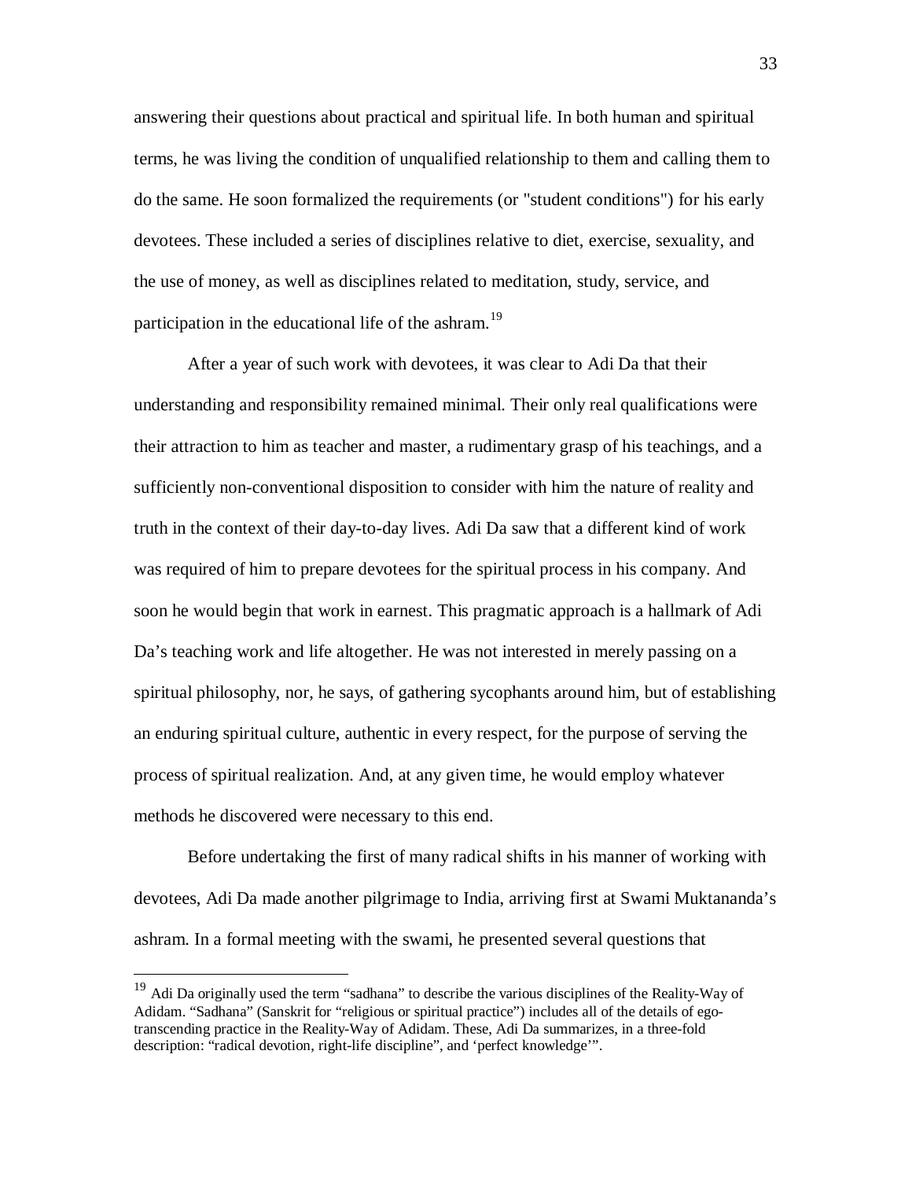answering their questions about practical and spiritual life. In both human and spiritual terms, he was living the condition of unqualified relationship to them and calling them to do the same. He soon formalized the requirements (or "student conditions") for his early devotees. These included a series of disciplines relative to diet, exercise, sexuality, and the use of money, as well as disciplines related to meditation, study, service, and participation in the educational life of the ashram.[19]

After a year of such work with devotees, it was clear to Adi Da that their understanding and responsibility remained minimal. Their only real qualifications were their attraction to him as teacher and master, a rudimentary grasp of his teachings, and a sufficiently non-conventional disposition to consider with him the nature of reality and truth in the context of their day-to-day lives. Adi Da saw that a different kind of work was required of him to prepare devotees for the spiritual process in his company. And soon he would begin that work in earnest. This pragmatic approach is a hallmark of Adi Da's teaching work and life altogether. He was not interested in merely passing on a spiritual philosophy, nor, he says, of gathering sycophants around him, but of establishing an enduring spiritual culture, authentic in every respect, for the purpose of serving the process of spiritual realization. And, at any given time, he would employ whatever methods he discovered were necessary to this end.

Before undertaking the first of many radical shifts in his manner of working with devotees, Adi Da made another pilgrimage to India, arriving first at Swami Muktananda's ashram. In a formal meeting with the swami, he presented several questions that

---

[19] Adi Da originally used the term "sadhana" to describe the various disciplines of the Reality-Way of Adidam. "Sadhana" (Sanskrit for "religious or spiritual practice") includes all of the details of ego-transcending practice in the Reality-Way of Adidam. These, Adi Da summarizes, in a three-fold description: "radical devotion, right-life discipline", and 'perfect knowledge'".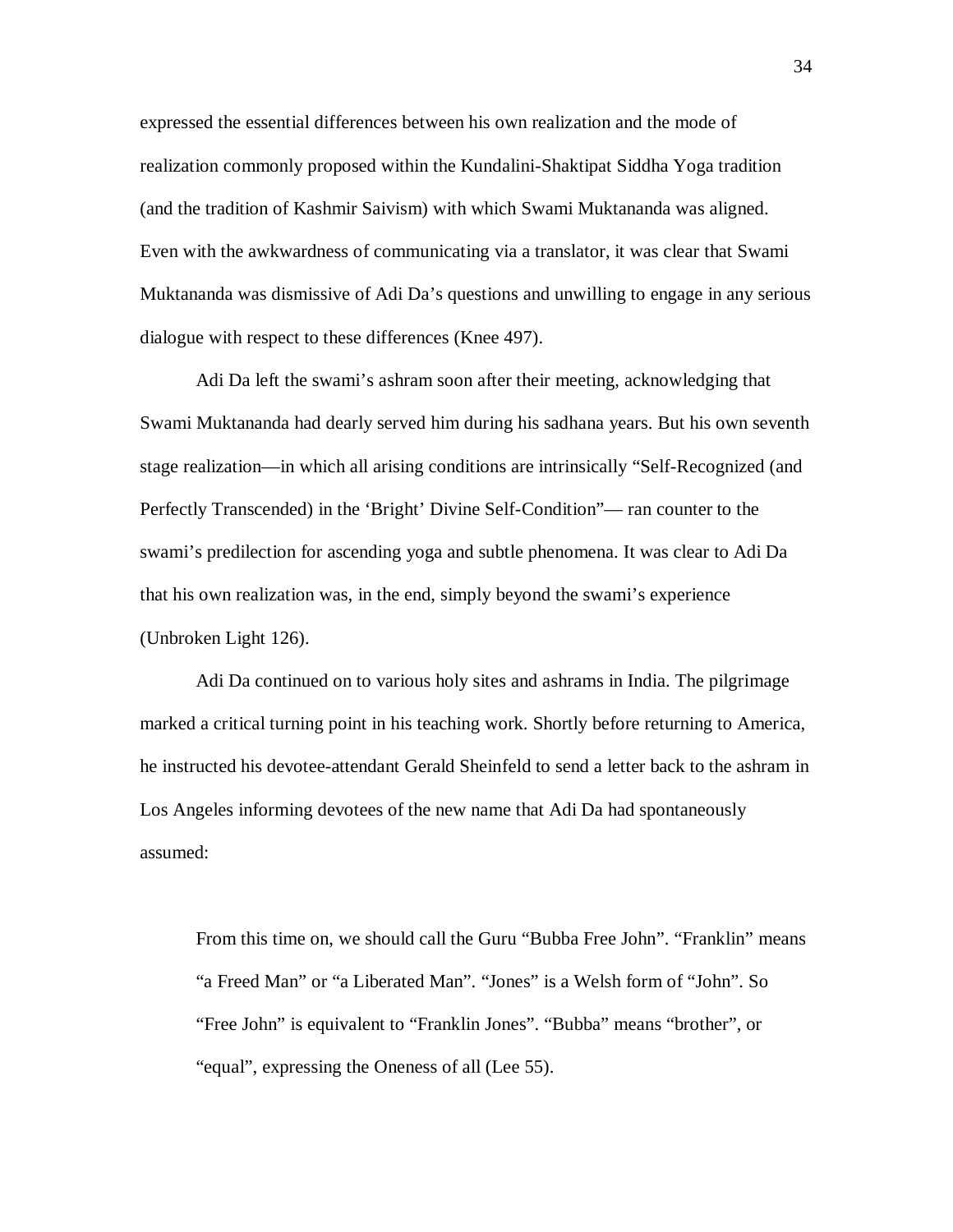expressed the essential differences between his own realization and the mode of realization commonly proposed within the Kundalini-Shaktipat Siddha Yoga tradition (and the tradition of Kashmir Saivism) with which Swami Muktananda was aligned. Even with the awkwardness of communicating via a translator, it was clear that Swami Muktananda was dismissive of Adi Da's questions and unwilling to engage in any serious dialogue with respect to these differences (Knee 497).

Adi Da left the swami's ashram soon after their meeting, acknowledging that Swami Muktananda had dearly served him during his sadhana years. But his own seventh stage realization—in which all arising conditions are intrinsically "Self-Recognized (and Perfectly Transcended) in the 'Bright' Divine Self-Condition"— ran counter to the swami's predilection for ascending yoga and subtle phenomena. It was clear to Adi Da that his own realization was, in the end, simply beyond the swami's experience (Unbroken Light 126).

Adi Da continued on to various holy sites and ashrams in India. The pilgrimage marked a critical turning point in his teaching work. Shortly before returning to America, he instructed his devotee-attendant Gerald Sheinfeld to send a letter back to the ashram in Los Angeles informing devotees of the new name that Adi Da had spontaneously assumed:

> From this time on, we should call the Guru "Bubba Free John". "Franklin" means "a Freed Man" or "a Liberated Man". "Jones" is a Welsh form of "John". So "Free John" is equivalent to "Franklin Jones". "Bubba" means "brother", or "equal", expressing the Oneness of all (Lee 55).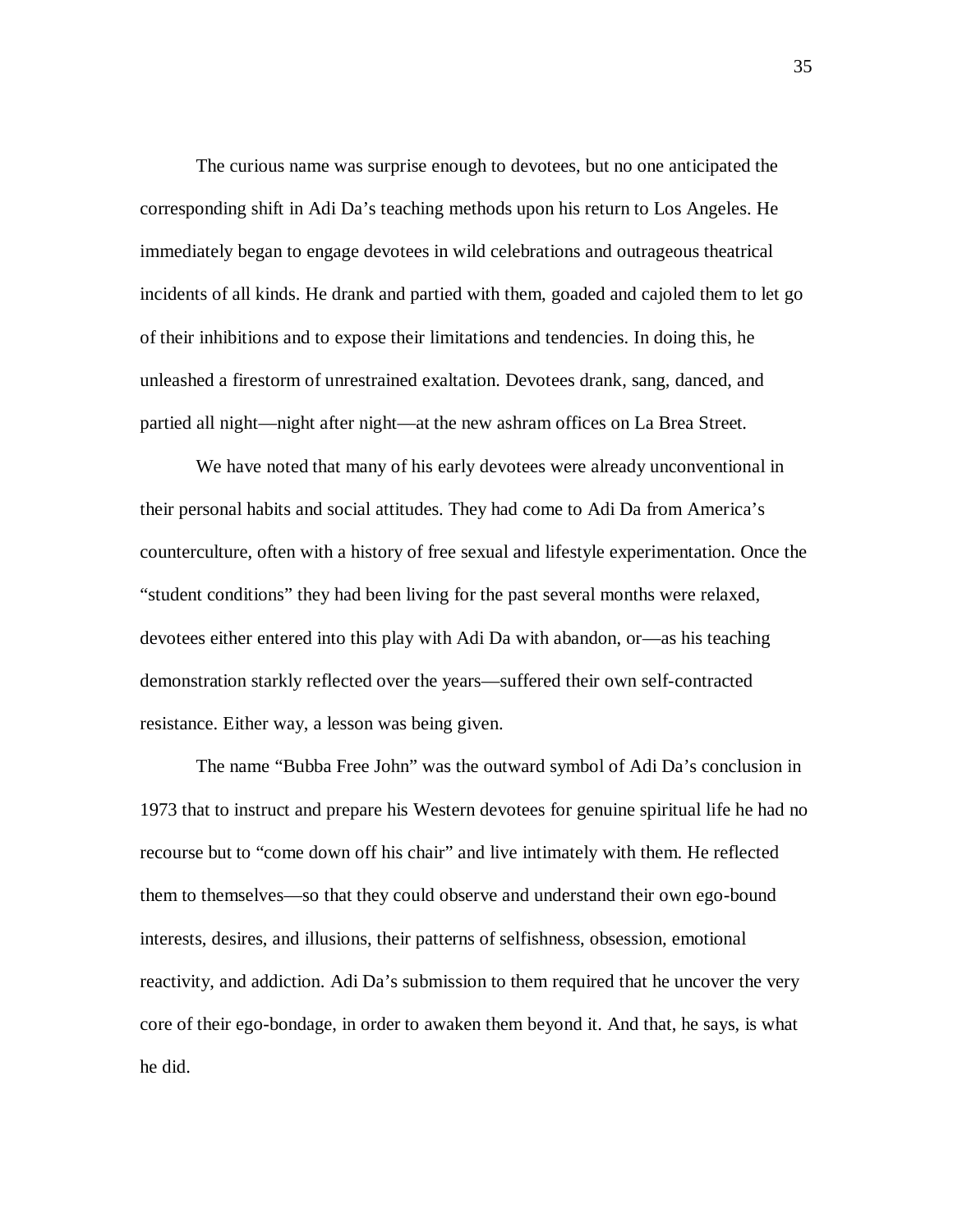The curious name was surprise enough to devotees, but no one anticipated the corresponding shift in Adi Da's teaching methods upon his return to Los Angeles. He immediately began to engage devotees in wild celebrations and outrageous theatrical incidents of all kinds. He drank and partied with them, goaded and cajoled them to let go of their inhibitions and to expose their limitations and tendencies. In doing this, he unleashed a firestorm of unrestrained exaltation. Devotees drank, sang, danced, and partied all night—night after night—at the new ashram offices on La Brea Street.

We have noted that many of his early devotees were already unconventional in their personal habits and social attitudes. They had come to Adi Da from America's counterculture, often with a history of free sexual and lifestyle experimentation. Once the "student conditions" they had been living for the past several months were relaxed, devotees either entered into this play with Adi Da with abandon, or—as his teaching demonstration starkly reflected over the years—suffered their own self-contracted resistance. Either way, a lesson was being given.

The name "Bubba Free John" was the outward symbol of Adi Da's conclusion in 1973 that to instruct and prepare his Western devotees for genuine spiritual life he had no recourse but to "come down off his chair" and live intimately with them. He reflected them to themselves—so that they could observe and understand their own ego-bound interests, desires, and illusions, their patterns of selfishness, obsession, emotional reactivity, and addiction. Adi Da's submission to them required that he uncover the very core of their ego-bondage, in order to awaken them beyond it. And that, he says, is what he did.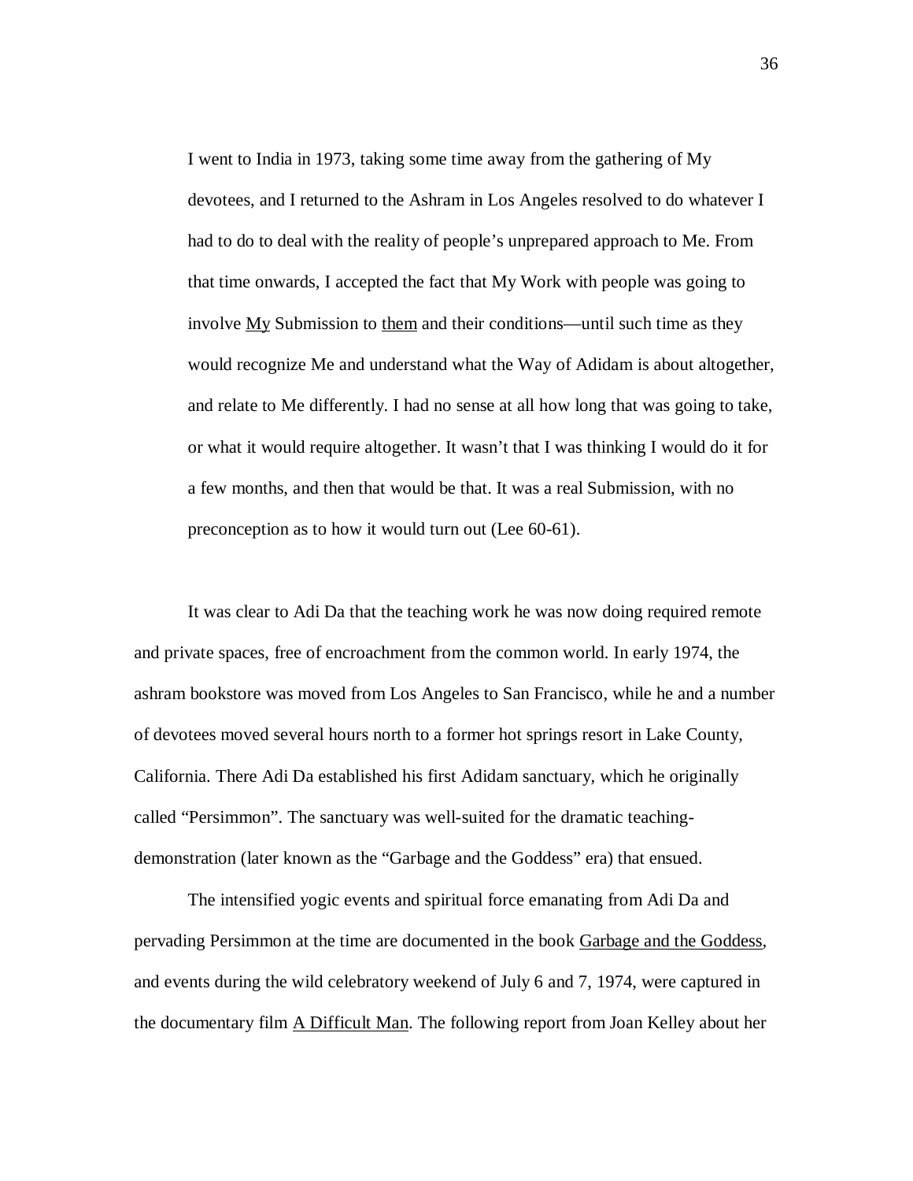> I went to India in 1973, taking some time away from the gathering of My devotees, and I returned to the Ashram in Los Angeles resolved to do whatever I had to do to deal with the reality of people's unprepared approach to Me. From that time onwards, I accepted the fact that My Work with people was going to involve <u>My</u> Submission to <u>them</u> and their conditions—until such time as they would recognize Me and understand what the Way of Adidam is about altogether, and relate to Me differently. I had no sense at all how long that was going to take, or what it would require altogether. It wasn't that I was thinking I would do it for a few months, and then that would be that. It was a real Submission, with no preconception as to how it would turn out (Lee 60-61).

It was clear to Adi Da that the teaching work he was now doing required remote and private spaces, free of encroachment from the common world. In early 1974, the ashram bookstore was moved from Los Angeles to San Francisco, while he and a number of devotees moved several hours north to a former hot springs resort in Lake County, California. There Adi Da established his first Adidam sanctuary, which he originally called "Persimmon". The sanctuary was well-suited for the dramatic teaching-demonstration (later known as the "Garbage and the Goddess" era) that ensued.

The intensified yogic events and spiritual force emanating from Adi Da and pervading Persimmon at the time are documented in the book <u>Garbage and the Goddess</u>, and events during the wild celebratory weekend of July 6 and 7, 1974, were captured in the documentary film <u>A Difficult Man</u>. The following report from Joan Kelley about her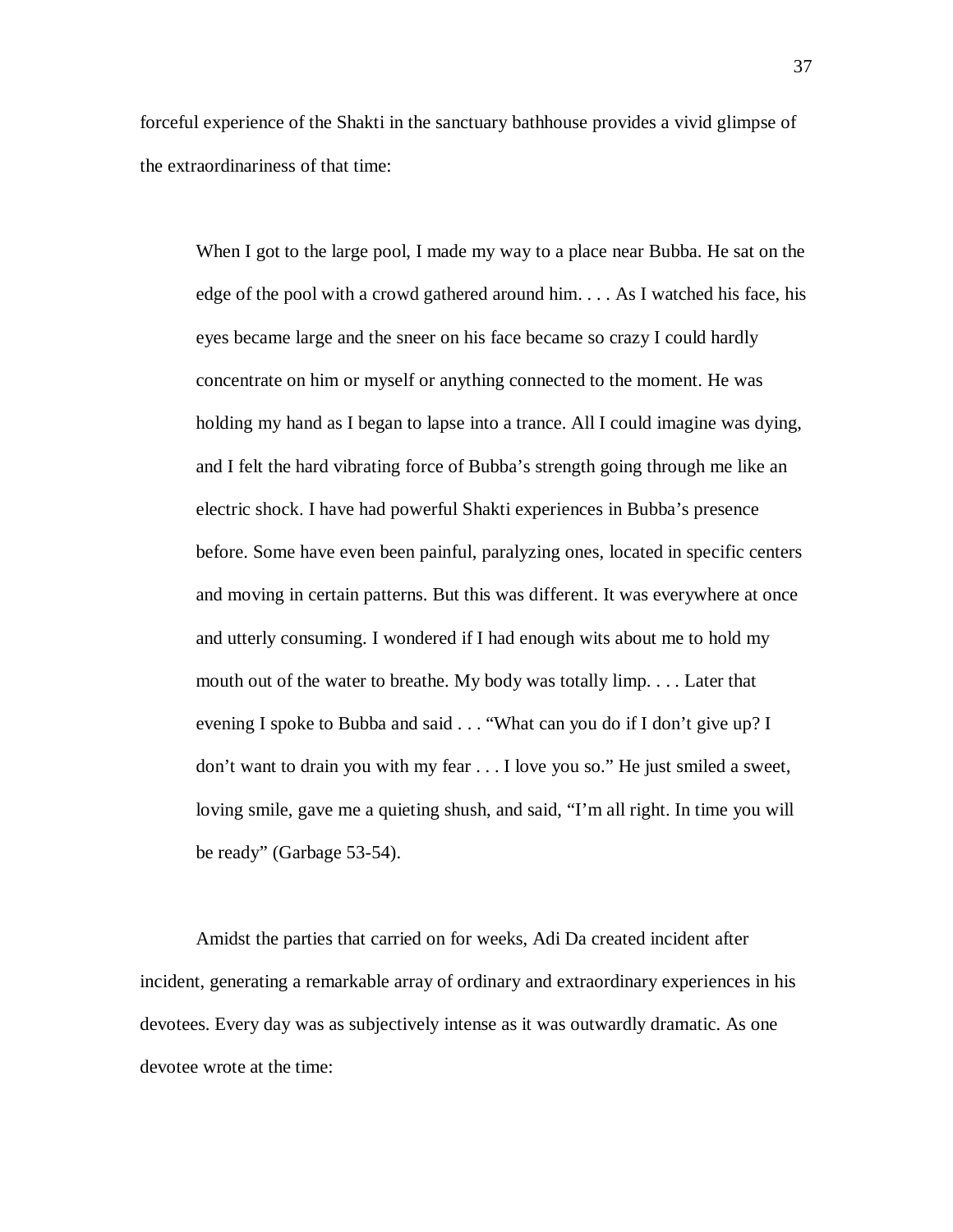forceful experience of the Shakti in the sanctuary bathhouse provides a vivid glimpse of the extraordinariness of that time:

> When I got to the large pool, I made my way to a place near Bubba. He sat on the edge of the pool with a crowd gathered around him. . . . As I watched his face, his eyes became large and the sneer on his face became so crazy I could hardly concentrate on him or myself or anything connected to the moment. He was holding my hand as I began to lapse into a trance. All I could imagine was dying, and I felt the hard vibrating force of Bubba's strength going through me like an electric shock. I have had powerful Shakti experiences in Bubba's presence before. Some have even been painful, paralyzing ones, located in specific centers and moving in certain patterns. But this was different. It was everywhere at once and utterly consuming. I wondered if I had enough wits about me to hold my mouth out of the water to breathe. My body was totally limp. . . . Later that evening I spoke to Bubba and said . . . "What can you do if I don't give up? I don't want to drain you with my fear . . . I love you so." He just smiled a sweet, loving smile, gave me a quieting shush, and said, "I'm all right. In time you will be ready" (Garbage 53-54).

Amidst the parties that carried on for weeks, Adi Da created incident after incident, generating a remarkable array of ordinary and extraordinary experiences in his devotees. Every day was as subjectively intense as it was outwardly dramatic. As one devotee wrote at the time: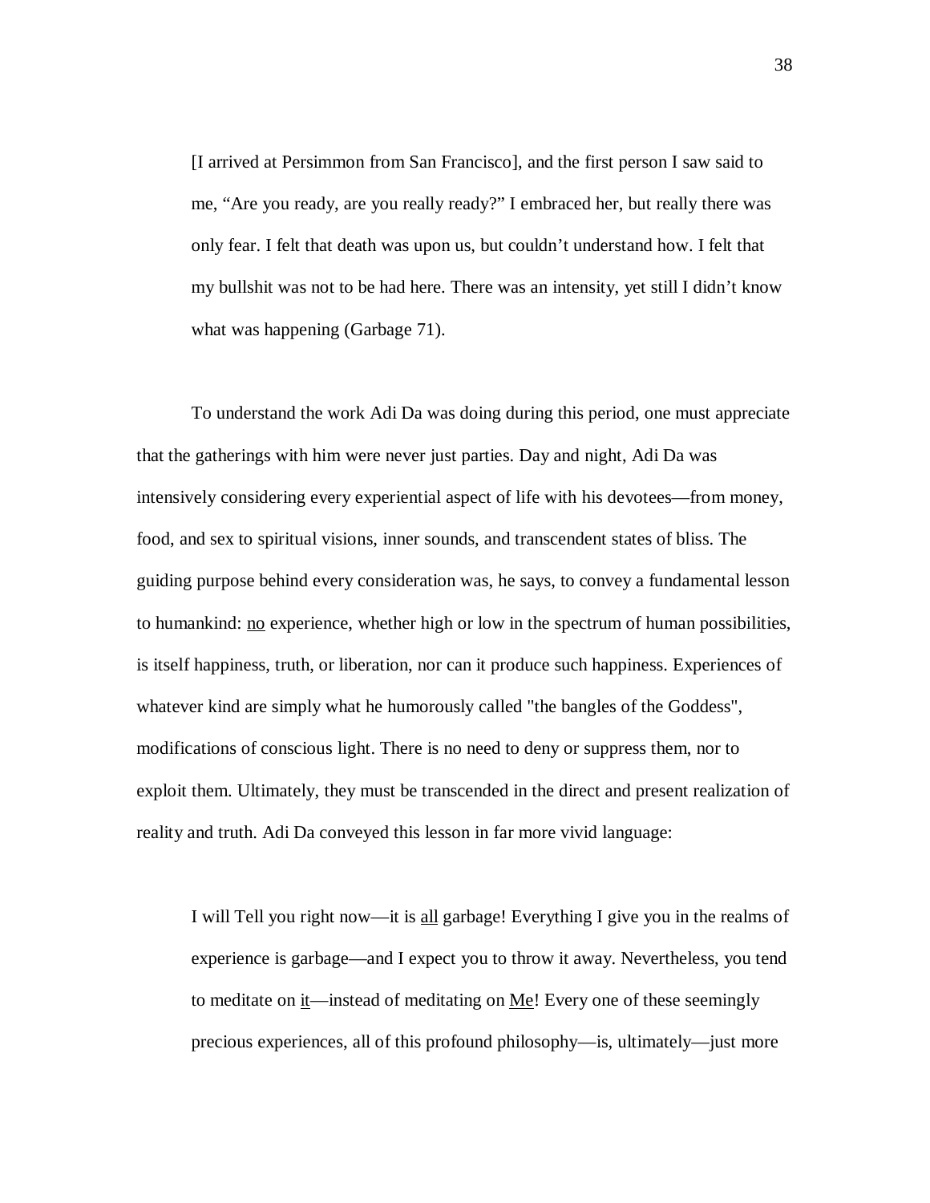> [I arrived at Persimmon from San Francisco], and the first person I saw said to me, “Are you ready, are you really ready?” I embraced her, but really there was only fear. I felt that death was upon us, but couldn’t understand how. I felt that my bullshit was not to be had here. There was an intensity, yet still I didn’t know what was happening (Garbage 71).

To understand the work Adi Da was doing during this period, one must appreciate that the gatherings with him were never just parties. Day and night, Adi Da was intensively considering every experiential aspect of life with his devotees—from money, food, and sex to spiritual visions, inner sounds, and transcendent states of bliss. The guiding purpose behind every consideration was, he says, to convey a fundamental lesson to humankind: <u>no</u> experience, whether high or low in the spectrum of human possibilities, is itself happiness, truth, or liberation, nor can it produce such happiness. Experiences of whatever kind are simply what he humorously called "the bangles of the Goddess", modifications of conscious light. There is no need to deny or suppress them, nor to exploit them. Ultimately, they must be transcended in the direct and present realization of reality and truth. Adi Da conveyed this lesson in far more vivid language:

> I will Tell you right now—it is <u>all</u> garbage! Everything I give you in the realms of experience is garbage—and I expect you to throw it away. Nevertheless, you tend to meditate on <u>it</u>—instead of meditating on <u>Me</u>! Every one of these seemingly precious experiences, all of this profound philosophy—is, ultimately—just more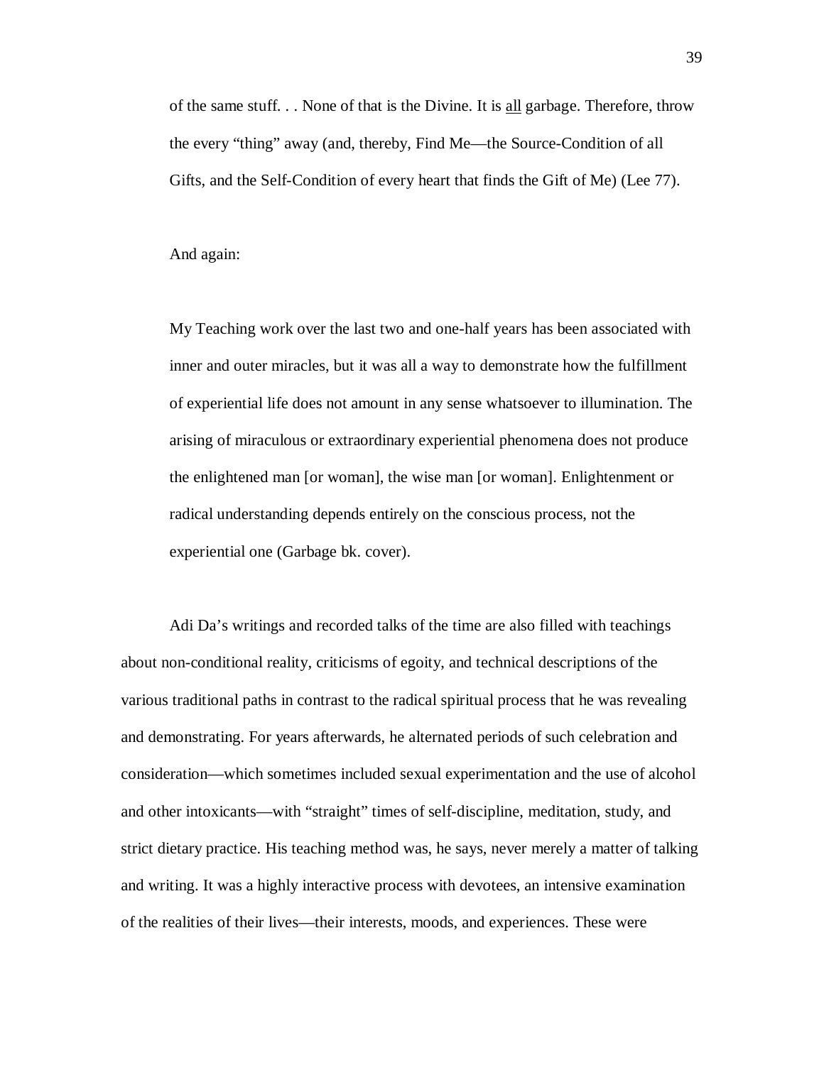> of the same stuff. . . None of that is the Divine. It is <u>all</u> garbage. Therefore, throw the every "thing" away (and, thereby, Find Me—the Source-Condition of all Gifts, and the Self-Condition of every heart that finds the Gift of Me) (Lee 77).

And again:

> My Teaching work over the last two and one-half years has been associated with inner and outer miracles, but it was all a way to demonstrate how the fulfillment of experiential life does not amount in any sense whatsoever to illumination. The arising of miraculous or extraordinary experiential phenomena does not produce the enlightened man [or woman], the wise man [or woman]. Enlightenment or radical understanding depends entirely on the conscious process, not the experiential one (Garbage bk. cover).

Adi Da's writings and recorded talks of the time are also filled with teachings about non-conditional reality, criticisms of egoity, and technical descriptions of the various traditional paths in contrast to the radical spiritual process that he was revealing and demonstrating. For years afterwards, he alternated periods of such celebration and consideration—which sometimes included sexual experimentation and the use of alcohol and other intoxicants—with "straight" times of self-discipline, meditation, study, and strict dietary practice. His teaching method was, he says, never merely a matter of talking and writing. It was a highly interactive process with devotees, an intensive examination of the realities of their lives—their interests, moods, and experiences. These were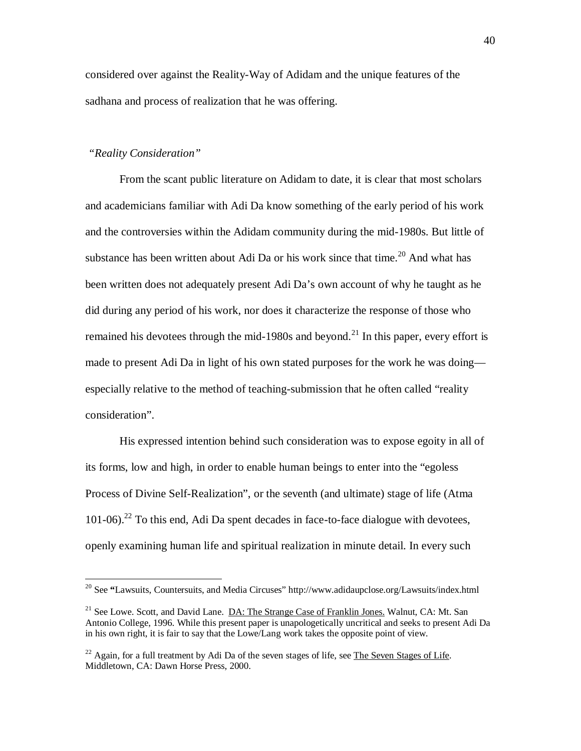considered over against the Reality-Way of Adidam and the unique features of the sadhana and process of realization that he was offering.

*"Reality Consideration"*

From the scant public literature on Adidam to date, it is clear that most scholars and academicians familiar with Adi Da know something of the early period of his work and the controversies within the Adidam community during the mid-1980s. But little of substance has been written about Adi Da or his work since that time.[20] And what has been written does not adequately present Adi Da's own account of why he taught as he did during any period of his work, nor does it characterize the response of those who remained his devotees through the mid-1980s and beyond.[21] In this paper, every effort is made to present Adi Da in light of his own stated purposes for the work he was doing—especially relative to the method of teaching-submission that he often called "reality consideration".

His expressed intention behind such consideration was to expose egoity in all of its forms, low and high, in order to enable human beings to enter into the "egoless Process of Divine Self-Realization", or the seventh (and ultimate) stage of life (Atma 101-06).[22] To this end, Adi Da spent decades in face-to-face dialogue with devotees, openly examining human life and spiritual realization in minute detail. In every such

---

[20] See **"**Lawsuits, Countersuits, and Media Circuses" http://www.adidaupclose.org/Lawsuits/index.html

[21] See Lowe. Scott, and David Lane. DA: The Strange Case of Franklin Jones. Walnut, CA: Mt. San Antonio College, 1996. While this present paper is unapologetically uncritical and seeks to present Adi Da in his own right, it is fair to say that the Lowe/Lang work takes the opposite point of view.

[22] Again, for a full treatment by Adi Da of the seven stages of life, see The Seven Stages of Life. Middletown, CA: Dawn Horse Press, 2000.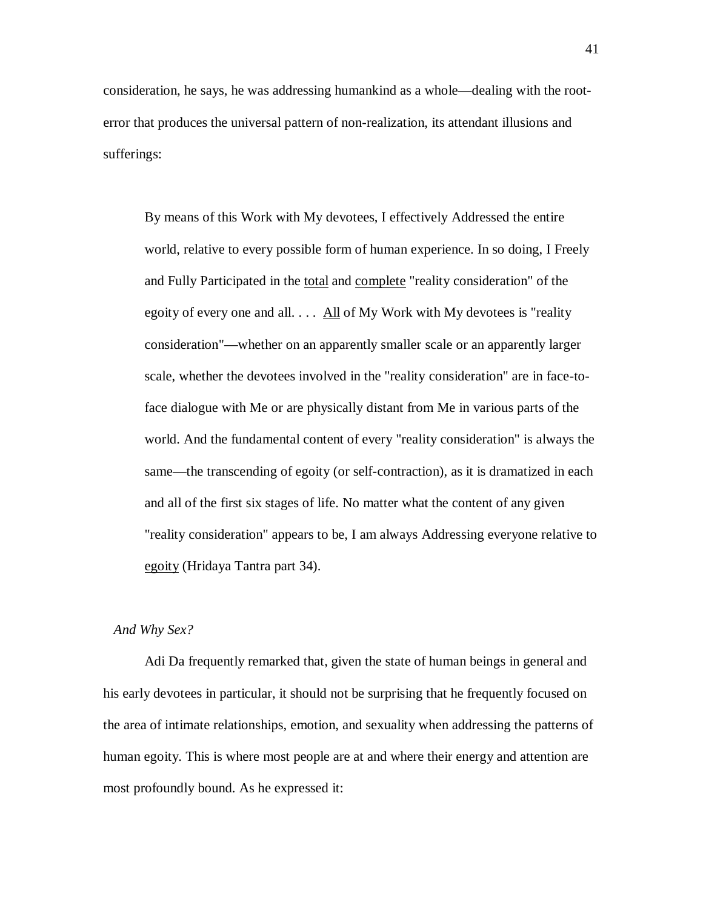consideration, he says, he was addressing humankind as a whole—dealing with the root-error that produces the universal pattern of non-realization, its attendant illusions and sufferings:

> By means of this Work with My devotees, I effectively Addressed the entire world, relative to every possible form of human experience. In so doing, I Freely and Fully Participated in the <u>total</u> and <u>complete</u> "reality consideration" of the egoity of every one and all. . . . <u>All</u> of My Work with My devotees is "reality consideration"—whether on an apparently smaller scale or an apparently larger scale, whether the devotees involved in the "reality consideration" are in face-to-face dialogue with Me or are physically distant from Me in various parts of the world. And the fundamental content of every "reality consideration" is always the same—the transcending of egoity (or self-contraction), as it is dramatized in each and all of the first six stages of life. No matter what the content of any given "reality consideration" appears to be, I am always Addressing everyone relative to <u>egoity</u> (Hridaya Tantra part 34).

*And Why Sex?*

Adi Da frequently remarked that, given the state of human beings in general and his early devotees in particular, it should not be surprising that he frequently focused on the area of intimate relationships, emotion, and sexuality when addressing the patterns of human egoity. This is where most people are at and where their energy and attention are most profoundly bound. As he expressed it: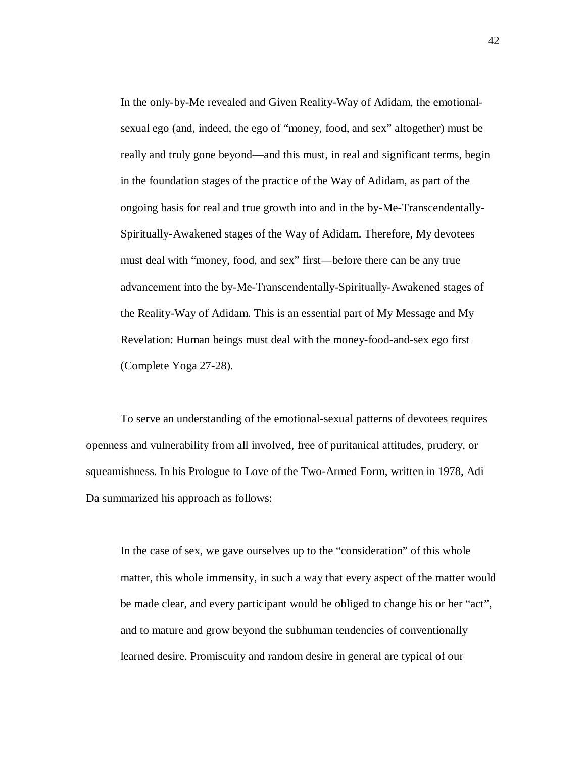> In the only-by-Me revealed and Given Reality-Way of Adidam, the emotional-sexual ego (and, indeed, the ego of “money, food, and sex” altogether) must be really and truly gone beyond—and this must, in real and significant terms, begin in the foundation stages of the practice of the Way of Adidam, as part of the ongoing basis for real and true growth into and in the by-Me-Transcendentally-Spiritually-Awakened stages of the Way of Adidam. Therefore, My devotees must deal with “money, food, and sex” first—before there can be any true advancement into the by-Me-Transcendentally-Spiritually-Awakened stages of the Reality-Way of Adidam. This is an essential part of My Message and My Revelation: Human beings must deal with the money-food-and-sex ego first (Complete Yoga 27-28).

To serve an understanding of the emotional-sexual patterns of devotees requires openness and vulnerability from all involved, free of puritanical attitudes, prudery, or squeamishness. In his Prologue to <u>Love of the Two-Armed Form</u>, written in 1978, Adi Da summarized his approach as follows:

> In the case of sex, we gave ourselves up to the “consideration” of this whole matter, this whole immensity, in such a way that every aspect of the matter would be made clear, and every participant would be obliged to change his or her “act”, and to mature and grow beyond the subhuman tendencies of conventionally learned desire. Promiscuity and random desire in general are typical of our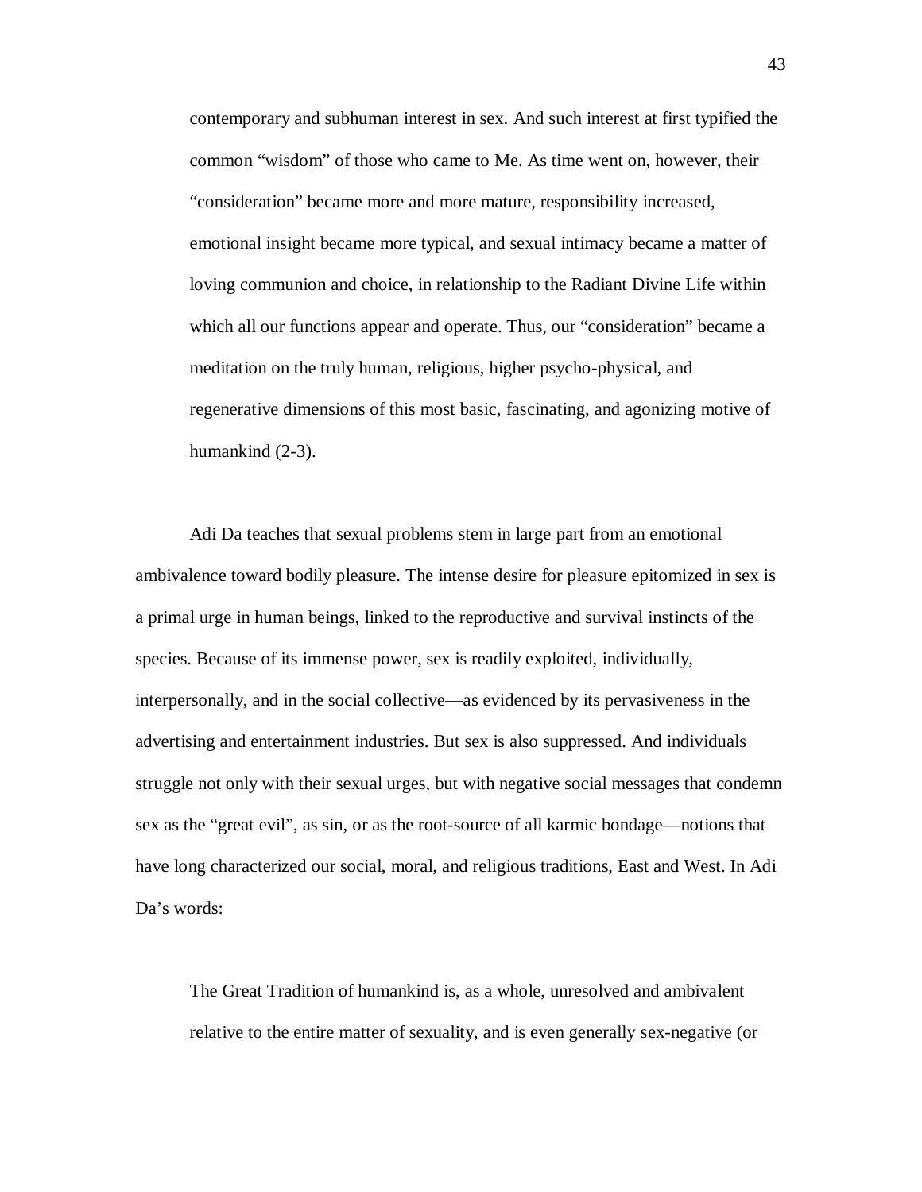> contemporary and subhuman interest in sex. And such interest at first typified the common “wisdom” of those who came to Me. As time went on, however, their “consideration” became more and more mature, responsibility increased, emotional insight became more typical, and sexual intimacy became a matter of loving communion and choice, in relationship to the Radiant Divine Life within which all our functions appear and operate. Thus, our “consideration” became a meditation on the truly human, religious, higher psycho-physical, and regenerative dimensions of this most basic, fascinating, and agonizing motive of humankind (2-3).

Adi Da teaches that sexual problems stem in large part from an emotional ambivalence toward bodily pleasure. The intense desire for pleasure epitomized in sex is a primal urge in human beings, linked to the reproductive and survival instincts of the species. Because of its immense power, sex is readily exploited, individually, interpersonally, and in the social collective—as evidenced by its pervasiveness in the advertising and entertainment industries. But sex is also suppressed. And individuals struggle not only with their sexual urges, but with negative social messages that condemn sex as the “great evil”, as sin, or as the root-source of all karmic bondage—notions that have long characterized our social, moral, and religious traditions, East and West. In Adi Da’s words:

> The Great Tradition of humankind is, as a whole, unresolved and ambivalent relative to the entire matter of sexuality, and is even generally sex-negative (or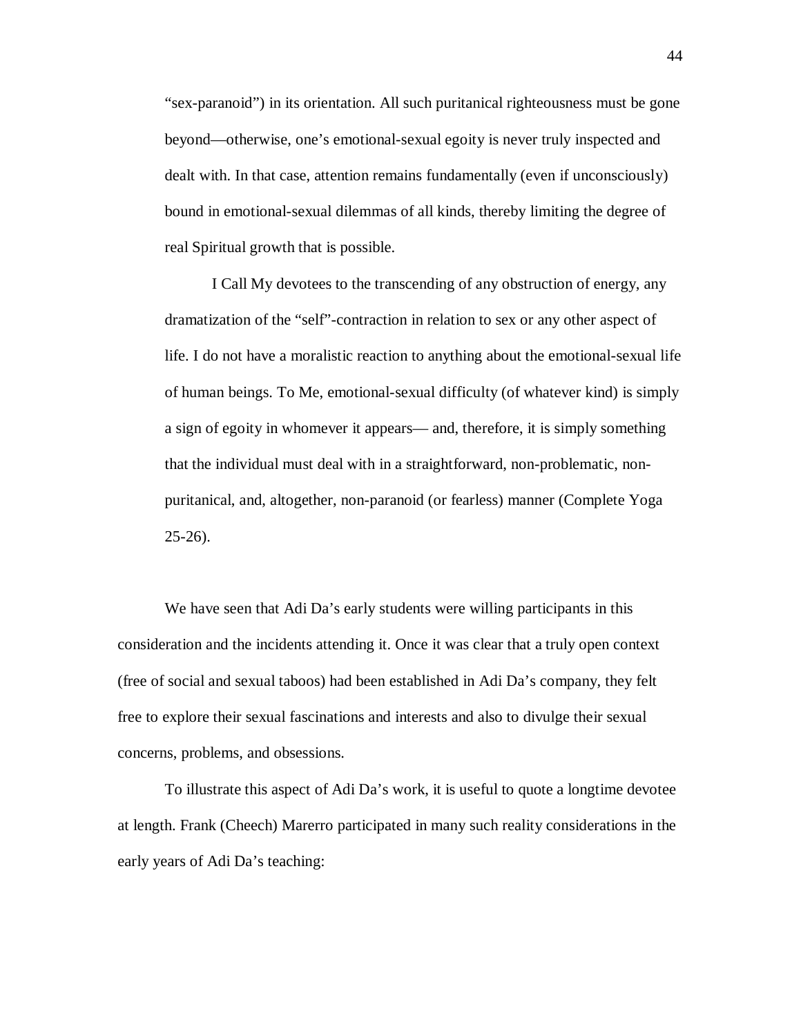> "sex-paranoid") in its orientation. All such puritanical righteousness must be gone beyond—otherwise, one's emotional-sexual egoity is never truly inspected and dealt with. In that case, attention remains fundamentally (even if unconsciously) bound in emotional-sexual dilemmas of all kinds, thereby limiting the degree of real Spiritual growth that is possible.
>
> I Call My devotees to the transcending of any obstruction of energy, any dramatization of the "self"-contraction in relation to sex or any other aspect of life. I do not have a moralistic reaction to anything about the emotional-sexual life of human beings. To Me, emotional-sexual difficulty (of whatever kind) is simply a sign of egoity in whomever it appears— and, therefore, it is simply something that the individual must deal with in a straightforward, non-problematic, non-puritanical, and, altogether, non-paranoid (or fearless) manner (Complete Yoga 25-26).

We have seen that Adi Da's early students were willing participants in this consideration and the incidents attending it. Once it was clear that a truly open context (free of social and sexual taboos) had been established in Adi Da's company, they felt free to explore their sexual fascinations and interests and also to divulge their sexual concerns, problems, and obsessions.

To illustrate this aspect of Adi Da's work, it is useful to quote a longtime devotee at length. Frank (Cheech) Marerro participated in many such reality considerations in the early years of Adi Da's teaching: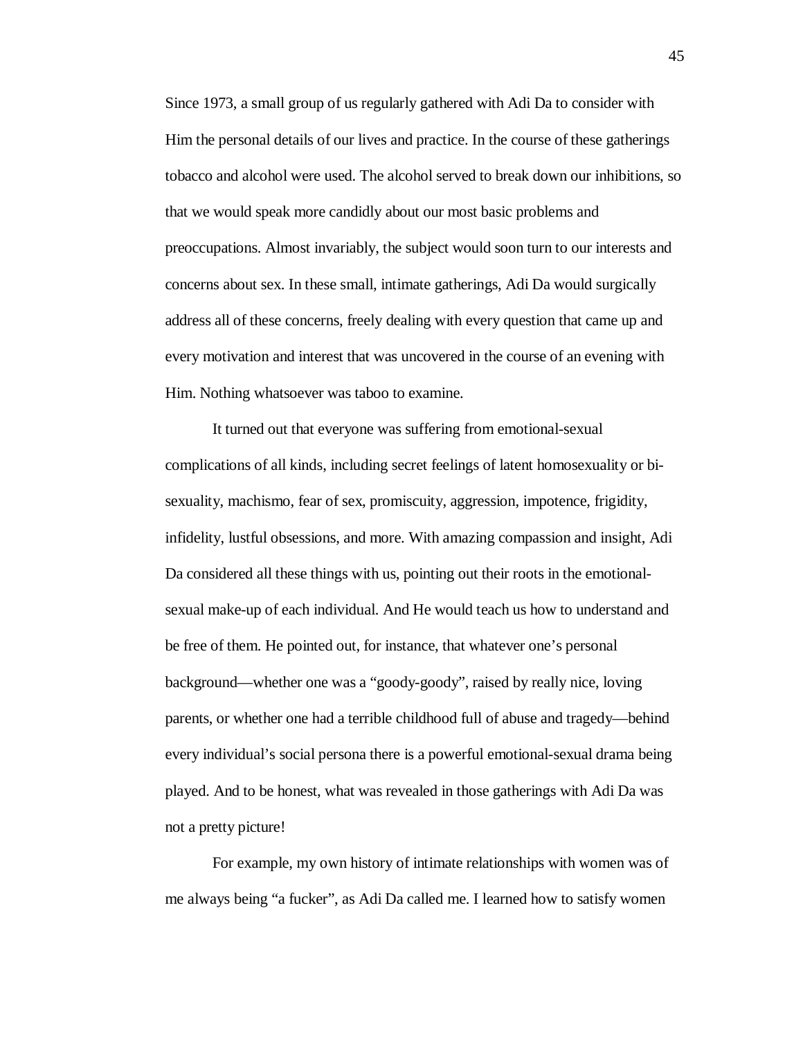Since 1973, a small group of us regularly gathered with Adi Da to consider with Him the personal details of our lives and practice. In the course of these gatherings tobacco and alcohol were used. The alcohol served to break down our inhibitions, so that we would speak more candidly about our most basic problems and preoccupations. Almost invariably, the subject would soon turn to our interests and concerns about sex. In these small, intimate gatherings, Adi Da would surgically address all of these concerns, freely dealing with every question that came up and every motivation and interest that was uncovered in the course of an evening with Him. Nothing whatsoever was taboo to examine.

It turned out that everyone was suffering from emotional-sexual complications of all kinds, including secret feelings of latent homosexuality or bi-sexuality, machismo, fear of sex, promiscuity, aggression, impotence, frigidity, infidelity, lustful obsessions, and more. With amazing compassion and insight, Adi Da considered all these things with us, pointing out their roots in the emotional-sexual make-up of each individual. And He would teach us how to understand and be free of them. He pointed out, for instance, that whatever one's personal background—whether one was a "goody-goody", raised by really nice, loving parents, or whether one had a terrible childhood full of abuse and tragedy—behind every individual's social persona there is a powerful emotional-sexual drama being played. And to be honest, what was revealed in those gatherings with Adi Da was not a pretty picture!

For example, my own history of intimate relationships with women was of me always being "a fucker", as Adi Da called me. I learned how to satisfy women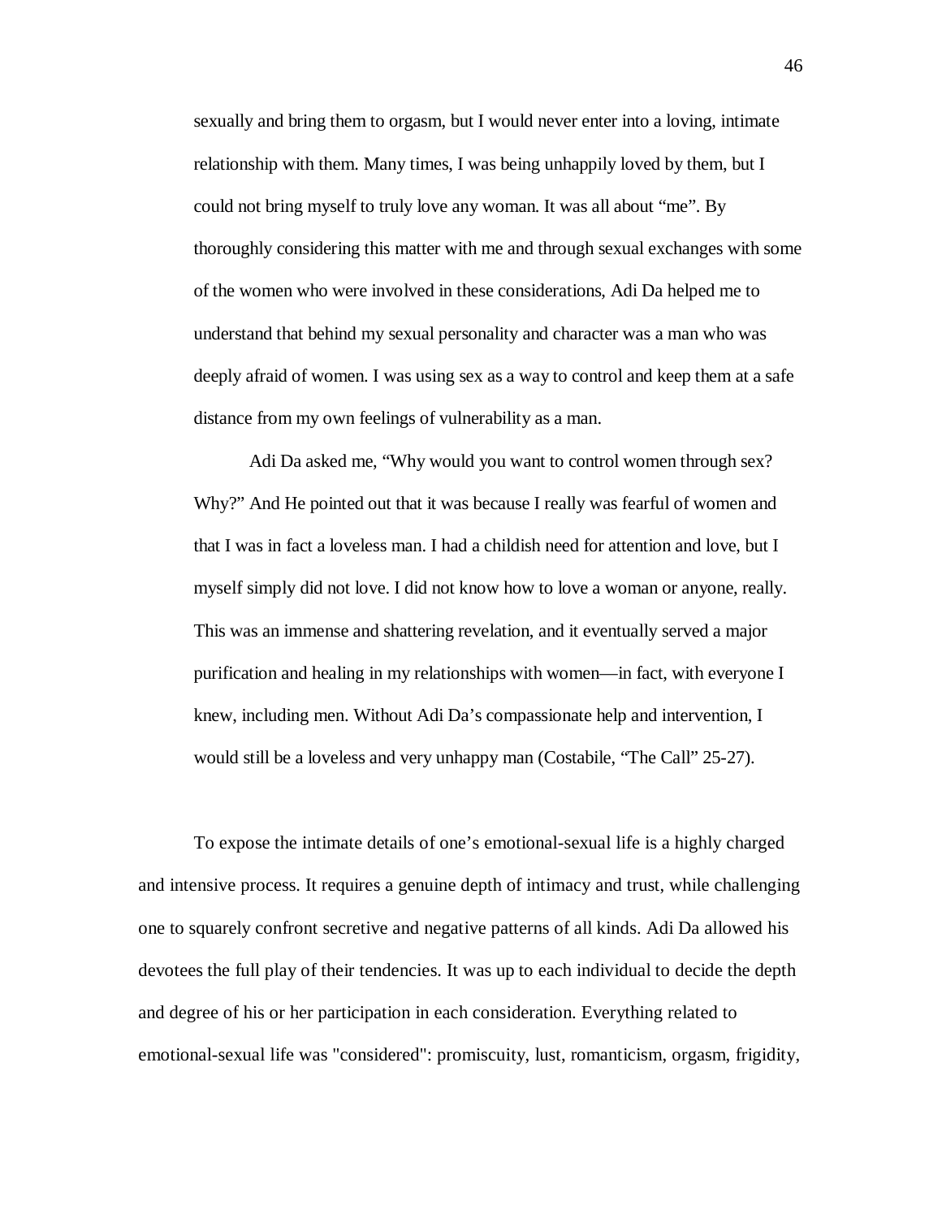> sexually and bring them to orgasm, but I would never enter into a loving, intimate relationship with them. Many times, I was being unhappily loved by them, but I could not bring myself to truly love any woman. It was all about "me". By thoroughly considering this matter with me and through sexual exchanges with some of the women who were involved in these considerations, Adi Da helped me to understand that behind my sexual personality and character was a man who was deeply afraid of women. I was using sex as a way to control and keep them at a safe distance from my own feelings of vulnerability as a man.
>
> Adi Da asked me, "Why would you want to control women through sex? Why?" And He pointed out that it was because I really was fearful of women and that I was in fact a loveless man. I had a childish need for attention and love, but I myself simply did not love. I did not know how to love a woman or anyone, really. This was an immense and shattering revelation, and it eventually served a major purification and healing in my relationships with women—in fact, with everyone I knew, including men. Without Adi Da's compassionate help and intervention, I would still be a loveless and very unhappy man (Costabile, "The Call" 25-27).

To expose the intimate details of one's emotional-sexual life is a highly charged and intensive process. It requires a genuine depth of intimacy and trust, while challenging one to squarely confront secretive and negative patterns of all kinds. Adi Da allowed his devotees the full play of their tendencies. It was up to each individual to decide the depth and degree of his or her participation in each consideration. Everything related to emotional-sexual life was "considered": promiscuity, lust, romanticism, orgasm, frigidity,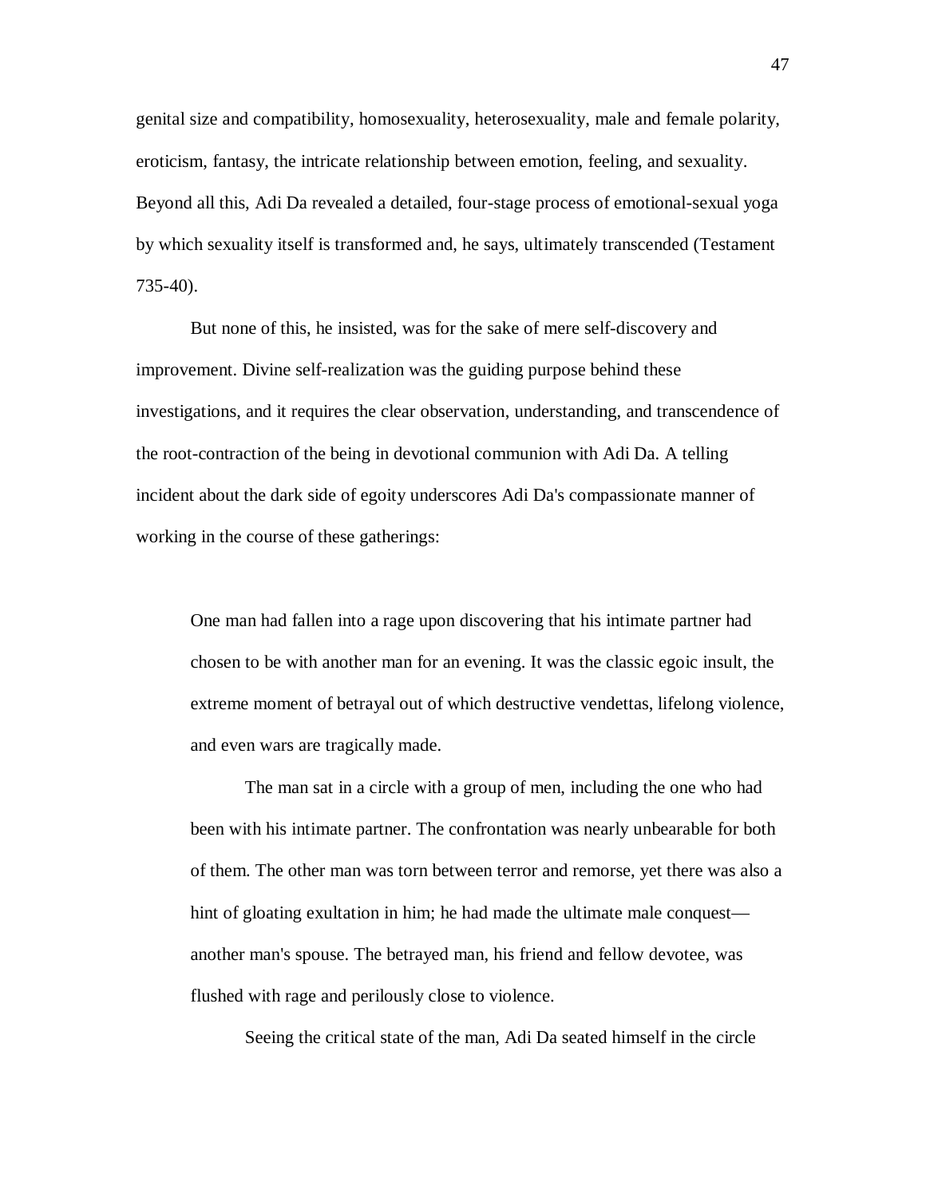genital size and compatibility, homosexuality, heterosexuality, male and female polarity, eroticism, fantasy, the intricate relationship between emotion, feeling, and sexuality. Beyond all this, Adi Da revealed a detailed, four-stage process of emotional-sexual yoga by which sexuality itself is transformed and, he says, ultimately transcended (Testament 735-40).

But none of this, he insisted, was for the sake of mere self-discovery and improvement. Divine self-realization was the guiding purpose behind these investigations, and it requires the clear observation, understanding, and transcendence of the root-contraction of the being in devotional communion with Adi Da. A telling incident about the dark side of egoity underscores Adi Da's compassionate manner of working in the course of these gatherings:

> One man had fallen into a rage upon discovering that his intimate partner had chosen to be with another man for an evening. It was the classic egoic insult, the extreme moment of betrayal out of which destructive vendettas, lifelong violence, and even wars are tragically made.
>
> The man sat in a circle with a group of men, including the one who had been with his intimate partner. The confrontation was nearly unbearable for both of them. The other man was torn between terror and remorse, yet there was also a hint of gloating exultation in him; he had made the ultimate male conquest—another man's spouse. The betrayed man, his friend and fellow devotee, was flushed with rage and perilously close to violence.
>
> Seeing the critical state of the man, Adi Da seated himself in the circle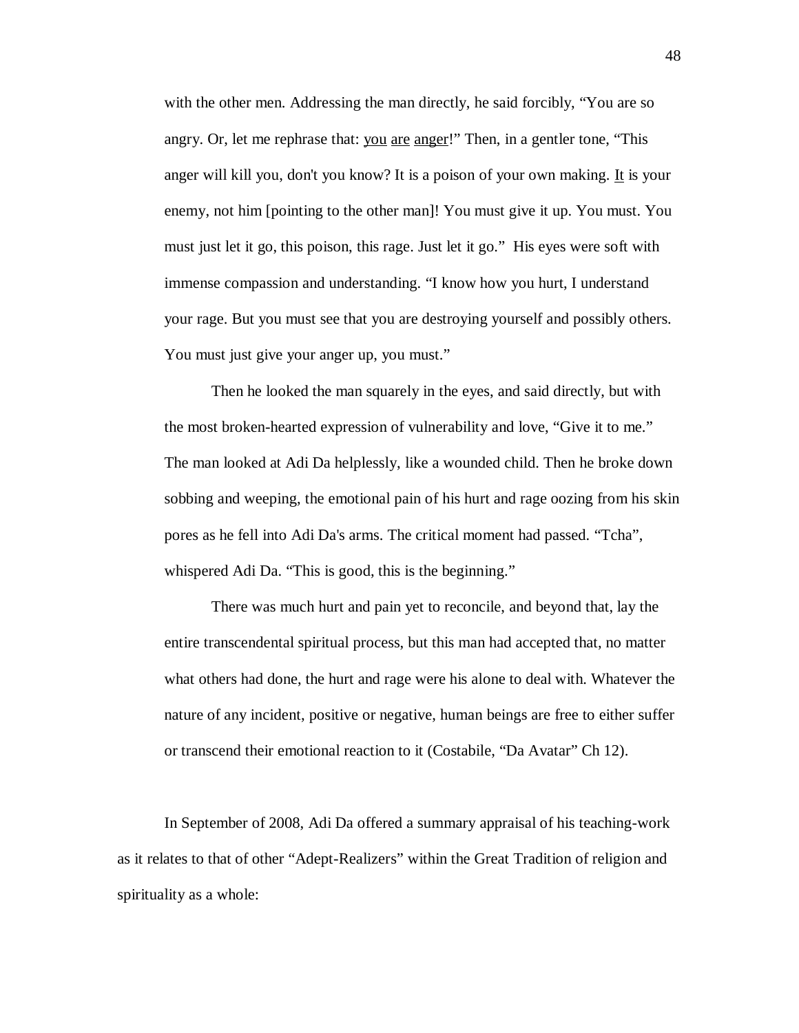with the other men. Addressing the man directly, he said forcibly, "You are so angry. Or, let me rephrase that: <u>you</u> <u>are</u> <u>anger</u>!" Then, in a gentler tone, "This anger will kill you, don't you know? It is a poison of your own making. <u>It</u> is your enemy, not him [pointing to the other man]! You must give it up. You must. You must just let it go, this poison, this rage. Just let it go." His eyes were soft with immense compassion and understanding. "I know how you hurt, I understand your rage. But you must see that you are destroying yourself and possibly others. You must just give your anger up, you must."

> Then he looked the man squarely in the eyes, and said directly, but with the most broken-hearted expression of vulnerability and love, "Give it to me." The man looked at Adi Da helplessly, like a wounded child. Then he broke down sobbing and weeping, the emotional pain of his hurt and rage oozing from his skin pores as he fell into Adi Da's arms. The critical moment had passed. "Tcha", whispered Adi Da. "This is good, this is the beginning."
>
> There was much hurt and pain yet to reconcile, and beyond that, lay the entire transcendental spiritual process, but this man had accepted that, no matter what others had done, the hurt and rage were his alone to deal with. Whatever the nature of any incident, positive or negative, human beings are free to either suffer or transcend their emotional reaction to it (Costabile, "Da Avatar" Ch 12).

In September of 2008, Adi Da offered a summary appraisal of his teaching-work as it relates to that of other "Adept-Realizers" within the Great Tradition of religion and spirituality as a whole: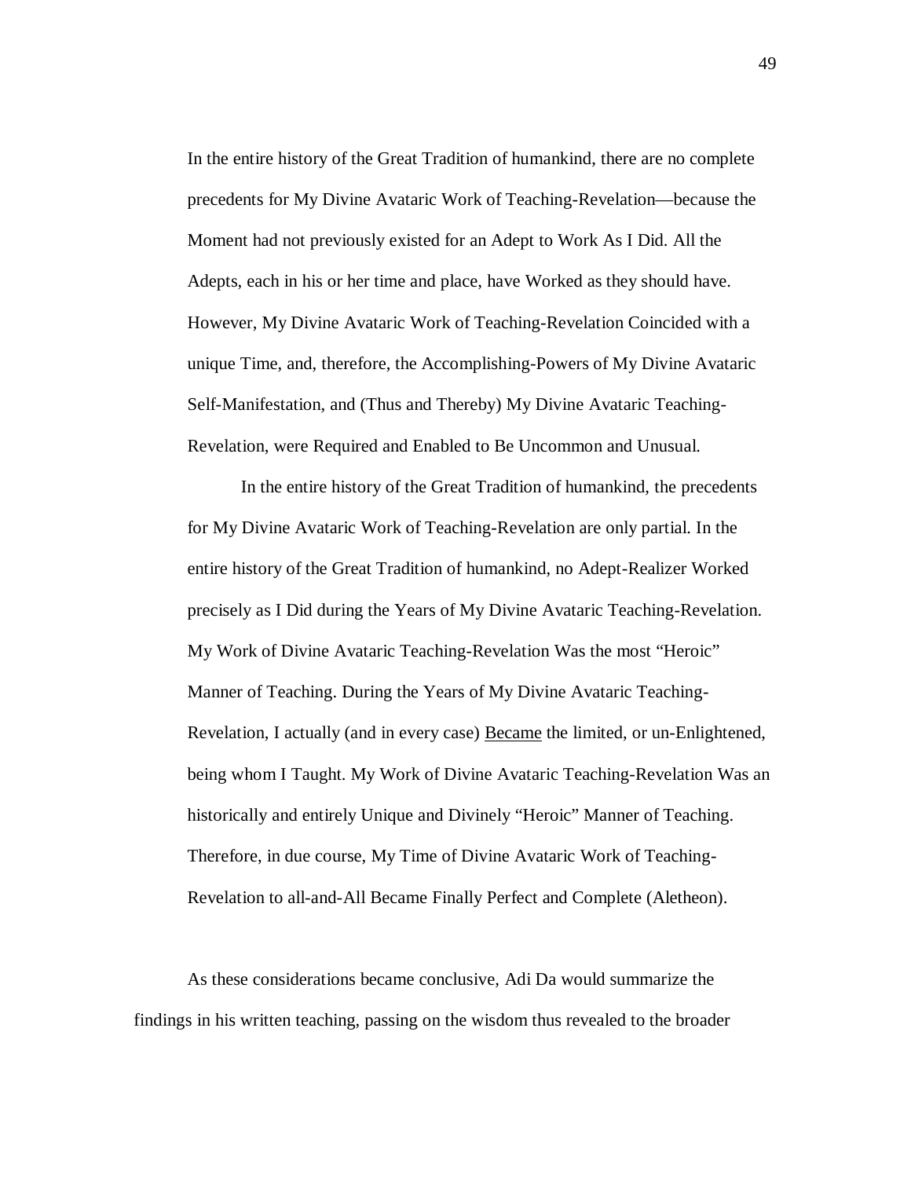> In the entire history of the Great Tradition of humankind, there are no complete precedents for My Divine Avataric Work of Teaching-Revelation—because the Moment had not previously existed for an Adept to Work As I Did. All the Adepts, each in his or her time and place, have Worked as they should have. However, My Divine Avataric Work of Teaching-Revelation Coincided with a unique Time, and, therefore, the Accomplishing-Powers of My Divine Avataric Self-Manifestation, and (Thus and Thereby) My Divine Avataric Teaching-Revelation, were Required and Enabled to Be Uncommon and Unusual.
>
> In the entire history of the Great Tradition of humankind, the precedents for My Divine Avataric Work of Teaching-Revelation are only partial. In the entire history of the Great Tradition of humankind, no Adept-Realizer Worked precisely as I Did during the Years of My Divine Avataric Teaching-Revelation. My Work of Divine Avataric Teaching-Revelation Was the most "Heroic" Manner of Teaching. During the Years of My Divine Avataric Teaching-Revelation, I actually (and in every case) <u>Became</u> the limited, or un-Enlightened, being whom I Taught. My Work of Divine Avataric Teaching-Revelation Was an historically and entirely Unique and Divinely "Heroic" Manner of Teaching. Therefore, in due course, My Time of Divine Avataric Work of Teaching-Revelation to all-and-All Became Finally Perfect and Complete (Aletheon).

As these considerations became conclusive, Adi Da would summarize the findings in his written teaching, passing on the wisdom thus revealed to the broader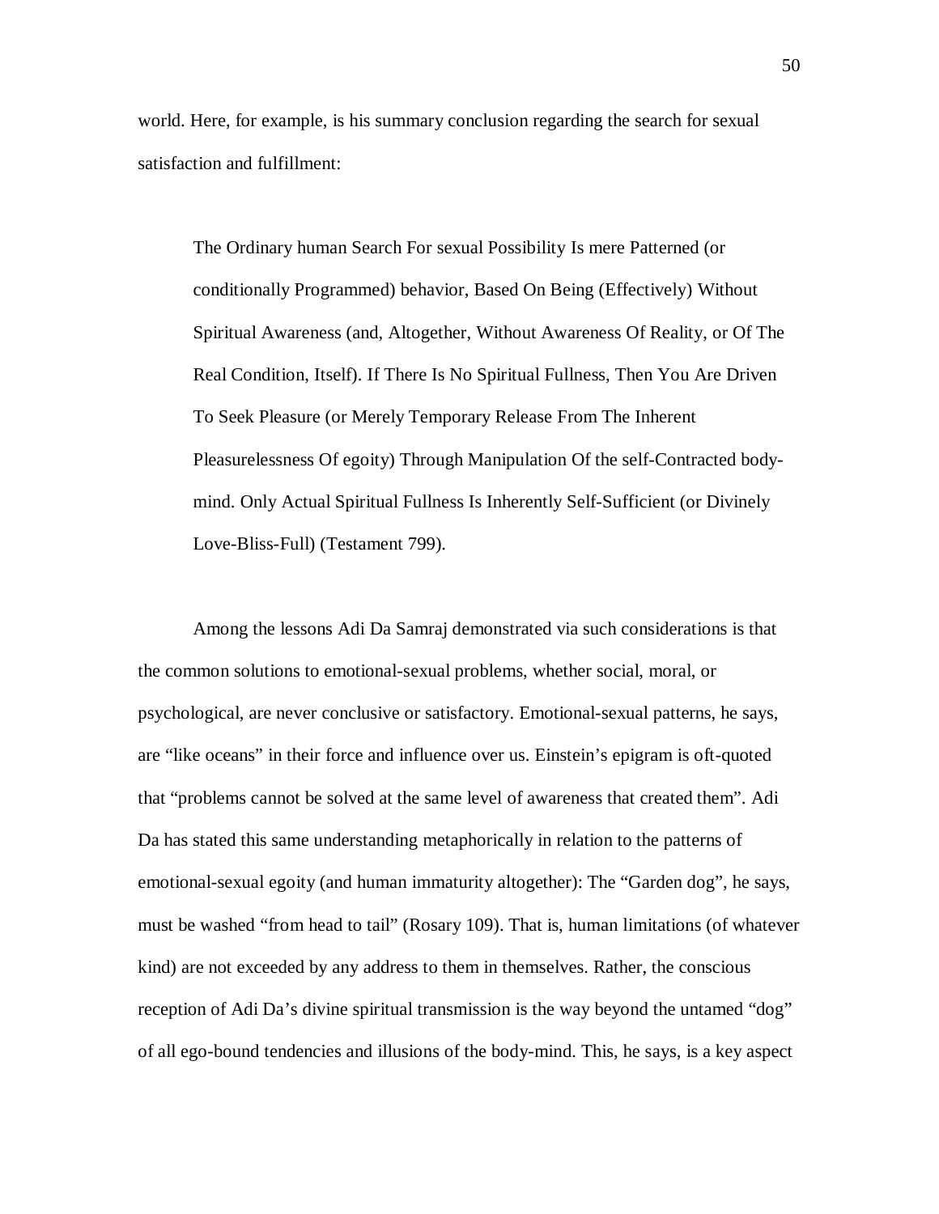world. Here, for example, is his summary conclusion regarding the search for sexual satisfaction and fulfillment:

> The Ordinary human Search For sexual Possibility Is mere Patterned (or conditionally Programmed) behavior, Based On Being (Effectively) Without Spiritual Awareness (and, Altogether, Without Awareness Of Reality, or Of The Real Condition, Itself). If There Is No Spiritual Fullness, Then You Are Driven To Seek Pleasure (or Merely Temporary Release From The Inherent Pleasurelessness Of egoity) Through Manipulation Of the self-Contracted body-mind. Only Actual Spiritual Fullness Is Inherently Self-Sufficient (or Divinely Love-Bliss-Full) (Testament 799).

Among the lessons Adi Da Samraj demonstrated via such considerations is that the common solutions to emotional-sexual problems, whether social, moral, or psychological, are never conclusive or satisfactory. Emotional-sexual patterns, he says, are "like oceans" in their force and influence over us. Einstein's epigram is oft-quoted that "problems cannot be solved at the same level of awareness that created them". Adi Da has stated this same understanding metaphorically in relation to the patterns of emotional-sexual egoity (and human immaturity altogether): The "Garden dog", he says, must be washed "from head to tail" (Rosary 109). That is, human limitations (of whatever kind) are not exceeded by any address to them in themselves. Rather, the conscious reception of Adi Da's divine spiritual transmission is the way beyond the untamed "dog" of all ego-bound tendencies and illusions of the body-mind. This, he says, is a key aspect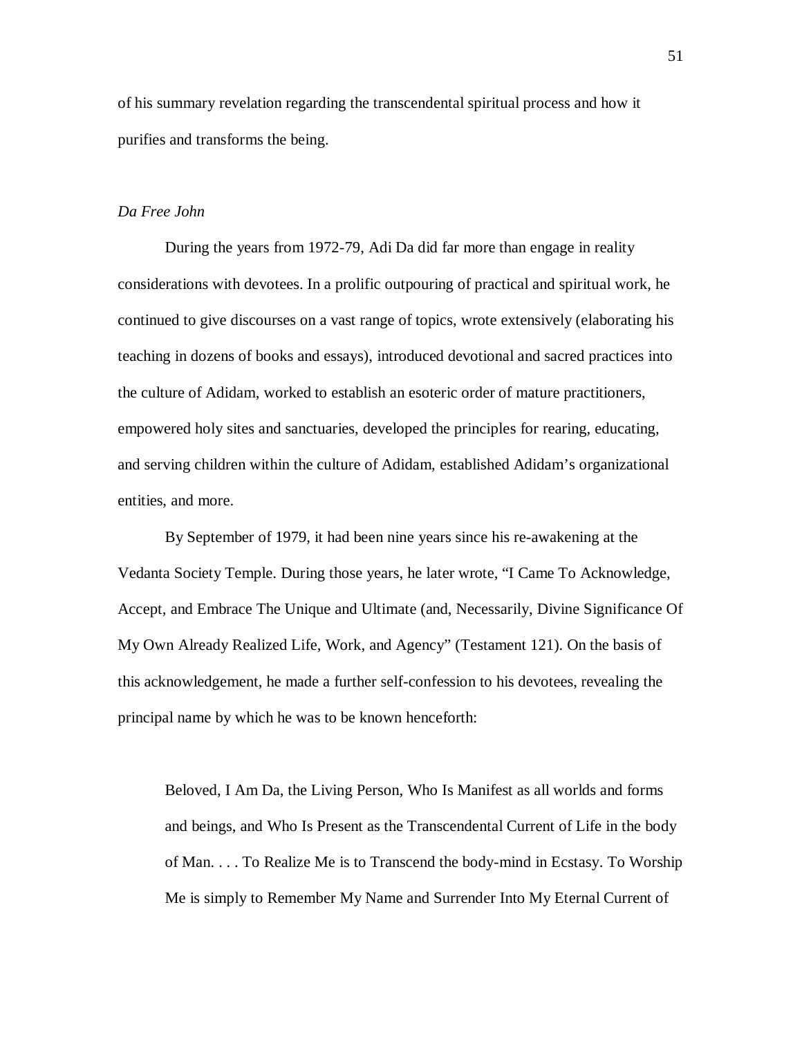of his summary revelation regarding the transcendental spiritual process and how it purifies and transforms the being.

*Da Free John*

During the years from 1972-79, Adi Da did far more than engage in reality considerations with devotees. In a prolific outpouring of practical and spiritual work, he continued to give discourses on a vast range of topics, wrote extensively (elaborating his teaching in dozens of books and essays), introduced devotional and sacred practices into the culture of Adidam, worked to establish an esoteric order of mature practitioners, empowered holy sites and sanctuaries, developed the principles for rearing, educating, and serving children within the culture of Adidam, established Adidam's organizational entities, and more.

By September of 1979, it had been nine years since his re-awakening at the Vedanta Society Temple. During those years, he later wrote, "I Came To Acknowledge, Accept, and Embrace The Unique and Ultimate (and, Necessarily, Divine Significance Of My Own Already Realized Life, Work, and Agency" (Testament 121). On the basis of this acknowledgement, he made a further self-confession to his devotees, revealing the principal name by which he was to be known henceforth:

> Beloved, I Am Da, the Living Person, Who Is Manifest as all worlds and forms and beings, and Who Is Present as the Transcendental Current of Life in the body of Man. . . . To Realize Me is to Transcend the body-mind in Ecstasy. To Worship Me is simply to Remember My Name and Surrender Into My Eternal Current of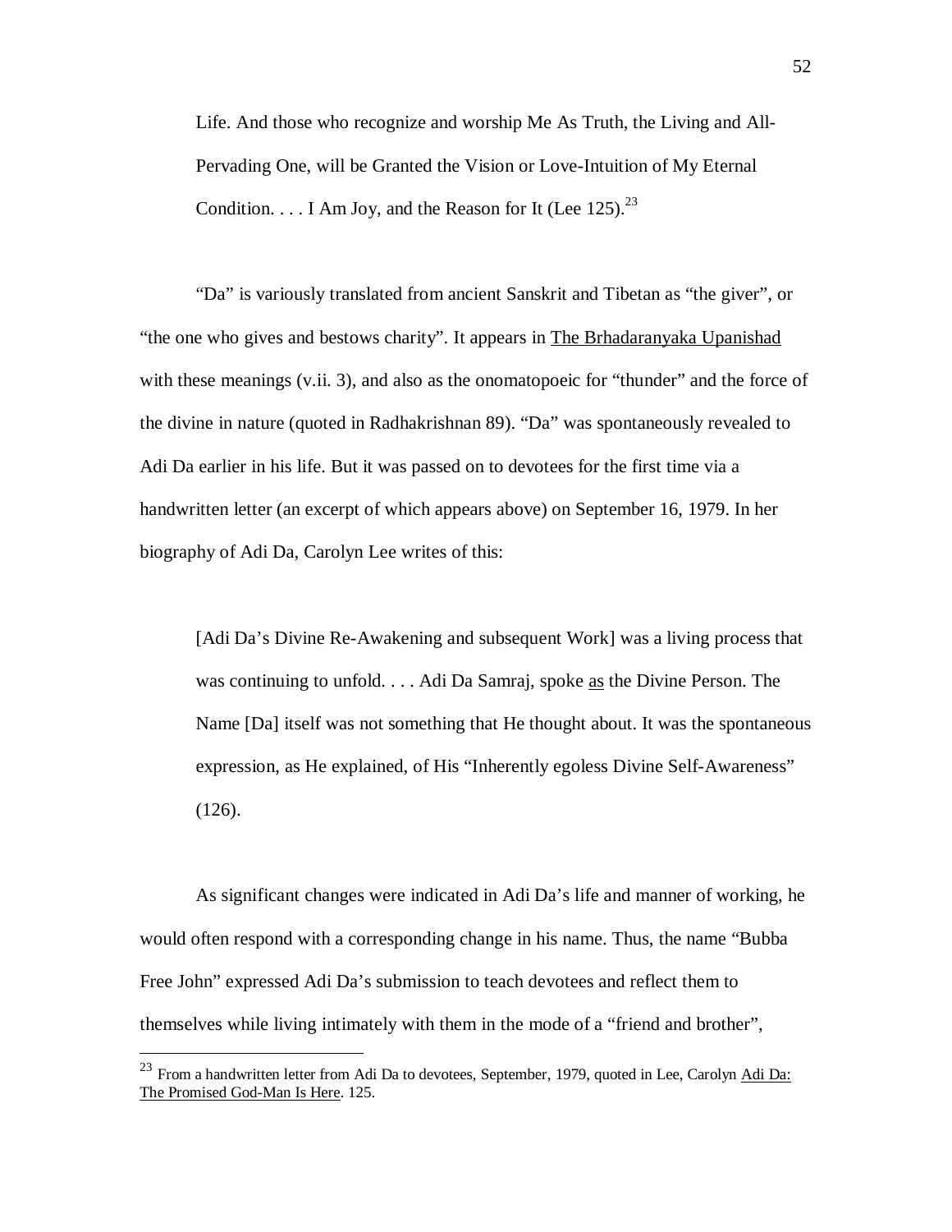> Life. And those who recognize and worship Me As Truth, the Living and All-Pervading One, will be Granted the Vision or Love-Intuition of My Eternal Condition. . . . I Am Joy, and the Reason for It (Lee 125).[23]

"Da" is variously translated from ancient Sanskrit and Tibetan as "the giver", or "the one who gives and bestows charity". It appears in The Brhadaranyaka Upanishad with these meanings (v.ii. 3), and also as the onomatopoeic for "thunder" and the force of the divine in nature (quoted in Radhakrishnan 89). "Da" was spontaneously revealed to Adi Da earlier in his life. But it was passed on to devotees for the first time via a handwritten letter (an excerpt of which appears above) on September 16, 1979. In her biography of Adi Da, Carolyn Lee writes of this:

> [Adi Da's Divine Re-Awakening and subsequent Work] was a living process that was continuing to unfold. . . . Adi Da Samraj, spoke as the Divine Person. The Name [Da] itself was not something that He thought about. It was the spontaneous expression, as He explained, of His "Inherently egoless Divine Self-Awareness" (126).

As significant changes were indicated in Adi Da's life and manner of working, he would often respond with a corresponding change in his name. Thus, the name "Bubba Free John" expressed Adi Da's submission to teach devotees and reflect them to themselves while living intimately with them in the mode of a "friend and brother",

---

[23] From a handwritten letter from Adi Da to devotees, September, 1979, quoted in Lee, Carolyn Adi Da: The Promised God-Man Is Here. 125.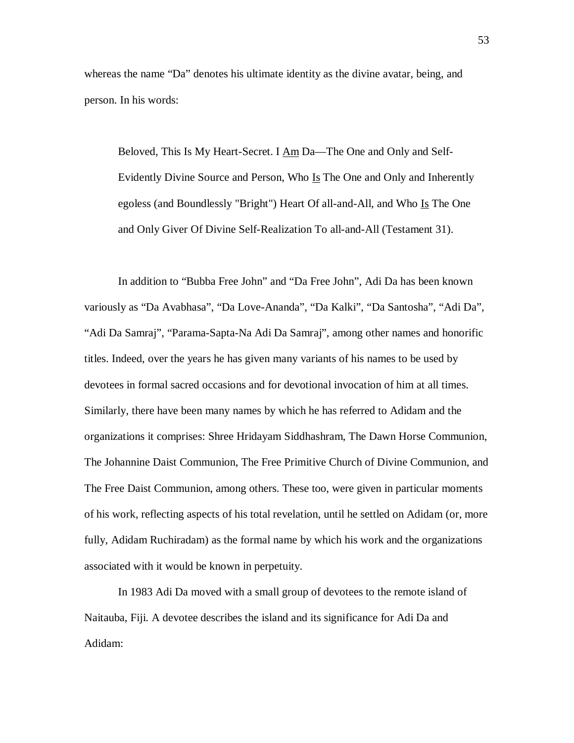whereas the name "Da" denotes his ultimate identity as the divine avatar, being, and person. In his words:

> Beloved, This Is My Heart-Secret. I <u>Am</u> Da—The One and Only and Self-Evidently Divine Source and Person, Who <u>Is</u> The One and Only and Inherently egoless (and Boundlessly "Bright") Heart Of all-and-All, and Who <u>Is</u> The One and Only Giver Of Divine Self-Realization To all-and-All (Testament 31).

In addition to "Bubba Free John" and "Da Free John", Adi Da has been known variously as "Da Avabhasa", "Da Love-Ananda", "Da Kalki", "Da Santosha", "Adi Da", "Adi Da Samraj", "Parama-Sapta-Na Adi Da Samraj", among other names and honorific titles. Indeed, over the years he has given many variants of his names to be used by devotees in formal sacred occasions and for devotional invocation of him at all times. Similarly, there have been many names by which he has referred to Adidam and the organizations it comprises: Shree Hridayam Siddhashram, The Dawn Horse Communion, The Johannine Daist Communion, The Free Primitive Church of Divine Communion, and The Free Daist Communion, among others. These too, were given in particular moments of his work, reflecting aspects of his total revelation, until he settled on Adidam (or, more fully, Adidam Ruchiradam) as the formal name by which his work and the organizations associated with it would be known in perpetuity.

In 1983 Adi Da moved with a small group of devotees to the remote island of Naitauba, Fiji. A devotee describes the island and its significance for Adi Da and Adidam: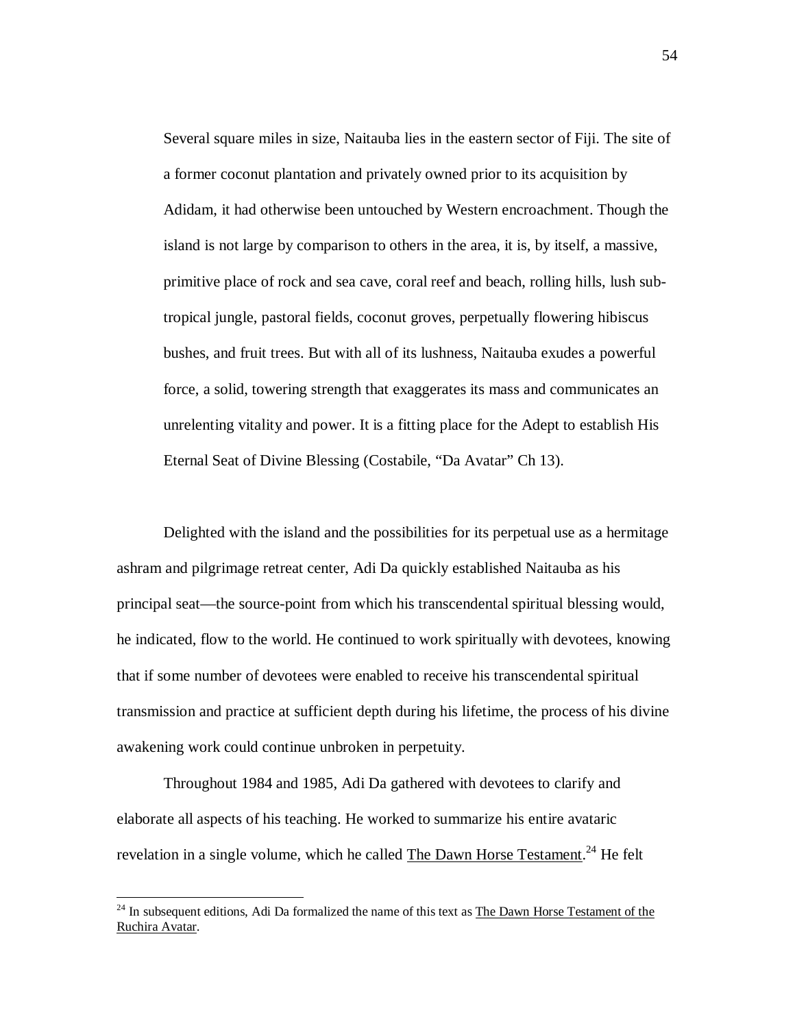> Several square miles in size, Naitauba lies in the eastern sector of Fiji. The site of a former coconut plantation and privately owned prior to its acquisition by Adidam, it had otherwise been untouched by Western encroachment. Though the island is not large by comparison to others in the area, it is, by itself, a massive, primitive place of rock and sea cave, coral reef and beach, rolling hills, lush sub-tropical jungle, pastoral fields, coconut groves, perpetually flowering hibiscus bushes, and fruit trees. But with all of its lushness, Naitauba exudes a powerful force, a solid, towering strength that exaggerates its mass and communicates an unrelenting vitality and power. It is a fitting place for the Adept to establish His Eternal Seat of Divine Blessing (Costabile, "Da Avatar" Ch 13).

Delighted with the island and the possibilities for its perpetual use as a hermitage ashram and pilgrimage retreat center, Adi Da quickly established Naitauba as his principal seat—the source-point from which his transcendental spiritual blessing would, he indicated, flow to the world. He continued to work spiritually with devotees, knowing that if some number of devotees were enabled to receive his transcendental spiritual transmission and practice at sufficient depth during his lifetime, the process of his divine awakening work could continue unbroken in perpetuity.

Throughout 1984 and 1985, Adi Da gathered with devotees to clarify and elaborate all aspects of his teaching. He worked to summarize his entire avataric revelation in a single volume, which he called <u>The Dawn Horse Testament</u>.[24] He felt

---

[24] In subsequent editions, Adi Da formalized the name of this text as <u>The Dawn Horse Testament of the Ruchira Avatar</u>.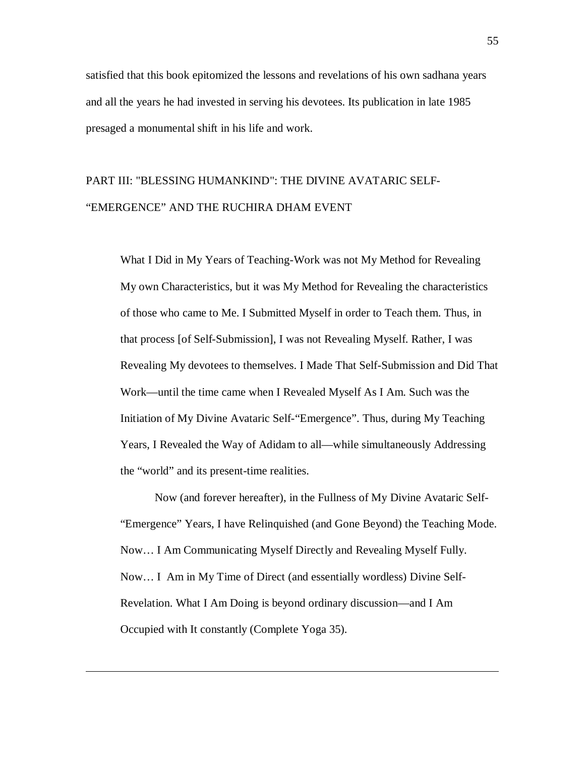satisfied that this book epitomized the lessons and revelations of his own sadhana years and all the years he had invested in serving his devotees. Its publication in late 1985 presaged a monumental shift in his life and work.

## PART III: "BLESSING HUMANKIND": THE DIVINE AVATARIC SELF-"EMERGENCE" AND THE RUCHIRA DHAM EVENT

> What I Did in My Years of Teaching-Work was not My Method for Revealing My own Characteristics, but it was My Method for Revealing the characteristics of those who came to Me. I Submitted Myself in order to Teach them. Thus, in that process [of Self-Submission], I was not Revealing Myself. Rather, I was Revealing My devotees to themselves. I Made That Self-Submission and Did That Work—until the time came when I Revealed Myself As I Am. Such was the Initiation of My Divine Avataric Self-"Emergence". Thus, during My Teaching Years, I Revealed the Way of Adidam to all—while simultaneously Addressing the "world" and its present-time realities.
>
> Now (and forever hereafter), in the Fullness of My Divine Avataric Self-"Emergence" Years, I have Relinquished (and Gone Beyond) the Teaching Mode. Now… I Am Communicating Myself Directly and Revealing Myself Fully. Now… I Am in My Time of Direct (and essentially wordless) Divine Self-Revelation. What I Am Doing is beyond ordinary discussion—and I Am Occupied with It constantly (Complete Yoga 35).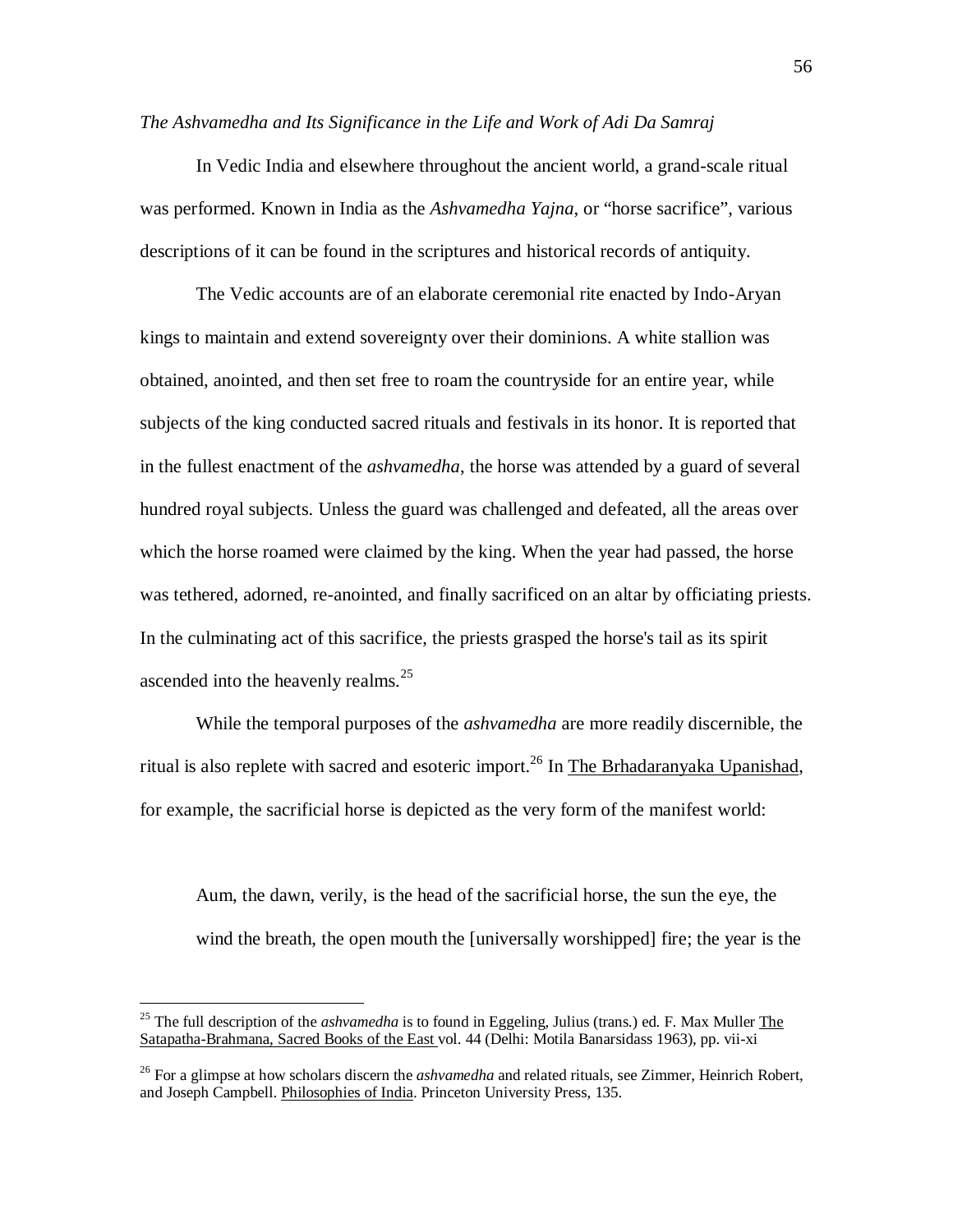*The Ashvamedha and Its Significance in the Life and Work of Adi Da Samraj*

In Vedic India and elsewhere throughout the ancient world, a grand-scale ritual was performed. Known in India as the *Ashvamedha Yajna*, or "horse sacrifice", various descriptions of it can be found in the scriptures and historical records of antiquity.

The Vedic accounts are of an elaborate ceremonial rite enacted by Indo-Aryan kings to maintain and extend sovereignty over their dominions. A white stallion was obtained, anointed, and then set free to roam the countryside for an entire year, while subjects of the king conducted sacred rituals and festivals in its honor. It is reported that in the fullest enactment of the *ashvamedha*, the horse was attended by a guard of several hundred royal subjects. Unless the guard was challenged and defeated, all the areas over which the horse roamed were claimed by the king. When the year had passed, the horse was tethered, adorned, re-anointed, and finally sacrificed on an altar by officiating priests. In the culminating act of this sacrifice, the priests grasped the horse's tail as its spirit ascended into the heavenly realms.[25]

While the temporal purposes of the *ashvamedha* are more readily discernible, the ritual is also replete with sacred and esoteric import.[26] In The Brhadaranyaka Upanishad, for example, the sacrificial horse is depicted as the very form of the manifest world:

> Aum, the dawn, verily, is the head of the sacrificial horse, the sun the eye, the wind the breath, the open mouth the [universally worshipped] fire; the year is the

---

[25] The full description of the *ashvamedha* is to found in Eggeling, Julius (trans.) ed. F. Max Muller The Satapatha-Brahmana, Sacred Books of the East vol. 44 (Delhi: Motila Banarsidass 1963), pp. vii-xi

[26] For a glimpse at how scholars discern the *ashvamedha* and related rituals, see Zimmer, Heinrich Robert, and Joseph Campbell. Philosophies of India. Princeton University Press, 135.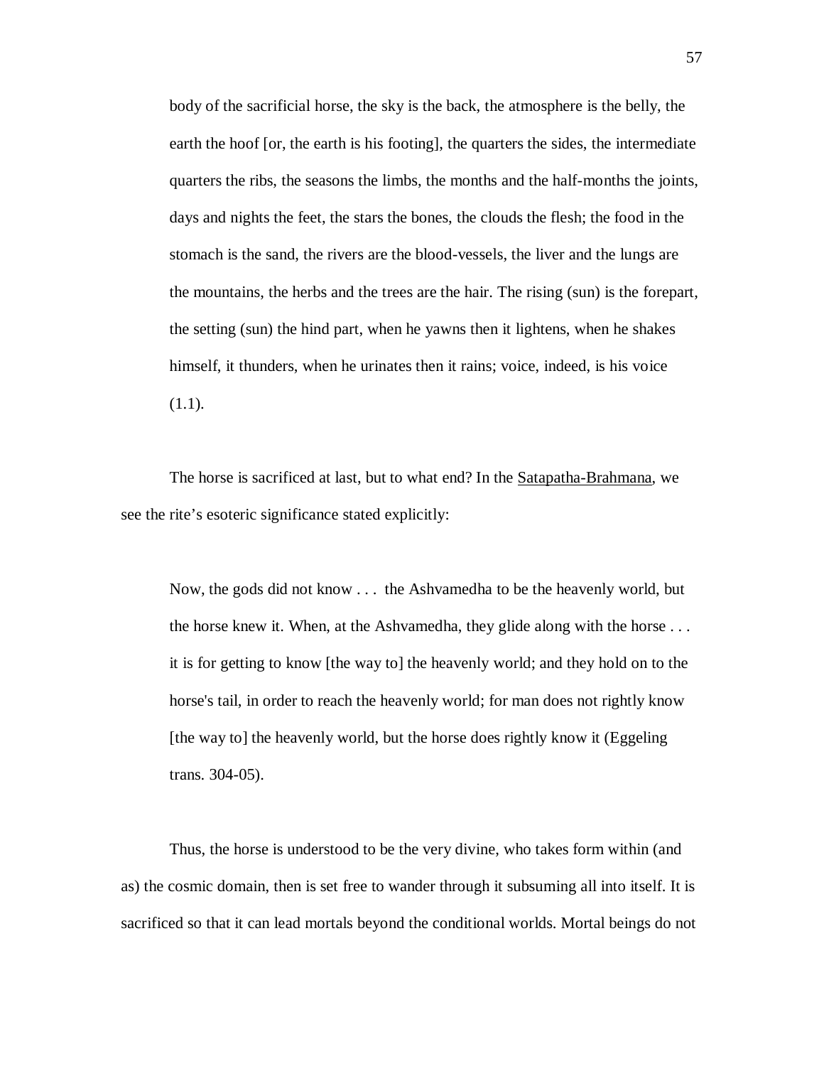> body of the sacrificial horse, the sky is the back, the atmosphere is the belly, the earth the hoof [or, the earth is his footing], the quarters the sides, the intermediate quarters the ribs, the seasons the limbs, the months and the half-months the joints, days and nights the feet, the stars the bones, the clouds the flesh; the food in the stomach is the sand, the rivers are the blood-vessels, the liver and the lungs are the mountains, the herbs and the trees are the hair. The rising (sun) is the forepart, the setting (sun) the hind part, when he yawns then it lightens, when he shakes himself, it thunders, when he urinates then it rains; voice, indeed, is his voice (1.1).

The horse is sacrificed at last, but to what end? In the Satapatha-Brahmana, we see the rite's esoteric significance stated explicitly:

> Now, the gods did not know . . . the Ashvamedha to be the heavenly world, but the horse knew it. When, at the Ashvamedha, they glide along with the horse . . . it is for getting to know [the way to] the heavenly world; and they hold on to the horse's tail, in order to reach the heavenly world; for man does not rightly know [the way to] the heavenly world, but the horse does rightly know it (Eggeling trans. 304-05).

Thus, the horse is understood to be the very divine, who takes form within (and as) the cosmic domain, then is set free to wander through it subsuming all into itself. It is sacrificed so that it can lead mortals beyond the conditional worlds. Mortal beings do not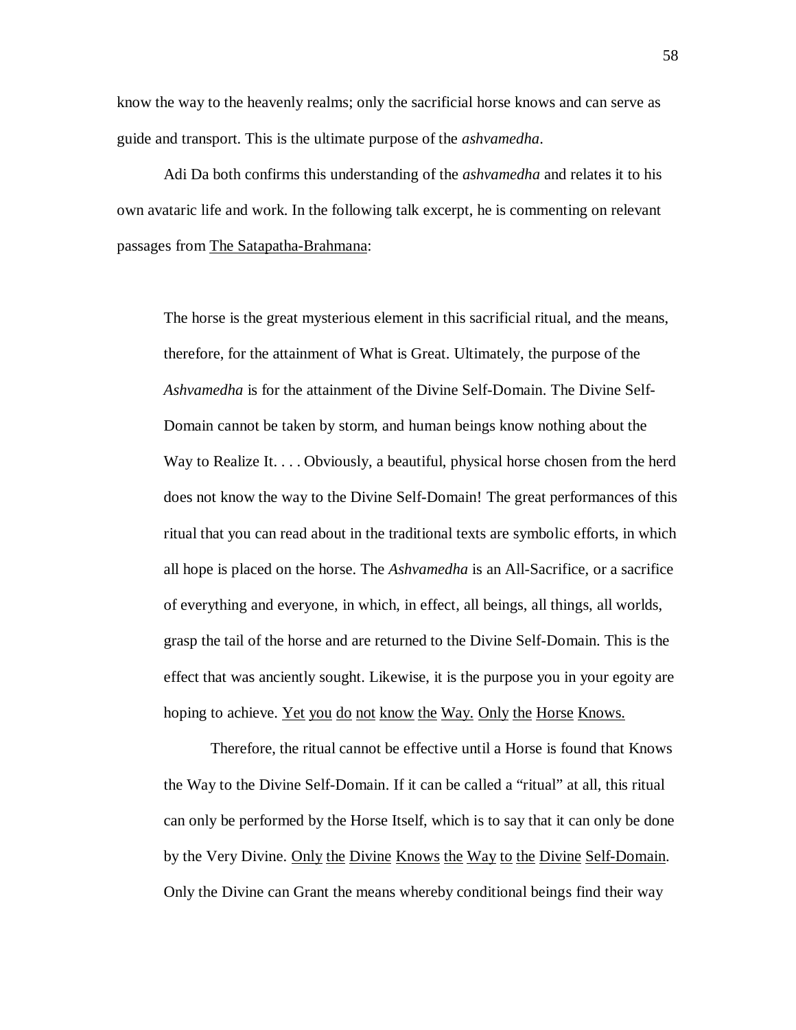know the way to the heavenly realms; only the sacrificial horse knows and can serve as guide and transport. This is the ultimate purpose of the *ashvamedha*.

Adi Da both confirms this understanding of the *ashvamedha* and relates it to his own avataric life and work. In the following talk excerpt, he is commenting on relevant passages from <u>The Satapatha-Brahmana</u>:

> The horse is the great mysterious element in this sacrificial ritual, and the means, therefore, for the attainment of What is Great. Ultimately, the purpose of the *Ashvamedha* is for the attainment of the Divine Self-Domain. The Divine Self-Domain cannot be taken by storm, and human beings know nothing about the Way to Realize It. . . . Obviously, a beautiful, physical horse chosen from the herd does not know the way to the Divine Self-Domain! The great performances of this ritual that you can read about in the traditional texts are symbolic efforts, in which all hope is placed on the horse. The *Ashvamedha* is an All-Sacrifice, or a sacrifice of everything and everyone, in which, in effect, all beings, all things, all worlds, grasp the tail of the horse and are returned to the Divine Self-Domain. This is the effect that was anciently sought. Likewise, it is the purpose you in your egoity are hoping to achieve. <u>Yet</u> <u>you</u> <u>do</u> <u>not</u> <u>know</u> <u>the</u> <u>Way.</u> <u>Only</u> <u>the</u> <u>Horse</u> <u>Knows.</u>
>
> Therefore, the ritual cannot be effective until a Horse is found that Knows the Way to the Divine Self-Domain. If it can be called a "ritual" at all, this ritual can only be performed by the Horse Itself, which is to say that it can only be done by the Very Divine. <u>Only</u> <u>the</u> <u>Divine</u> <u>Knows</u> <u>the</u> <u>Way</u> <u>to</u> <u>the</u> <u>Divine</u> <u>Self-Domain</u>. Only the Divine can Grant the means whereby conditional beings find their way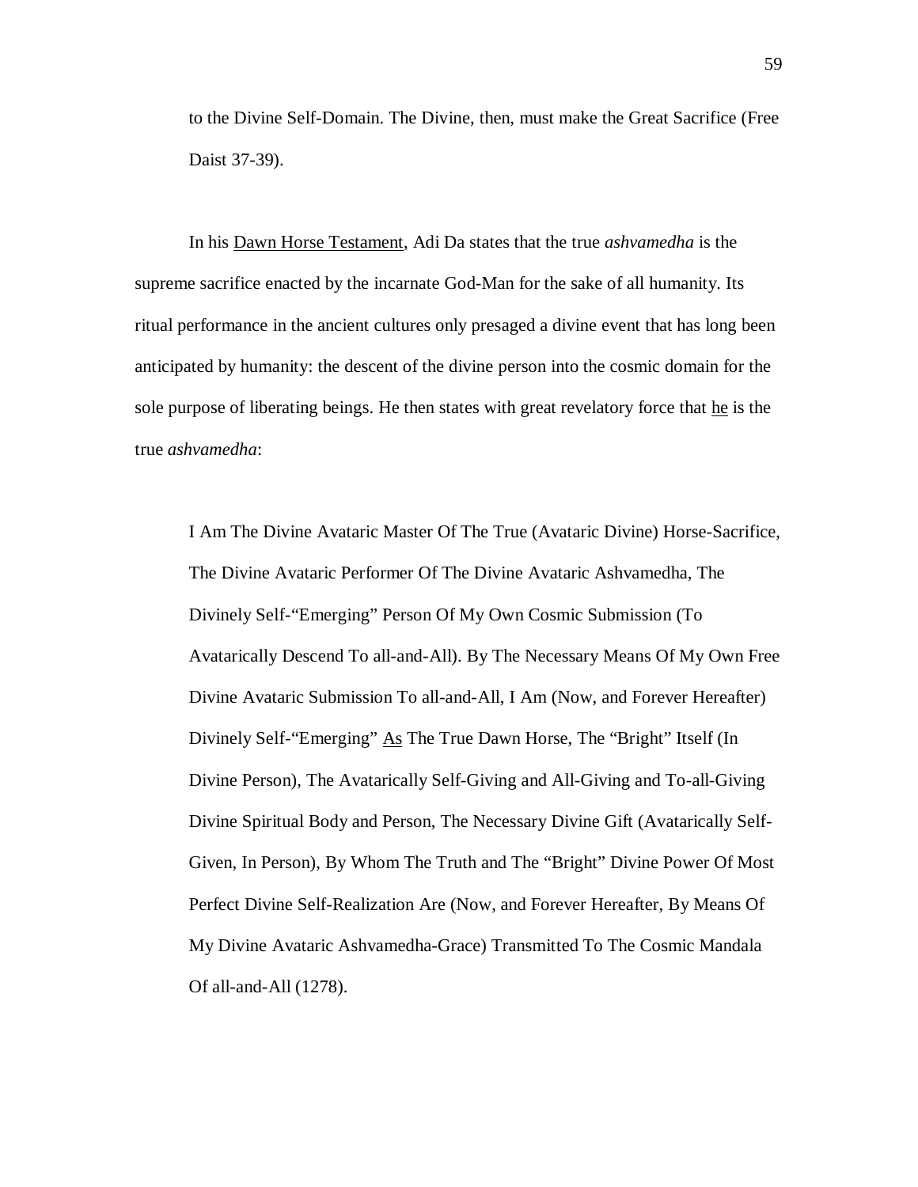to the Divine Self-Domain. The Divine, then, must make the Great Sacrifice (Free Daist 37-39).

In his Dawn Horse Testament, Adi Da states that the true *ashvamedha* is the supreme sacrifice enacted by the incarnate God-Man for the sake of all humanity. Its ritual performance in the ancient cultures only presaged a divine event that has long been anticipated by humanity: the descent of the divine person into the cosmic domain for the sole purpose of liberating beings. He then states with great revelatory force that he is the true *ashvamedha*:

> I Am The Divine Avataric Master Of The True (Avataric Divine) Horse-Sacrifice, The Divine Avataric Performer Of The Divine Avataric Ashvamedha, The Divinely Self-"Emerging" Person Of My Own Cosmic Submission (To Avatarically Descend To all-and-All). By The Necessary Means Of My Own Free Divine Avataric Submission To all-and-All, I Am (Now, and Forever Hereafter) Divinely Self-"Emerging" As The True Dawn Horse, The "Bright" Itself (In Divine Person), The Avatarically Self-Giving and All-Giving and To-all-Giving Divine Spiritual Body and Person, The Necessary Divine Gift (Avatarically Self-Given, In Person), By Whom The Truth and The "Bright" Divine Power Of Most Perfect Divine Self-Realization Are (Now, and Forever Hereafter, By Means Of My Divine Avataric Ashvamedha-Grace) Transmitted To The Cosmic Mandala Of all-and-All (1278).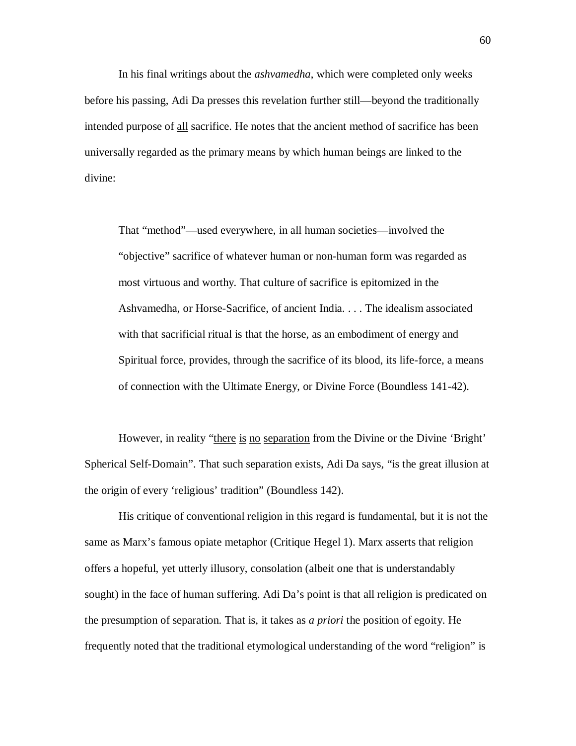In his final writings about the *ashvamedha*, which were completed only weeks before his passing, Adi Da presses this revelation further still—beyond the traditionally intended purpose of <u>all</u> sacrifice. He notes that the ancient method of sacrifice has been universally regarded as the primary means by which human beings are linked to the divine:

> That "method"—used everywhere, in all human societies—involved the "objective" sacrifice of whatever human or non-human form was regarded as most virtuous and worthy. That culture of sacrifice is epitomized in the Ashvamedha, or Horse-Sacrifice, of ancient India. . . . The idealism associated with that sacrificial ritual is that the horse, as an embodiment of energy and Spiritual force, provides, through the sacrifice of its blood, its life-force, a means of connection with the Ultimate Energy, or Divine Force (Boundless 141-42).

However, in reality "<u>there</u> <u>is</u> <u>no</u> <u>separation</u> from the Divine or the Divine 'Bright' Spherical Self-Domain". That such separation exists, Adi Da says, "is the great illusion at the origin of every 'religious' tradition" (Boundless 142).

His critique of conventional religion in this regard is fundamental, but it is not the same as Marx's famous opiate metaphor (Critique Hegel 1). Marx asserts that religion offers a hopeful, yet utterly illusory, consolation (albeit one that is understandably sought) in the face of human suffering. Adi Da's point is that all religion is predicated on the presumption of separation. That is, it takes as *a priori* the position of egoity. He frequently noted that the traditional etymological understanding of the word "religion" is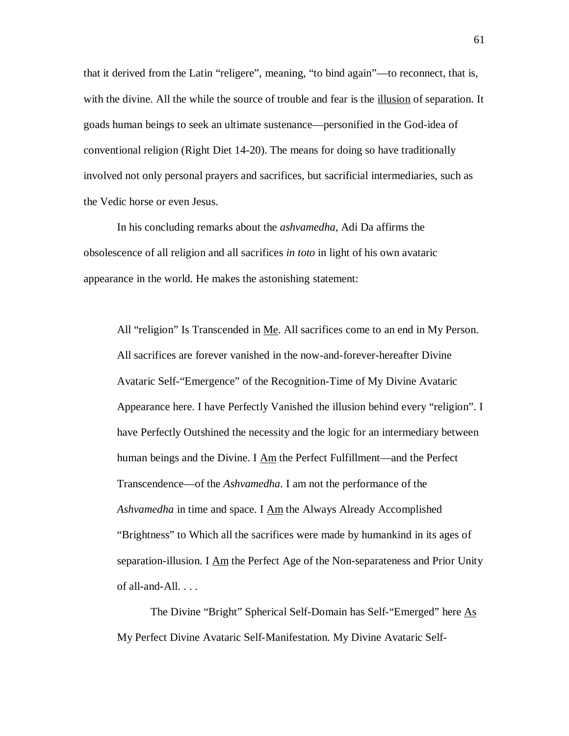that it derived from the Latin "religere", meaning, "to bind again"—to reconnect, that is, with the divine. All the while the source of trouble and fear is the <u>illusion</u> of separation. It goads human beings to seek an ultimate sustenance—personified in the God-idea of conventional religion (Right Diet 14-20). The means for doing so have traditionally involved not only personal prayers and sacrifices, but sacrificial intermediaries, such as the Vedic horse or even Jesus.

In his concluding remarks about the *ashvamedha*, Adi Da affirms the obsolescence of all religion and all sacrifices *in toto* in light of his own avataric appearance in the world. He makes the astonishing statement:

> All "religion" Is Transcended in <u>Me</u>. All sacrifices come to an end in My Person. All sacrifices are forever vanished in the now-and-forever-hereafter Divine Avataric Self-"Emergence" of the Recognition-Time of My Divine Avataric Appearance here. I have Perfectly Vanished the illusion behind every "religion". I have Perfectly Outshined the necessity and the logic for an intermediary between human beings and the Divine. I <u>Am</u> the Perfect Fulfillment—and the Perfect Transcendence—of the *Ashvamedha*. I am not the performance of the *Ashvamedha* in time and space. I <u>Am</u> the Always Already Accomplished "Brightness" to Which all the sacrifices were made by humankind in its ages of separation-illusion. I <u>Am</u> the Perfect Age of the Non-separateness and Prior Unity of all-and-All. . . .
>
> The Divine "Bright" Spherical Self-Domain has Self-"Emerged" here <u>As</u> My Perfect Divine Avataric Self-Manifestation. My Divine Avataric Self-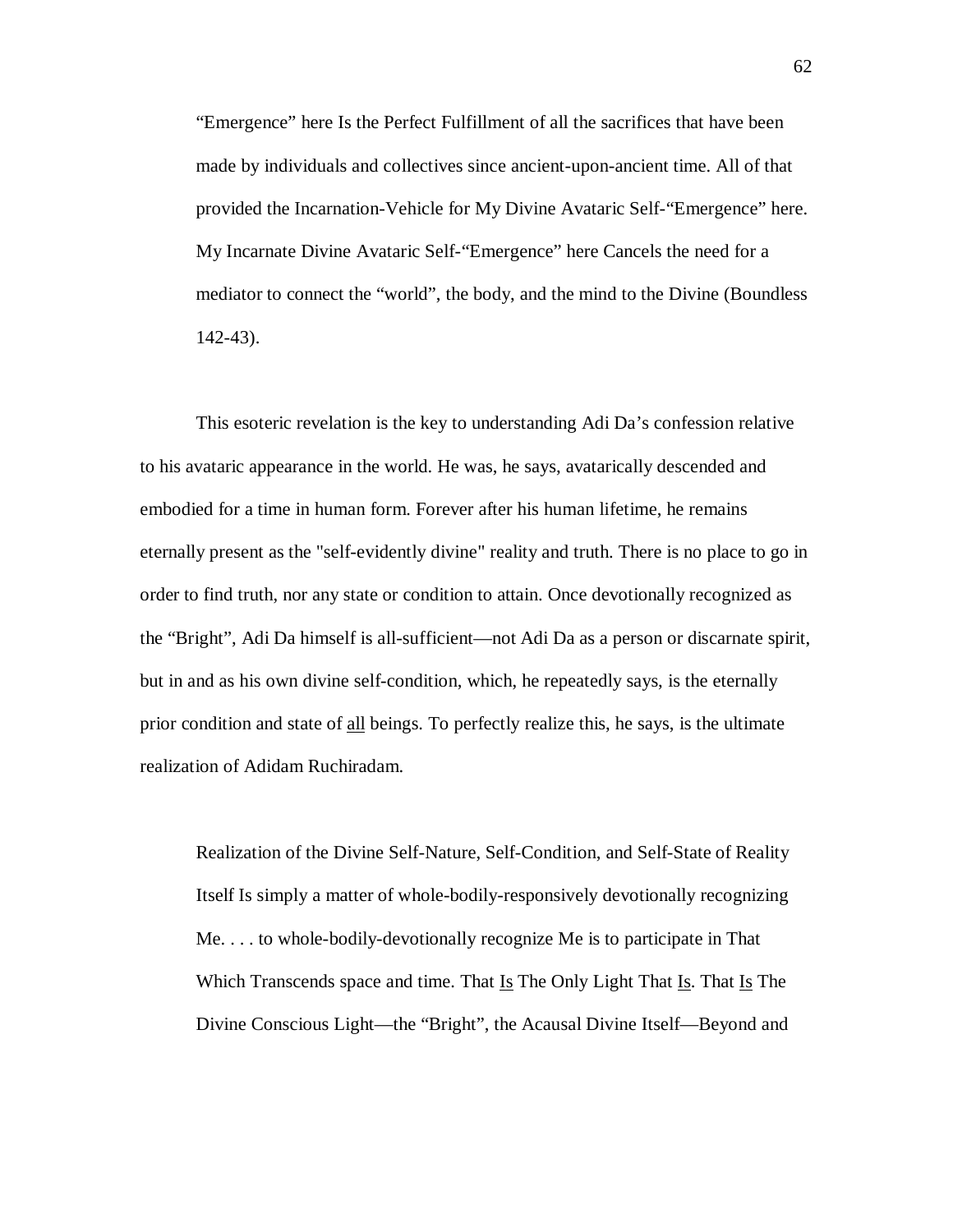> "Emergence" here Is the Perfect Fulfillment of all the sacrifices that have been made by individuals and collectives since ancient-upon-ancient time. All of that provided the Incarnation-Vehicle for My Divine Avataric Self-"Emergence" here. My Incarnate Divine Avataric Self-"Emergence" here Cancels the need for a mediator to connect the "world", the body, and the mind to the Divine (Boundless 142-43).

This esoteric revelation is the key to understanding Adi Da's confession relative to his avataric appearance in the world. He was, he says, avatarically descended and embodied for a time in human form. Forever after his human lifetime, he remains eternally present as the "self-evidently divine" reality and truth. There is no place to go in order to find truth, nor any state or condition to attain. Once devotionally recognized as the "Bright", Adi Da himself is all-sufficient—not Adi Da as a person or discarnate spirit, but in and as his own divine self-condition, which, he repeatedly says, is the eternally prior condition and state of <u>all</u> beings. To perfectly realize this, he says, is the ultimate realization of Adidam Ruchiradam.

> Realization of the Divine Self-Nature, Self-Condition, and Self-State of Reality Itself Is simply a matter of whole-bodily-responsively devotionally recognizing Me. . . . to whole-bodily-devotionally recognize Me is to participate in That Which Transcends space and time. That <u>Is</u> The Only Light That <u>Is</u>. That <u>Is</u> The Divine Conscious Light—the "Bright", the Acausal Divine Itself—Beyond and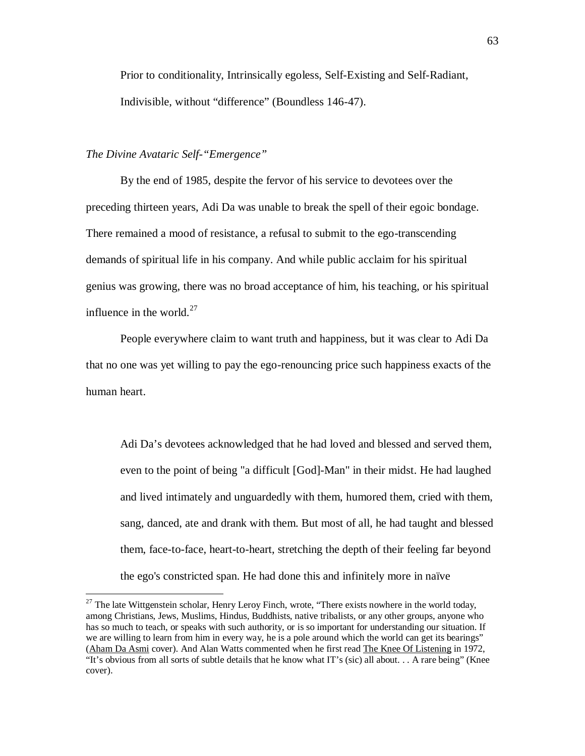> Prior to conditionality, Intrinsically egoless, Self-Existing and Self-Radiant, Indivisible, without "difference" (Boundless 146-47).

*The Divine Avataric Self-"Emergence"*

By the end of 1985, despite the fervor of his service to devotees over the preceding thirteen years, Adi Da was unable to break the spell of their egoic bondage. There remained a mood of resistance, a refusal to submit to the ego-transcending demands of spiritual life in his company. And while public acclaim for his spiritual genius was growing, there was no broad acceptance of him, his teaching, or his spiritual influence in the world.[27]

People everywhere claim to want truth and happiness, but it was clear to Adi Da that no one was yet willing to pay the ego-renouncing price such happiness exacts of the human heart.

> Adi Da's devotees acknowledged that he had loved and blessed and served them, even to the point of being "a difficult [God]-Man" in their midst. He had laughed and lived intimately and unguardedly with them, humored them, cried with them, sang, danced, ate and drank with them. But most of all, he had taught and blessed them, face-to-face, heart-to-heart, stretching the depth of their feeling far beyond the ego's constricted span. He had done this and infinitely more in naïve

[27] The late Wittgenstein scholar, Henry Leroy Finch, wrote, "There exists nowhere in the world today, among Christians, Jews, Muslims, Hindus, Buddhists, native tribalists, or any other groups, anyone who has so much to teach, or speaks with such authority, or is so important for understanding our situation. If we are willing to learn from him in every way, he is a pole around which the world can get its bearings" (Aham Da Asmi cover). And Alan Watts commented when he first read The Knee Of Listening in 1972, "It's obvious from all sorts of subtle details that he know what IT's (sic) all about. . . A rare being" (Knee cover).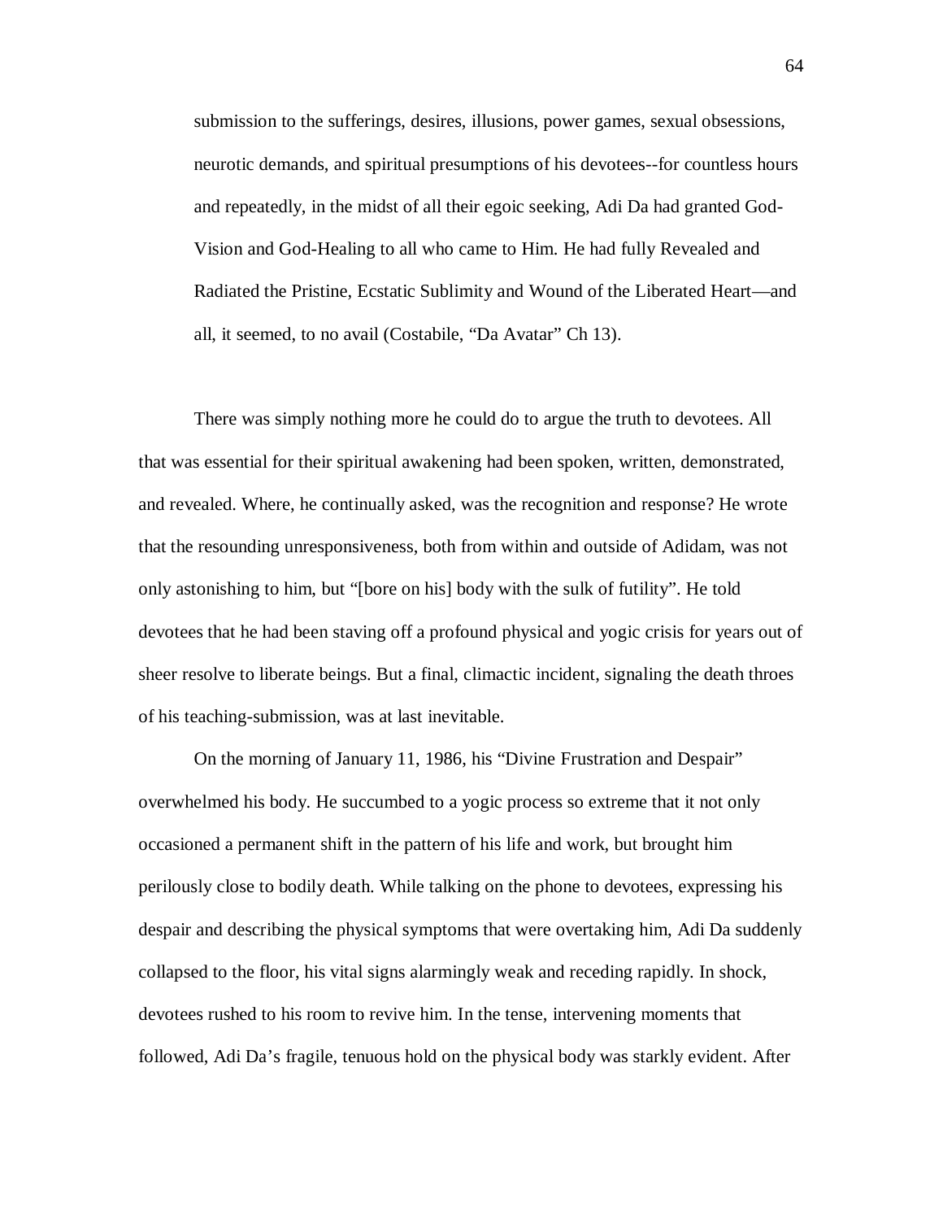> submission to the sufferings, desires, illusions, power games, sexual obsessions, neurotic demands, and spiritual presumptions of his devotees--for countless hours and repeatedly, in the midst of all their egoic seeking, Adi Da had granted God-Vision and God-Healing to all who came to Him. He had fully Revealed and Radiated the Pristine, Ecstatic Sublimity and Wound of the Liberated Heart—and all, it seemed, to no avail (Costabile, "Da Avatar" Ch 13).

There was simply nothing more he could do to argue the truth to devotees. All that was essential for their spiritual awakening had been spoken, written, demonstrated, and revealed. Where, he continually asked, was the recognition and response? He wrote that the resounding unresponsiveness, both from within and outside of Adidam, was not only astonishing to him, but "[bore on his] body with the sulk of futility". He told devotees that he had been staving off a profound physical and yogic crisis for years out of sheer resolve to liberate beings. But a final, climactic incident, signaling the death throes of his teaching-submission, was at last inevitable.

On the morning of January 11, 1986, his "Divine Frustration and Despair" overwhelmed his body. He succumbed to a yogic process so extreme that it not only occasioned a permanent shift in the pattern of his life and work, but brought him perilously close to bodily death. While talking on the phone to devotees, expressing his despair and describing the physical symptoms that were overtaking him, Adi Da suddenly collapsed to the floor, his vital signs alarmingly weak and receding rapidly. In shock, devotees rushed to his room to revive him. In the tense, intervening moments that followed, Adi Da's fragile, tenuous hold on the physical body was starkly evident. After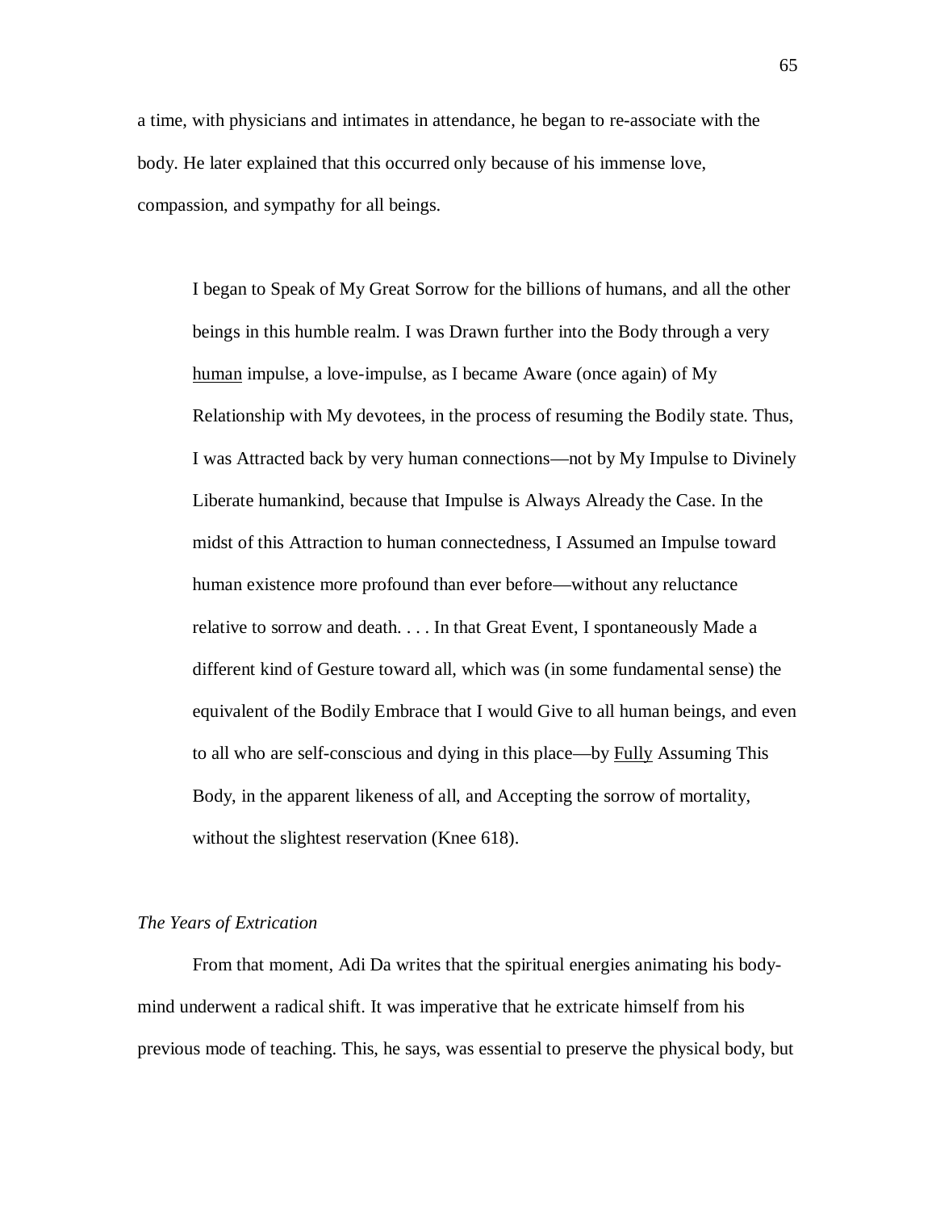a time, with physicians and intimates in attendance, he began to re-associate with the body. He later explained that this occurred only because of his immense love, compassion, and sympathy for all beings.

> I began to Speak of My Great Sorrow for the billions of humans, and all the other beings in this humble realm. I was Drawn further into the Body through a very <u>human</u> impulse, a love-impulse, as I became Aware (once again) of My Relationship with My devotees, in the process of resuming the Bodily state. Thus, I was Attracted back by very human connections—not by My Impulse to Divinely Liberate humankind, because that Impulse is Always Already the Case. In the midst of this Attraction to human connectedness, I Assumed an Impulse toward human existence more profound than ever before—without any reluctance relative to sorrow and death. . . . In that Great Event, I spontaneously Made a different kind of Gesture toward all, which was (in some fundamental sense) the equivalent of the Bodily Embrace that I would Give to all human beings, and even to all who are self-conscious and dying in this place—by <u>Fully</u> Assuming This Body, in the apparent likeness of all, and Accepting the sorrow of mortality, without the slightest reservation (Knee 618).

*The Years of Extrication*

From that moment, Adi Da writes that the spiritual energies animating his body-mind underwent a radical shift. It was imperative that he extricate himself from his previous mode of teaching. This, he says, was essential to preserve the physical body, but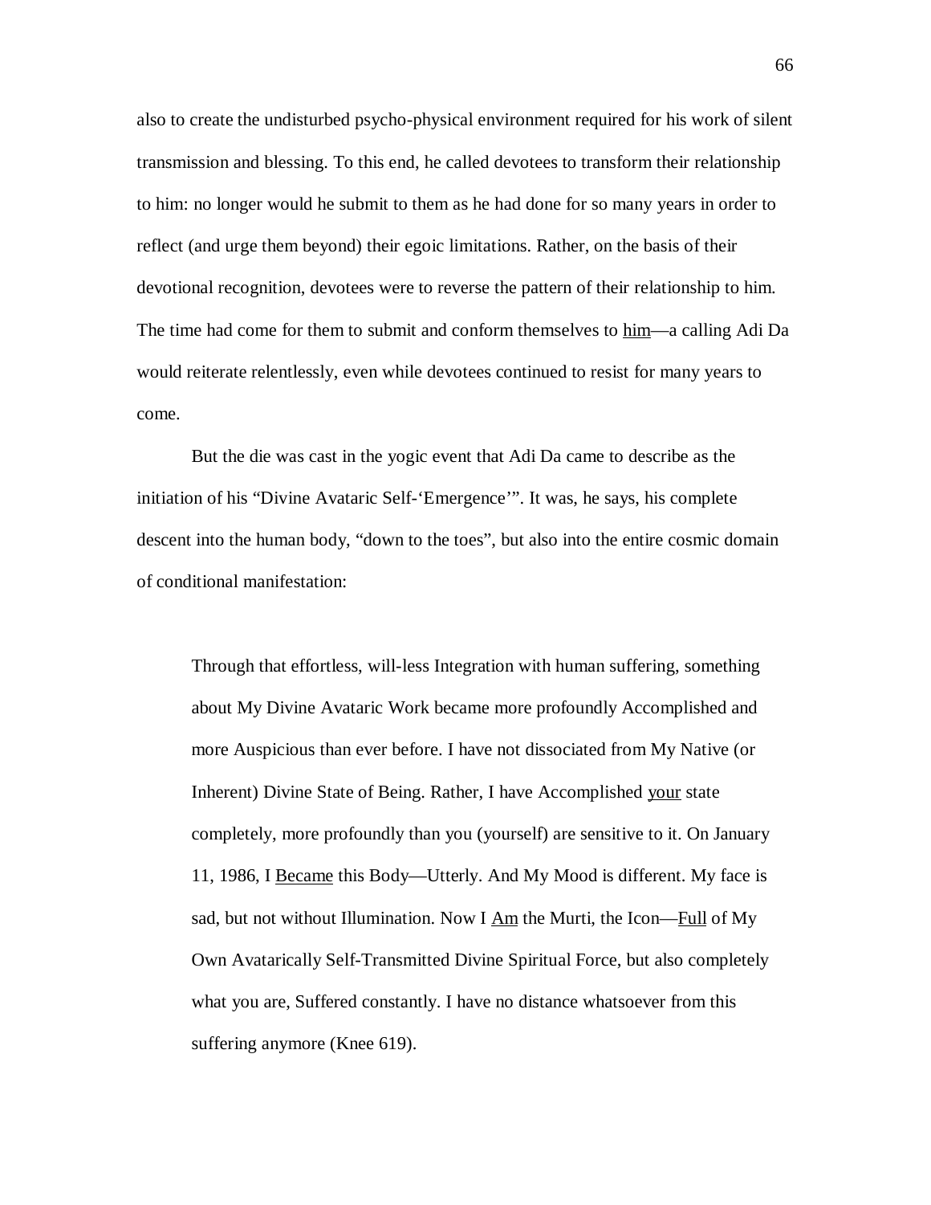also to create the undisturbed psycho-physical environment required for his work of silent transmission and blessing. To this end, he called devotees to transform their relationship to him: no longer would he submit to them as he had done for so many years in order to reflect (and urge them beyond) their egoic limitations. Rather, on the basis of their devotional recognition, devotees were to reverse the pattern of their relationship to him. The time had come for them to submit and conform themselves to <u>him</u>—a calling Adi Da would reiterate relentlessly, even while devotees continued to resist for many years to come.

But the die was cast in the yogic event that Adi Da came to describe as the initiation of his "Divine Avataric Self-'Emergence'". It was, he says, his complete descent into the human body, "down to the toes", but also into the entire cosmic domain of conditional manifestation:

> Through that effortless, will-less Integration with human suffering, something about My Divine Avataric Work became more profoundly Accomplished and more Auspicious than ever before. I have not dissociated from My Native (or Inherent) Divine State of Being. Rather, I have Accomplished <u>your</u> state completely, more profoundly than you (yourself) are sensitive to it. On January 11, 1986, I <u>Became</u> this Body—Utterly. And My Mood is different. My face is sad, but not without Illumination. Now I <u>Am</u> the Murti, the Icon—<u>Full</u> of My Own Avatarically Self-Transmitted Divine Spiritual Force, but also completely what you are, Suffered constantly. I have no distance whatsoever from this suffering anymore (Knee 619).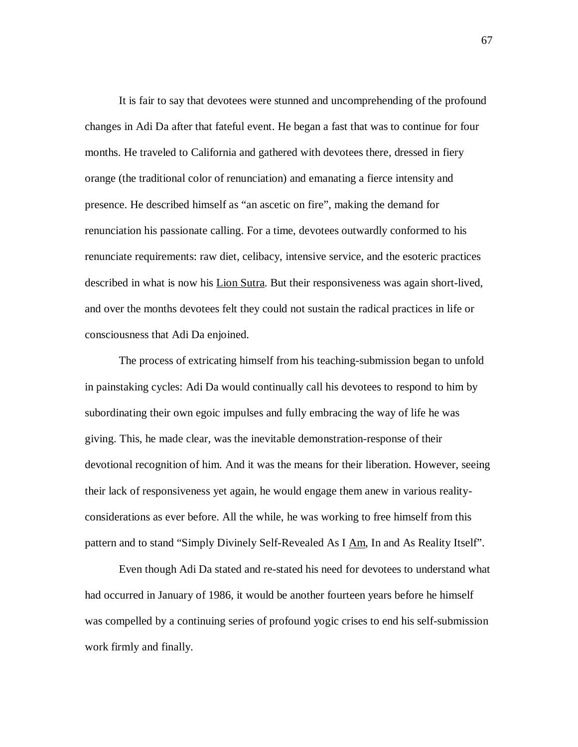It is fair to say that devotees were stunned and uncomprehending of the profound changes in Adi Da after that fateful event. He began a fast that was to continue for four months. He traveled to California and gathered with devotees there, dressed in fiery orange (the traditional color of renunciation) and emanating a fierce intensity and presence. He described himself as "an ascetic on fire", making the demand for renunciation his passionate calling. For a time, devotees outwardly conformed to his renunciate requirements: raw diet, celibacy, intensive service, and the esoteric practices described in what is now his <u>Lion Sutra</u>. But their responsiveness was again short-lived, and over the months devotees felt they could not sustain the radical practices in life or consciousness that Adi Da enjoined.

The process of extricating himself from his teaching-submission began to unfold in painstaking cycles: Adi Da would continually call his devotees to respond to him by subordinating their own egoic impulses and fully embracing the way of life he was giving. This, he made clear, was the inevitable demonstration-response of their devotional recognition of him. And it was the means for their liberation. However, seeing their lack of responsiveness yet again, he would engage them anew in various reality-considerations as ever before. All the while, he was working to free himself from this pattern and to stand "Simply Divinely Self-Revealed As I <u>Am</u>, In and As Reality Itself".

Even though Adi Da stated and re-stated his need for devotees to understand what had occurred in January of 1986, it would be another fourteen years before he himself was compelled by a continuing series of profound yogic crises to end his self-submission work firmly and finally.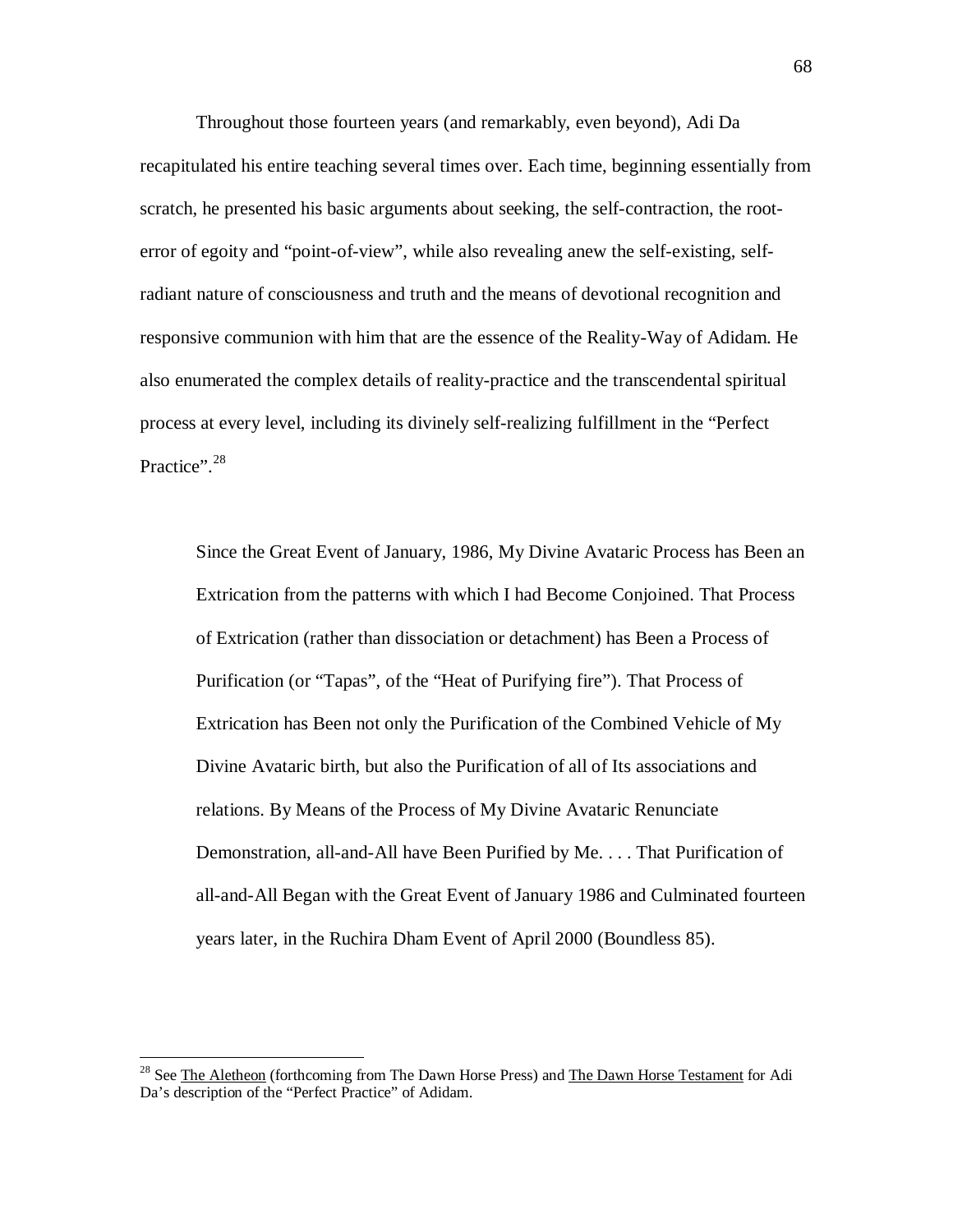Throughout those fourteen years (and remarkably, even beyond), Adi Da recapitulated his entire teaching several times over. Each time, beginning essentially from scratch, he presented his basic arguments about seeking, the self-contraction, the root-error of egoity and "point-of-view", while also revealing anew the self-existing, self-radiant nature of consciousness and truth and the means of devotional recognition and responsive communion with him that are the essence of the Reality-Way of Adidam. He also enumerated the complex details of reality-practice and the transcendental spiritual process at every level, including its divinely self-realizing fulfillment in the "Perfect Practice".[28]

> Since the Great Event of January, 1986, My Divine Avataric Process has Been an Extrication from the patterns with which I had Become Conjoined. That Process of Extrication (rather than dissociation or detachment) has Been a Process of Purification (or "Tapas", of the "Heat of Purifying fire"). That Process of Extrication has Been not only the Purification of the Combined Vehicle of My Divine Avataric birth, but also the Purification of all of Its associations and relations. By Means of the Process of My Divine Avataric Renunciate Demonstration, all-and-All have Been Purified by Me. . . . That Purification of all-and-All Began with the Great Event of January 1986 and Culminated fourteen years later, in the Ruchira Dham Event of April 2000 (Boundless 85).

---

[28] See The Aletheon (forthcoming from The Dawn Horse Press) and The Dawn Horse Testament for Adi Da's description of the "Perfect Practice" of Adidam.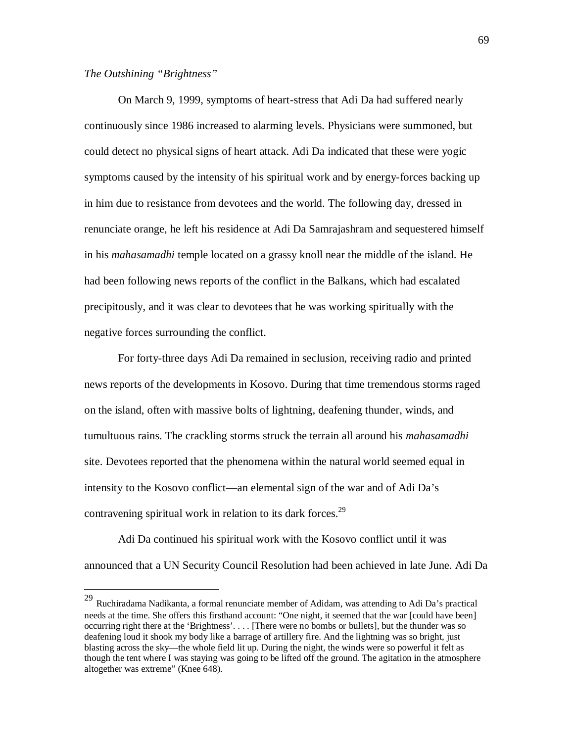*The Outshining "Brightness"*

On March 9, 1999, symptoms of heart-stress that Adi Da had suffered nearly continuously since 1986 increased to alarming levels. Physicians were summoned, but could detect no physical signs of heart attack. Adi Da indicated that these were yogic symptoms caused by the intensity of his spiritual work and by energy-forces backing up in him due to resistance from devotees and the world. The following day, dressed in renunciate orange, he left his residence at Adi Da Samrajashram and sequestered himself in his *mahasamadhi* temple located on a grassy knoll near the middle of the island. He had been following news reports of the conflict in the Balkans, which had escalated precipitously, and it was clear to devotees that he was working spiritually with the negative forces surrounding the conflict.

For forty-three days Adi Da remained in seclusion, receiving radio and printed news reports of the developments in Kosovo. During that time tremendous storms raged on the island, often with massive bolts of lightning, deafening thunder, winds, and tumultuous rains. The crackling storms struck the terrain all around his *mahasamadhi* site. Devotees reported that the phenomena within the natural world seemed equal in intensity to the Kosovo conflict—an elemental sign of the war and of Adi Da's contravening spiritual work in relation to its dark forces.[29]

Adi Da continued his spiritual work with the Kosovo conflict until it was announced that a UN Security Council Resolution had been achieved in late June. Adi Da

---

[29] Ruchiradama Nadikanta, a formal renunciate member of Adidam, was attending to Adi Da's practical needs at the time. She offers this firsthand account: "One night, it seemed that the war [could have been] occurring right there at the 'Brightness'. . . . [There were no bombs or bullets], but the thunder was so deafening loud it shook my body like a barrage of artillery fire. And the lightning was so bright, just blasting across the sky—the whole field lit up. During the night, the winds were so powerful it felt as though the tent where I was staying was going to be lifted off the ground. The agitation in the atmosphere altogether was extreme" (Knee 648).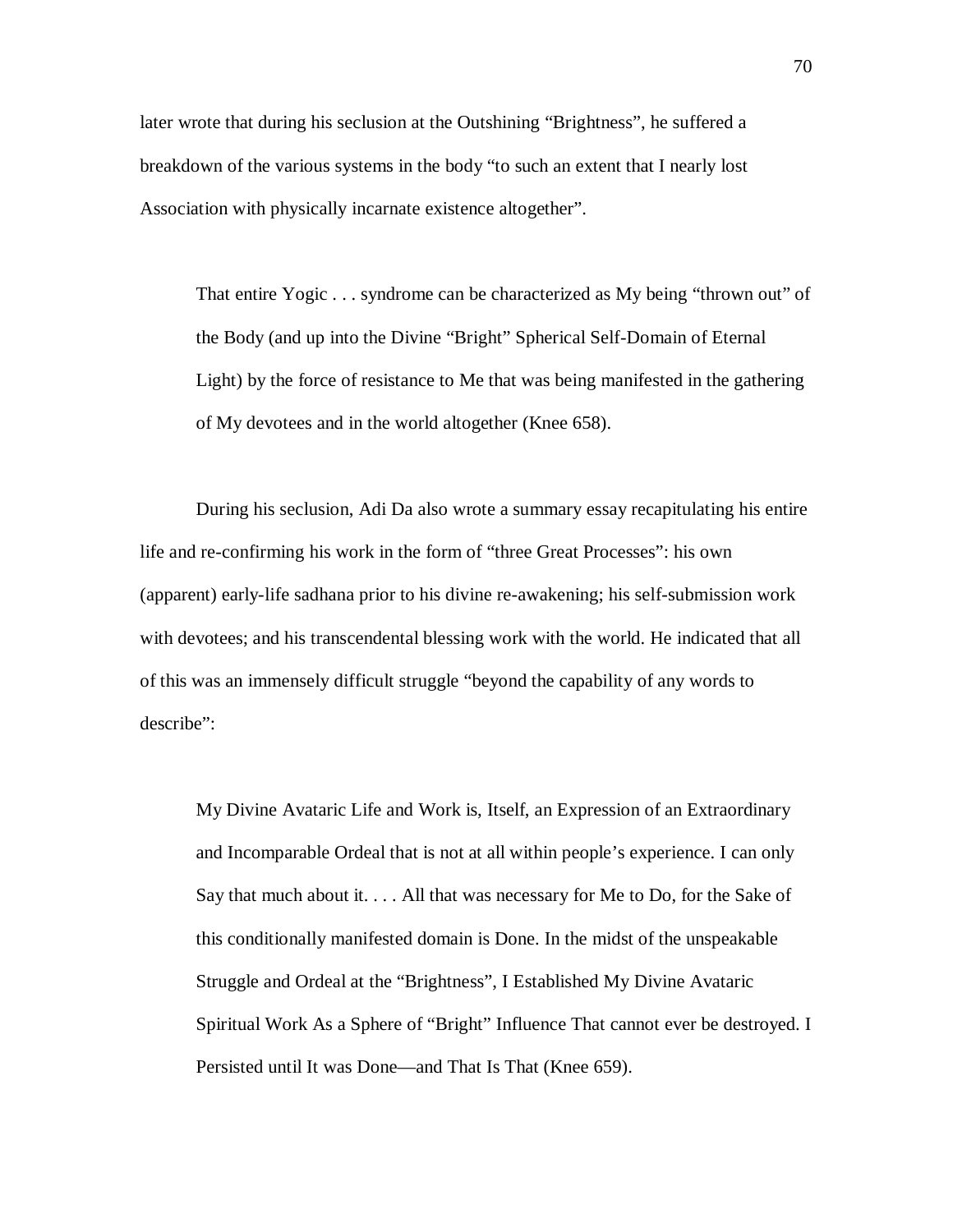later wrote that during his seclusion at the Outshining “Brightness”, he suffered a breakdown of the various systems in the body “to such an extent that I nearly lost Association with physically incarnate existence altogether”.

> That entire Yogic . . . syndrome can be characterized as My being “thrown out” of the Body (and up into the Divine “Bright” Spherical Self-Domain of Eternal Light) by the force of resistance to Me that was being manifested in the gathering of My devotees and in the world altogether (Knee 658).

During his seclusion, Adi Da also wrote a summary essay recapitulating his entire life and re-confirming his work in the form of “three Great Processes”: his own (apparent) early-life sadhana prior to his divine re-awakening; his self-submission work with devotees; and his transcendental blessing work with the world. He indicated that all of this was an immensely difficult struggle “beyond the capability of any words to describe”:

> My Divine Avataric Life and Work is, Itself, an Expression of an Extraordinary and Incomparable Ordeal that is not at all within people’s experience. I can only Say that much about it. . . . All that was necessary for Me to Do, for the Sake of this conditionally manifested domain is Done. In the midst of the unspeakable Struggle and Ordeal at the “Brightness”, I Established My Divine Avataric Spiritual Work As a Sphere of “Bright” Influence That cannot ever be destroyed. I Persisted until It was Done—and That Is That (Knee 659).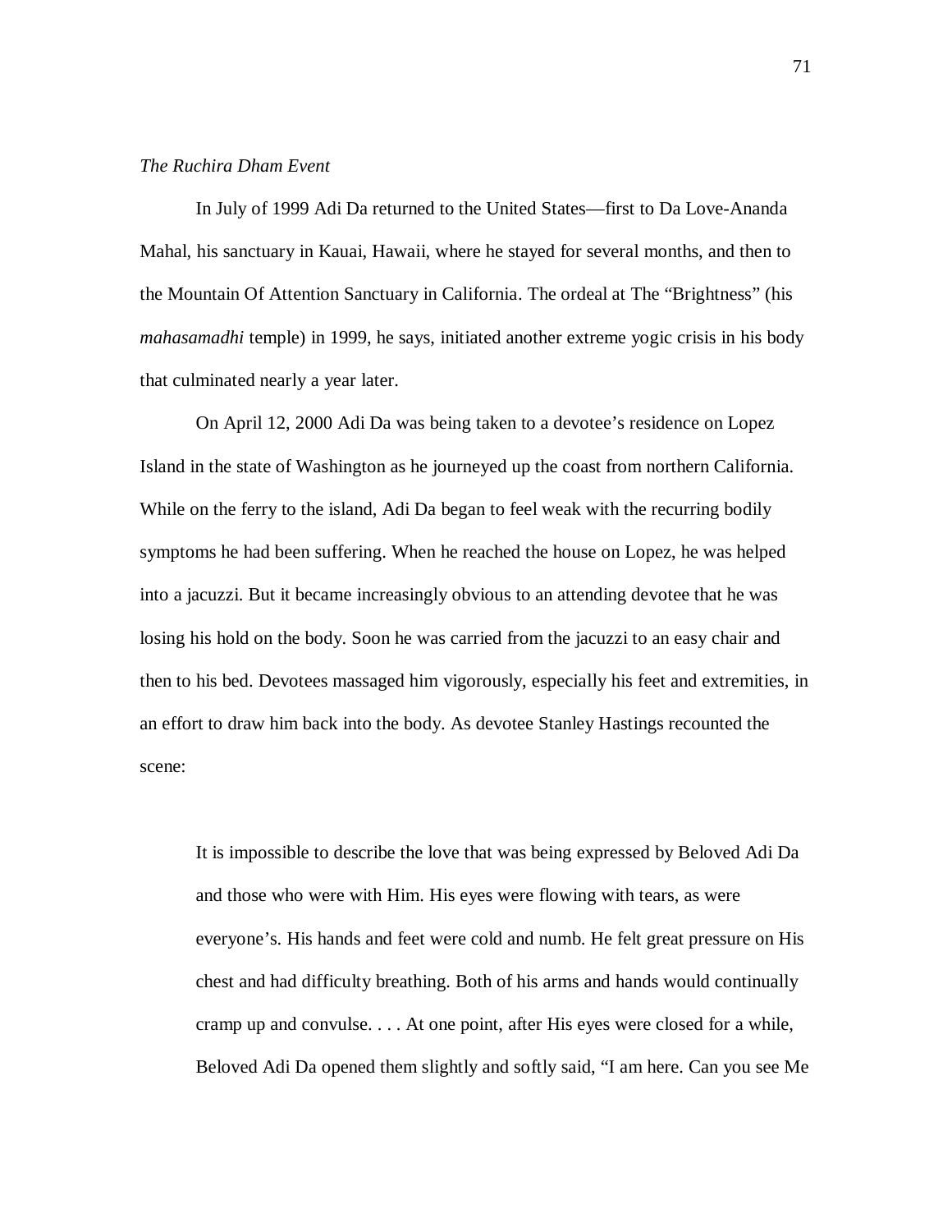*The Ruchira Dham Event*

In July of 1999 Adi Da returned to the United States—first to Da Love-Ananda Mahal, his sanctuary in Kauai, Hawaii, where he stayed for several months, and then to the Mountain Of Attention Sanctuary in California. The ordeal at The "Brightness" (his *mahasamadhi* temple) in 1999, he says, initiated another extreme yogic crisis in his body that culminated nearly a year later.

On April 12, 2000 Adi Da was being taken to a devotee's residence on Lopez Island in the state of Washington as he journeyed up the coast from northern California. While on the ferry to the island, Adi Da began to feel weak with the recurring bodily symptoms he had been suffering. When he reached the house on Lopez, he was helped into a jacuzzi. But it became increasingly obvious to an attending devotee that he was losing his hold on the body. Soon he was carried from the jacuzzi to an easy chair and then to his bed. Devotees massaged him vigorously, especially his feet and extremities, in an effort to draw him back into the body. As devotee Stanley Hastings recounted the scene:

> It is impossible to describe the love that was being expressed by Beloved Adi Da and those who were with Him. His eyes were flowing with tears, as were everyone's. His hands and feet were cold and numb. He felt great pressure on His chest and had difficulty breathing. Both of his arms and hands would continually cramp up and convulse. . . . At one point, after His eyes were closed for a while, Beloved Adi Da opened them slightly and softly said, "I am here. Can you see Me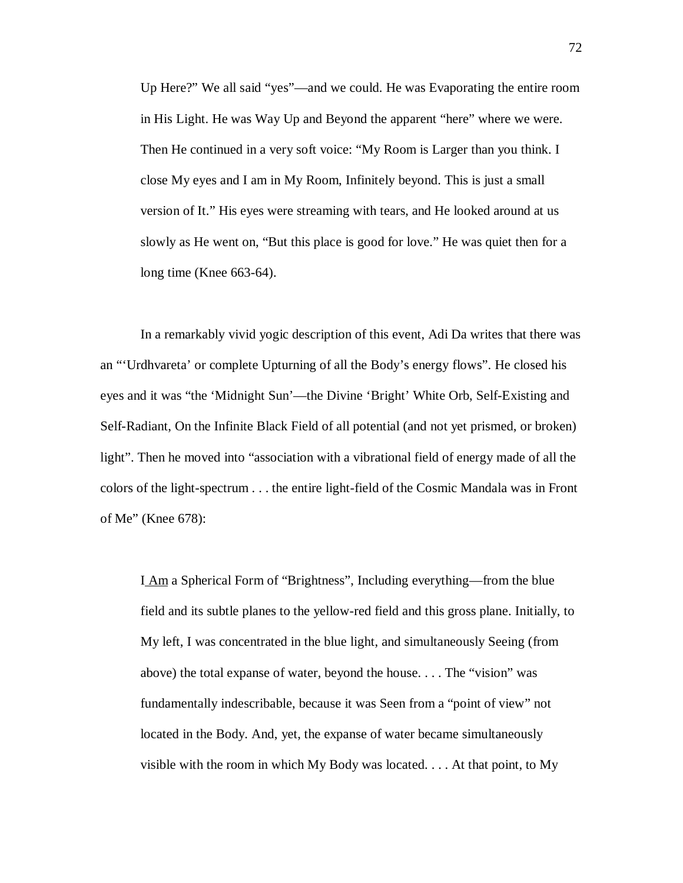> Up Here?" We all said "yes"—and we could. He was Evaporating the entire room in His Light. He was Way Up and Beyond the apparent "here" where we were. Then He continued in a very soft voice: "My Room is Larger than you think. I close My eyes and I am in My Room, Infinitely beyond. This is just a small version of It." His eyes were streaming with tears, and He looked around at us slowly as He went on, "But this place is good for love." He was quiet then for a long time (Knee 663-64).

In a remarkably vivid yogic description of this event, Adi Da writes that there was an "'Urdhvareta' or complete Upturning of all the Body's energy flows". He closed his eyes and it was "the 'Midnight Sun'—the Divine 'Bright' White Orb, Self-Existing and Self-Radiant, On the Infinite Black Field of all potential (and not yet prismed, or broken) light". Then he moved into "association with a vibrational field of energy made of all the colors of the light-spectrum . . . the entire light-field of the Cosmic Mandala was in Front of Me" (Knee 678):

> I <u>Am</u> a Spherical Form of "Brightness", Including everything—from the blue field and its subtle planes to the yellow-red field and this gross plane. Initially, to My left, I was concentrated in the blue light, and simultaneously Seeing (from above) the total expanse of water, beyond the house. . . . The "vision" was fundamentally indescribable, because it was Seen from a "point of view" not located in the Body. And, yet, the expanse of water became simultaneously visible with the room in which My Body was located. . . . At that point, to My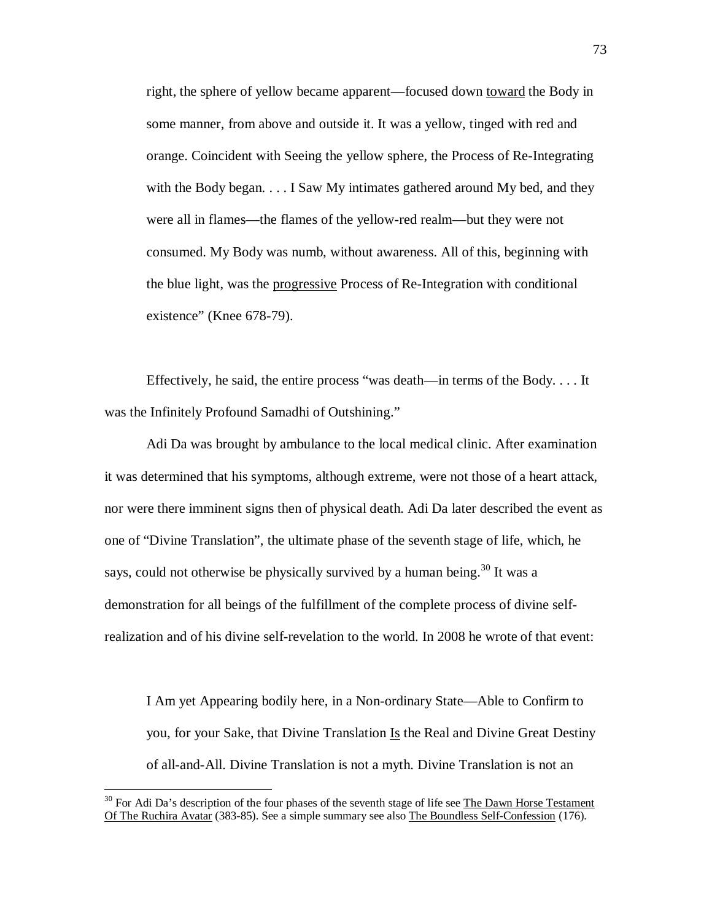> right, the sphere of yellow became apparent—focused down <u>toward</u> the Body in some manner, from above and outside it. It was a yellow, tinged with red and orange. Coincident with Seeing the yellow sphere, the Process of Re-Integrating with the Body began. . . . I Saw My intimates gathered around My bed, and they were all in flames—the flames of the yellow-red realm—but they were not consumed. My Body was numb, without awareness. All of this, beginning with the blue light, was the <u>progressive</u> Process of Re-Integration with conditional existence" (Knee 678-79).

Effectively, he said, the entire process "was death—in terms of the Body. . . . It was the Infinitely Profound Samadhi of Outshining."

Adi Da was brought by ambulance to the local medical clinic. After examination it was determined that his symptoms, although extreme, were not those of a heart attack, nor were there imminent signs then of physical death. Adi Da later described the event as one of "Divine Translation", the ultimate phase of the seventh stage of life, which, he says, could not otherwise be physically survived by a human being.[30] It was a demonstration for all beings of the fulfillment of the complete process of divine self-realization and of his divine self-revelation to the world. In 2008 he wrote of that event:

> I Am yet Appearing bodily here, in a Non-ordinary State—Able to Confirm to you, for your Sake, that Divine Translation <u>Is</u> the Real and Divine Great Destiny of all-and-All. Divine Translation is not a myth. Divine Translation is not an

---

[30] For Adi Da's description of the four phases of the seventh stage of life see <u>The Dawn Horse Testament Of The Ruchira Avatar</u> (383-85). See a simple summary see also <u>The Boundless Self-Confession</u> (176).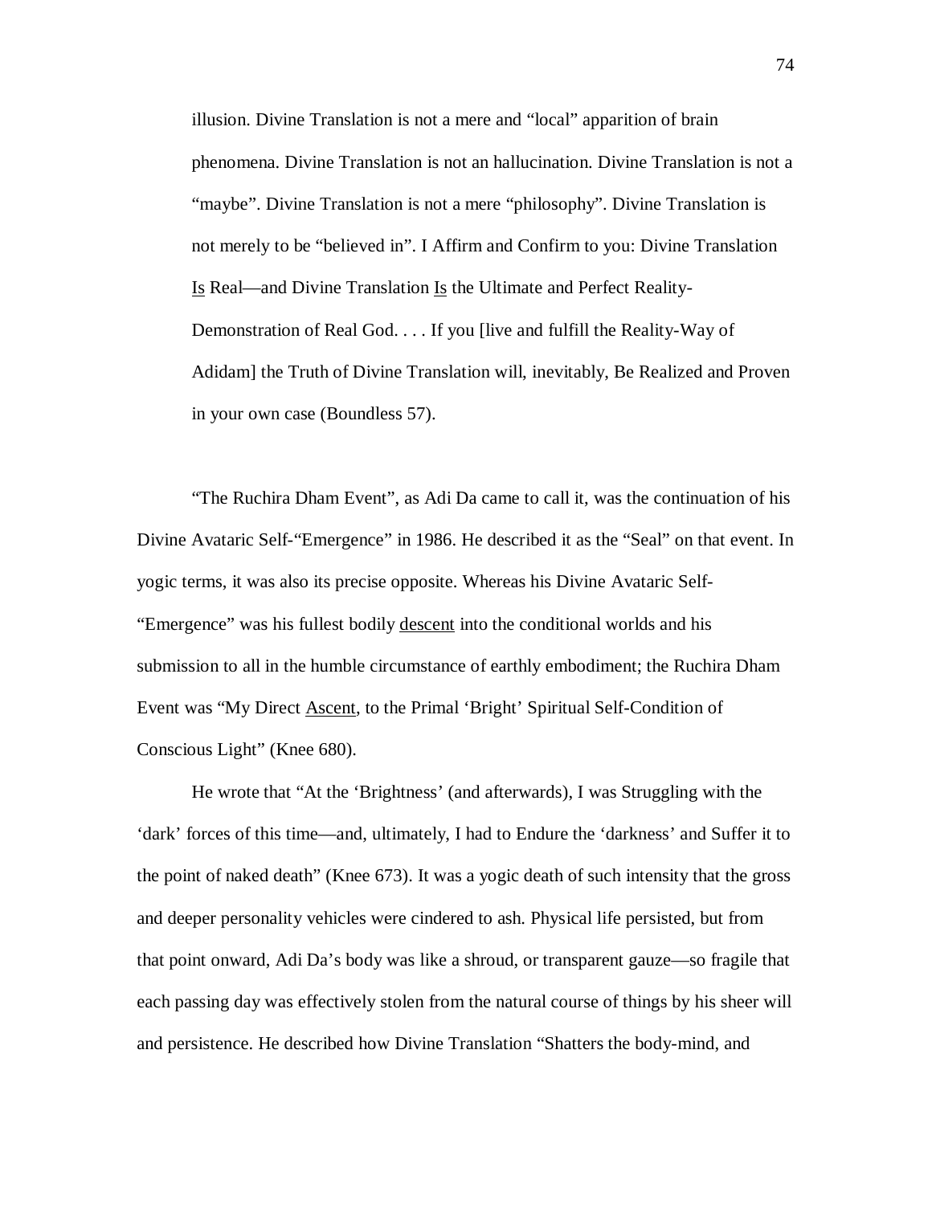> illusion. Divine Translation is not a mere and "local" apparition of brain phenomena. Divine Translation is not an hallucination. Divine Translation is not a "maybe". Divine Translation is not a mere "philosophy". Divine Translation is not merely to be "believed in". I Affirm and Confirm to you: Divine Translation <u>Is</u> Real—and Divine Translation <u>Is</u> the Ultimate and Perfect Reality-Demonstration of Real God. . . . If you [live and fulfill the Reality-Way of Adidam] the Truth of Divine Translation will, inevitably, Be Realized and Proven in your own case (Boundless 57).

"The Ruchira Dham Event", as Adi Da came to call it, was the continuation of his Divine Avataric Self-"Emergence" in 1986. He described it as the "Seal" on that event. In yogic terms, it was also its precise opposite. Whereas his Divine Avataric Self-"Emergence" was his fullest bodily <u>descent</u> into the conditional worlds and his submission to all in the humble circumstance of earthly embodiment; the Ruchira Dham Event was "My Direct <u>Ascent</u>, to the Primal 'Bright' Spiritual Self-Condition of Conscious Light" (Knee 680).

He wrote that "At the 'Brightness' (and afterwards), I was Struggling with the 'dark' forces of this time—and, ultimately, I had to Endure the 'darkness' and Suffer it to the point of naked death" (Knee 673). It was a yogic death of such intensity that the gross and deeper personality vehicles were cindered to ash. Physical life persisted, but from that point onward, Adi Da's body was like a shroud, or transparent gauze—so fragile that each passing day was effectively stolen from the natural course of things by his sheer will and persistence. He described how Divine Translation "Shatters the body-mind, and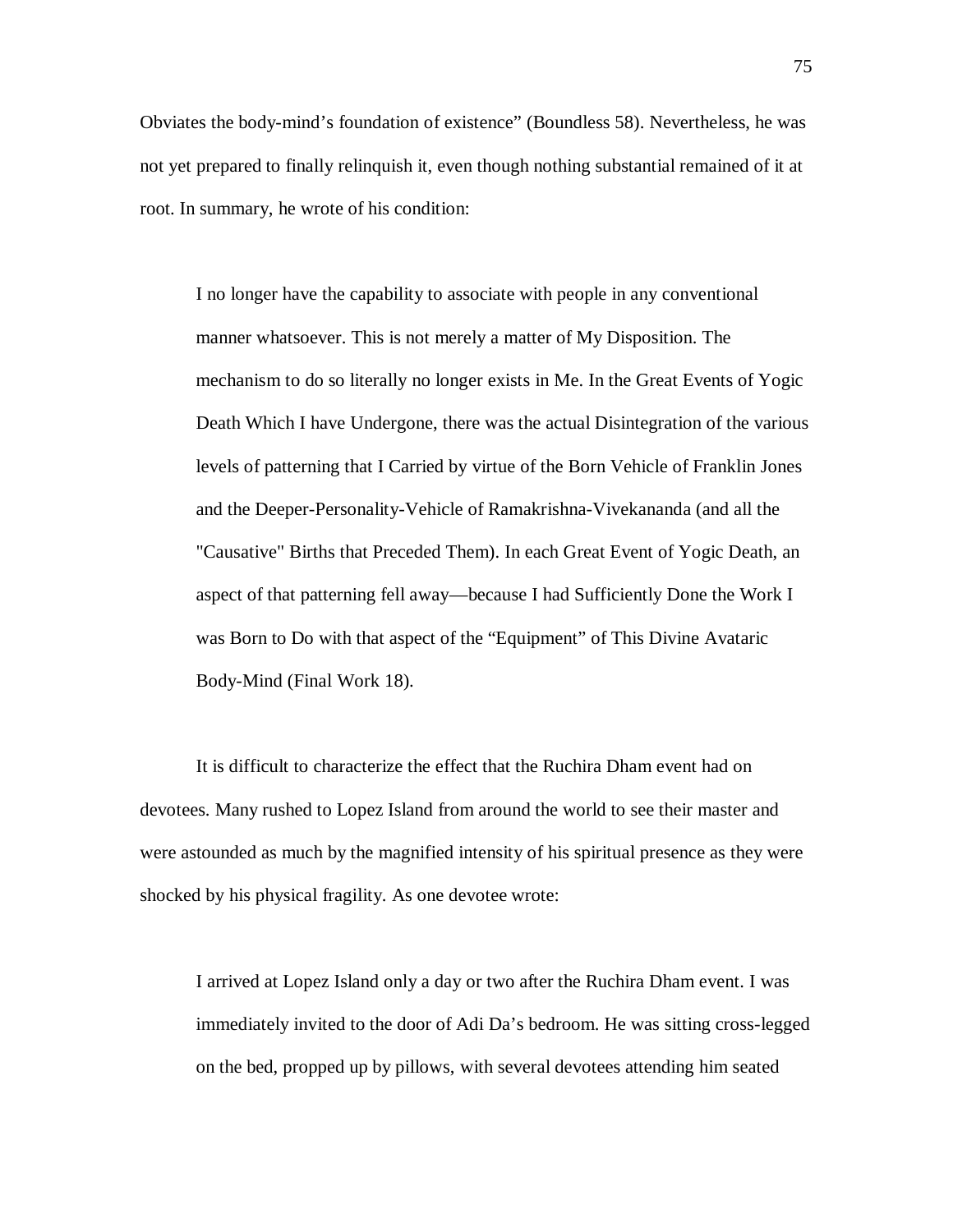Obviates the body-mind's foundation of existence" (Boundless 58). Nevertheless, he was not yet prepared to finally relinquish it, even though nothing substantial remained of it at root. In summary, he wrote of his condition:

> I no longer have the capability to associate with people in any conventional manner whatsoever. This is not merely a matter of My Disposition. The mechanism to do so literally no longer exists in Me. In the Great Events of Yogic Death Which I have Undergone, there was the actual Disintegration of the various levels of patterning that I Carried by virtue of the Born Vehicle of Franklin Jones and the Deeper-Personality-Vehicle of Ramakrishna-Vivekananda (and all the "Causative" Births that Preceded Them). In each Great Event of Yogic Death, an aspect of that patterning fell away—because I had Sufficiently Done the Work I was Born to Do with that aspect of the "Equipment" of This Divine Avataric Body-Mind (Final Work 18).

It is difficult to characterize the effect that the Ruchira Dham event had on devotees. Many rushed to Lopez Island from around the world to see their master and were astounded as much by the magnified intensity of his spiritual presence as they were shocked by his physical fragility. As one devotee wrote:

> I arrived at Lopez Island only a day or two after the Ruchira Dham event. I was immediately invited to the door of Adi Da's bedroom. He was sitting cross-legged on the bed, propped up by pillows, with several devotees attending him seated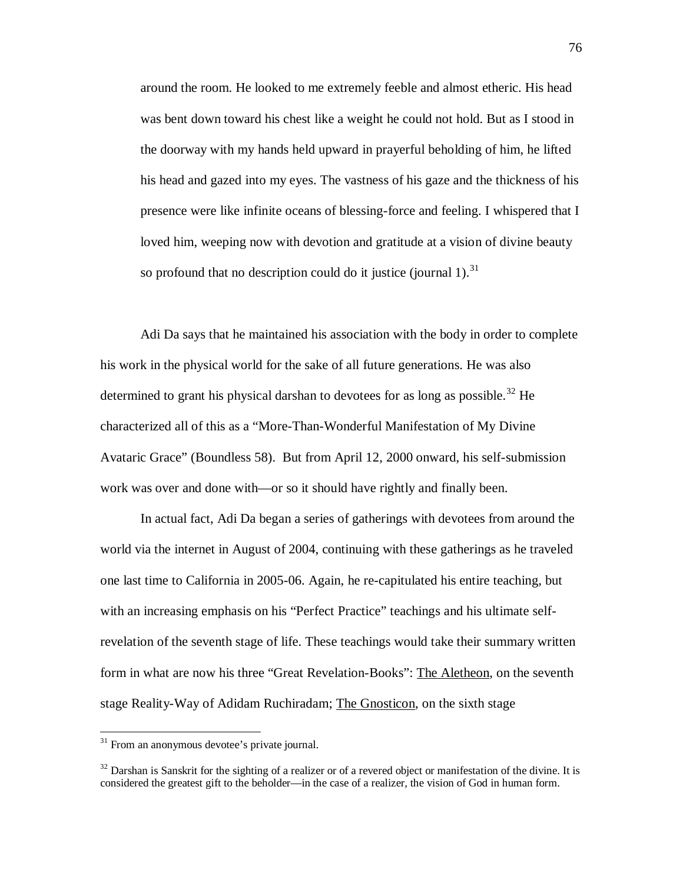> around the room. He looked to me extremely feeble and almost etheric. His head was bent down toward his chest like a weight he could not hold. But as I stood in the doorway with my hands held upward in prayerful beholding of him, he lifted his head and gazed into my eyes. The vastness of his gaze and the thickness of his presence were like infinite oceans of blessing-force and feeling. I whispered that I loved him, weeping now with devotion and gratitude at a vision of divine beauty so profound that no description could do it justice (journal 1).[31]

Adi Da says that he maintained his association with the body in order to complete his work in the physical world for the sake of all future generations. He was also determined to grant his physical darshan to devotees for as long as possible.[32] He characterized all of this as a "More-Than-Wonderful Manifestation of My Divine Avataric Grace" (Boundless 58). But from April 12, 2000 onward, his self-submission work was over and done with—or so it should have rightly and finally been.

In actual fact, Adi Da began a series of gatherings with devotees from around the world via the internet in August of 2004, continuing with these gatherings as he traveled one last time to California in 2005-06. Again, he re-capitulated his entire teaching, but with an increasing emphasis on his "Perfect Practice" teachings and his ultimate self-revelation of the seventh stage of life. These teachings would take their summary written form in what are now his three "Great Revelation-Books": <u>The Aletheon</u>, on the seventh stage Reality-Way of Adidam Ruchiradam; <u>The Gnosticon</u>, on the sixth stage

---

[31] From an anonymous devotee's private journal.

[32] Darshan is Sanskrit for the sighting of a realizer or of a revered object or manifestation of the divine. It is considered the greatest gift to the beholder—in the case of a realizer, the vision of God in human form.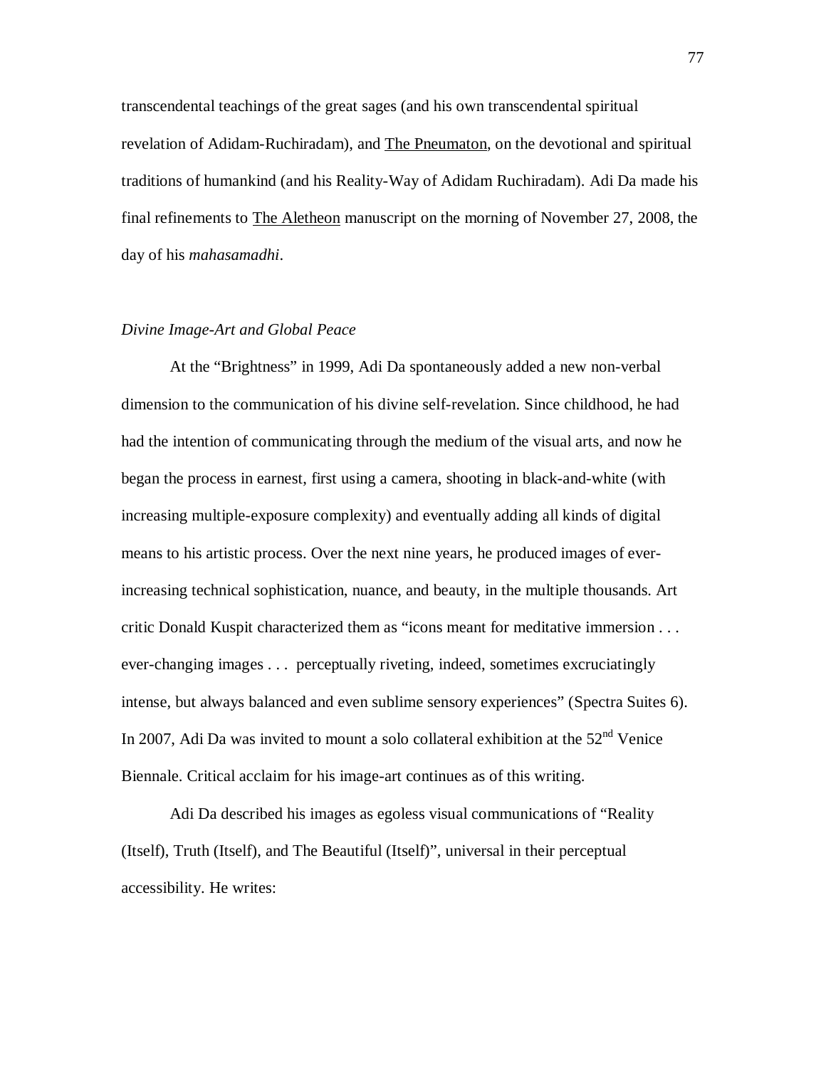transcendental teachings of the great sages (and his own transcendental spiritual revelation of Adidam-Ruchiradam), and The Pneumaton, on the devotional and spiritual traditions of humankind (and his Reality-Way of Adidam Ruchiradam). Adi Da made his final refinements to The Aletheon manuscript on the morning of November 27, 2008, the day of his *mahasamadhi*.

### *Divine Image-Art and Global Peace*

At the "Brightness" in 1999, Adi Da spontaneously added a new non-verbal dimension to the communication of his divine self-revelation. Since childhood, he had had the intention of communicating through the medium of the visual arts, and now he began the process in earnest, first using a camera, shooting in black-and-white (with increasing multiple-exposure complexity) and eventually adding all kinds of digital means to his artistic process. Over the next nine years, he produced images of ever-increasing technical sophistication, nuance, and beauty, in the multiple thousands. Art critic Donald Kuspit characterized them as "icons meant for meditative immersion . . . ever-changing images . . . perceptually riveting, indeed, sometimes excruciatingly intense, but always balanced and even sublime sensory experiences" (Spectra Suites 6). In 2007, Adi Da was invited to mount a solo collateral exhibition at the 52nd Venice Biennale. Critical acclaim for his image-art continues as of this writing.

Adi Da described his images as egoless visual communications of "Reality (Itself), Truth (Itself), and The Beautiful (Itself)", universal in their perceptual accessibility. He writes: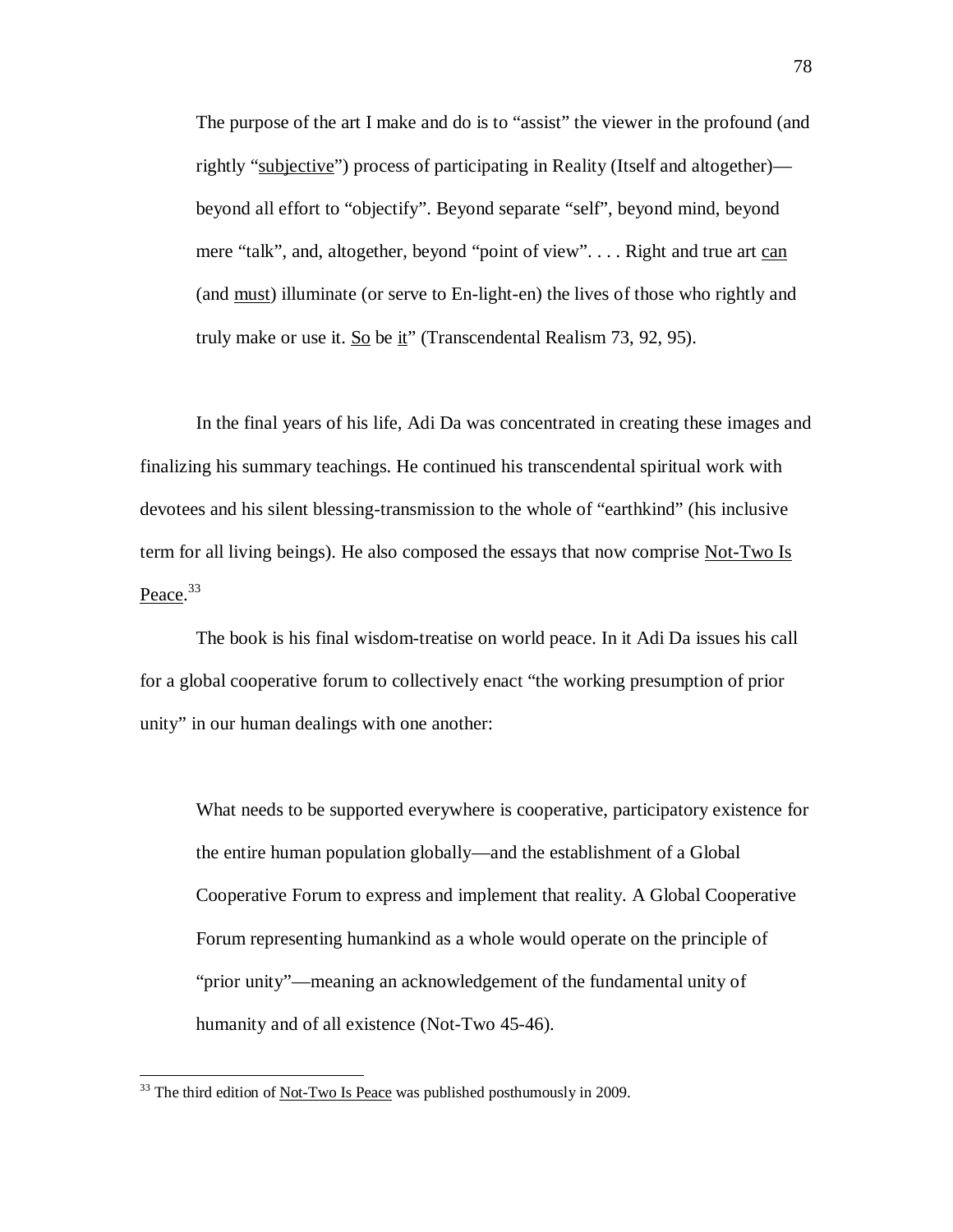> The purpose of the art I make and do is to "assist" the viewer in the profound (and rightly "subjective") process of participating in Reality (Itself and altogether)—beyond all effort to "objectify". Beyond separate "self", beyond mind, beyond mere "talk", and, altogether, beyond "point of view". . . . Right and true art can (and must) illuminate (or serve to En-light-en) the lives of those who rightly and truly make or use it. So be it" (Transcendental Realism 73, 92, 95).

In the final years of his life, Adi Da was concentrated in creating these images and finalizing his summary teachings. He continued his transcendental spiritual work with devotees and his silent blessing-transmission to the whole of "earthkind" (his inclusive term for all living beings). He also composed the essays that now comprise Not-Two Is Peace.[33]

The book is his final wisdom-treatise on world peace. In it Adi Da issues his call for a global cooperative forum to collectively enact "the working presumption of prior unity" in our human dealings with one another:

> What needs to be supported everywhere is cooperative, participatory existence for the entire human population globally—and the establishment of a Global Cooperative Forum to express and implement that reality. A Global Cooperative Forum representing humankind as a whole would operate on the principle of "prior unity"—meaning an acknowledgement of the fundamental unity of humanity and of all existence (Not-Two 45-46).

[33] The third edition of Not-Two Is Peace was published posthumously in 2009.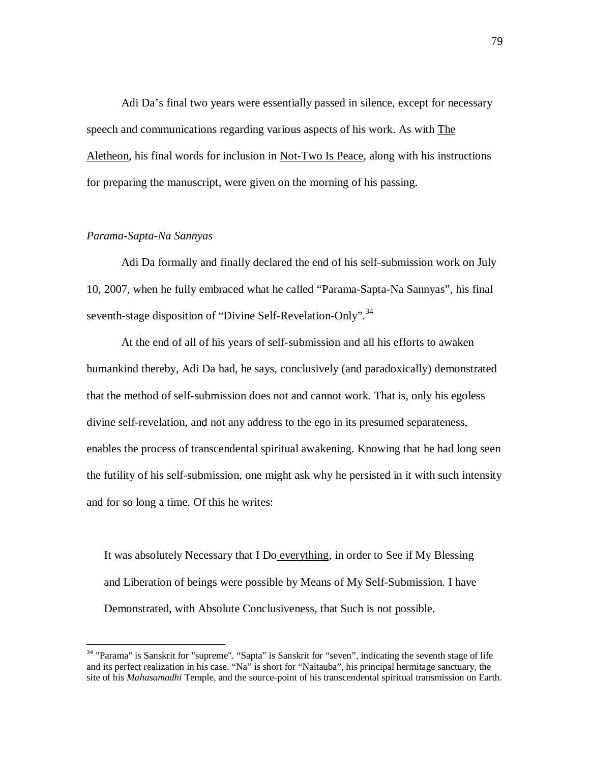Adi Da's final two years were essentially passed in silence, except for necessary speech and communications regarding various aspects of his work. As with The Aletheon, his final words for inclusion in Not-Two Is Peace, along with his instructions for preparing the manuscript, were given on the morning of his passing.

*Parama-Sapta-Na Sannyas*

Adi Da formally and finally declared the end of his self-submission work on July 10, 2007, when he fully embraced what he called "Parama-Sapta-Na Sannyas", his final seventh-stage disposition of "Divine Self-Revelation-Only".[34]

At the end of all of his years of self-submission and all his efforts to awaken humankind thereby, Adi Da had, he says, conclusively (and paradoxically) demonstrated that the method of self-submission does not and cannot work. That is, only his egoless divine self-revelation, and not any address to the ego in its presumed separateness, enables the process of transcendental spiritual awakening. Knowing that he had long seen the futility of his self-submission, one might ask why he persisted in it with such intensity and for so long a time. Of this he writes:

> It was absolutely Necessary that I Do everything, in order to See if My Blessing and Liberation of beings were possible by Means of My Self-Submission. I have Demonstrated, with Absolute Conclusiveness, that Such is not possible.

---

[34] "Parama" is Sanskrit for "supreme". "Sapta" is Sanskrit for "seven", indicating the seventh stage of life and its perfect realization in his case. "Na" is short for "Naitauba", his principal hermitage sanctuary, the site of his *Mahasamadhi* Temple, and the source-point of his transcendental spiritual transmission on Earth.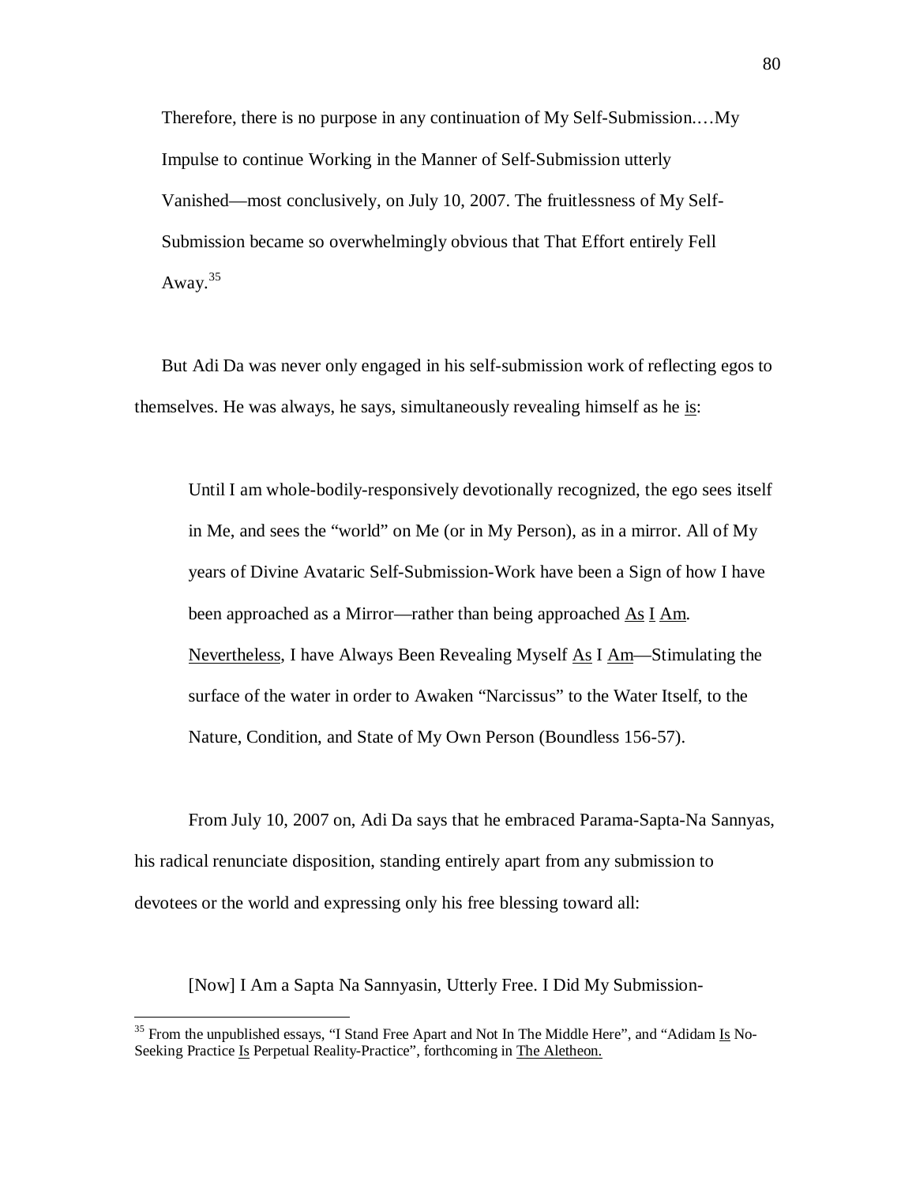> Therefore, there is no purpose in any continuation of My Self-Submission.…My Impulse to continue Working in the Manner of Self-Submission utterly Vanished—most conclusively, on July 10, 2007. The fruitlessness of My Self-Submission became so overwhelmingly obvious that That Effort entirely Fell Away.[35]

But Adi Da was never only engaged in his self-submission work of reflecting egos to themselves. He was always, he says, simultaneously revealing himself as he <u>is</u>:

> Until I am whole-bodily-responsively devotionally recognized, the ego sees itself in Me, and sees the "world" on Me (or in My Person), as in a mirror. All of My years of Divine Avataric Self-Submission-Work have been a Sign of how I have been approached as a Mirror—rather than being approached <u>As</u> <u>I</u> <u>Am</u>. <u>Nevertheless</u>, I have Always Been Revealing Myself <u>As</u> I <u>Am</u>—Stimulating the surface of the water in order to Awaken "Narcissus" to the Water Itself, to the Nature, Condition, and State of My Own Person (Boundless 156-57).

From July 10, 2007 on, Adi Da says that he embraced Parama-Sapta-Na Sannyas, his radical renunciate disposition, standing entirely apart from any submission to devotees or the world and expressing only his free blessing toward all:

> [Now] I Am a Sapta Na Sannyasin, Utterly Free. I Did My Submission-

[35] From the unpublished essays, "I Stand Free Apart and Not In The Middle Here", and "Adidam <u>Is</u> No-Seeking Practice <u>Is</u> Perpetual Reality-Practice", forthcoming in <u>The Aletheon.</u>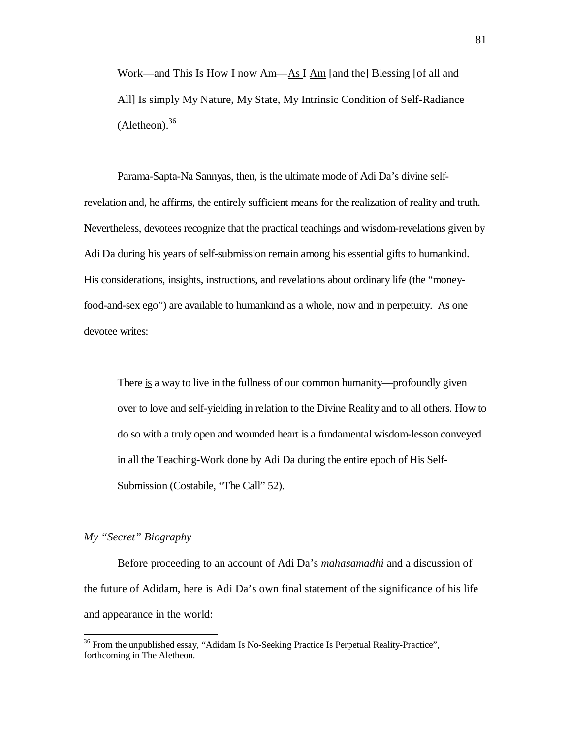> Work—and This Is How I now Am—As I Am [and the] Blessing [of all and All] Is simply My Nature, My State, My Intrinsic Condition of Self-Radiance (Aletheon).[36]

Parama-Sapta-Na Sannyas, then, is the ultimate mode of Adi Da's divine self-revelation and, he affirms, the entirely sufficient means for the realization of reality and truth. Nevertheless, devotees recognize that the practical teachings and wisdom-revelations given by Adi Da during his years of self-submission remain among his essential gifts to humankind. His considerations, insights, instructions, and revelations about ordinary life (the "money-food-and-sex ego") are available to humankind as a whole, now and in perpetuity. As one devotee writes:

> There is a way to live in the fullness of our common humanity—profoundly given over to love and self-yielding in relation to the Divine Reality and to all others. How to do so with a truly open and wounded heart is a fundamental wisdom-lesson conveyed in all the Teaching-Work done by Adi Da during the entire epoch of His Self-Submission (Costabile, "The Call" 52).

*My "Secret" Biography*

Before proceeding to an account of Adi Da's *mahasamadhi* and a discussion of the future of Adidam, here is Adi Da's own final statement of the significance of his life and appearance in the world:

---

[36] From the unpublished essay, "Adidam Is No-Seeking Practice Is Perpetual Reality-Practice", forthcoming in The Aletheon.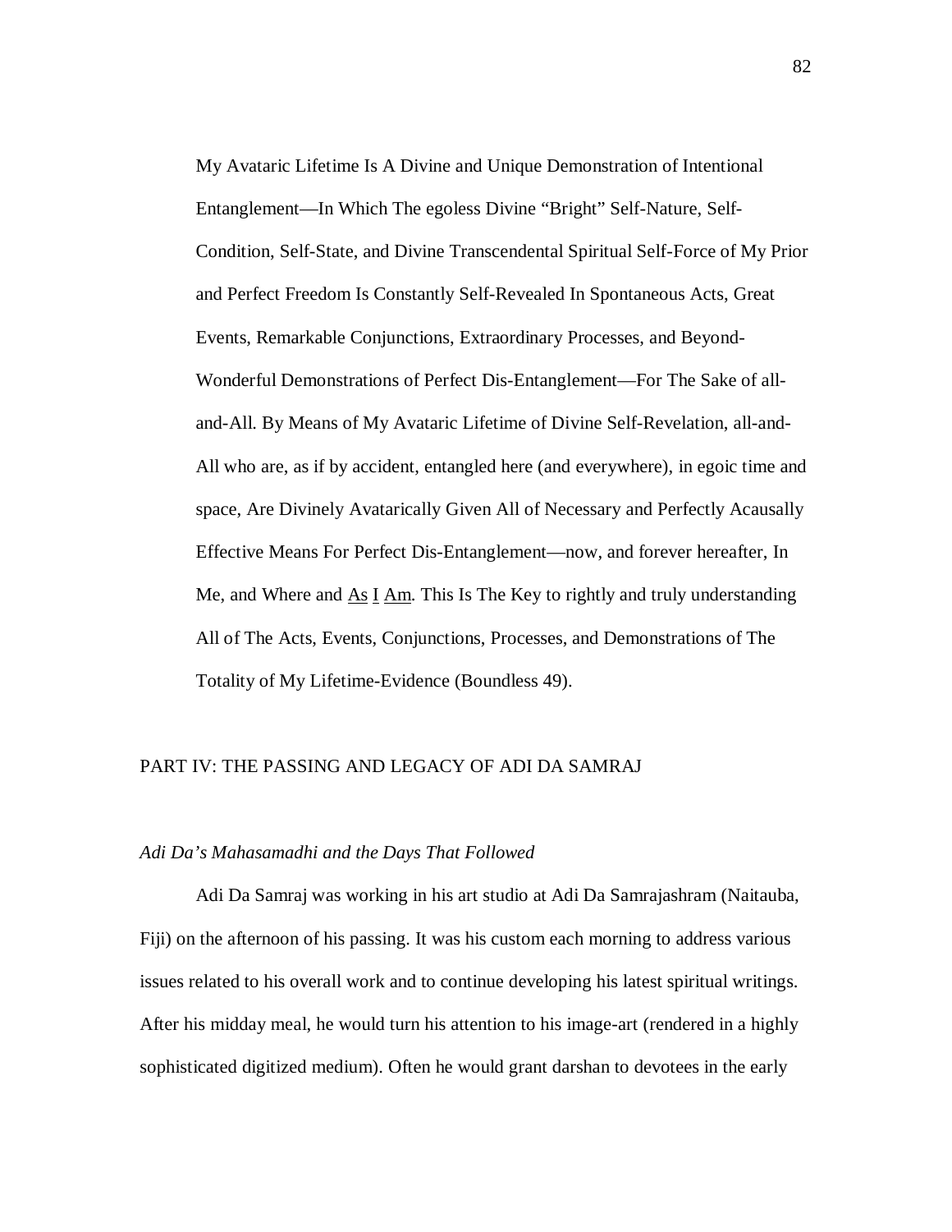> My Avataric Lifetime Is A Divine and Unique Demonstration of Intentional Entanglement—In Which The egoless Divine "Bright" Self-Nature, Self-Condition, Self-State, and Divine Transcendental Spiritual Self-Force of My Prior and Perfect Freedom Is Constantly Self-Revealed In Spontaneous Acts, Great Events, Remarkable Conjunctions, Extraordinary Processes, and Beyond-Wonderful Demonstrations of Perfect Dis-Entanglement—For The Sake of all-and-All. By Means of My Avataric Lifetime of Divine Self-Revelation, all-and-All who are, as if by accident, entangled here (and everywhere), in egoic time and space, Are Divinely Avatarically Given All of Necessary and Perfectly Acausally Effective Means For Perfect Dis-Entanglement—now, and forever hereafter, In Me, and Where and <u>As</u> <u>I</u> <u>Am</u>. This Is The Key to rightly and truly understanding All of The Acts, Events, Conjunctions, Processes, and Demonstrations of The Totality of My Lifetime-Evidence (Boundless 49).

## PART IV: THE PASSING AND LEGACY OF ADI DA SAMRAJ

### *Adi Da's Mahasamadhi and the Days That Followed*

Adi Da Samraj was working in his art studio at Adi Da Samrajashram (Naitauba, Fiji) on the afternoon of his passing. It was his custom each morning to address various issues related to his overall work and to continue developing his latest spiritual writings. After his midday meal, he would turn his attention to his image-art (rendered in a highly sophisticated digitized medium). Often he would grant darshan to devotees in the early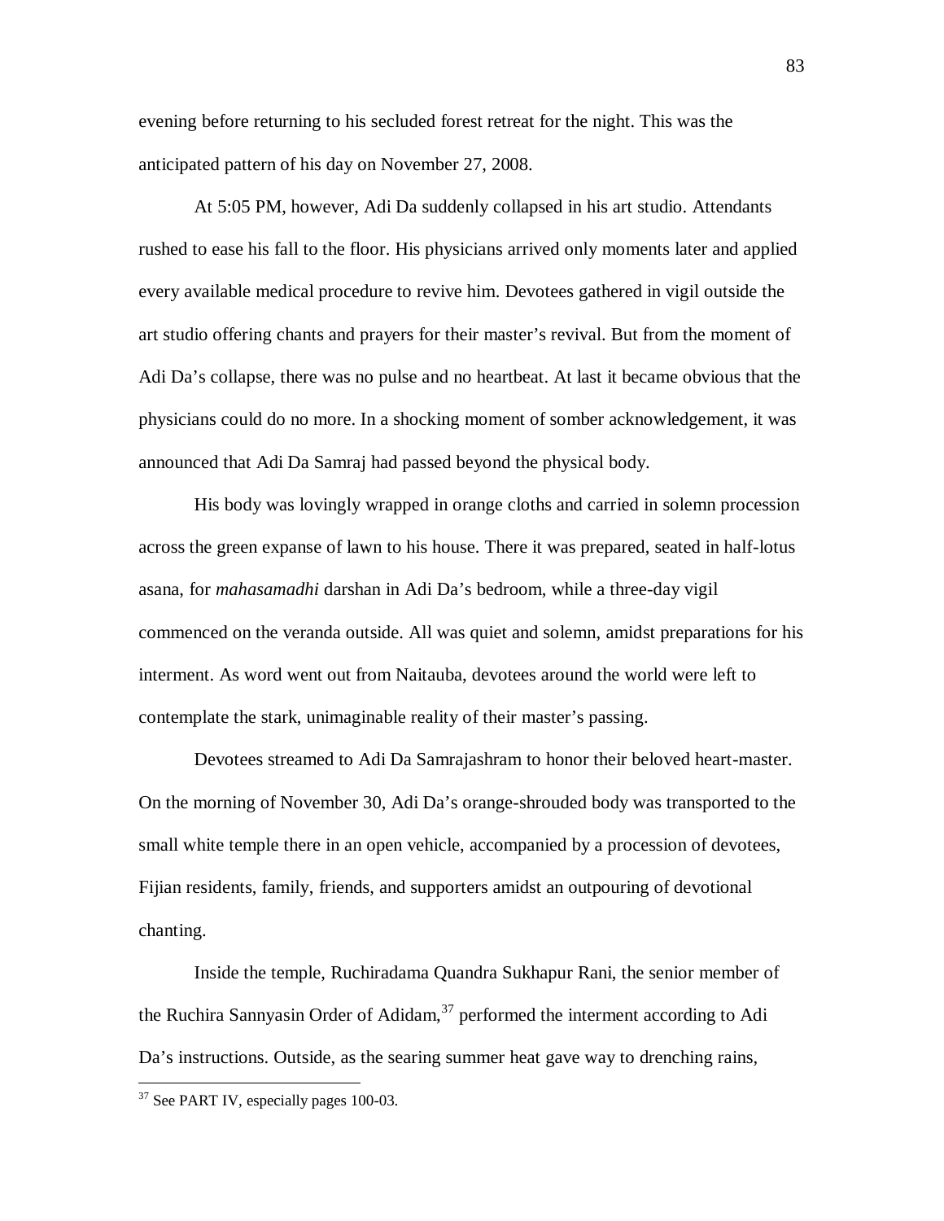evening before returning to his secluded forest retreat for the night. This was the anticipated pattern of his day on November 27, 2008.

At 5:05 PM, however, Adi Da suddenly collapsed in his art studio. Attendants rushed to ease his fall to the floor. His physicians arrived only moments later and applied every available medical procedure to revive him. Devotees gathered in vigil outside the art studio offering chants and prayers for their master's revival. But from the moment of Adi Da's collapse, there was no pulse and no heartbeat. At last it became obvious that the physicians could do no more. In a shocking moment of somber acknowledgement, it was announced that Adi Da Samraj had passed beyond the physical body.

His body was lovingly wrapped in orange cloths and carried in solemn procession across the green expanse of lawn to his house. There it was prepared, seated in half-lotus asana, for *mahasamadhi* darshan in Adi Da's bedroom, while a three-day vigil commenced on the veranda outside. All was quiet and solemn, amidst preparations for his interment. As word went out from Naitauba, devotees around the world were left to contemplate the stark, unimaginable reality of their master's passing.

Devotees streamed to Adi Da Samrajashram to honor their beloved heart-master. On the morning of November 30, Adi Da's orange-shrouded body was transported to the small white temple there in an open vehicle, accompanied by a procession of devotees, Fijian residents, family, friends, and supporters amidst an outpouring of devotional chanting.

Inside the temple, Ruchiradama Quandra Sukhapur Rani, the senior member of the Ruchira Sannyasin Order of Adidam,[37] performed the interment according to Adi Da's instructions. Outside, as the searing summer heat gave way to drenching rains,

---

[37] See PART IV, especially pages 100-03.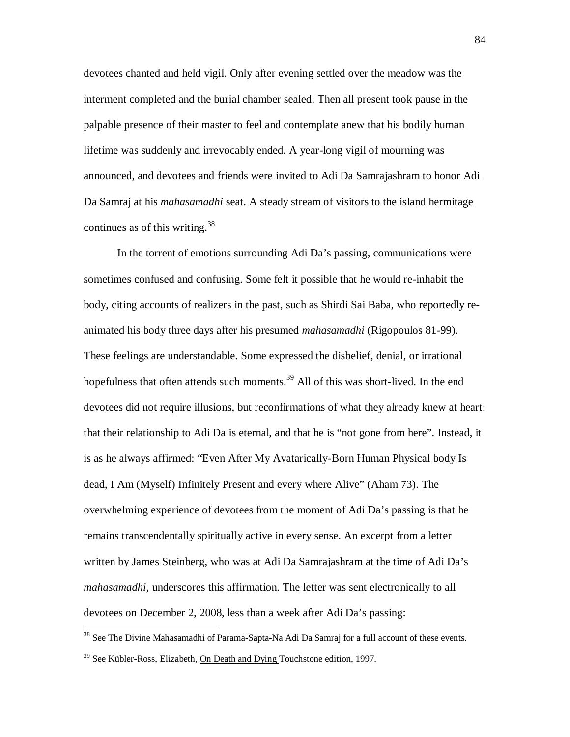devotees chanted and held vigil. Only after evening settled over the meadow was the interment completed and the burial chamber sealed. Then all present took pause in the palpable presence of their master to feel and contemplate anew that his bodily human lifetime was suddenly and irrevocably ended. A year-long vigil of mourning was announced, and devotees and friends were invited to Adi Da Samrajashram to honor Adi Da Samraj at his *mahasamadhi* seat. A steady stream of visitors to the island hermitage continues as of this writing.[38]

In the torrent of emotions surrounding Adi Da's passing, communications were sometimes confused and confusing. Some felt it possible that he would re-inhabit the body, citing accounts of realizers in the past, such as Shirdi Sai Baba, who reportedly re-animated his body three days after his presumed *mahasamadhi* (Rigopoulos 81-99). These feelings are understandable. Some expressed the disbelief, denial, or irrational hopefulness that often attends such moments.[39] All of this was short-lived. In the end devotees did not require illusions, but reconfirmations of what they already knew at heart: that their relationship to Adi Da is eternal, and that he is "not gone from here". Instead, it is as he always affirmed: "Even After My Avatarically-Born Human Physical body Is dead, I Am (Myself) Infinitely Present and every where Alive" (Aham 73). The overwhelming experience of devotees from the moment of Adi Da's passing is that he remains transcendentally spiritually active in every sense. An excerpt from a letter written by James Steinberg, who was at Adi Da Samrajashram at the time of Adi Da's *mahasamadhi*, underscores this affirmation. The letter was sent electronically to all devotees on December 2, 2008, less than a week after Adi Da's passing:

---

[38] See The Divine Mahasamadhi of Parama-Sapta-Na Adi Da Samraj for a full account of these events.

[39] See Kübler-Ross, Elizabeth, On Death and Dying Touchstone edition, 1997.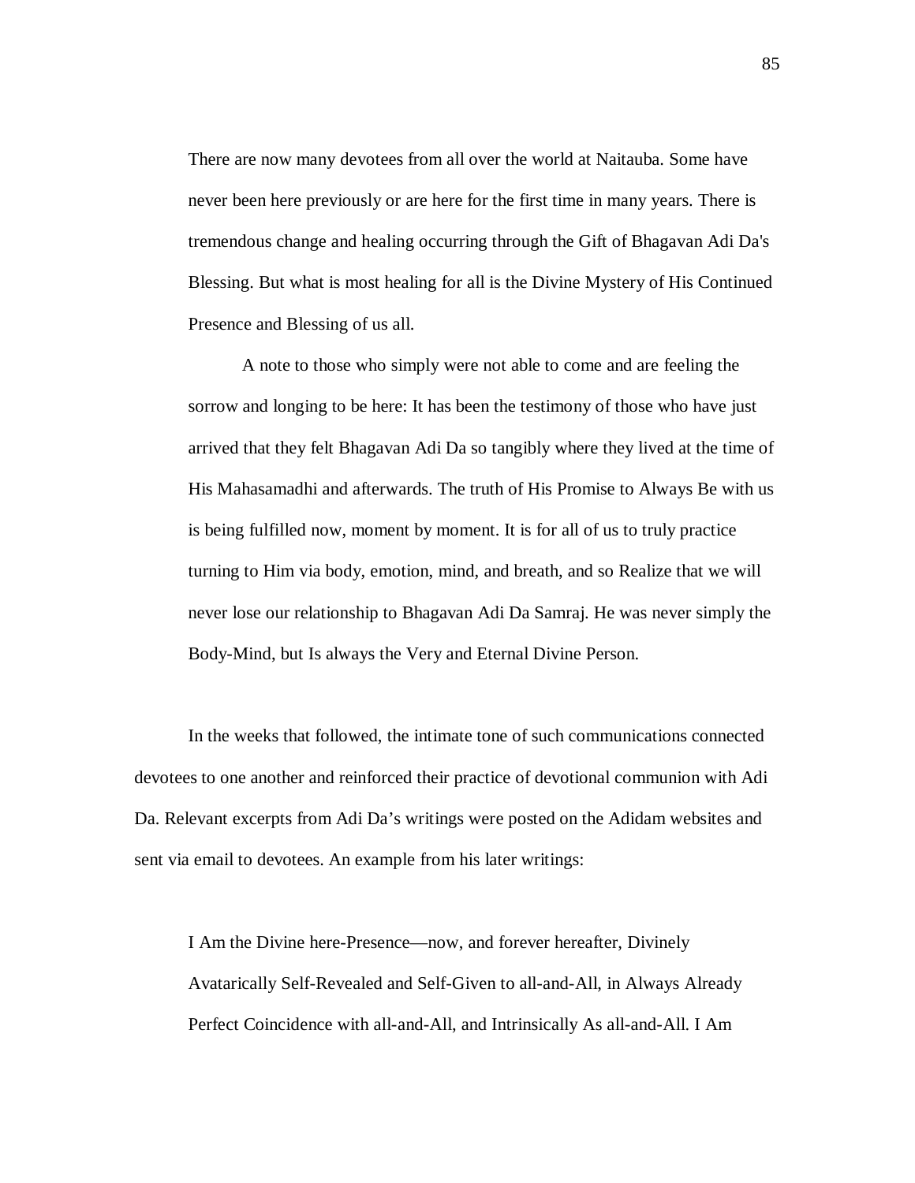> There are now many devotees from all over the world at Naitauba. Some have never been here previously or are here for the first time in many years. There is tremendous change and healing occurring through the Gift of Bhagavan Adi Da's Blessing. But what is most healing for all is the Divine Mystery of His Continued Presence and Blessing of us all.
>
> A note to those who simply were not able to come and are feeling the sorrow and longing to be here: It has been the testimony of those who have just arrived that they felt Bhagavan Adi Da so tangibly where they lived at the time of His Mahasamadhi and afterwards. The truth of His Promise to Always Be with us is being fulfilled now, moment by moment. It is for all of us to truly practice turning to Him via body, emotion, mind, and breath, and so Realize that we will never lose our relationship to Bhagavan Adi Da Samraj. He was never simply the Body-Mind, but Is always the Very and Eternal Divine Person.

In the weeks that followed, the intimate tone of such communications connected devotees to one another and reinforced their practice of devotional communion with Adi Da. Relevant excerpts from Adi Da's writings were posted on the Adidam websites and sent via email to devotees. An example from his later writings:

> I Am the Divine here-Presence—now, and forever hereafter, Divinely Avatarically Self-Revealed and Self-Given to all-and-All, in Always Already Perfect Coincidence with all-and-All, and Intrinsically As all-and-All. I Am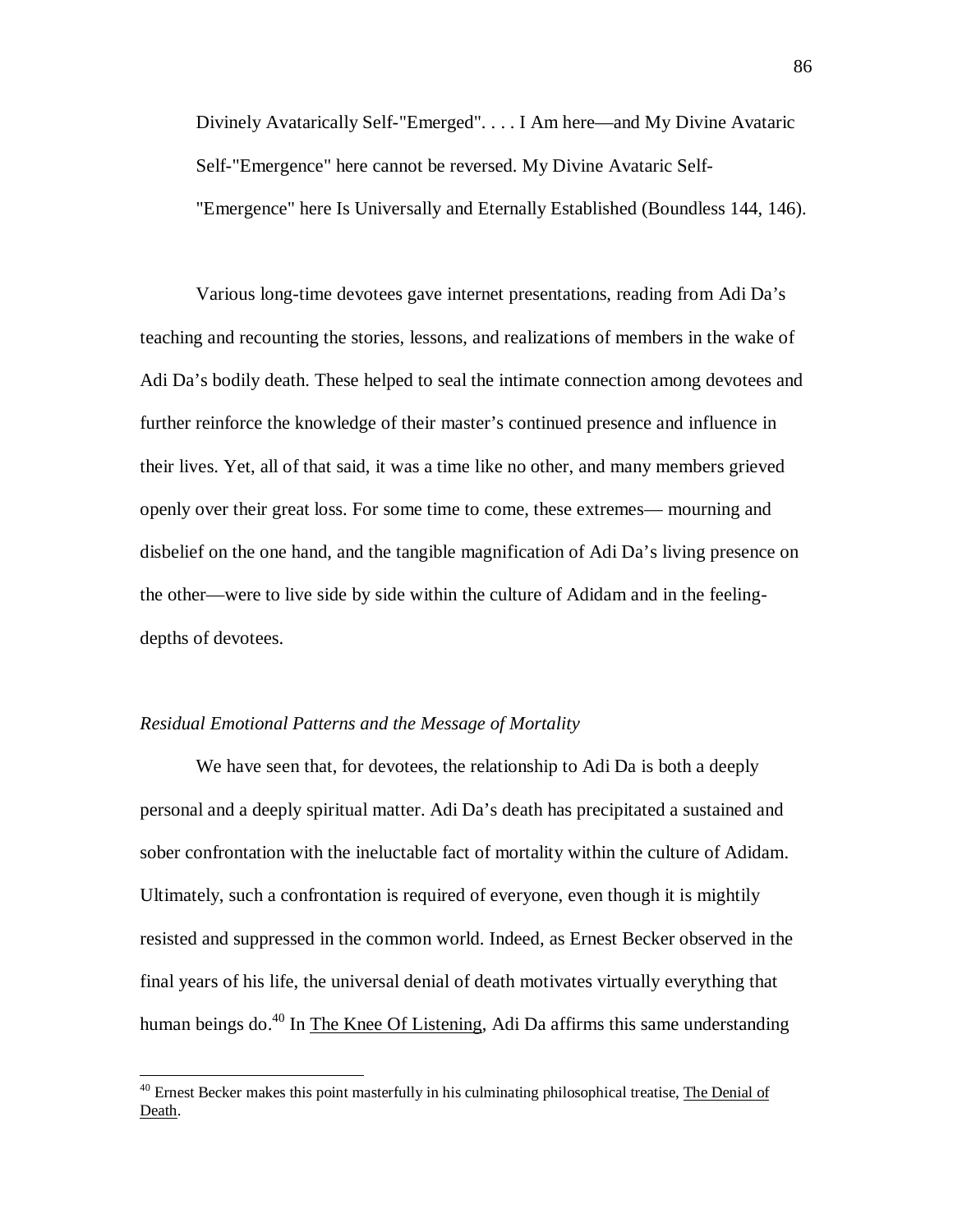Divinely Avatarically Self-"Emerged". . . . I Am here—and My Divine Avataric Self-"Emergence" here cannot be reversed. My Divine Avataric Self-"Emergence" here Is Universally and Eternally Established (Boundless 144, 146).

Various long-time devotees gave internet presentations, reading from Adi Da's teaching and recounting the stories, lessons, and realizations of members in the wake of Adi Da's bodily death. These helped to seal the intimate connection among devotees and further reinforce the knowledge of their master's continued presence and influence in their lives. Yet, all of that said, it was a time like no other, and many members grieved openly over their great loss. For some time to come, these extremes— mourning and disbelief on the one hand, and the tangible magnification of Adi Da's living presence on the other—were to live side by side within the culture of Adidam and in the feeling-depths of devotees.

### *Residual Emotional Patterns and the Message of Mortality*

We have seen that, for devotees, the relationship to Adi Da is both a deeply personal and a deeply spiritual matter. Adi Da's death has precipitated a sustained and sober confrontation with the ineluctable fact of mortality within the culture of Adidam. Ultimately, such a confrontation is required of everyone, even though it is mightily resisted and suppressed in the common world. Indeed, as Ernest Becker observed in the final years of his life, the universal denial of death motivates virtually everything that human beings do.[40] In The Knee Of Listening, Adi Da affirms this same understanding

---

[40] Ernest Becker makes this point masterfully in his culminating philosophical treatise, The Denial of Death.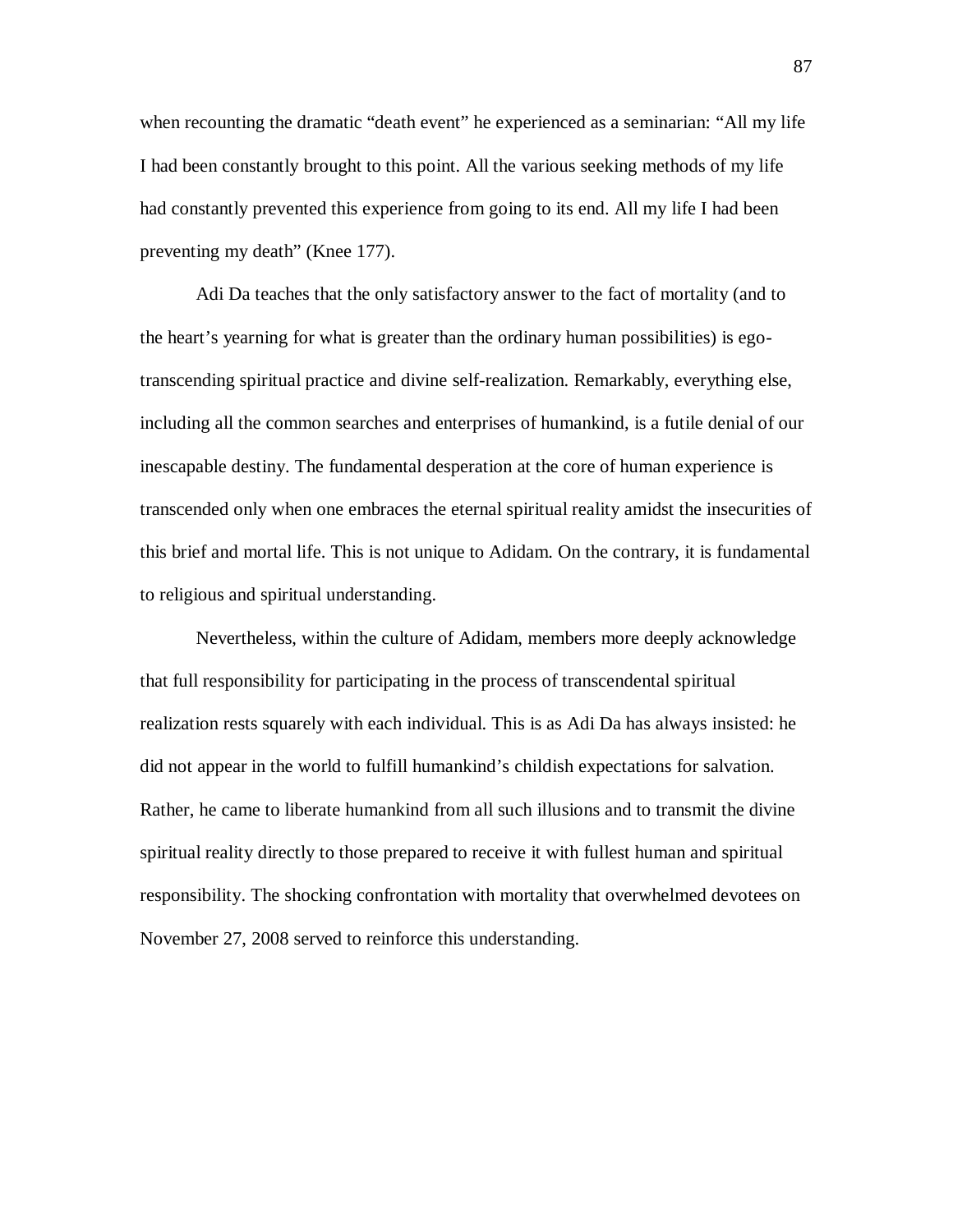when recounting the dramatic "death event" he experienced as a seminarian: "All my life I had been constantly brought to this point. All the various seeking methods of my life had constantly prevented this experience from going to its end. All my life I had been preventing my death" (Knee 177).

Adi Da teaches that the only satisfactory answer to the fact of mortality (and to the heart's yearning for what is greater than the ordinary human possibilities) is ego-transcending spiritual practice and divine self-realization. Remarkably, everything else, including all the common searches and enterprises of humankind, is a futile denial of our inescapable destiny. The fundamental desperation at the core of human experience is transcended only when one embraces the eternal spiritual reality amidst the insecurities of this brief and mortal life. This is not unique to Adidam. On the contrary, it is fundamental to religious and spiritual understanding.

Nevertheless, within the culture of Adidam, members more deeply acknowledge that full responsibility for participating in the process of transcendental spiritual realization rests squarely with each individual. This is as Adi Da has always insisted: he did not appear in the world to fulfill humankind's childish expectations for salvation. Rather, he came to liberate humankind from all such illusions and to transmit the divine spiritual reality directly to those prepared to receive it with fullest human and spiritual responsibility. The shocking confrontation with mortality that overwhelmed devotees on November 27, 2008 served to reinforce this understanding.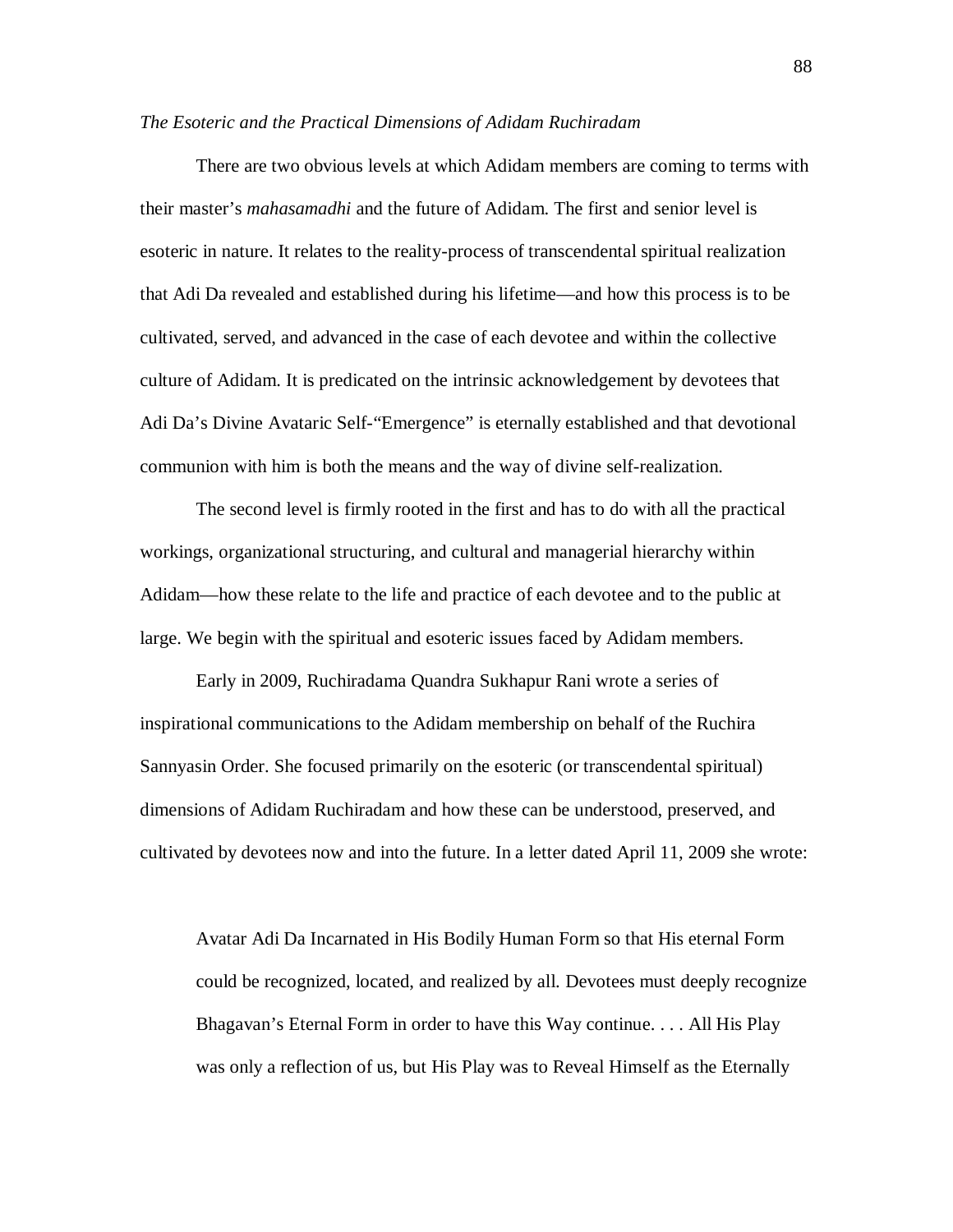*The Esoteric and the Practical Dimensions of Adidam Ruchiradam*

There are two obvious levels at which Adidam members are coming to terms with their master's *mahasamadhi* and the future of Adidam. The first and senior level is esoteric in nature. It relates to the reality-process of transcendental spiritual realization that Adi Da revealed and established during his lifetime—and how this process is to be cultivated, served, and advanced in the case of each devotee and within the collective culture of Adidam. It is predicated on the intrinsic acknowledgement by devotees that Adi Da's Divine Avataric Self-"Emergence" is eternally established and that devotional communion with him is both the means and the way of divine self-realization.

The second level is firmly rooted in the first and has to do with all the practical workings, organizational structuring, and cultural and managerial hierarchy within Adidam—how these relate to the life and practice of each devotee and to the public at large. We begin with the spiritual and esoteric issues faced by Adidam members.

Early in 2009, Ruchiradama Quandra Sukhapur Rani wrote a series of inspirational communications to the Adidam membership on behalf of the Ruchira Sannyasin Order. She focused primarily on the esoteric (or transcendental spiritual) dimensions of Adidam Ruchiradam and how these can be understood, preserved, and cultivated by devotees now and into the future. In a letter dated April 11, 2009 she wrote:

> Avatar Adi Da Incarnated in His Bodily Human Form so that His eternal Form could be recognized, located, and realized by all. Devotees must deeply recognize Bhagavan's Eternal Form in order to have this Way continue. . . . All His Play was only a reflection of us, but His Play was to Reveal Himself as the Eternally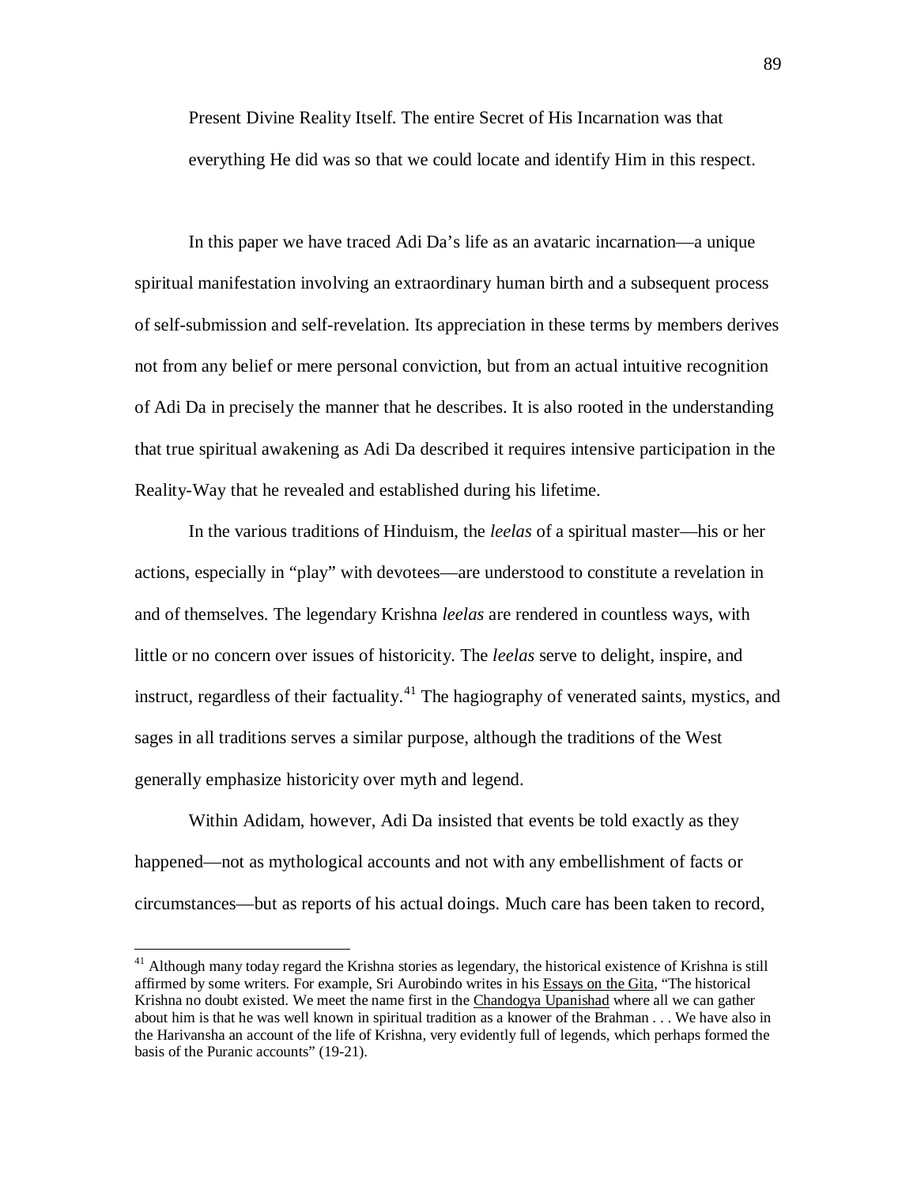Present Divine Reality Itself. The entire Secret of His Incarnation was that everything He did was so that we could locate and identify Him in this respect.

In this paper we have traced Adi Da's life as an avataric incarnation—a unique spiritual manifestation involving an extraordinary human birth and a subsequent process of self-submission and self-revelation. Its appreciation in these terms by members derives not from any belief or mere personal conviction, but from an actual intuitive recognition of Adi Da in precisely the manner that he describes. It is also rooted in the understanding that true spiritual awakening as Adi Da described it requires intensive participation in the Reality-Way that he revealed and established during his lifetime.

In the various traditions of Hinduism, the *leelas* of a spiritual master—his or her actions, especially in "play" with devotees—are understood to constitute a revelation in and of themselves. The legendary Krishna *leelas* are rendered in countless ways, with little or no concern over issues of historicity. The *leelas* serve to delight, inspire, and instruct, regardless of their factuality.[41] The hagiography of venerated saints, mystics, and sages in all traditions serves a similar purpose, although the traditions of the West generally emphasize historicity over myth and legend.

Within Adidam, however, Adi Da insisted that events be told exactly as they happened—not as mythological accounts and not with any embellishment of facts or circumstances—but as reports of his actual doings. Much care has been taken to record,

---

[41] Although many today regard the Krishna stories as legendary, the historical existence of Krishna is still affirmed by some writers. For example, Sri Aurobindo writes in his Essays on the Gita, "The historical Krishna no doubt existed. We meet the name first in the Chandogya Upanishad where all we can gather about him is that he was well known in spiritual tradition as a knower of the Brahman . . . We have also in the Harivansha an account of the life of Krishna, very evidently full of legends, which perhaps formed the basis of the Puranic accounts" (19-21).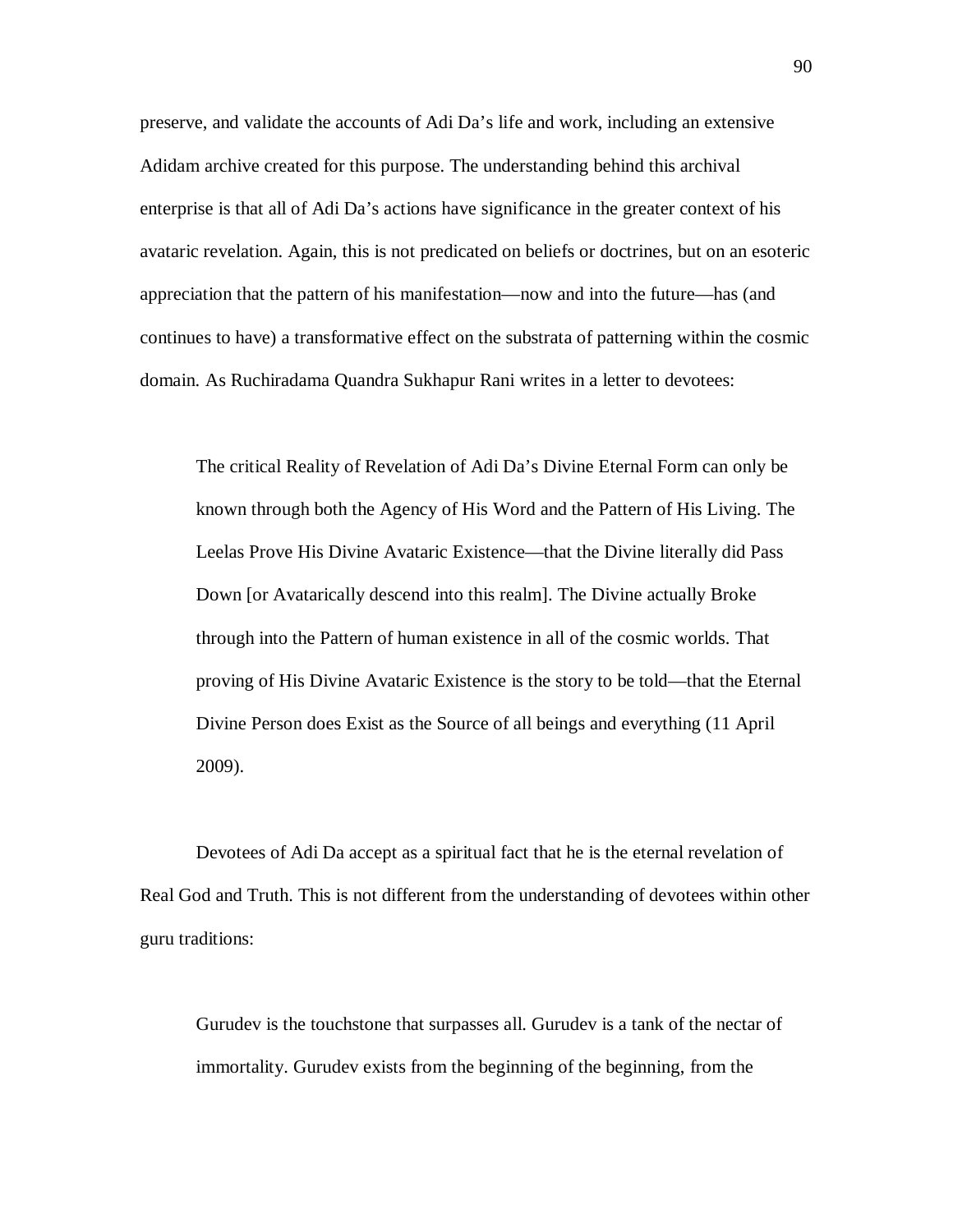preserve, and validate the accounts of Adi Da's life and work, including an extensive Adidam archive created for this purpose. The understanding behind this archival enterprise is that all of Adi Da's actions have significance in the greater context of his avataric revelation. Again, this is not predicated on beliefs or doctrines, but on an esoteric appreciation that the pattern of his manifestation—now and into the future—has (and continues to have) a transformative effect on the substrata of patterning within the cosmic domain. As Ruchiradama Quandra Sukhapur Rani writes in a letter to devotees:

> The critical Reality of Revelation of Adi Da's Divine Eternal Form can only be known through both the Agency of His Word and the Pattern of His Living. The Leelas Prove His Divine Avataric Existence—that the Divine literally did Pass Down [or Avatarically descend into this realm]. The Divine actually Broke through into the Pattern of human existence in all of the cosmic worlds. That proving of His Divine Avataric Existence is the story to be told—that the Eternal Divine Person does Exist as the Source of all beings and everything (11 April 2009).

Devotees of Adi Da accept as a spiritual fact that he is the eternal revelation of Real God and Truth. This is not different from the understanding of devotees within other guru traditions:

> Gurudev is the touchstone that surpasses all. Gurudev is a tank of the nectar of immortality. Gurudev exists from the beginning of the beginning, from the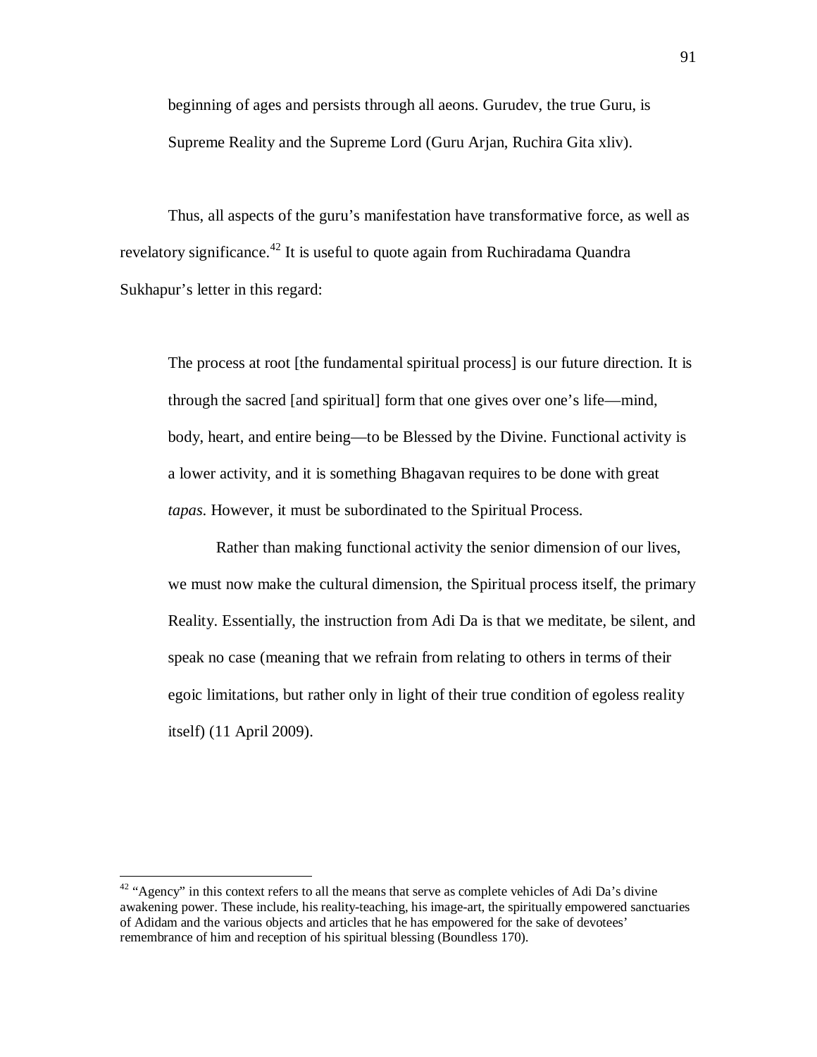> beginning of ages and persists through all aeons. Gurudev, the true Guru, is Supreme Reality and the Supreme Lord (Guru Arjan, Ruchira Gita xliv).

Thus, all aspects of the guru's manifestation have transformative force, as well as revelatory significance.[42] It is useful to quote again from Ruchiradama Quandra Sukhapur's letter in this regard:

> The process at root [the fundamental spiritual process] is our future direction. It is through the sacred [and spiritual] form that one gives over one's life—mind, body, heart, and entire being—to be Blessed by the Divine. Functional activity is a lower activity, and it is something Bhagavan requires to be done with great *tapas*. However, it must be subordinated to the Spiritual Process.
>
> Rather than making functional activity the senior dimension of our lives, we must now make the cultural dimension, the Spiritual process itself, the primary Reality. Essentially, the instruction from Adi Da is that we meditate, be silent, and speak no case (meaning that we refrain from relating to others in terms of their egoic limitations, but rather only in light of their true condition of egoless reality itself) (11 April 2009).

---

[42] "Agency" in this context refers to all the means that serve as complete vehicles of Adi Da's divine awakening power. These include, his reality-teaching, his image-art, the spiritually empowered sanctuaries of Adidam and the various objects and articles that he has empowered for the sake of devotees' remembrance of him and reception of his spiritual blessing (Boundless 170).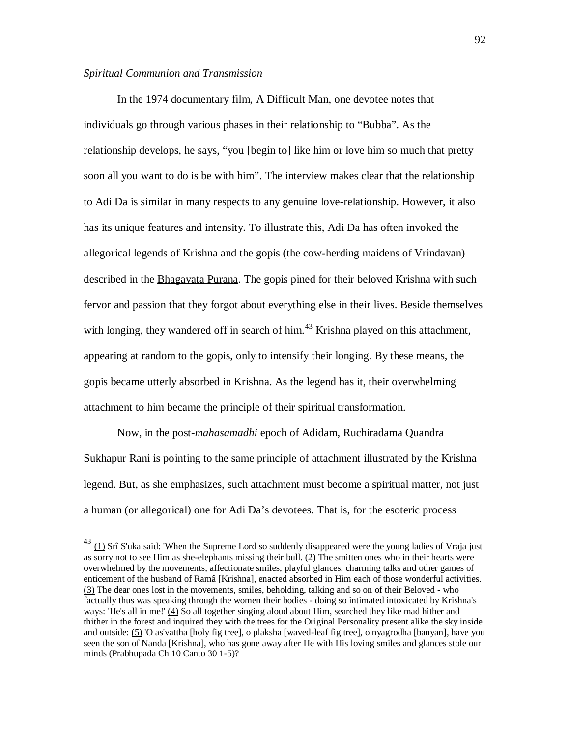*Spiritual Communion and Transmission*

In the 1974 documentary film, A Difficult Man, one devotee notes that individuals go through various phases in their relationship to "Bubba". As the relationship develops, he says, "you [begin to] like him or love him so much that pretty soon all you want to do is be with him". The interview makes clear that the relationship to Adi Da is similar in many respects to any genuine love-relationship. However, it also has its unique features and intensity. To illustrate this, Adi Da has often invoked the allegorical legends of Krishna and the gopis (the cow-herding maidens of Vrindavan) described in the Bhagavata Purana. The gopis pined for their beloved Krishna with such fervor and passion that they forgot about everything else in their lives. Beside themselves with longing, they wandered off in search of him.[43] Krishna played on this attachment, appearing at random to the gopis, only to intensify their longing. By these means, the gopis became utterly absorbed in Krishna. As the legend has it, their overwhelming attachment to him became the principle of their spiritual transformation.

Now, in the post-*mahasamadhi* epoch of Adidam, Ruchiradama Quandra Sukhapur Rani is pointing to the same principle of attachment illustrated by the Krishna legend. But, as she emphasizes, such attachment must become a spiritual matter, not just a human (or allegorical) one for Adi Da's devotees. That is, for the esoteric process

---

[43] (1) Srî S'uka said: 'When the Supreme Lord so suddenly disappeared were the young ladies of Vraja just as sorry not to see Him as she-elephants missing their bull. (2) The smitten ones who in their hearts were overwhelmed by the movements, affectionate smiles, playful glances, charming talks and other games of enticement of the husband of Ramâ [Krishna], enacted absorbed in Him each of those wonderful activities. (3) The dear ones lost in the movements, smiles, beholding, talking and so on of their Beloved - who factually thus was speaking through the women their bodies - doing so intimated intoxicated by Krishna's ways: 'He's all in me!' (4) So all together singing aloud about Him, searched they like mad hither and thither in the forest and inquired they with the trees for the Original Personality present alike the sky inside and outside: (5) 'O as'vattha [holy fig tree], o plaksha [waved-leaf fig tree], o nyagrodha [banyan], have you seen the son of Nanda [Krishna], who has gone away after He with His loving smiles and glances stole our minds (Prabhupada Ch 10 Canto 30 1-5)?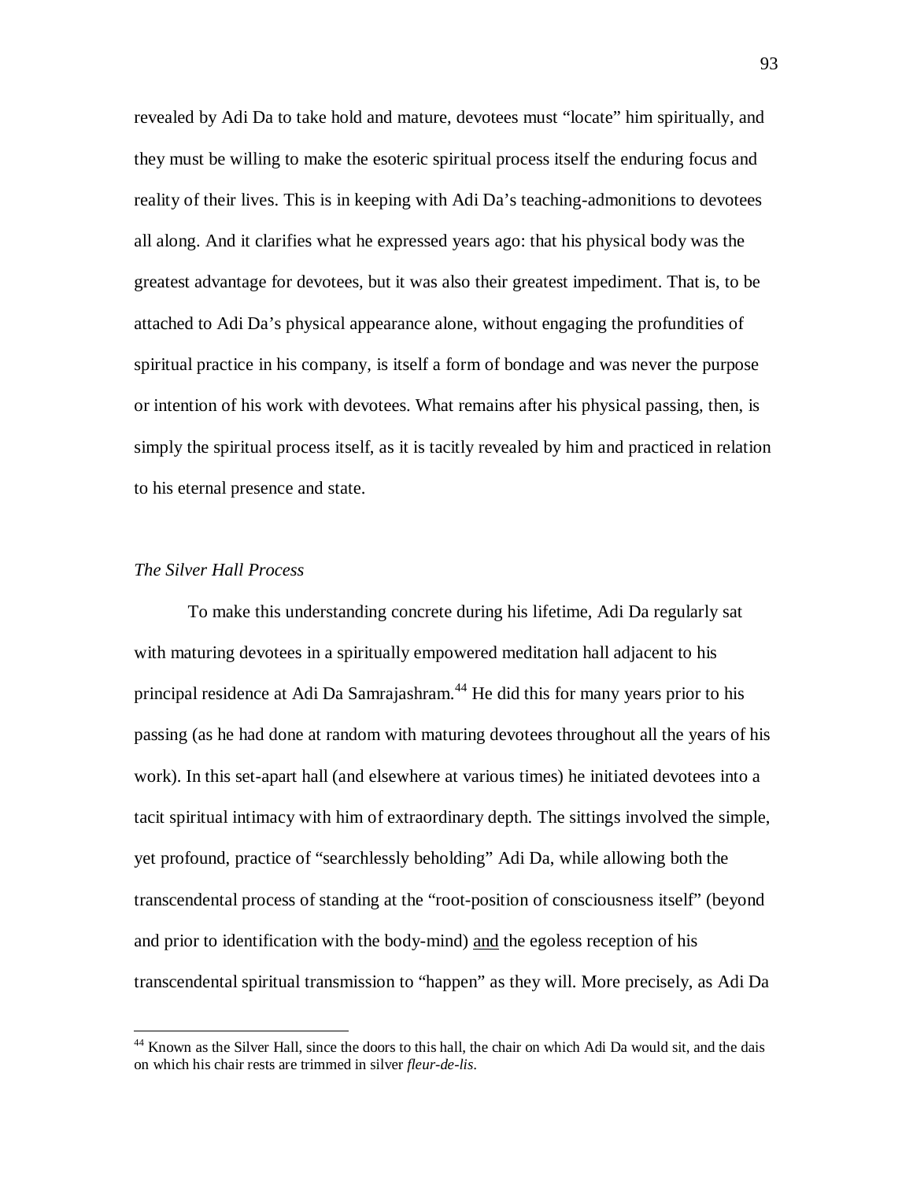revealed by Adi Da to take hold and mature, devotees must "locate" him spiritually, and they must be willing to make the esoteric spiritual process itself the enduring focus and reality of their lives. This is in keeping with Adi Da's teaching-admonitions to devotees all along. And it clarifies what he expressed years ago: that his physical body was the greatest advantage for devotees, but it was also their greatest impediment. That is, to be attached to Adi Da's physical appearance alone, without engaging the profundities of spiritual practice in his company, is itself a form of bondage and was never the purpose or intention of his work with devotees. What remains after his physical passing, then, is simply the spiritual process itself, as it is tacitly revealed by him and practiced in relation to his eternal presence and state.

### *The Silver Hall Process*

To make this understanding concrete during his lifetime, Adi Da regularly sat with maturing devotees in a spiritually empowered meditation hall adjacent to his principal residence at Adi Da Samrajashram.[44] He did this for many years prior to his passing (as he had done at random with maturing devotees throughout all the years of his work). In this set-apart hall (and elsewhere at various times) he initiated devotees into a tacit spiritual intimacy with him of extraordinary depth. The sittings involved the simple, yet profound, practice of "searchlessly beholding" Adi Da, while allowing both the transcendental process of standing at the "root-position of consciousness itself" (beyond and prior to identification with the body-mind) <u>and</u> the egoless reception of his transcendental spiritual transmission to "happen" as they will. More precisely, as Adi Da

---

[44] Known as the Silver Hall, since the doors to this hall, the chair on which Adi Da would sit, and the dais on which his chair rests are trimmed in silver *fleur-de-lis*.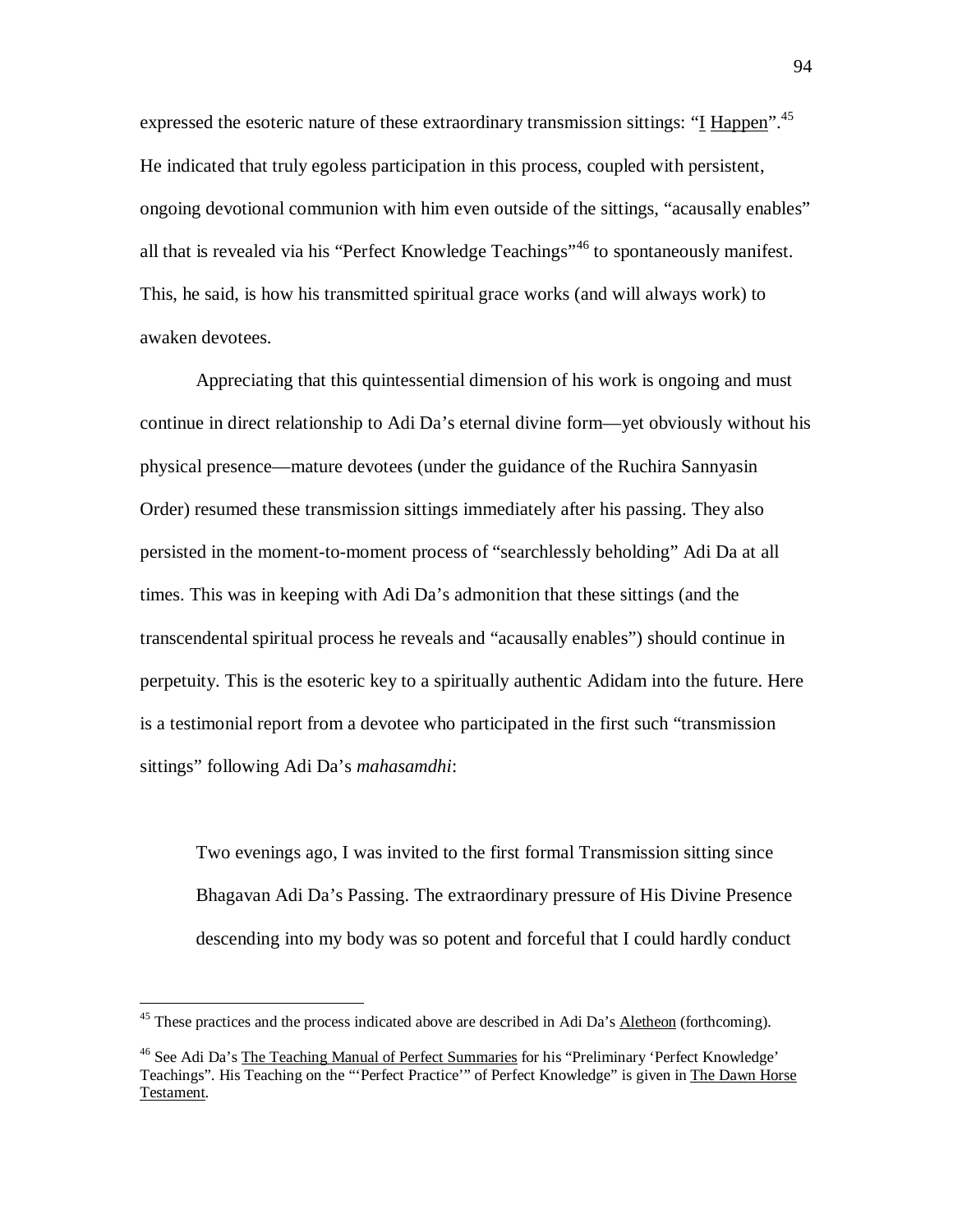expressed the esoteric nature of these extraordinary transmission sittings: "I Happen".[45] He indicated that truly egoless participation in this process, coupled with persistent, ongoing devotional communion with him even outside of the sittings, "acausally enables" all that is revealed via his "Perfect Knowledge Teachings"[46] to spontaneously manifest. This, he said, is how his transmitted spiritual grace works (and will always work) to awaken devotees.

Appreciating that this quintessential dimension of his work is ongoing and must continue in direct relationship to Adi Da's eternal divine form—yet obviously without his physical presence—mature devotees (under the guidance of the Ruchira Sannyasin Order) resumed these transmission sittings immediately after his passing. They also persisted in the moment-to-moment process of "searchlessly beholding" Adi Da at all times. This was in keeping with Adi Da's admonition that these sittings (and the transcendental spiritual process he reveals and "acausally enables") should continue in perpetuity. This is the esoteric key to a spiritually authentic Adidam into the future. Here is a testimonial report from a devotee who participated in the first such "transmission sittings" following Adi Da's *mahasamdhi*:

> Two evenings ago, I was invited to the first formal Transmission sitting since Bhagavan Adi Da's Passing. The extraordinary pressure of His Divine Presence descending into my body was so potent and forceful that I could hardly conduct

---

[45] These practices and the process indicated above are described in Adi Da's Aletheon (forthcoming).

[46] See Adi Da's The Teaching Manual of Perfect Summaries for his "Preliminary 'Perfect Knowledge' Teachings". His Teaching on the "'Perfect Practice'" of Perfect Knowledge" is given in The Dawn Horse Testament.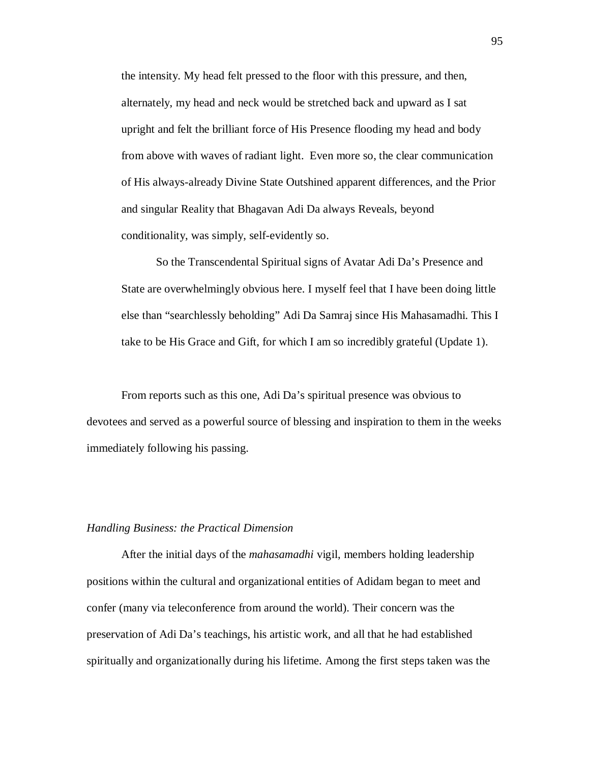> the intensity. My head felt pressed to the floor with this pressure, and then, alternately, my head and neck would be stretched back and upward as I sat upright and felt the brilliant force of His Presence flooding my head and body from above with waves of radiant light. Even more so, the clear communication of His always-already Divine State Outshined apparent differences, and the Prior and singular Reality that Bhagavan Adi Da always Reveals, beyond conditionality, was simply, self-evidently so.
>
> So the Transcendental Spiritual signs of Avatar Adi Da's Presence and State are overwhelmingly obvious here. I myself feel that I have been doing little else than "searchlessly beholding" Adi Da Samraj since His Mahasamadhi. This I take to be His Grace and Gift, for which I am so incredibly grateful (Update 1).

From reports such as this one, Adi Da's spiritual presence was obvious to devotees and served as a powerful source of blessing and inspiration to them in the weeks immediately following his passing.

### *Handling Business: the Practical Dimension*

After the initial days of the *mahasamadhi* vigil, members holding leadership positions within the cultural and organizational entities of Adidam began to meet and confer (many via teleconference from around the world). Their concern was the preservation of Adi Da's teachings, his artistic work, and all that he had established spiritually and organizationally during his lifetime. Among the first steps taken was the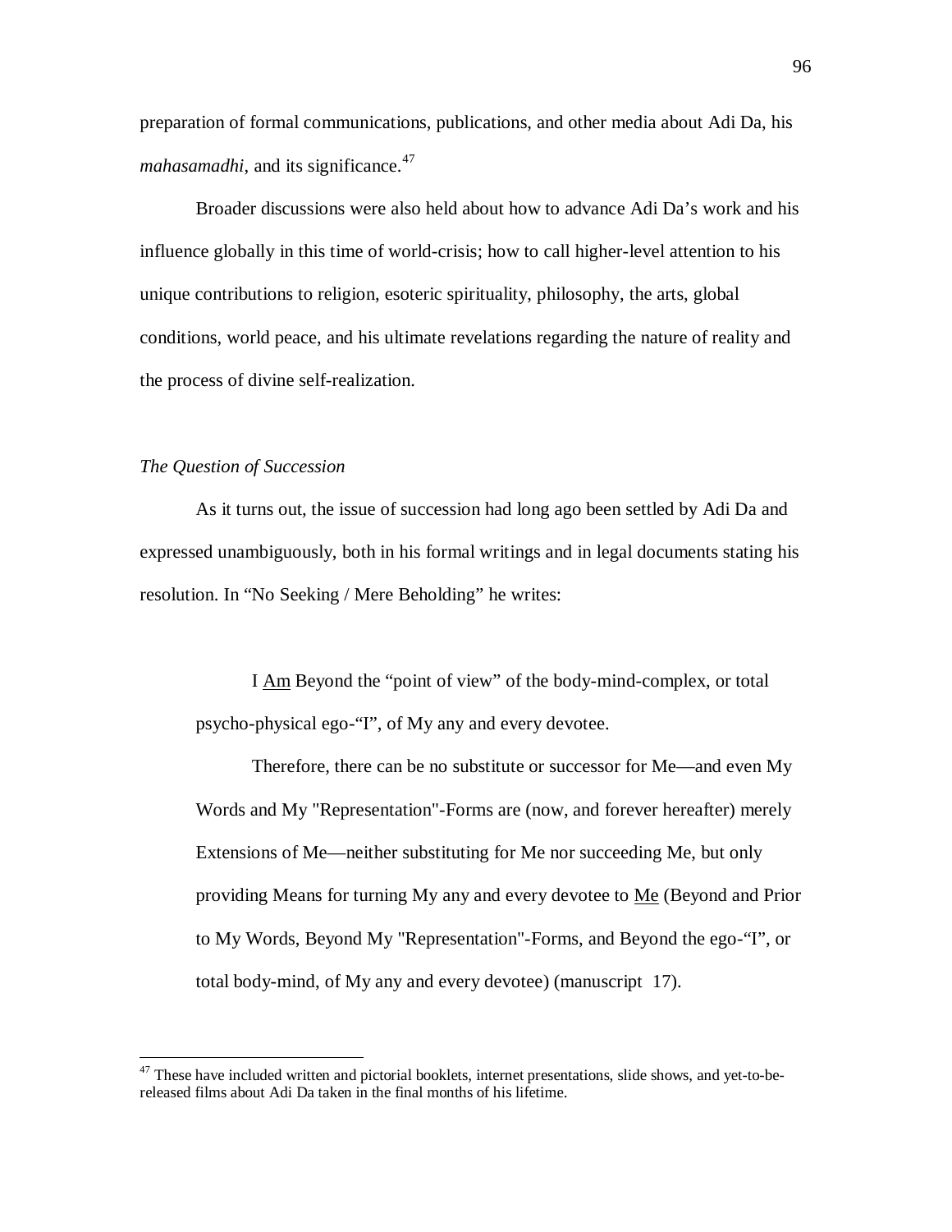preparation of formal communications, publications, and other media about Adi Da, his *mahasamadhi*, and its significance.[47]

Broader discussions were also held about how to advance Adi Da's work and his influence globally in this time of world-crisis; how to call higher-level attention to his unique contributions to religion, esoteric spirituality, philosophy, the arts, global conditions, world peace, and his ultimate revelations regarding the nature of reality and the process of divine self-realization.

*The Question of Succession*

As it turns out, the issue of succession had long ago been settled by Adi Da and expressed unambiguously, both in his formal writings and in legal documents stating his resolution. In "No Seeking / Mere Beholding" he writes:

> I <u>Am</u> Beyond the "point of view" of the body-mind-complex, or total psycho-physical ego-"I", of My any and every devotee.
>
> Therefore, there can be no substitute or successor for Me—and even My Words and My "Representation"-Forms are (now, and forever hereafter) merely Extensions of Me—neither substituting for Me nor succeeding Me, but only providing Means for turning My any and every devotee to <u>Me</u> (Beyond and Prior to My Words, Beyond My "Representation"-Forms, and Beyond the ego-"I", or total body-mind, of My any and every devotee) (manuscript 17).

---

[47] These have included written and pictorial booklets, internet presentations, slide shows, and yet-to-be-released films about Adi Da taken in the final months of his lifetime.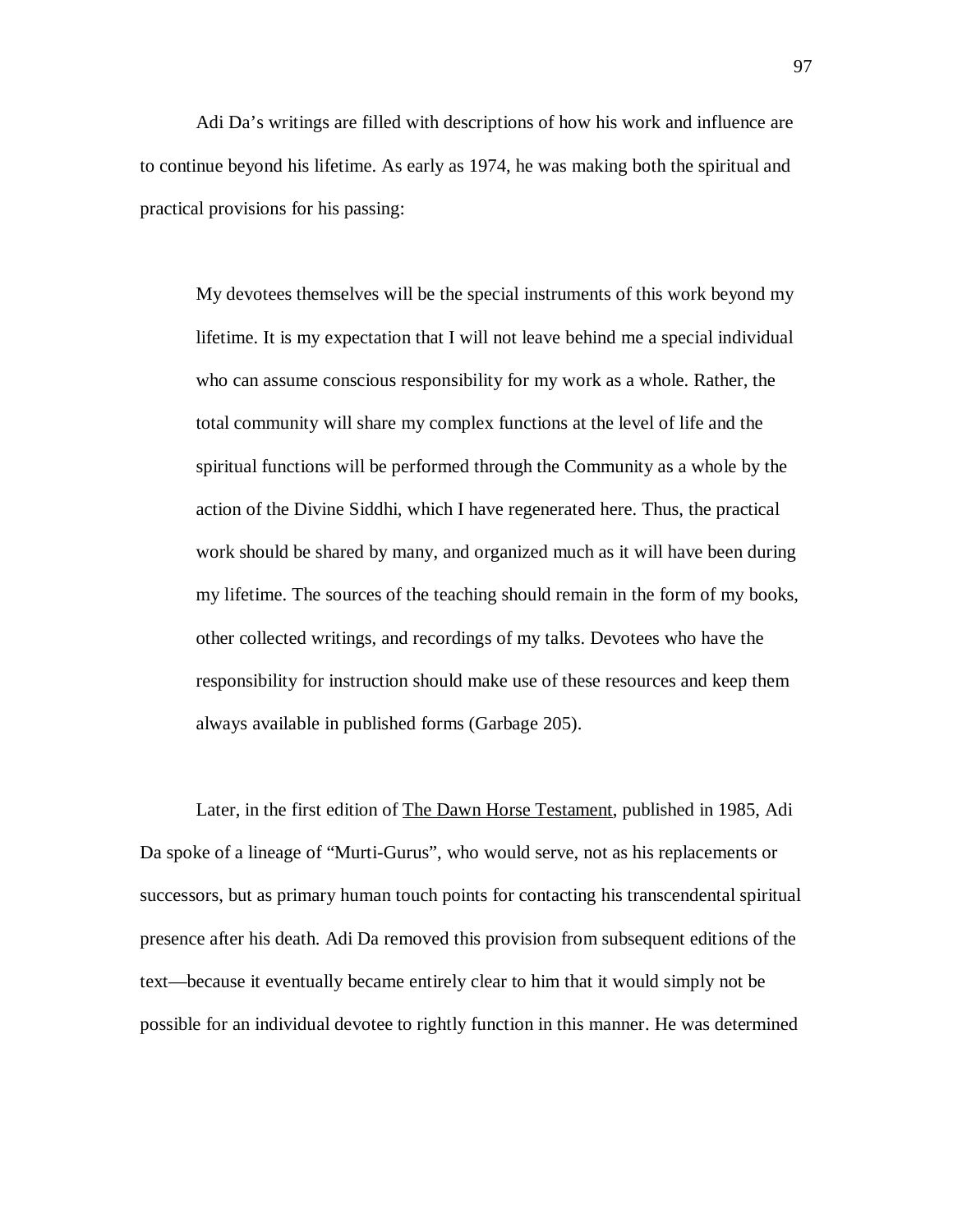Adi Da's writings are filled with descriptions of how his work and influence are to continue beyond his lifetime. As early as 1974, he was making both the spiritual and practical provisions for his passing:

> My devotees themselves will be the special instruments of this work beyond my lifetime. It is my expectation that I will not leave behind me a special individual who can assume conscious responsibility for my work as a whole. Rather, the total community will share my complex functions at the level of life and the spiritual functions will be performed through the Community as a whole by the action of the Divine Siddhi, which I have regenerated here. Thus, the practical work should be shared by many, and organized much as it will have been during my lifetime. The sources of the teaching should remain in the form of my books, other collected writings, and recordings of my talks. Devotees who have the responsibility for instruction should make use of these resources and keep them always available in published forms (Garbage 205).

Later, in the first edition of The Dawn Horse Testament, published in 1985, Adi Da spoke of a lineage of "Murti-Gurus", who would serve, not as his replacements or successors, but as primary human touch points for contacting his transcendental spiritual presence after his death. Adi Da removed this provision from subsequent editions of the text—because it eventually became entirely clear to him that it would simply not be possible for an individual devotee to rightly function in this manner. He was determined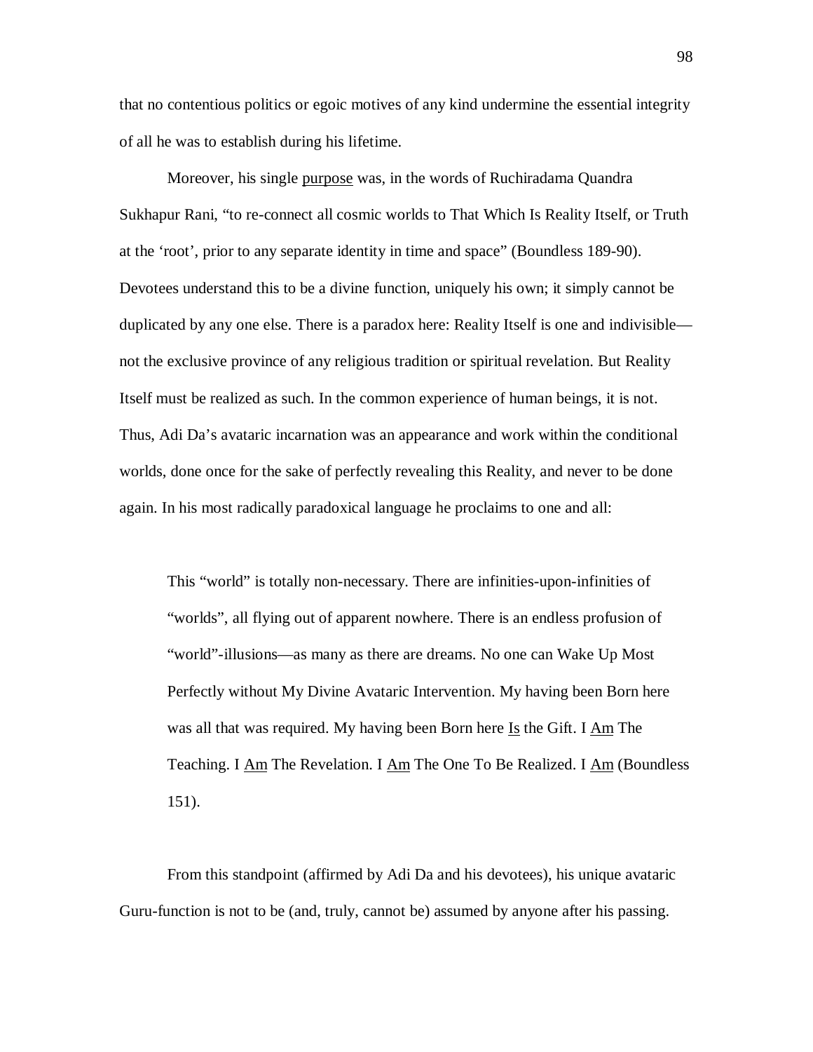that no contentious politics or egoic motives of any kind undermine the essential integrity of all he was to establish during his lifetime.

Moreover, his single <u>purpose</u> was, in the words of Ruchiradama Quandra Sukhapur Rani, “to re-connect all cosmic worlds to That Which Is Reality Itself, or Truth at the ‘root’, prior to any separate identity in time and space” (Boundless 189-90). Devotees understand this to be a divine function, uniquely his own; it simply cannot be duplicated by any one else. There is a paradox here: Reality Itself is one and indivisible—not the exclusive province of any religious tradition or spiritual revelation. But Reality Itself must be realized as such. In the common experience of human beings, it is not. Thus, Adi Da’s avataric incarnation was an appearance and work within the conditional worlds, done once for the sake of perfectly revealing this Reality, and never to be done again. In his most radically paradoxical language he proclaims to one and all:

> This “world” is totally non-necessary. There are infinities-upon-infinities of “worlds”, all flying out of apparent nowhere. There is an endless profusion of “world”-illusions—as many as there are dreams. No one can Wake Up Most Perfectly without My Divine Avataric Intervention. My having been Born here was all that was required. My having been Born here <u>Is</u> the Gift. I <u>Am</u> The Teaching. I <u>Am</u> The Revelation. I <u>Am</u> The One To Be Realized. I <u>Am</u> (Boundless 151).

From this standpoint (affirmed by Adi Da and his devotees), his unique avataric Guru-function is not to be (and, truly, cannot be) assumed by anyone after his passing.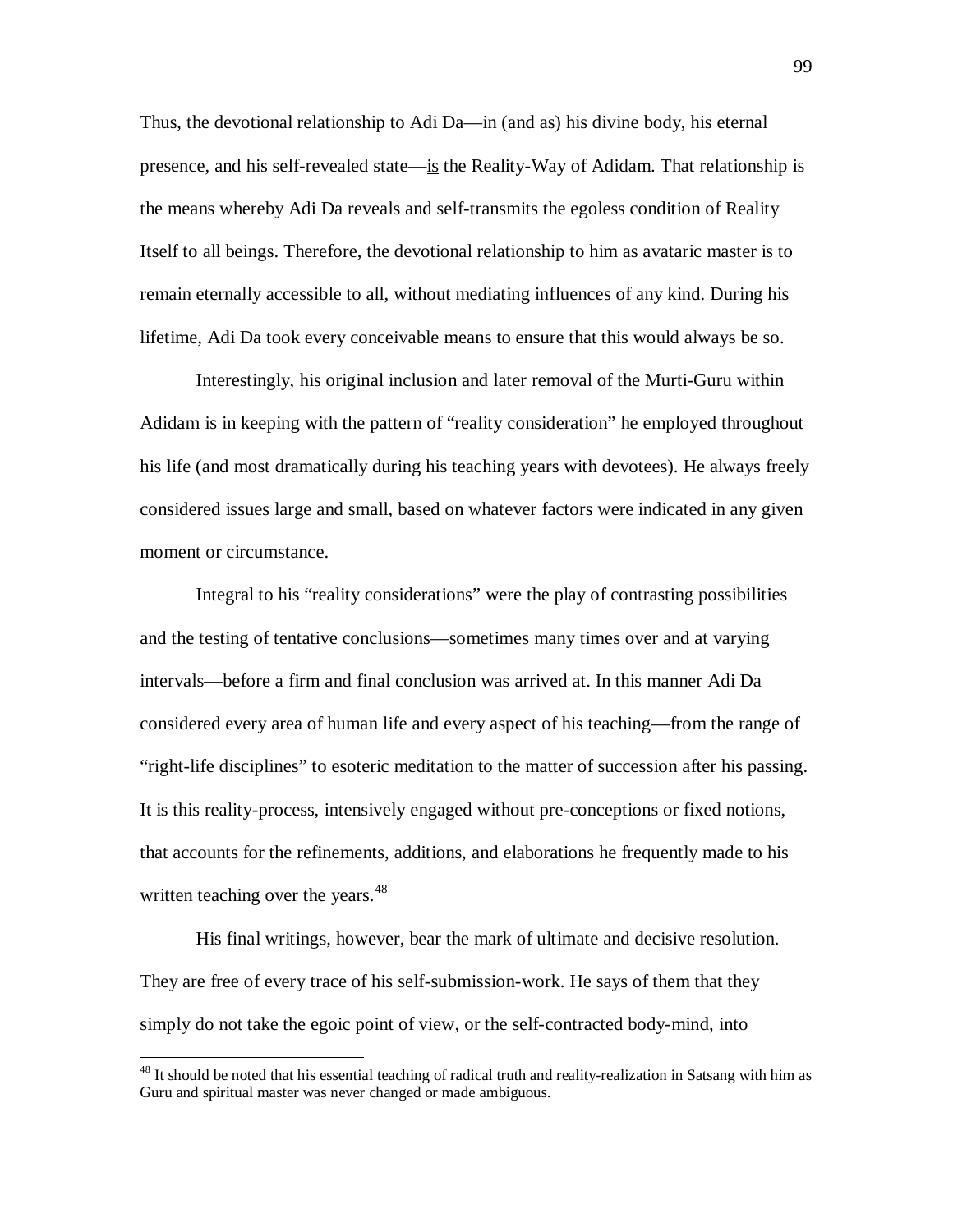Thus, the devotional relationship to Adi Da—in (and as) his divine body, his eternal presence, and his self-revealed state—<u>is</u> the Reality-Way of Adidam. That relationship is the means whereby Adi Da reveals and self-transmits the egoless condition of Reality Itself to all beings. Therefore, the devotional relationship to him as avataric master is to remain eternally accessible to all, without mediating influences of any kind. During his lifetime, Adi Da took every conceivable means to ensure that this would always be so.

Interestingly, his original inclusion and later removal of the Murti-Guru within Adidam is in keeping with the pattern of "reality consideration" he employed throughout his life (and most dramatically during his teaching years with devotees). He always freely considered issues large and small, based on whatever factors were indicated in any given moment or circumstance.

Integral to his "reality considerations" were the play of contrasting possibilities and the testing of tentative conclusions—sometimes many times over and at varying intervals—before a firm and final conclusion was arrived at. In this manner Adi Da considered every area of human life and every aspect of his teaching—from the range of "right-life disciplines" to esoteric meditation to the matter of succession after his passing. It is this reality-process, intensively engaged without pre-conceptions or fixed notions, that accounts for the refinements, additions, and elaborations he frequently made to his written teaching over the years.[48]

His final writings, however, bear the mark of ultimate and decisive resolution. They are free of every trace of his self-submission-work. He says of them that they simply do not take the egoic point of view, or the self-contracted body-mind, into

[48] It should be noted that his essential teaching of radical truth and reality-realization in Satsang with him as Guru and spiritual master was never changed or made ambiguous.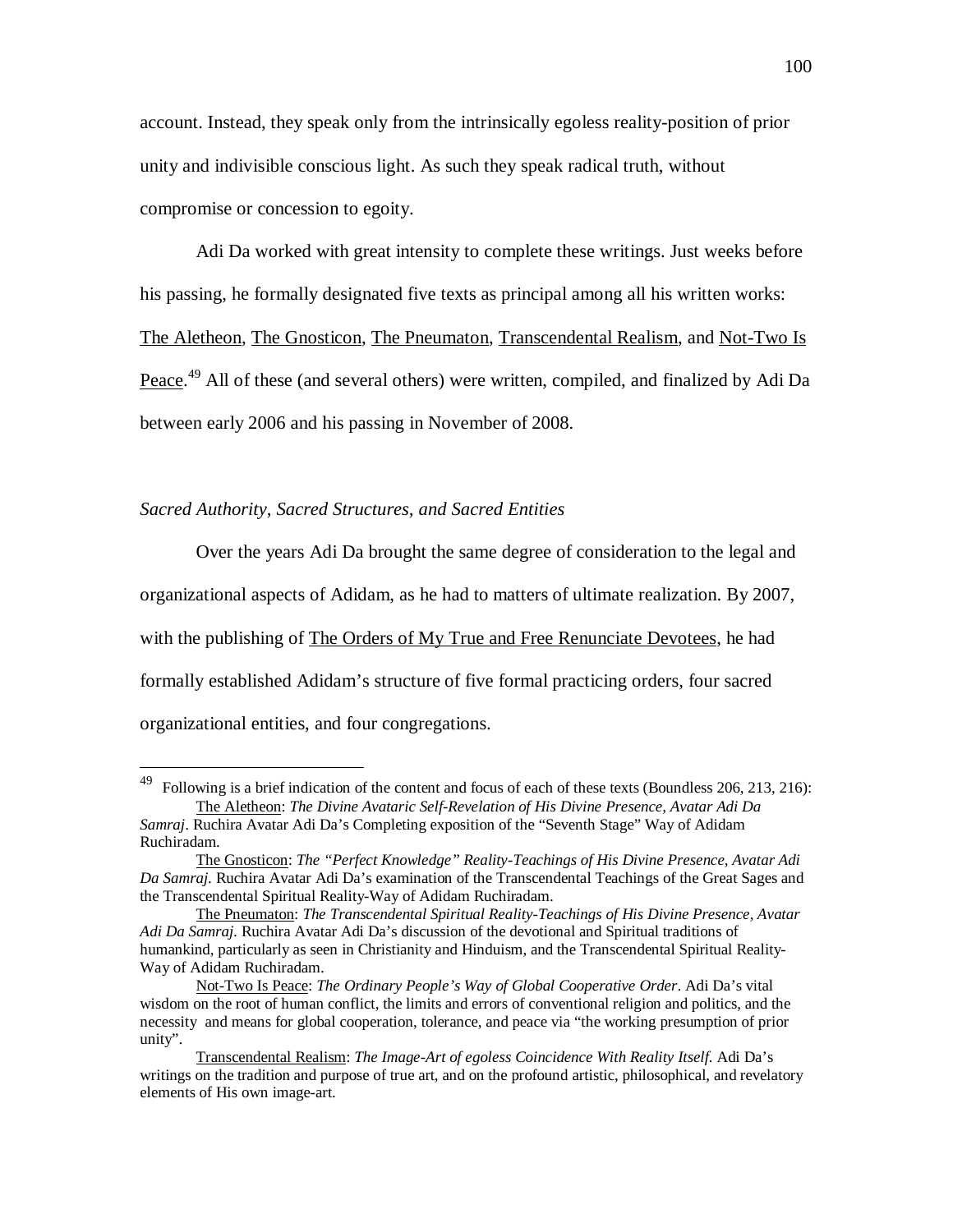account. Instead, they speak only from the intrinsically egoless reality-position of prior unity and indivisible conscious light. As such they speak radical truth, without compromise or concession to egoity.

Adi Da worked with great intensity to complete these writings. Just weeks before his passing, he formally designated five texts as principal among all his written works: The Aletheon, The Gnosticon, The Pneumaton, Transcendental Realism, and Not-Two Is Peace.[49] All of these (and several others) were written, compiled, and finalized by Adi Da between early 2006 and his passing in November of 2008.

### *Sacred Authority, Sacred Structures, and Sacred Entities*

Over the years Adi Da brought the same degree of consideration to the legal and organizational aspects of Adidam, as he had to matters of ultimate realization. By 2007, with the publishing of The Orders of My True and Free Renunciate Devotees, he had formally established Adidam's structure of five formal practicing orders, four sacred organizational entities, and four congregations.

---

[49] Following is a brief indication of the content and focus of each of these texts (Boundless 206, 213, 216):

The Aletheon: *The Divine Avataric Self-Revelation of His Divine Presence, Avatar Adi Da Samraj*. Ruchira Avatar Adi Da's Completing exposition of the "Seventh Stage" Way of Adidam Ruchiradam.

The Gnosticon: *The "Perfect Knowledge" Reality-Teachings of His Divine Presence, Avatar Adi Da Samraj.* Ruchira Avatar Adi Da's examination of the Transcendental Teachings of the Great Sages and the Transcendental Spiritual Reality-Way of Adidam Ruchiradam.

The Pneumaton: *The Transcendental Spiritual Reality-Teachings of His Divine Presence, Avatar Adi Da Samraj.* Ruchira Avatar Adi Da's discussion of the devotional and Spiritual traditions of humankind, particularly as seen in Christianity and Hinduism, and the Transcendental Spiritual Reality-Way of Adidam Ruchiradam.

Not-Two Is Peace: *The Ordinary People's Way of Global Cooperative Order*. Adi Da's vital wisdom on the root of human conflict, the limits and errors of conventional religion and politics, and the necessity and means for global cooperation, tolerance, and peace via "the working presumption of prior unity".

Transcendental Realism: *The Image-Art of egoless Coincidence With Reality Itself.* Adi Da's writings on the tradition and purpose of true art, and on the profound artistic, philosophical, and revelatory elements of His own image-art.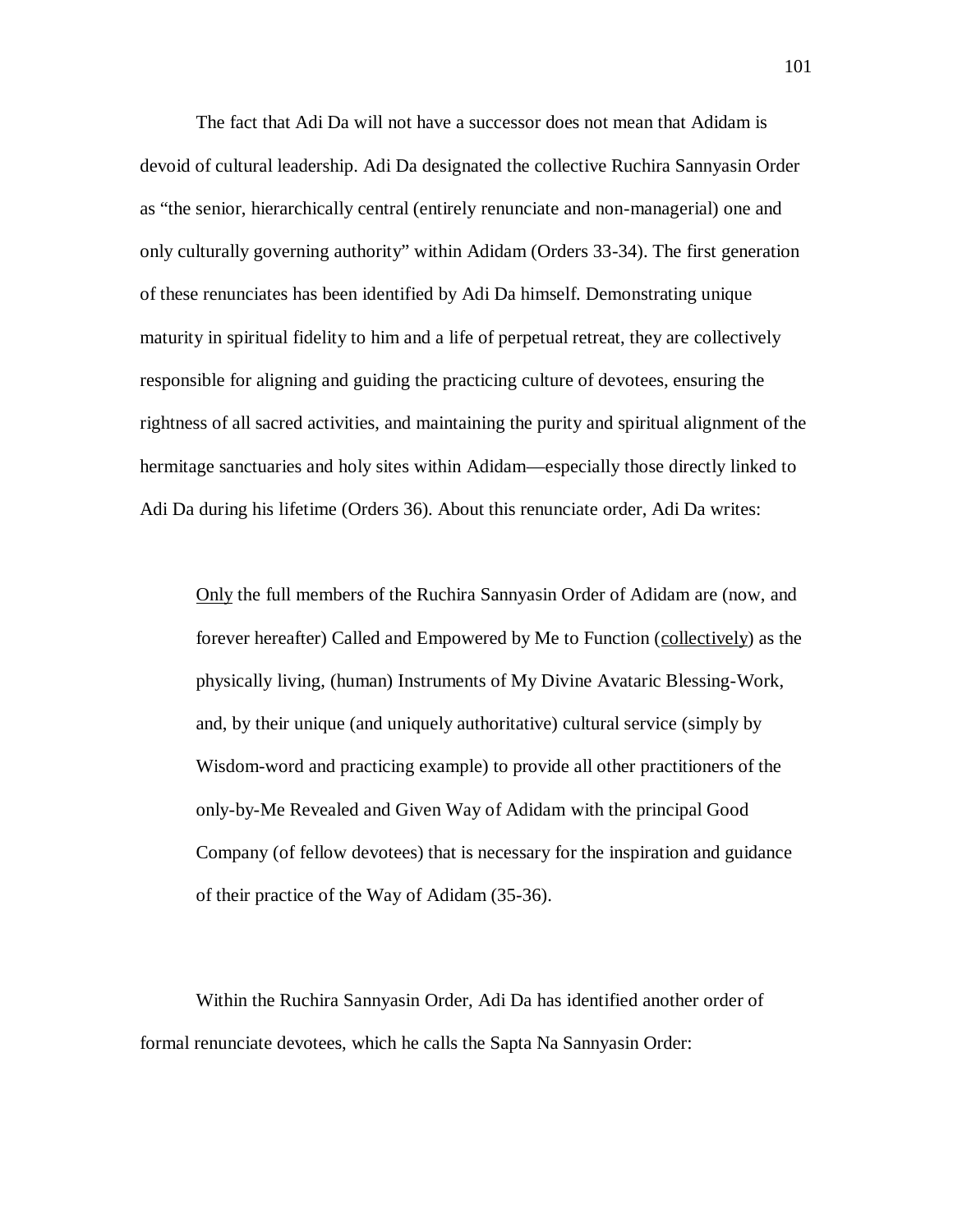The fact that Adi Da will not have a successor does not mean that Adidam is devoid of cultural leadership. Adi Da designated the collective Ruchira Sannyasin Order as “the senior, hierarchically central (entirely renunciate and non-managerial) one and only culturally governing authority” within Adidam (Orders 33-34). The first generation of these renunciates has been identified by Adi Da himself. Demonstrating unique maturity in spiritual fidelity to him and a life of perpetual retreat, they are collectively responsible for aligning and guiding the practicing culture of devotees, ensuring the rightness of all sacred activities, and maintaining the purity and spiritual alignment of the hermitage sanctuaries and holy sites within Adidam—especially those directly linked to Adi Da during his lifetime (Orders 36). About this renunciate order, Adi Da writes:

> <u>Only</u> the full members of the Ruchira Sannyasin Order of Adidam are (now, and forever hereafter) Called and Empowered by Me to Function (<u>collectively</u>) as the physically living, (human) Instruments of My Divine Avataric Blessing-Work, and, by their unique (and uniquely authoritative) cultural service (simply by Wisdom-word and practicing example) to provide all other practitioners of the only-by-Me Revealed and Given Way of Adidam with the principal Good Company (of fellow devotees) that is necessary for the inspiration and guidance of their practice of the Way of Adidam (35-36).

Within the Ruchira Sannyasin Order, Adi Da has identified another order of formal renunciate devotees, which he calls the Sapta Na Sannyasin Order: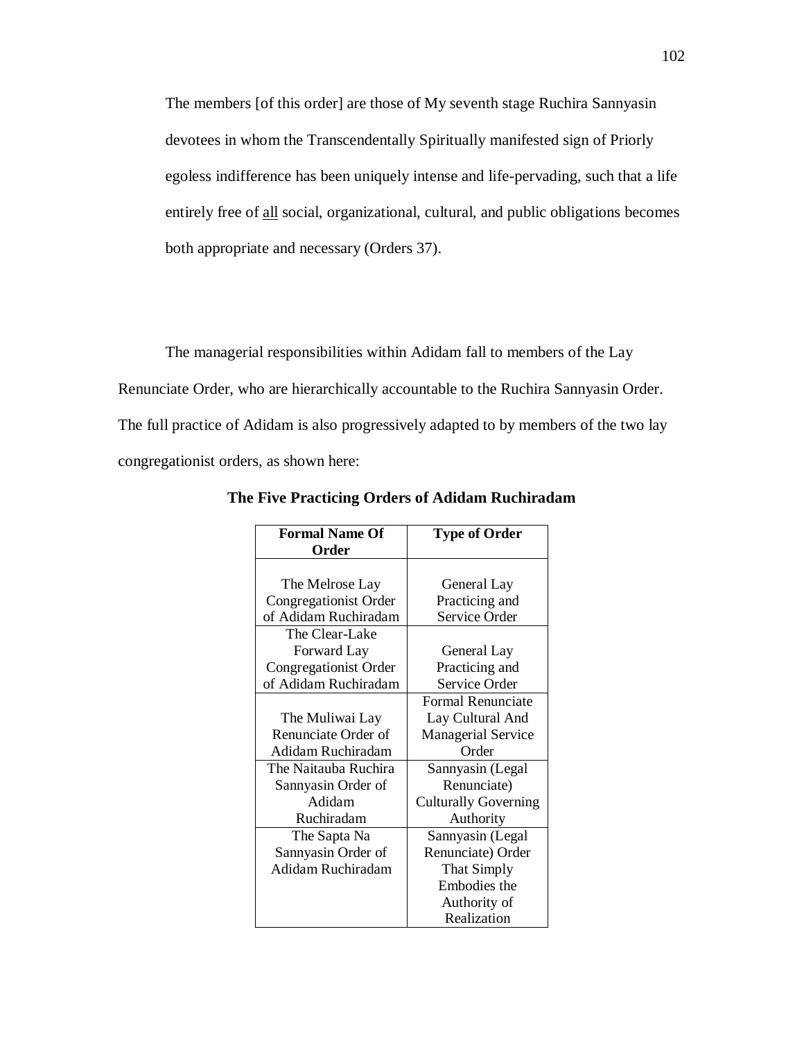> The members [of this order] are those of My seventh stage Ruchira Sannyasin devotees in whom the Transcendentally Spiritually manifested sign of Priorly egoless indifference has been uniquely intense and life-pervading, such that a life entirely free of <u>all</u> social, organizational, cultural, and public obligations becomes both appropriate and necessary (Orders 37).

The managerial responsibilities within Adidam fall to members of the Lay Renunciate Order, who are hierarchically accountable to the Ruchira Sannyasin Order. The full practice of Adidam is also progressively adapted to by members of the two lay congregationist orders, as shown here:

**The Five Practicing Orders of Adidam Ruchiradam**

| Formal Name Of Order | Type of Order |
|---|---|
| The Melrose Lay Congregationist Order of Adidam Ruchiradam | General Lay Practicing and Service Order |
| The Clear-Lake Forward Lay Congregationist Order of Adidam Ruchiradam | General Lay Practicing and Service Order |
| The Muliwai Lay Renunciate Order of Adidam Ruchiradam | Formal Renunciate Lay Cultural And Managerial Service Order |
| The Naitauba Ruchira Sannyasin Order of Adidam Ruchiradam | Sannyasin (Legal Renunciate) Culturally Governing Authority |
| The Sapta Na Sannyasin Order of Adidam Ruchiradam | Sannyasin (Legal Renunciate) Order That Simply Embodies the Authority of Realization |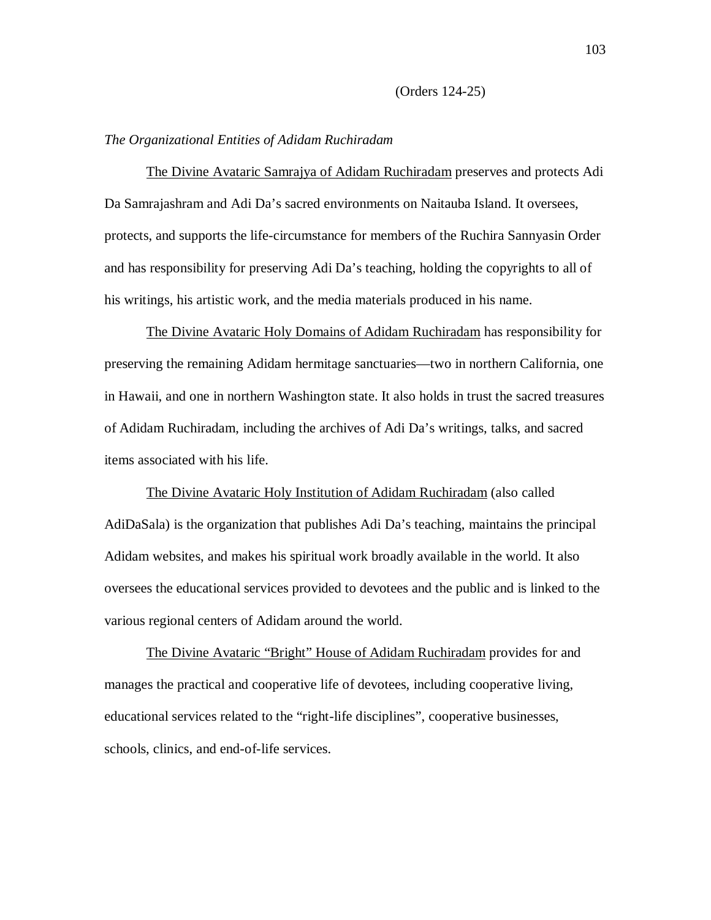(Orders 124-25)

*The Organizational Entities of Adidam Ruchiradam*

<u>The Divine Avataric Samrajya of Adidam Ruchiradam</u> preserves and protects Adi Da Samrajashram and Adi Da's sacred environments on Naitauba Island. It oversees, protects, and supports the life-circumstance for members of the Ruchira Sannyasin Order and has responsibility for preserving Adi Da's teaching, holding the copyrights to all of his writings, his artistic work, and the media materials produced in his name.

<u>The Divine Avataric Holy Domains of Adidam Ruchiradam</u> has responsibility for preserving the remaining Adidam hermitage sanctuaries—two in northern California, one in Hawaii, and one in northern Washington state. It also holds in trust the sacred treasures of Adidam Ruchiradam, including the archives of Adi Da's writings, talks, and sacred items associated with his life.

<u>The Divine Avataric Holy Institution of Adidam Ruchiradam</u> (also called AdiDaSala) is the organization that publishes Adi Da's teaching, maintains the principal Adidam websites, and makes his spiritual work broadly available in the world. It also oversees the educational services provided to devotees and the public and is linked to the various regional centers of Adidam around the world.

<u>The Divine Avataric "Bright" House of Adidam Ruchiradam</u> provides for and manages the practical and cooperative life of devotees, including cooperative living, educational services related to the "right-life disciplines", cooperative businesses, schools, clinics, and end-of-life services.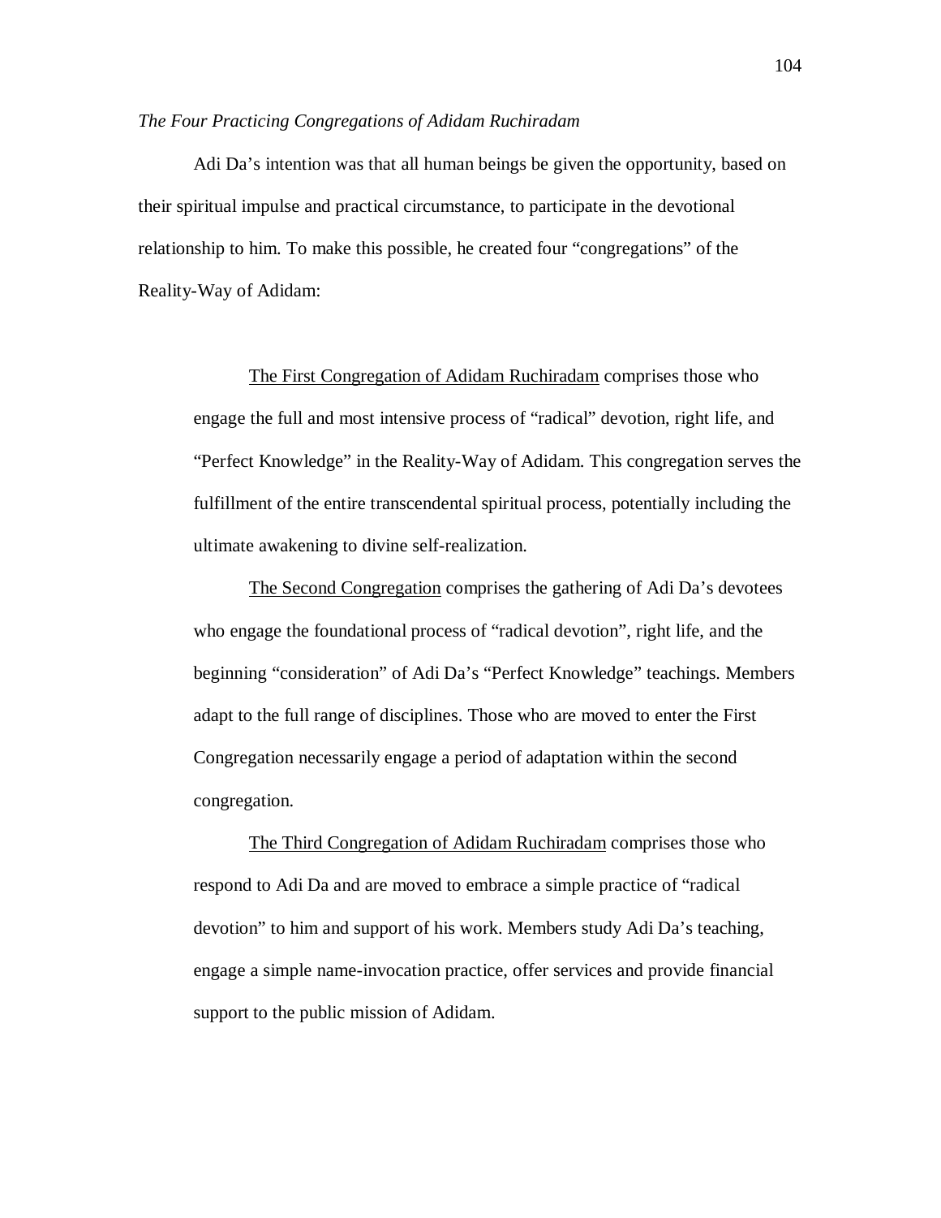*The Four Practicing Congregations of Adidam Ruchiradam*

Adi Da's intention was that all human beings be given the opportunity, based on their spiritual impulse and practical circumstance, to participate in the devotional relationship to him. To make this possible, he created four "congregations" of the Reality-Way of Adidam:

> <u>The First Congregation of Adidam Ruchiradam</u> comprises those who engage the full and most intensive process of "radical" devotion, right life, and "Perfect Knowledge" in the Reality-Way of Adidam. This congregation serves the fulfillment of the entire transcendental spiritual process, potentially including the ultimate awakening to divine self-realization.
>
> <u>The Second Congregation</u> comprises the gathering of Adi Da's devotees who engage the foundational process of "radical devotion", right life, and the beginning "consideration" of Adi Da's "Perfect Knowledge" teachings. Members adapt to the full range of disciplines. Those who are moved to enter the First Congregation necessarily engage a period of adaptation within the second congregation.
>
> <u>The Third Congregation of Adidam Ruchiradam</u> comprises those who respond to Adi Da and are moved to embrace a simple practice of "radical devotion" to him and support of his work. Members study Adi Da's teaching, engage a simple name-invocation practice, offer services and provide financial support to the public mission of Adidam.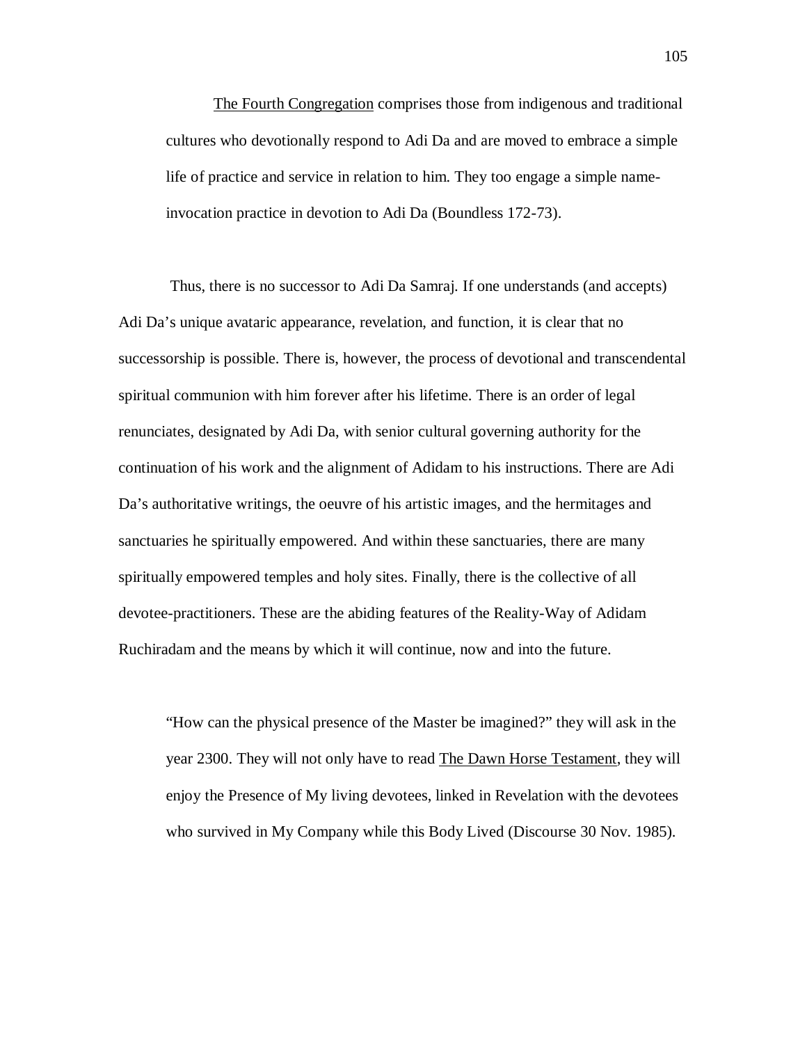The Fourth Congregation comprises those from indigenous and traditional cultures who devotionally respond to Adi Da and are moved to embrace a simple life of practice and service in relation to him. They too engage a simple name-invocation practice in devotion to Adi Da (Boundless 172-73).

Thus, there is no successor to Adi Da Samraj. If one understands (and accepts) Adi Da's unique avataric appearance, revelation, and function, it is clear that no successorship is possible. There is, however, the process of devotional and transcendental spiritual communion with him forever after his lifetime. There is an order of legal renunciates, designated by Adi Da, with senior cultural governing authority for the continuation of his work and the alignment of Adidam to his instructions. There are Adi Da's authoritative writings, the oeuvre of his artistic images, and the hermitages and sanctuaries he spiritually empowered. And within these sanctuaries, there are many spiritually empowered temples and holy sites. Finally, there is the collective of all devotee-practitioners. These are the abiding features of the Reality-Way of Adidam Ruchiradam and the means by which it will continue, now and into the future.

> "How can the physical presence of the Master be imagined?" they will ask in the year 2300. They will not only have to read The Dawn Horse Testament, they will enjoy the Presence of My living devotees, linked in Revelation with the devotees who survived in My Company while this Body Lived (Discourse 30 Nov. 1985).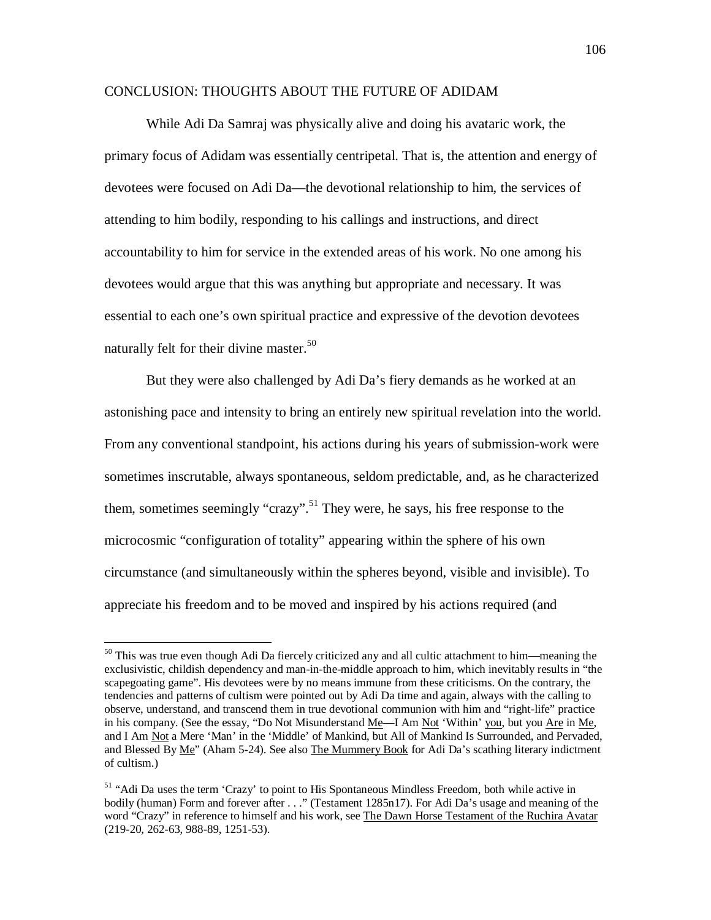## CONCLUSION: THOUGHTS ABOUT THE FUTURE OF ADIDAM

While Adi Da Samraj was physically alive and doing his avataric work, the primary focus of Adidam was essentially centripetal. That is, the attention and energy of devotees were focused on Adi Da—the devotional relationship to him, the services of attending to him bodily, responding to his callings and instructions, and direct accountability to him for service in the extended areas of his work. No one among his devotees would argue that this was anything but appropriate and necessary. It was essential to each one's own spiritual practice and expressive of the devotion devotees naturally felt for their divine master.[50]

But they were also challenged by Adi Da's fiery demands as he worked at an astonishing pace and intensity to bring an entirely new spiritual revelation into the world. From any conventional standpoint, his actions during his years of submission-work were sometimes inscrutable, always spontaneous, seldom predictable, and, as he characterized them, sometimes seemingly "crazy".[51] They were, he says, his free response to the microcosmic "configuration of totality" appearing within the sphere of his own circumstance (and simultaneously within the spheres beyond, visible and invisible). To appreciate his freedom and to be moved and inspired by his actions required (and

---

[50] This was true even though Adi Da fiercely criticized any and all cultic attachment to him—meaning the exclusivistic, childish dependency and man-in-the-middle approach to him, which inevitably results in "the scapegoating game". His devotees were by no means immune from these criticisms. On the contrary, the tendencies and patterns of cultism were pointed out by Adi Da time and again, always with the calling to observe, understand, and transcend them in true devotional communion with him and "right-life" practice in his company. (See the essay, "Do Not Misunderstand Me—I Am Not 'Within' you, but you Are in Me, and I Am Not a Mere 'Man' in the 'Middle' of Mankind, but All of Mankind Is Surrounded, and Pervaded, and Blessed By Me" (Aham 5-24). See also The Mummery Book for Adi Da's scathing literary indictment of cultism.)

[51] "Adi Da uses the term 'Crazy' to point to His Spontaneous Mindless Freedom, both while active in bodily (human) Form and forever after . . ." (Testament 1285n17). For Adi Da's usage and meaning of the word "Crazy" in reference to himself and his work, see The Dawn Horse Testament of the Ruchira Avatar (219-20, 262-63, 988-89, 1251-53).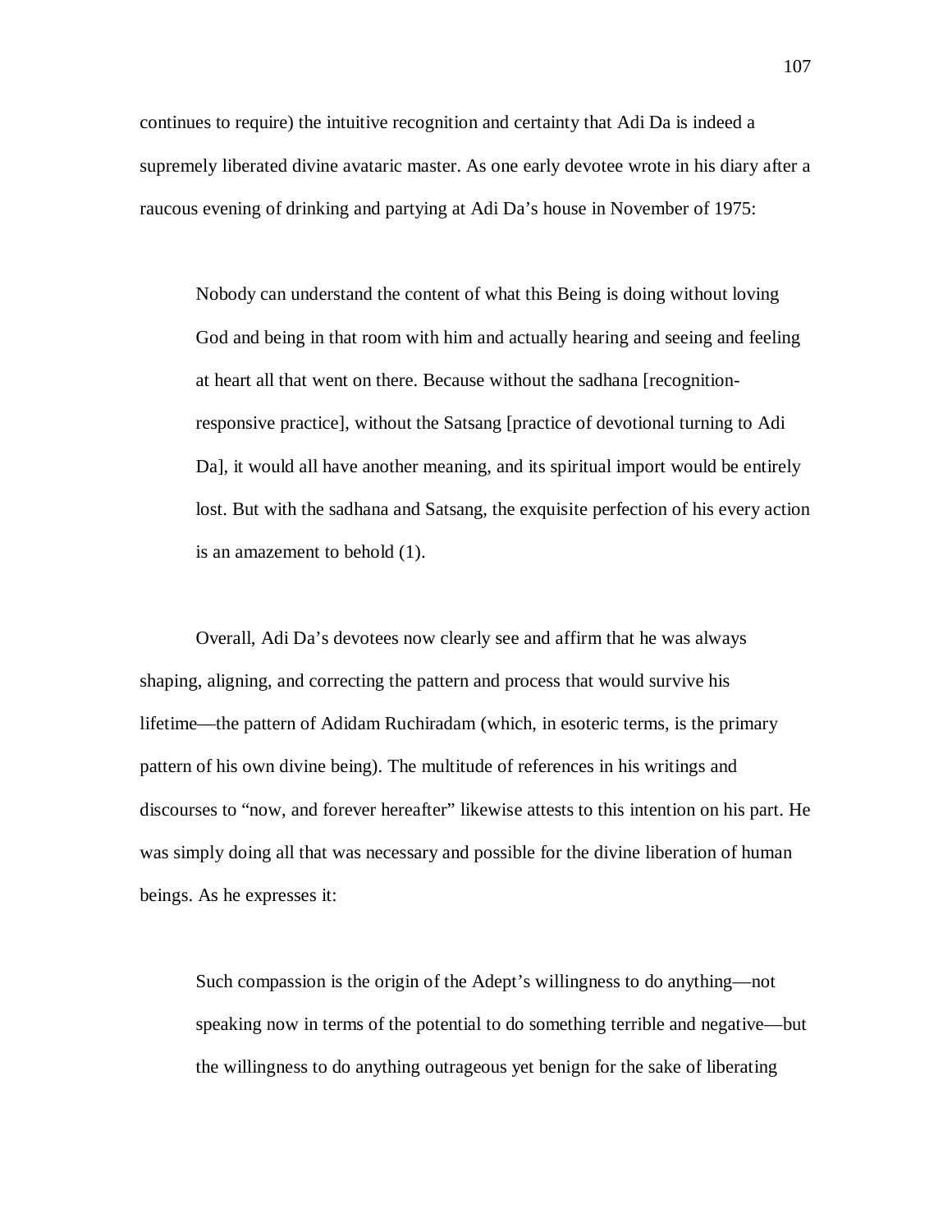continues to require) the intuitive recognition and certainty that Adi Da is indeed a supremely liberated divine avataric master. As one early devotee wrote in his diary after a raucous evening of drinking and partying at Adi Da's house in November of 1975:

> Nobody can understand the content of what this Being is doing without loving God and being in that room with him and actually hearing and seeing and feeling at heart all that went on there. Because without the sadhana [recognition-responsive practice], without the Satsang [practice of devotional turning to Adi Da], it would all have another meaning, and its spiritual import would be entirely lost. But with the sadhana and Satsang, the exquisite perfection of his every action is an amazement to behold (1).

Overall, Adi Da's devotees now clearly see and affirm that he was always shaping, aligning, and correcting the pattern and process that would survive his lifetime—the pattern of Adidam Ruchiradam (which, in esoteric terms, is the primary pattern of his own divine being). The multitude of references in his writings and discourses to "now, and forever hereafter" likewise attests to this intention on his part. He was simply doing all that was necessary and possible for the divine liberation of human beings. As he expresses it:

> Such compassion is the origin of the Adept's willingness to do anything—not speaking now in terms of the potential to do something terrible and negative—but the willingness to do anything outrageous yet benign for the sake of liberating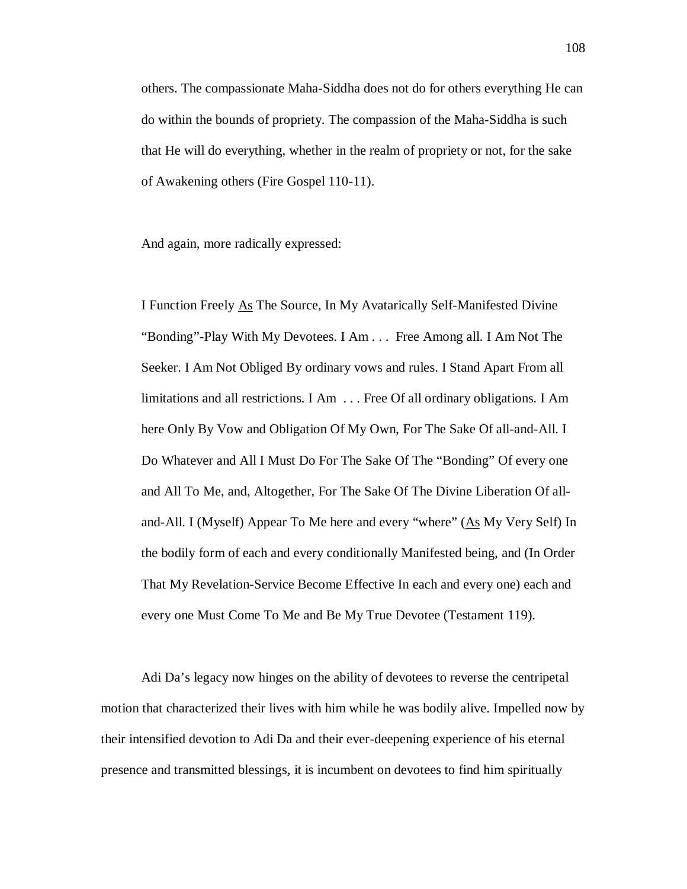others. The compassionate Maha-Siddha does not do for others everything He can do within the bounds of propriety. The compassion of the Maha-Siddha is such that He will do everything, whether in the realm of propriety or not, for the sake of Awakening others (Fire Gospel 110-11).

And again, more radically expressed:

> I Function Freely <u>As</u> The Source, In My Avatarically Self-Manifested Divine "Bonding"-Play With My Devotees. I Am . . . Free Among all. I Am Not The Seeker. I Am Not Obliged By ordinary vows and rules. I Stand Apart From all limitations and all restrictions. I Am . . . Free Of all ordinary obligations. I Am here Only By Vow and Obligation Of My Own, For The Sake Of all-and-All. I Do Whatever and All I Must Do For The Sake Of The "Bonding" Of every one and All To Me, and, Altogether, For The Sake Of The Divine Liberation Of all-and-All. I (Myself) Appear To Me here and every "where" (<u>As</u> My Very Self) In the bodily form of each and every conditionally Manifested being, and (In Order That My Revelation-Service Become Effective In each and every one) each and every one Must Come To Me and Be My True Devotee (Testament 119).

Adi Da's legacy now hinges on the ability of devotees to reverse the centripetal motion that characterized their lives with him while he was bodily alive. Impelled now by their intensified devotion to Adi Da and their ever-deepening experience of his eternal presence and transmitted blessings, it is incumbent on devotees to find him spiritually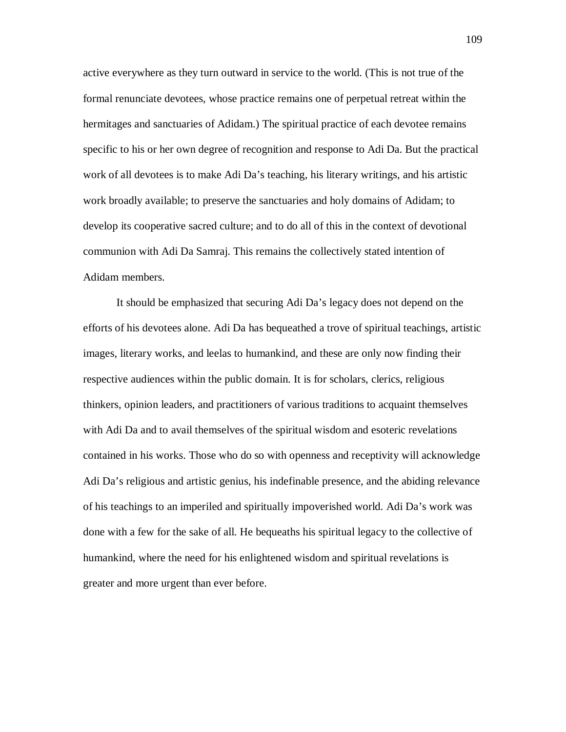active everywhere as they turn outward in service to the world. (This is not true of the formal renunciate devotees, whose practice remains one of perpetual retreat within the hermitages and sanctuaries of Adidam.) The spiritual practice of each devotee remains specific to his or her own degree of recognition and response to Adi Da. But the practical work of all devotees is to make Adi Da's teaching, his literary writings, and his artistic work broadly available; to preserve the sanctuaries and holy domains of Adidam; to develop its cooperative sacred culture; and to do all of this in the context of devotional communion with Adi Da Samraj. This remains the collectively stated intention of Adidam members.

It should be emphasized that securing Adi Da's legacy does not depend on the efforts of his devotees alone. Adi Da has bequeathed a trove of spiritual teachings, artistic images, literary works, and leelas to humankind, and these are only now finding their respective audiences within the public domain. It is for scholars, clerics, religious thinkers, opinion leaders, and practitioners of various traditions to acquaint themselves with Adi Da and to avail themselves of the spiritual wisdom and esoteric revelations contained in his works. Those who do so with openness and receptivity will acknowledge Adi Da's religious and artistic genius, his indefinable presence, and the abiding relevance of his teachings to an imperiled and spiritually impoverished world. Adi Da's work was done with a few for the sake of all. He bequeaths his spiritual legacy to the collective of humankind, where the need for his enlightened wisdom and spiritual revelations is greater and more urgent than ever before.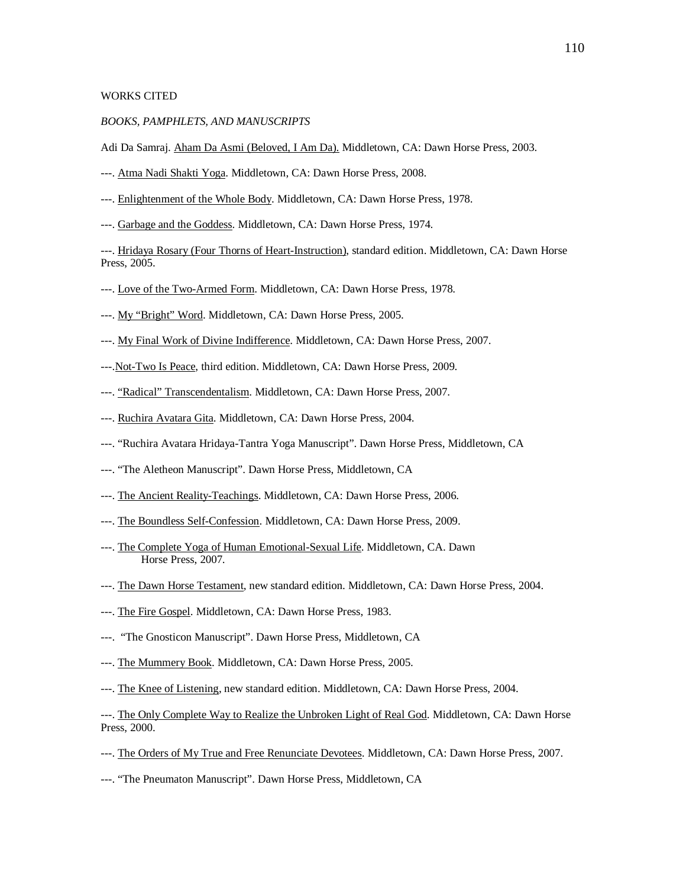WORKS CITED

*BOOKS, PAMPHLETS, AND MANUSCRIPTS*

Adi Da Samraj. Aham Da Asmi (Beloved, I Am Da). Middletown, CA: Dawn Horse Press, 2003.

---. Atma Nadi Shakti Yoga. Middletown, CA: Dawn Horse Press, 2008.

---. Enlightenment of the Whole Body. Middletown, CA: Dawn Horse Press, 1978.

---. Garbage and the Goddess. Middletown, CA: Dawn Horse Press, 1974.

---. Hridaya Rosary (Four Thorns of Heart-Instruction), standard edition. Middletown, CA: Dawn Horse Press, 2005.

---. Love of the Two-Armed Form. Middletown, CA: Dawn Horse Press, 1978.

---. My "Bright" Word. Middletown, CA: Dawn Horse Press, 2005.

---. My Final Work of Divine Indifference. Middletown, CA: Dawn Horse Press, 2007.

---.Not-Two Is Peace, third edition. Middletown, CA: Dawn Horse Press, 2009.

---. "Radical" Transcendentalism. Middletown, CA: Dawn Horse Press, 2007.

---. Ruchira Avatara Gita. Middletown, CA: Dawn Horse Press, 2004.

---. "Ruchira Avatara Hridaya-Tantra Yoga Manuscript". Dawn Horse Press, Middletown, CA

---. "The Aletheon Manuscript". Dawn Horse Press, Middletown, CA

---. The Ancient Reality-Teachings. Middletown, CA: Dawn Horse Press, 2006.

---. The Boundless Self-Confession. Middletown, CA: Dawn Horse Press, 2009.

---. The Complete Yoga of Human Emotional-Sexual Life. Middletown, CA. Dawn Horse Press, 2007.

---. The Dawn Horse Testament, new standard edition. Middletown, CA: Dawn Horse Press, 2004.

---. The Fire Gospel. Middletown, CA: Dawn Horse Press, 1983.

---. "The Gnosticon Manuscript". Dawn Horse Press, Middletown, CA

---. The Mummery Book. Middletown, CA: Dawn Horse Press, 2005.

---. The Knee of Listening, new standard edition. Middletown, CA: Dawn Horse Press, 2004.

---. The Only Complete Way to Realize the Unbroken Light of Real God. Middletown, CA: Dawn Horse Press, 2000.

---. The Orders of My True and Free Renunciate Devotees. Middletown, CA: Dawn Horse Press, 2007.

---. "The Pneumaton Manuscript". Dawn Horse Press, Middletown, CA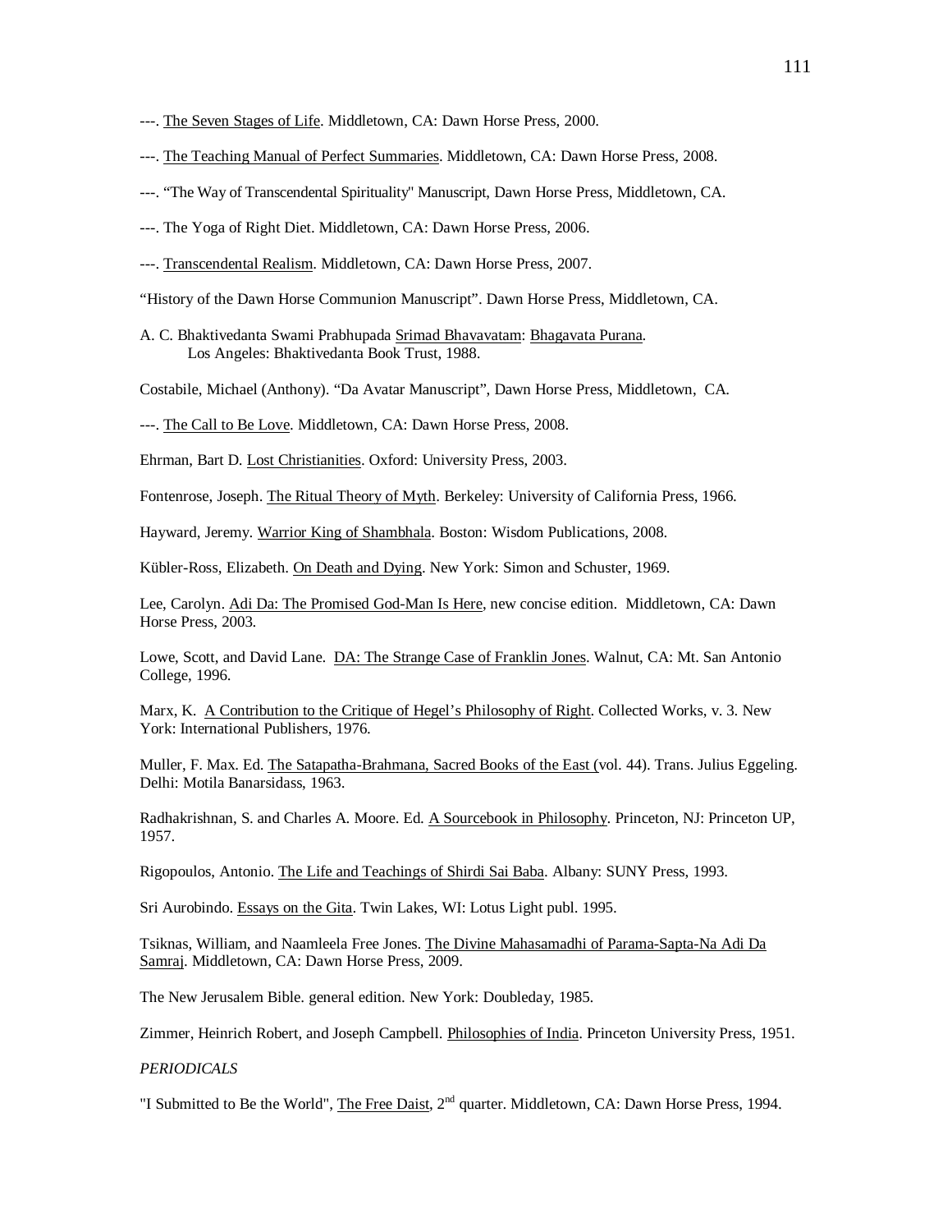---. The Seven Stages of Life. Middletown, CA: Dawn Horse Press, 2000.

---. The Teaching Manual of Perfect Summaries. Middletown, CA: Dawn Horse Press, 2008.

---. "The Way of Transcendental Spirituality" Manuscript, Dawn Horse Press, Middletown, CA.

---. The Yoga of Right Diet. Middletown, CA: Dawn Horse Press, 2006.

---. Transcendental Realism. Middletown, CA: Dawn Horse Press, 2007.

"History of the Dawn Horse Communion Manuscript". Dawn Horse Press, Middletown, CA.

A. C. Bhaktivedanta Swami Prabhupada Srimad Bhavavatam: Bhagavata Purana. Los Angeles: Bhaktivedanta Book Trust, 1988.

Costabile, Michael (Anthony). "Da Avatar Manuscript", Dawn Horse Press, Middletown, CA.

---. The Call to Be Love. Middletown, CA: Dawn Horse Press, 2008.

Ehrman, Bart D. Lost Christianities. Oxford: University Press, 2003.

Fontenrose, Joseph. The Ritual Theory of Myth. Berkeley: University of California Press, 1966.

Hayward, Jeremy. Warrior King of Shambhala. Boston: Wisdom Publications, 2008.

Kübler-Ross, Elizabeth. On Death and Dying. New York: Simon and Schuster, 1969.

Lee, Carolyn. Adi Da: The Promised God-Man Is Here, new concise edition. Middletown, CA: Dawn Horse Press, 2003.

Lowe, Scott, and David Lane. DA: The Strange Case of Franklin Jones. Walnut, CA: Mt. San Antonio College, 1996.

Marx, K. A Contribution to the Critique of Hegel's Philosophy of Right. Collected Works, v. 3. New York: International Publishers, 1976.

Muller, F. Max. Ed. The Satapatha-Brahmana, Sacred Books of the East (vol. 44). Trans. Julius Eggeling. Delhi: Motila Banarsidass, 1963.

Radhakrishnan, S. and Charles A. Moore. Ed. A Sourcebook in Philosophy. Princeton, NJ: Princeton UP, 1957.

Rigopoulos, Antonio. The Life and Teachings of Shirdi Sai Baba. Albany: SUNY Press, 1993.

Sri Aurobindo. Essays on the Gita. Twin Lakes, WI: Lotus Light publ. 1995.

Tsiknas, William, and Naamleela Free Jones. The Divine Mahasamadhi of Parama-Sapta-Na Adi Da Samraj. Middletown, CA: Dawn Horse Press, 2009.

The New Jerusalem Bible. general edition. New York: Doubleday, 1985.

Zimmer, Heinrich Robert, and Joseph Campbell. Philosophies of India. Princeton University Press, 1951.

*PERIODICALS*

"I Submitted to Be the World", The Free Daist, 2nd quarter. Middletown, CA: Dawn Horse Press, 1994.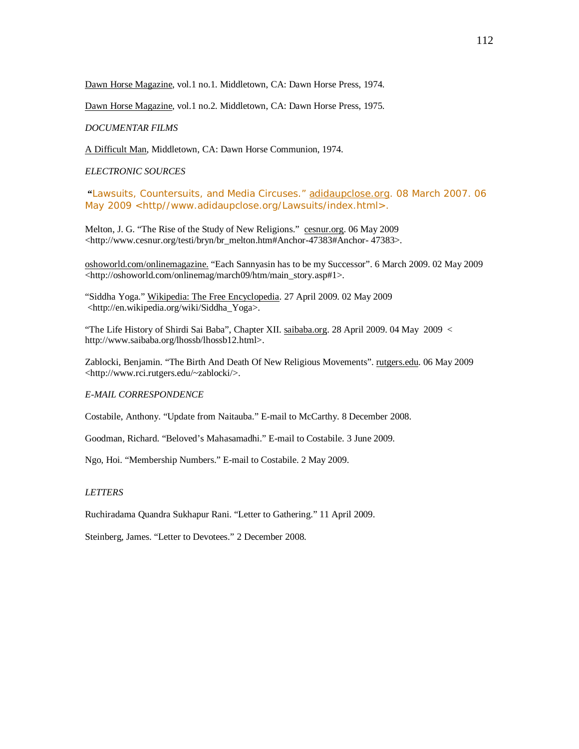Dawn Horse Magazine, vol.1 no.1. Middletown, CA: Dawn Horse Press, 1974.

Dawn Horse Magazine, vol.1 no.2. Middletown, CA: Dawn Horse Press, 1975.

*DOCUMENTAR FILMS*

A Difficult Man, Middletown, CA: Dawn Horse Communion, 1974.

*ELECTRONIC SOURCES*

"Lawsuits, Countersuits, and Media Circuses." adidaupclose.org. 08 March 2007. 06 May 2009 <http//www.adidaupclose.org/Lawsuits/index.html>.

Melton, J. G. "The Rise of the Study of New Religions." cesnur.org. 06 May 2009 <http://www.cesnur.org/testi/bryn/br_melton.htm#Anchor-47383#Anchor- 47383>.

oshoworld.com/onlinemagazine. "Each Sannyasin has to be my Successor". 6 March 2009. 02 May 2009 <http://oshoworld.com/onlinemag/march09/htm/main_story.asp#1>.

"Siddha Yoga." Wikipedia: The Free Encyclopedia. 27 April 2009. 02 May 2009 <http://en.wikipedia.org/wiki/Siddha_Yoga>.

"The Life History of Shirdi Sai Baba", Chapter XII. saibaba.org. 28 April 2009. 04 May 2009 < http://www.saibaba.org/lhossb/lhossb12.html>.

Zablocki, Benjamin. "The Birth And Death Of New Religious Movements". rutgers.edu. 06 May 2009 <http://www.rci.rutgers.edu/~zablocki/>.

*E-MAIL CORRESPONDENCE*

Costabile, Anthony. "Update from Naitauba." E-mail to McCarthy. 8 December 2008.

Goodman, Richard. "Beloved's Mahasamadhi." E-mail to Costabile. 3 June 2009.

Ngo, Hoi. "Membership Numbers." E-mail to Costabile. 2 May 2009.

*LETTERS*

Ruchiradama Quandra Sukhapur Rani. "Letter to Gathering." 11 April 2009.

Steinberg, James. "Letter to Devotees." 2 December 2008.